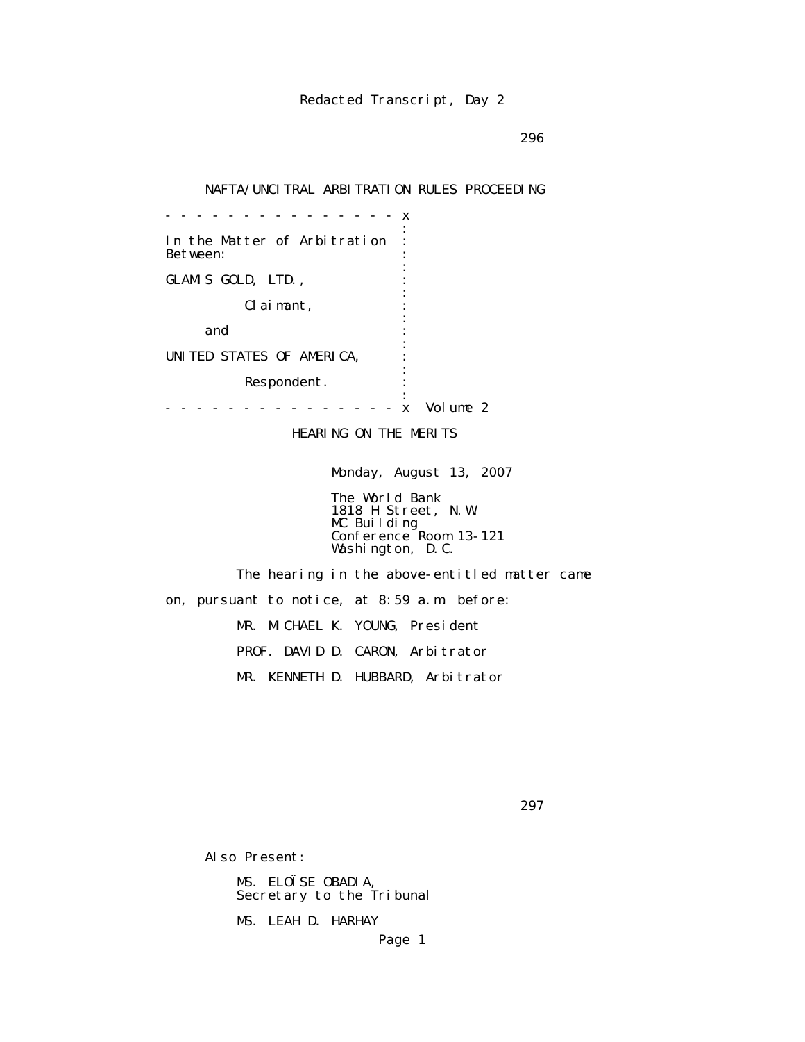Redacted Transcript, Day 2

NAFTA/UNCITRAL ARBITRATION RULES PROCEEDING

```
- - - - - - - - - - - - - - - - x
                                :
In the Matter of Arbitration    :
Between:                        :
                                :
GLAMIS GOLD, LTD.,              :
                                :
          Claimant,             :
                                :
     and                        :
                                :
UNITED STATES OF AMERICA,       :
                                :
          Respondent.           :
                                :
- - - - - - - - - - - - - - - - x  Volume 2
```

HEARING ON THE MERITS

Monday, August 13, 2007

The World Bank
1818 H Street, N.W.
MC Building
Conference Room 13-121
Washington, D.C.

The hearing in the above-entitled matter came on, pursuant to notice, at 8:59 a.m. before:

MR. MICHAEL K. YOUNG, President

PROF. DAVID D. CARON, Arbitrator

MR. KENNETH D. HUBBARD, Arbitrator

Also Present:

MS. ELOÏSE OBADIA,
Secretary to the Tribunal

MS. LEAH D. HARHAY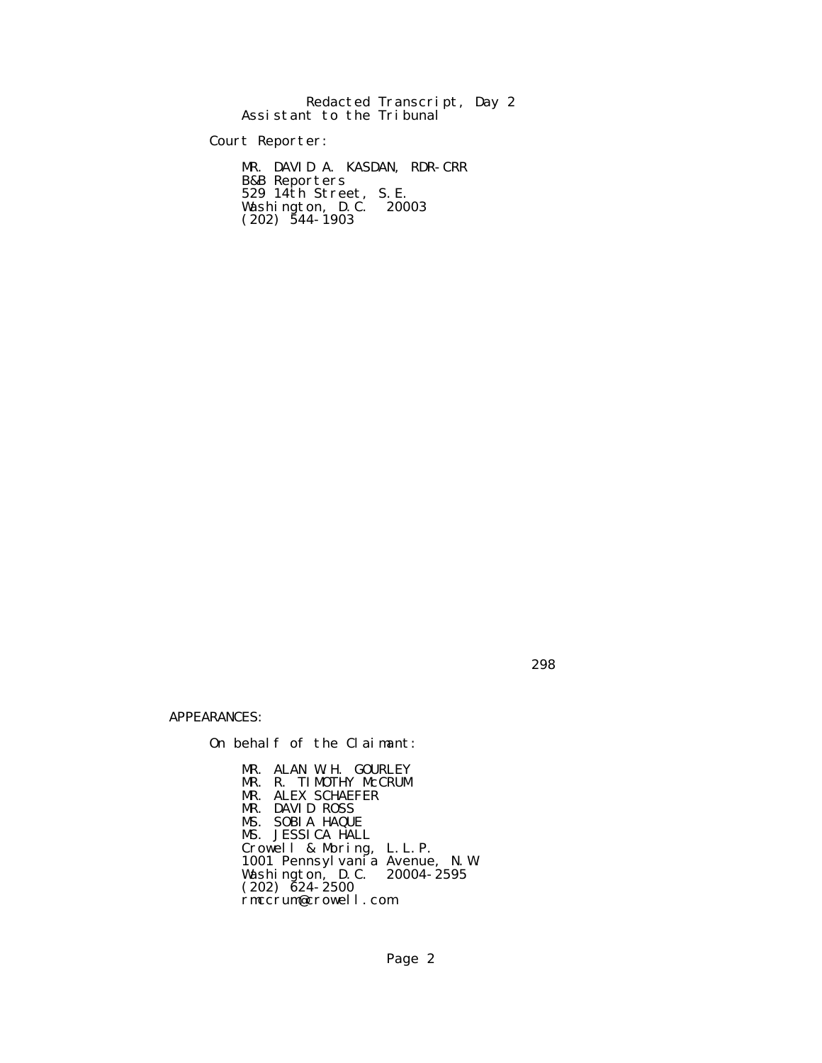Assistant to the Tribunal

Court Reporter:

MR. DAVID A. KASDAN, RDR-CRR
B&B Reporters
529 14th Street, S.E.
Washington, D.C. 20003
(202) 544-1903

APPEARANCES:

On behalf of the Claimant:

MR. ALAN W.H. GOURLEY
MR. R. TIMOTHY McCRUM
MR. ALEX SCHAEFER
MR. DAVID ROSS
MS. SOBIA HAQUE
MS. JESSICA HALL
Crowell & Moring, L.L.P.
1001 Pennsylvania Avenue, N.W.
Washington, D.C. 20004-2595
(202) 624-2500
rmccrum@crowell.com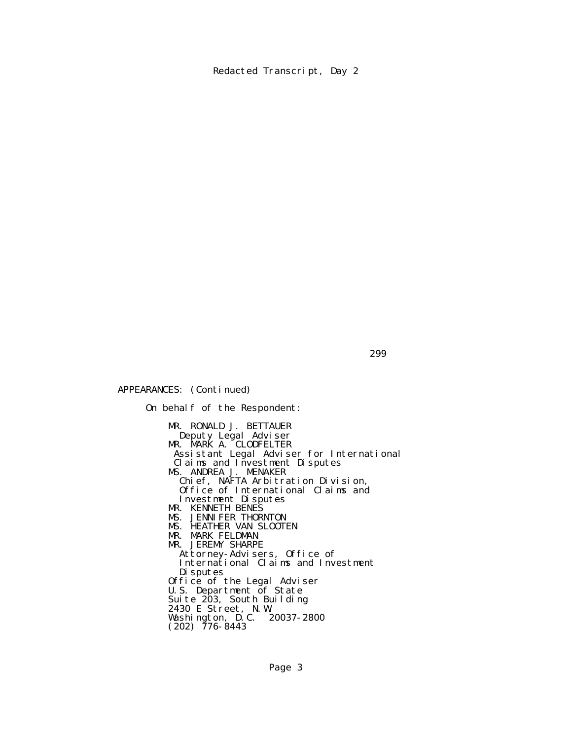APPEARANCES: (Continued)

On behalf of the Respondent:

MR. RONALD J. BETTAUER
Deputy Legal Adviser
MR. MARK A. CLODFELTER
Assistant Legal Adviser for International Claims and Investment Disputes
MS. ANDREA J. MENAKER
Chief, NAFTA Arbitration Division, Office of International Claims and Investment Disputes
MR. KENNETH BENES
MS. JENNIFER THORNTON
MS. HEATHER VAN SLOOTEN
MR. MARK FELDMAN
MR. JEREMY SHARPE
Attorney-Advisers, Office of International Claims and Investment Disputes
Office of the Legal Adviser
U.S. Department of State
Suite 203, South Building
2430 E Street, N.W.
Washington, D.C. 20037-2800
(202) 776-8443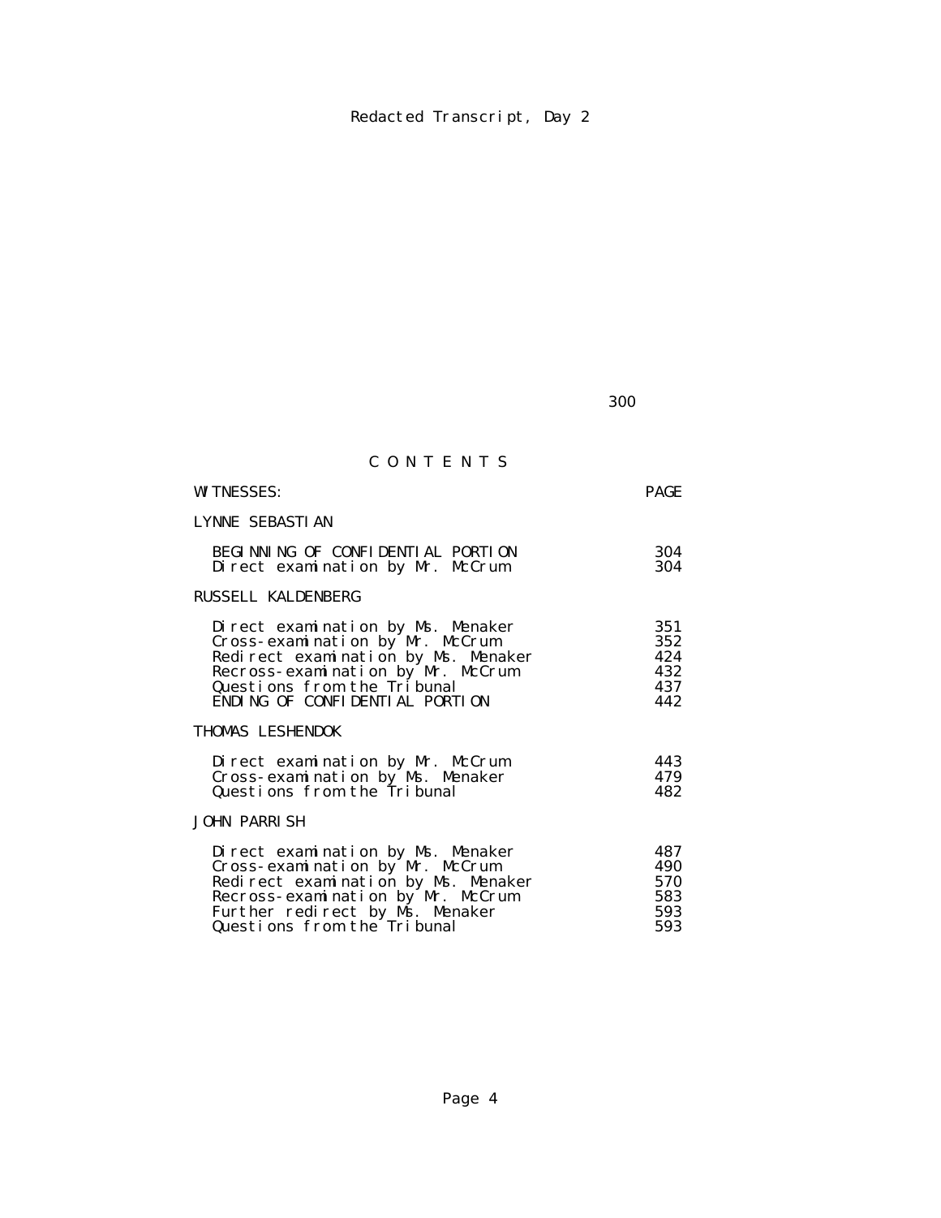# C O N T E N T S

| WITNESSES: | PAGE |
|---|---|
| **LYNNE SEBASTIAN** | |
| BEGINNING OF CONFIDENTIAL PORTION | 304 |
| Direct examination by Mr. McCrum | 304 |
| **RUSSELL KALDENBERG** | |
| Direct examination by Ms. Menaker | 351 |
| Cross-examination by Mr. McCrum | 352 |
| Redirect examination by Ms. Menaker | 424 |
| Recross-examination by Mr. McCrum | 432 |
| Questions from the Tribunal | 437 |
| ENDING OF CONFIDENTIAL PORTION | 442 |
| **THOMAS LESHENDOK** | |
| Direct examination by Mr. McCrum | 443 |
| Cross-examination by Ms. Menaker | 479 |
| Questions from the Tribunal | 482 |
| **JOHN PARRISH** | |
| Direct examination by Ms. Menaker | 487 |
| Cross-examination by Mr. McCrum | 490 |
| Redirect examination by Ms. Menaker | 570 |
| Recross-examination by Mr. McCrum | 583 |
| Further redirect by Ms. Menaker | 593 |
| Questions from the Tribunal | 593 |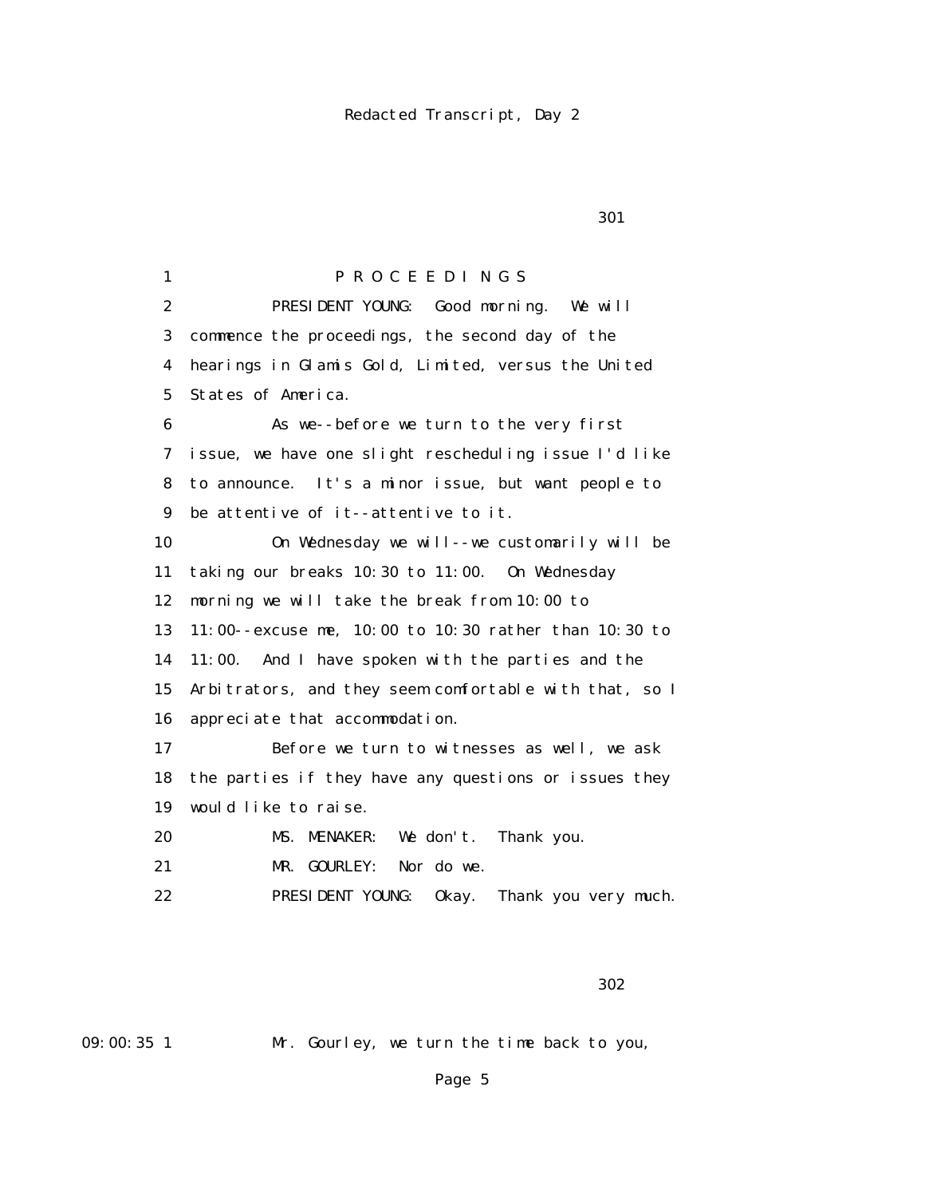P R O C E E D I N G S

PRESIDENT YOUNG: Good morning. We will commence the proceedings, the second day of the hearings in Glamis Gold, Limited, versus the United States of America.

As we--before we turn to the very first issue, we have one slight rescheduling issue I'd like to announce. It's a minor issue, but want people to be attentive of it--attentive to it.

On Wednesday we will--we customarily will be taking our breaks 10:30 to 11:00. On Wednesday morning we will take the break from 10:00 to 11:00--excuse me, 10:00 to 10:30 rather than 10:30 to 11:00. And I have spoken with the parties and the Arbitrators, and they seem comfortable with that, so I appreciate that accommodation.

Before we turn to witnesses as well, we ask the parties if they have any questions or issues they would like to raise.

MS. MENAKER: We don't. Thank you.

MR. GOURLEY: Nor do we.

PRESIDENT YOUNG: Okay. Thank you very much.

09:00:35 Mr. Gourley, we turn the time back to you,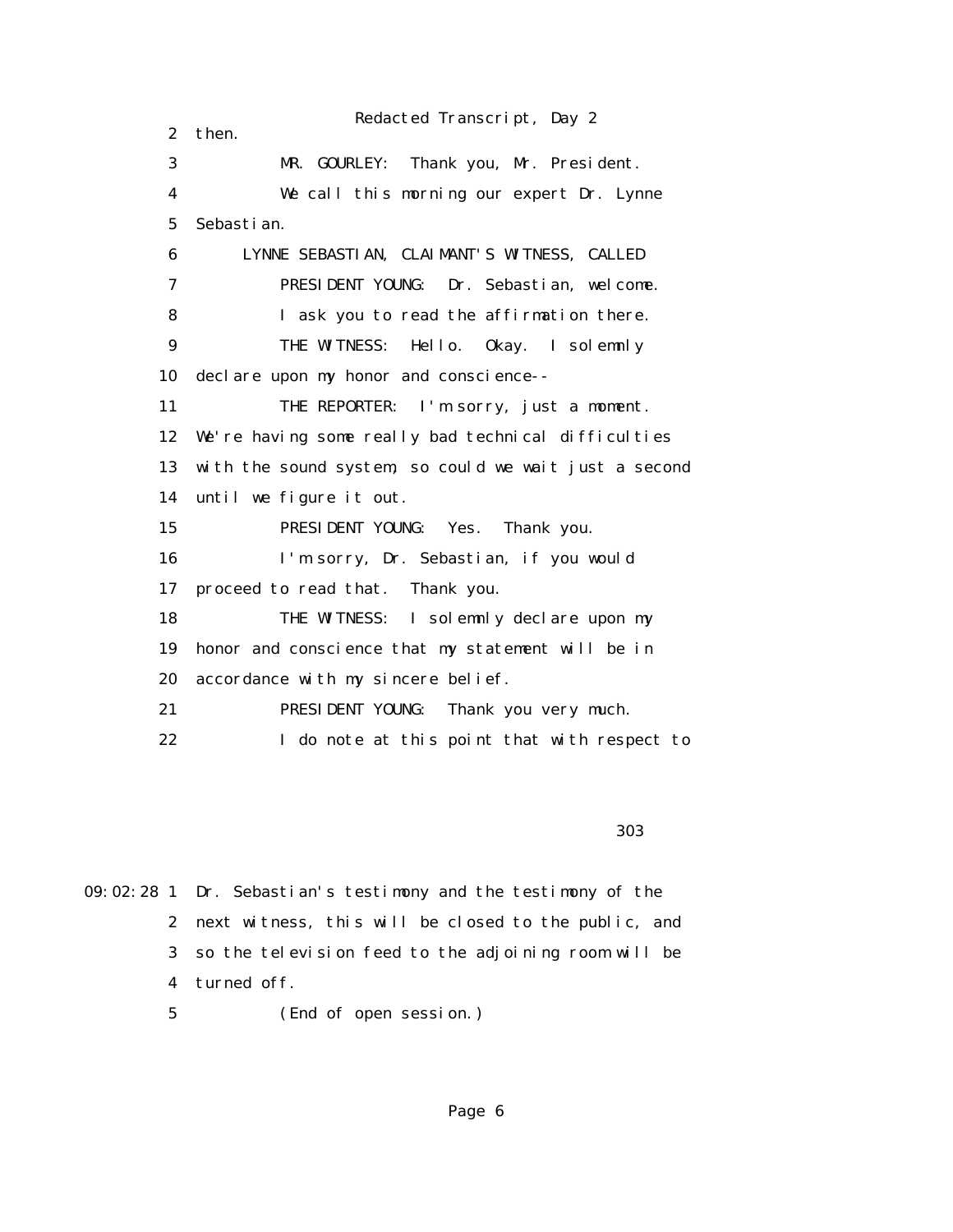2 then.

3 MR. GOURLEY: Thank you, Mr. President.

4 We call this morning our expert Dr. Lynne

5 Sebastian.

6 LYNNE SEBASTIAN, CLAIMANT'S WITNESS, CALLED

7 PRESIDENT YOUNG: Dr. Sebastian, welcome.

8 I ask you to read the affirmation there.

9 THE WITNESS: Hello. Okay. I solemnly

10 declare upon my honor and conscience--

11 THE REPORTER: I'm sorry, just a moment.

12 We're having some really bad technical difficulties

13 with the sound system, so could we wait just a second

14 until we figure it out.

15 PRESIDENT YOUNG: Yes. Thank you.

16 I'm sorry, Dr. Sebastian, if you would

17 proceed to read that. Thank you.

18 THE WITNESS: I solemnly declare upon my

19 honor and conscience that my statement will be in

20 accordance with my sincere belief.

21 PRESIDENT YOUNG: Thank you very much.

22 I do note at this point that with respect to

303

09:02:28 1 Dr. Sebastian's testimony and the testimony of the

2 next witness, this will be closed to the public, and

3 so the television feed to the adjoining room will be

4 turned off.

5 (End of open session.)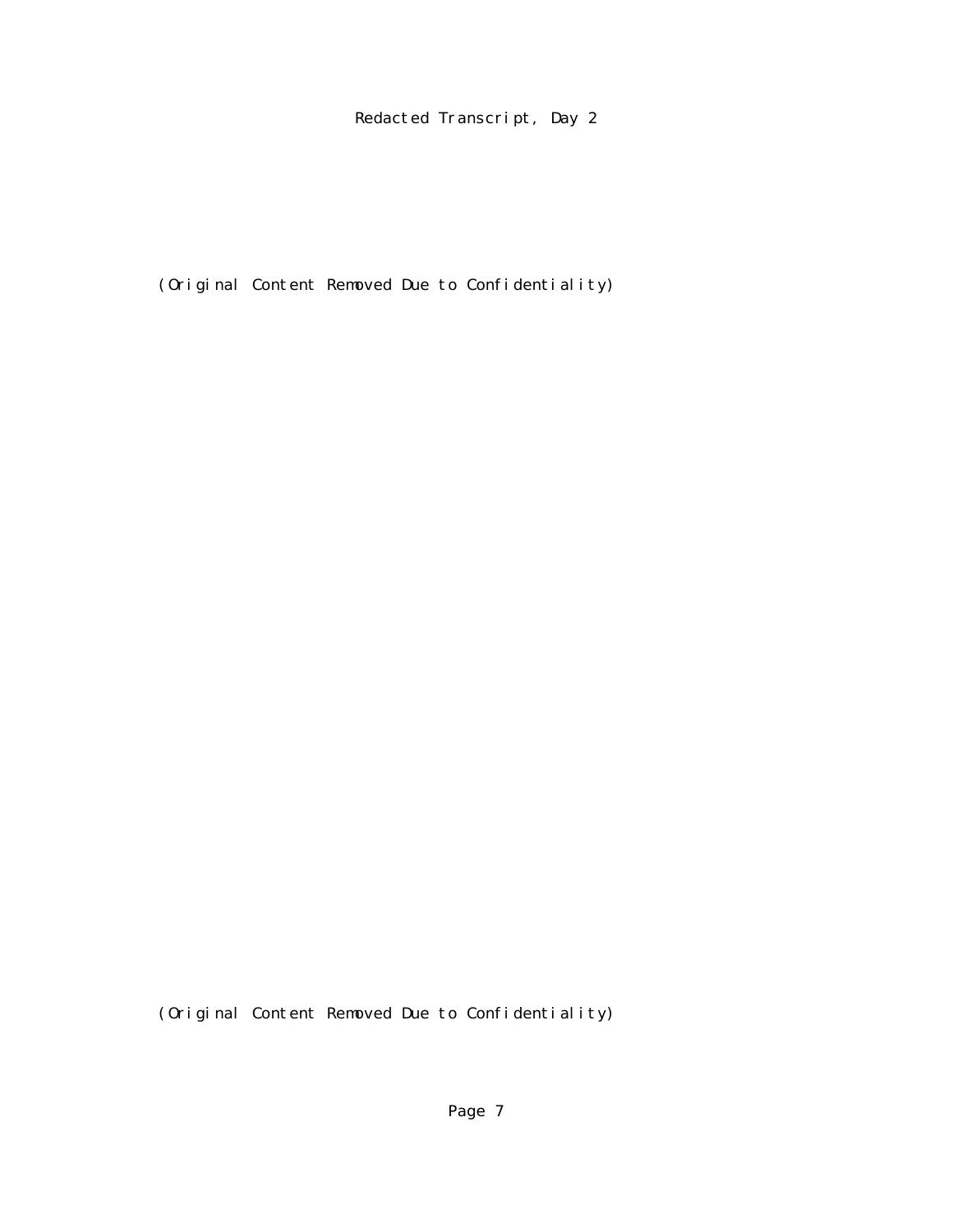(Original Content Removed Due to Confidentiality)

(Original Content Removed Due to Confidentiality)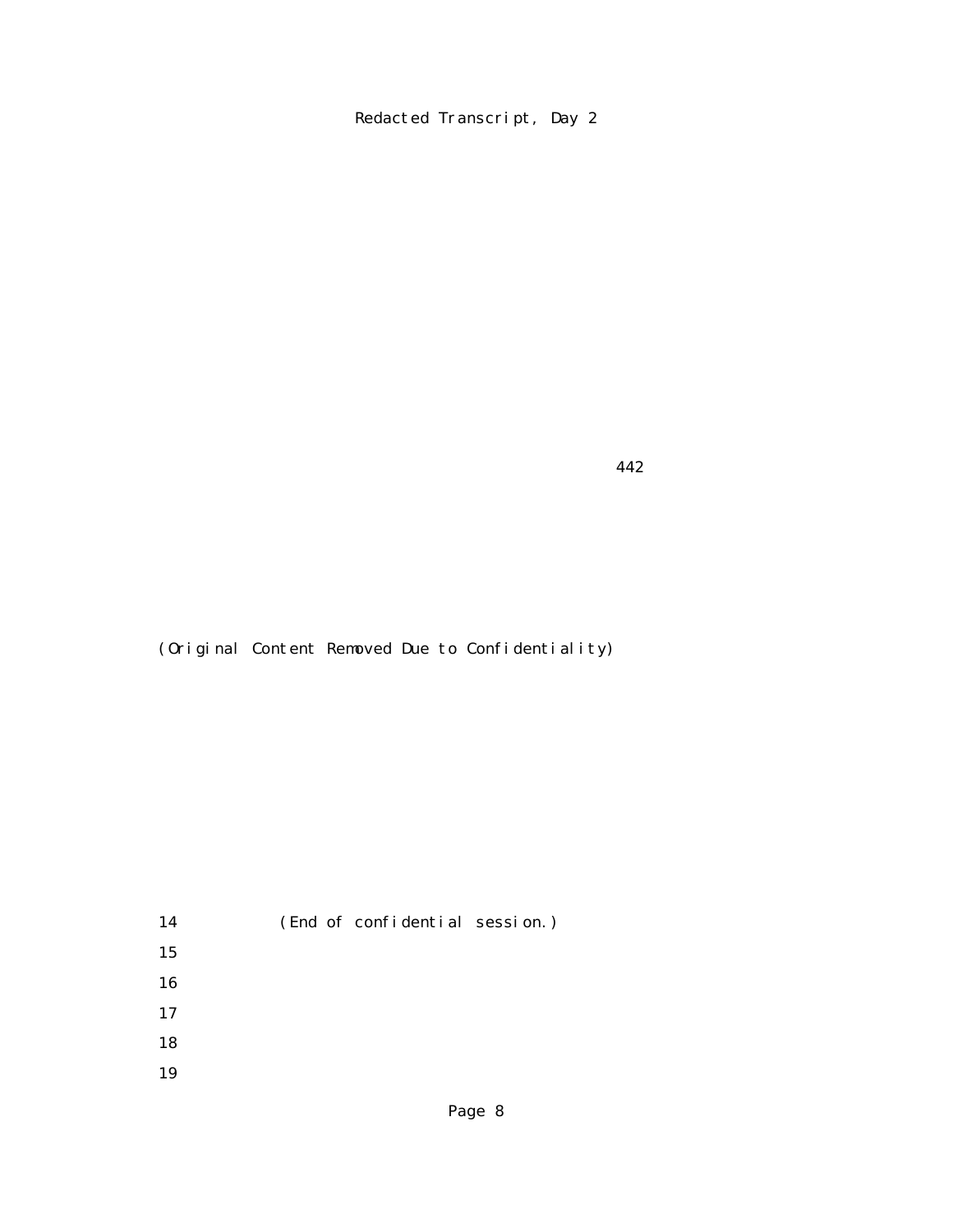(Original Content Removed Due to Confidentiality)

14 (End of confidential session.)

15

16

17

18

19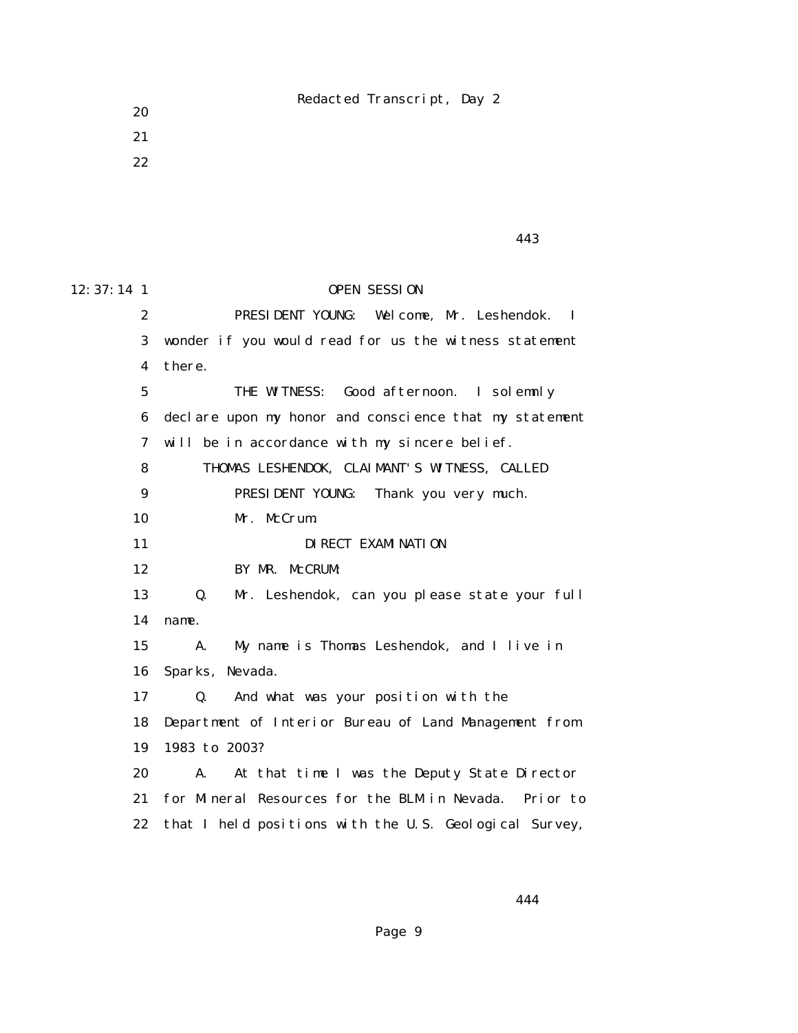20

21

22

12:37:14 1 OPEN SESSION

2 PRESIDENT YOUNG: Welcome, Mr. Leshendok. I

3 wonder if you would read for us the witness statement

4 there.

5 THE WITNESS: Good afternoon. I solemnly

6 declare upon my honor and conscience that my statement

7 will be in accordance with my sincere belief.

8 THOMAS LESHENDOK, CLAIMANT'S WITNESS, CALLED

9 PRESIDENT YOUNG: Thank you very much.

10 Mr. McCrum.

11 DIRECT EXAMINATION

12 BY MR. McCRUM:

13 Q. Mr. Leshendok, can you please state your full

14 name.

15 A. My name is Thomas Leshendok, and I live in

16 Sparks, Nevada.

17 Q. And what was your position with the

18 Department of Interior Bureau of Land Management from

19 1983 to 2003?

20 A. At that time I was the Deputy State Director

21 for Mineral Resources for the BLM in Nevada. Prior to

22 that I held positions with the U.S. Geological Survey,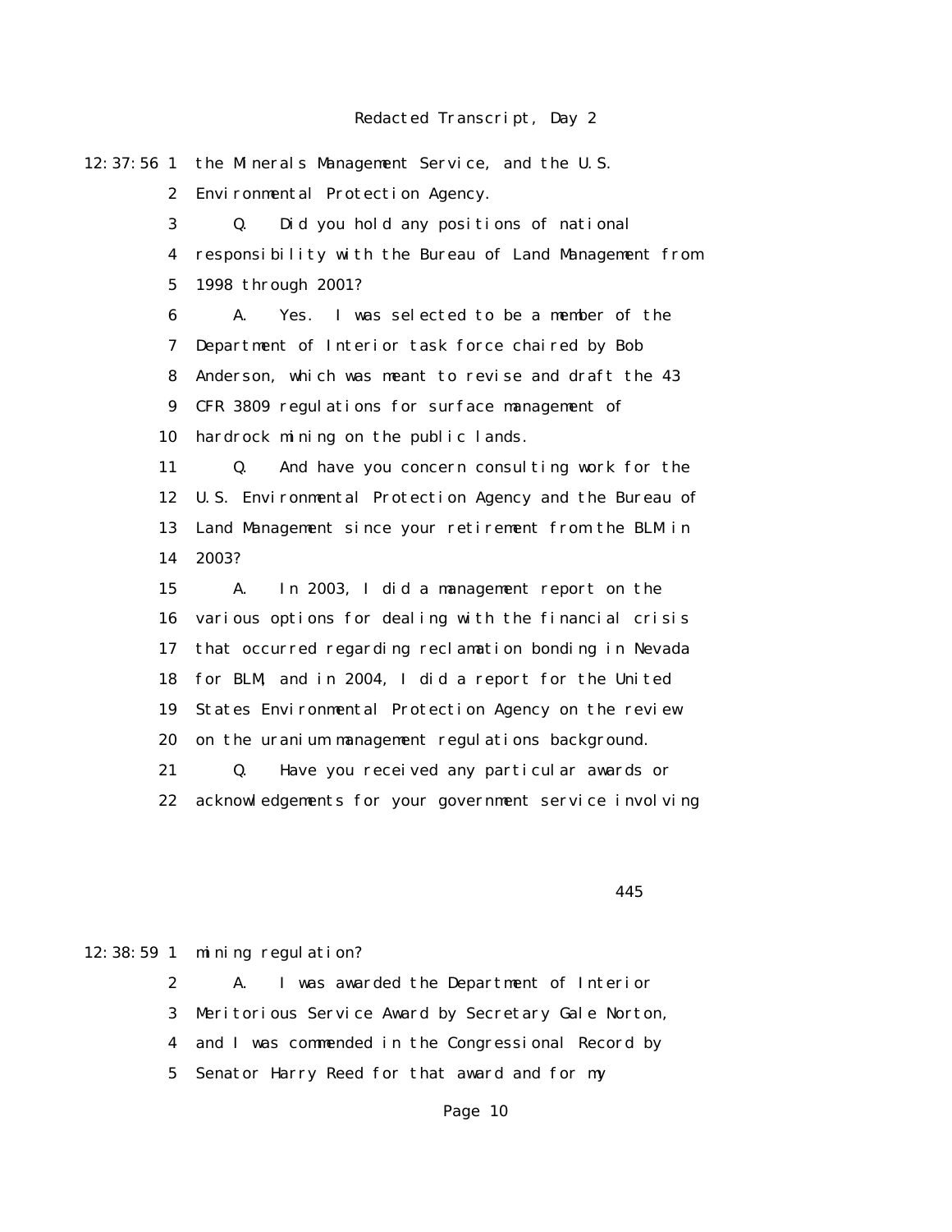12:37:56 1 the Minerals Management Service, and the U.S.

2 Environmental Protection Agency.

3 Q. Did you hold any positions of national

4 responsibility with the Bureau of Land Management from

5 1998 through 2001?

6 A. Yes. I was selected to be a member of the

7 Department of Interior task force chaired by Bob

8 Anderson, which was meant to revise and draft the 43

9 CFR 3809 regulations for surface management of

10 hardrock mining on the public lands.

11 Q. And have you concern consulting work for the

12 U.S. Environmental Protection Agency and the Bureau of

13 Land Management since your retirement from the BLM in

14 2003?

15 A. In 2003, I did a management report on the

16 various options for dealing with the financial crisis

17 that occurred regarding reclamation bonding in Nevada

18 for BLM, and in 2004, I did a report for the United

19 States Environmental Protection Agency on the review

20 on the uranium management regulations background.

21 Q. Have you received any particular awards or

22 acknowledgements for your government service involving

445

12:38:59 1 mining regulation?

2 A. I was awarded the Department of Interior

3 Meritorious Service Award by Secretary Gale Norton,

4 and I was commended in the Congressional Record by

5 Senator Harry Reed for that award and for my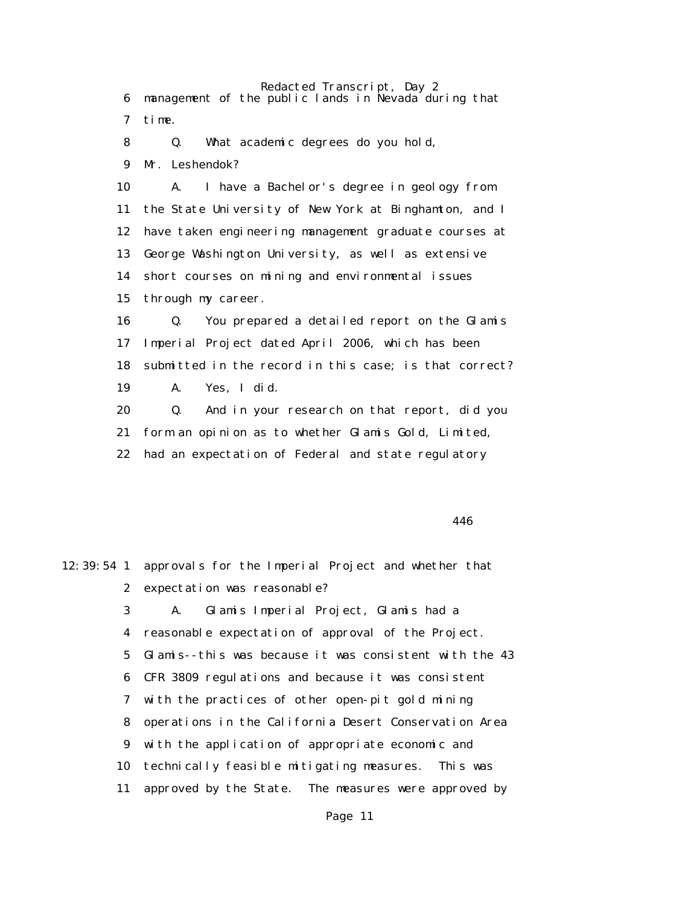6 management of the public lands in Nevada during that

7 time.

8 Q. What academic degrees do you hold,

9 Mr. Leshendok?

10 A. I have a Bachelor's degree in geology from

11 the State University of New York at Binghamton, and I

12 have taken engineering management graduate courses at

13 George Washington University, as well as extensive

14 short courses on mining and environmental issues

15 through my career.

16 Q. You prepared a detailed report on the Glamis

17 Imperial Project dated April 2006, which has been

18 submitted in the record in this case; is that correct?

19 A. Yes, I did.

20 Q. And in your research on that report, did you

21 form an opinion as to whether Glamis Gold, Limited,

22 had an expectation of Federal and state regulatory

446

12:39:54 1 approvals for the Imperial Project and whether that

2 expectation was reasonable?

3 A. Glamis Imperial Project, Glamis had a

4 reasonable expectation of approval of the Project.

5 Glamis--this was because it was consistent with the 43

6 CFR 3809 regulations and because it was consistent

7 with the practices of other open-pit gold mining

8 operations in the California Desert Conservation Area

9 with the application of appropriate economic and

10 technically feasible mitigating measures. This was

11 approved by the State. The measures were approved by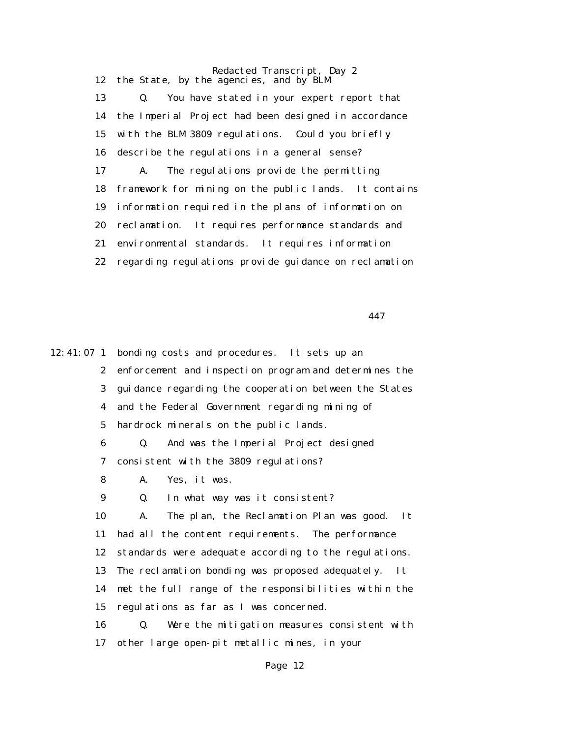12 the State, by the agencies, and by BLM.

13 Q. You have stated in your expert report that

14 the Imperial Project had been designed in accordance

15 with the BLM 3809 regulations. Could you briefly

16 describe the regulations in a general sense?

17 A. The regulations provide the permitting

18 framework for mining on the public lands. It contains

19 information required in the plans of information on

20 reclamation. It requires performance standards and

21 environmental standards. It requires information

22 regarding regulations provide guidance on reclamation

447

12:41:07 1 bonding costs and procedures. It sets up an

2 enforcement and inspection program and determines the

3 guidance regarding the cooperation between the States

4 and the Federal Government regarding mining of

5 hardrock minerals on the public lands.

6 Q. And was the Imperial Project designed

7 consistent with the 3809 regulations?

8 A. Yes, it was.

9 Q. In what way was it consistent?

10 A. The plan, the Reclamation Plan was good. It

11 had all the content requirements. The performance

12 standards were adequate according to the regulations.

13 The reclamation bonding was proposed adequately. It

14 met the full range of the responsibilities within the

15 regulations as far as I was concerned.

16 Q. Were the mitigation measures consistent with

17 other large open-pit metallic mines, in your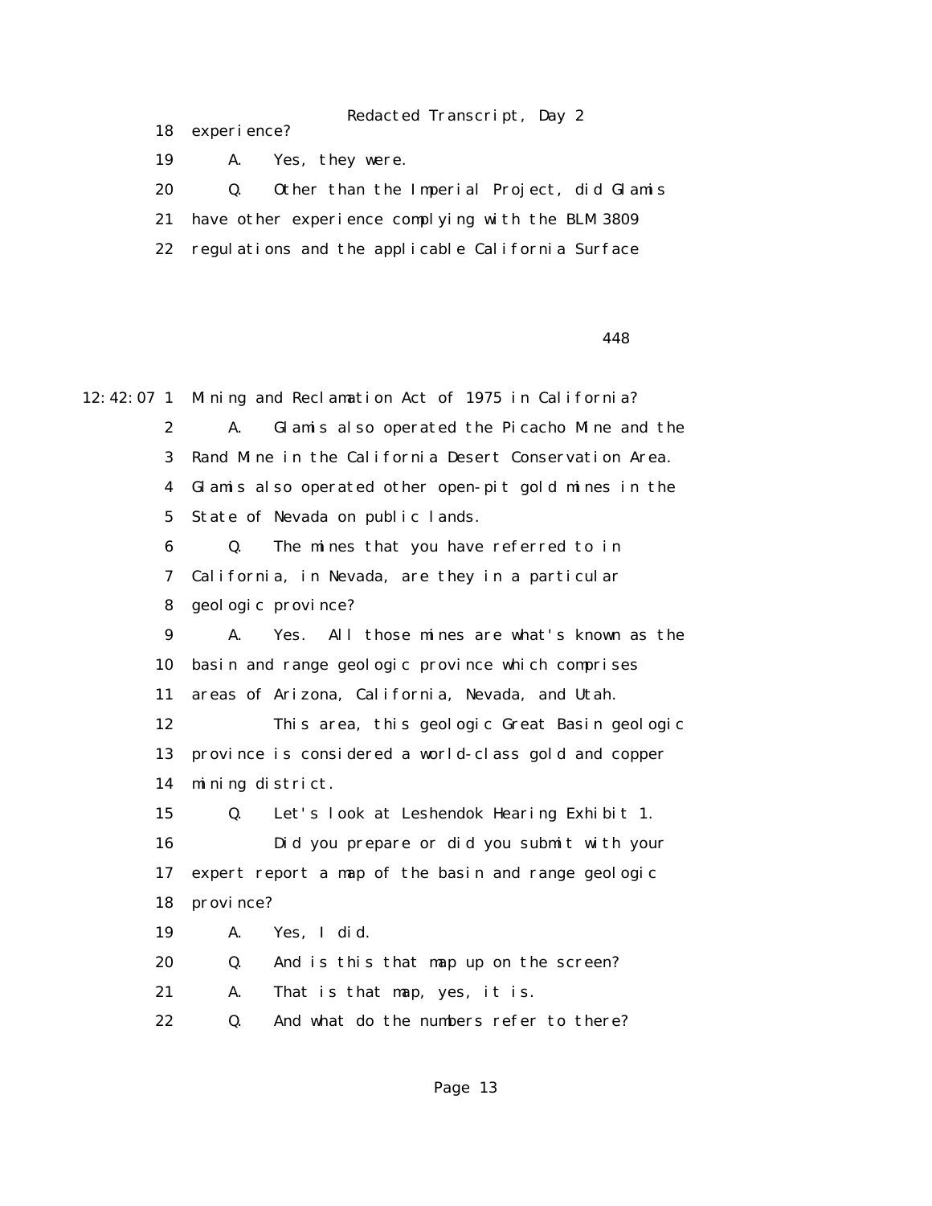18 experience?

19 A. Yes, they were.

20 Q. Other than the Imperial Project, did Glamis

21 have other experience complying with the BLM 3809

22 regulations and the applicable California Surface

448

12:42:07 1 Mining and Reclamation Act of 1975 in California?

2 A. Glamis also operated the Picacho Mine and the

3 Rand Mine in the California Desert Conservation Area.

4 Glamis also operated other open-pit gold mines in the

5 State of Nevada on public lands.

6 Q. The mines that you have referred to in

7 California, in Nevada, are they in a particular

8 geologic province?

9 A. Yes. All those mines are what's known as the

10 basin and range geologic province which comprises

11 areas of Arizona, California, Nevada, and Utah.

12 This area, this geologic Great Basin geologic

13 province is considered a world-class gold and copper

14 mining district.

15 Q. Let's look at Leshendok Hearing Exhibit 1.

16 Did you prepare or did you submit with your

17 expert report a map of the basin and range geologic

18 province?

19 A. Yes, I did.

20 Q. And is this that map up on the screen?

21 A. That is that map, yes, it is.

22 Q. And what do the numbers refer to there?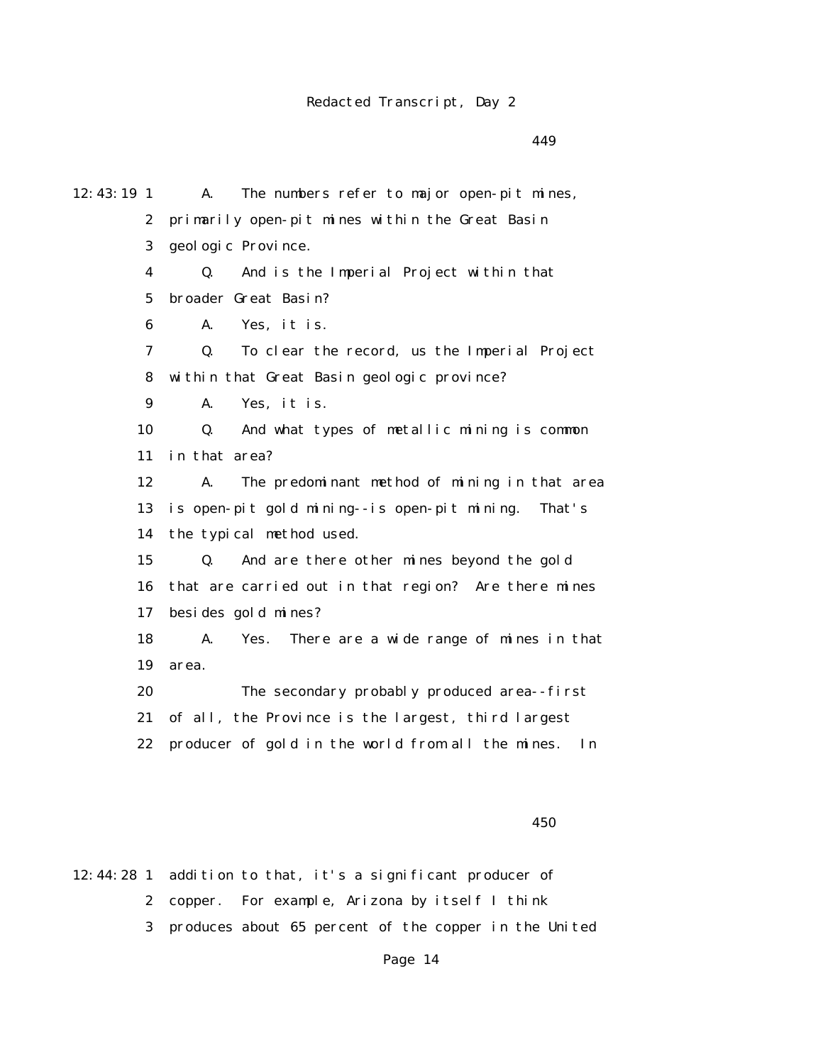449

12:43:19 1 A. The numbers refer to major open-pit mines,
2 primarily open-pit mines within the Great Basin
3 geologic Province.
4 Q. And is the Imperial Project within that
5 broader Great Basin?
6 A. Yes, it is.
7 Q. To clear the record, us the Imperial Project
8 within that Great Basin geologic province?
9 A. Yes, it is.
10 Q. And what types of metallic mining is common
11 in that area?
12 A. The predominant method of mining in that area
13 is open-pit gold mining--is open-pit mining. That's
14 the typical method used.
15 Q. And are there other mines beyond the gold
16 that are carried out in that region? Are there mines
17 besides gold mines?
18 A. Yes. There are a wide range of mines in that
19 area.
20 The secondary probably produced area--first
21 of all, the Province is the largest, third largest
22 producer of gold in the world from all the mines. In

450

12:44:28 1 addition to that, it's a significant producer of
2 copper. For example, Arizona by itself I think
3 produces about 65 percent of the copper in the United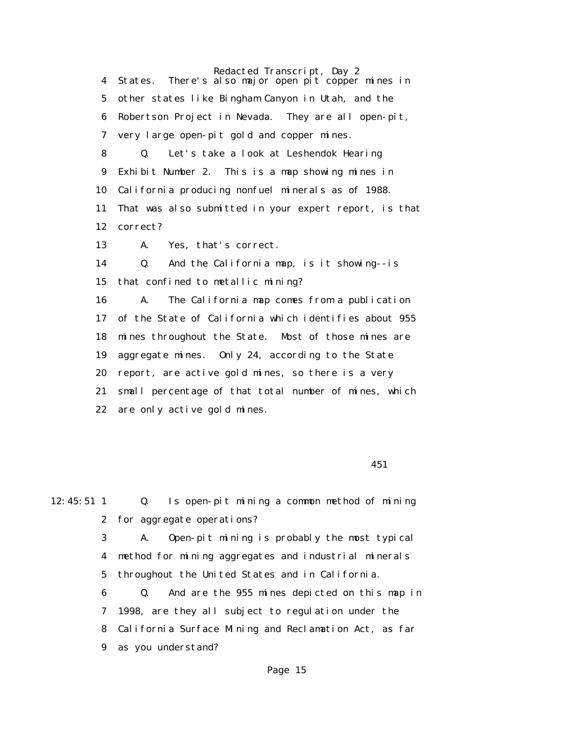4 States. There's also major open pit copper mines in
5 other states like Bingham Canyon in Utah, and the
6 Robertson Project in Nevada. They are all open-pit,
7 very large open-pit gold and copper mines.

8 Q. Let's take a look at Leshendok Hearing
9 Exhibit Number 2. This is a map showing mines in
10 California producing nonfuel minerals as of 1988.
11 That was also submitted in your expert report, is that
12 correct?

13 A. Yes, that's correct.

14 Q. And the California map, is it showing--is
15 that confined to metallic mining?

16 A. The California map comes from a publication
17 of the State of California which identifies about 955
18 mines throughout the State. Most of those mines are
19 aggregate mines. Only 24, according to the State
20 report, are active gold mines, so there is a very
21 small percentage of that total number of mines, which
22 are only active gold mines.

451

12:45:51 1 Q. Is open-pit mining a common method of mining
2 for aggregate operations?

3 A. Open-pit mining is probably the most typical
4 method for mining aggregates and industrial minerals
5 throughout the United States and in California.

6 Q. And are the 955 mines depicted on this map in
7 1998, are they all subject to regulation under the
8 California Surface Mining and Reclamation Act, as far
9 as you understand?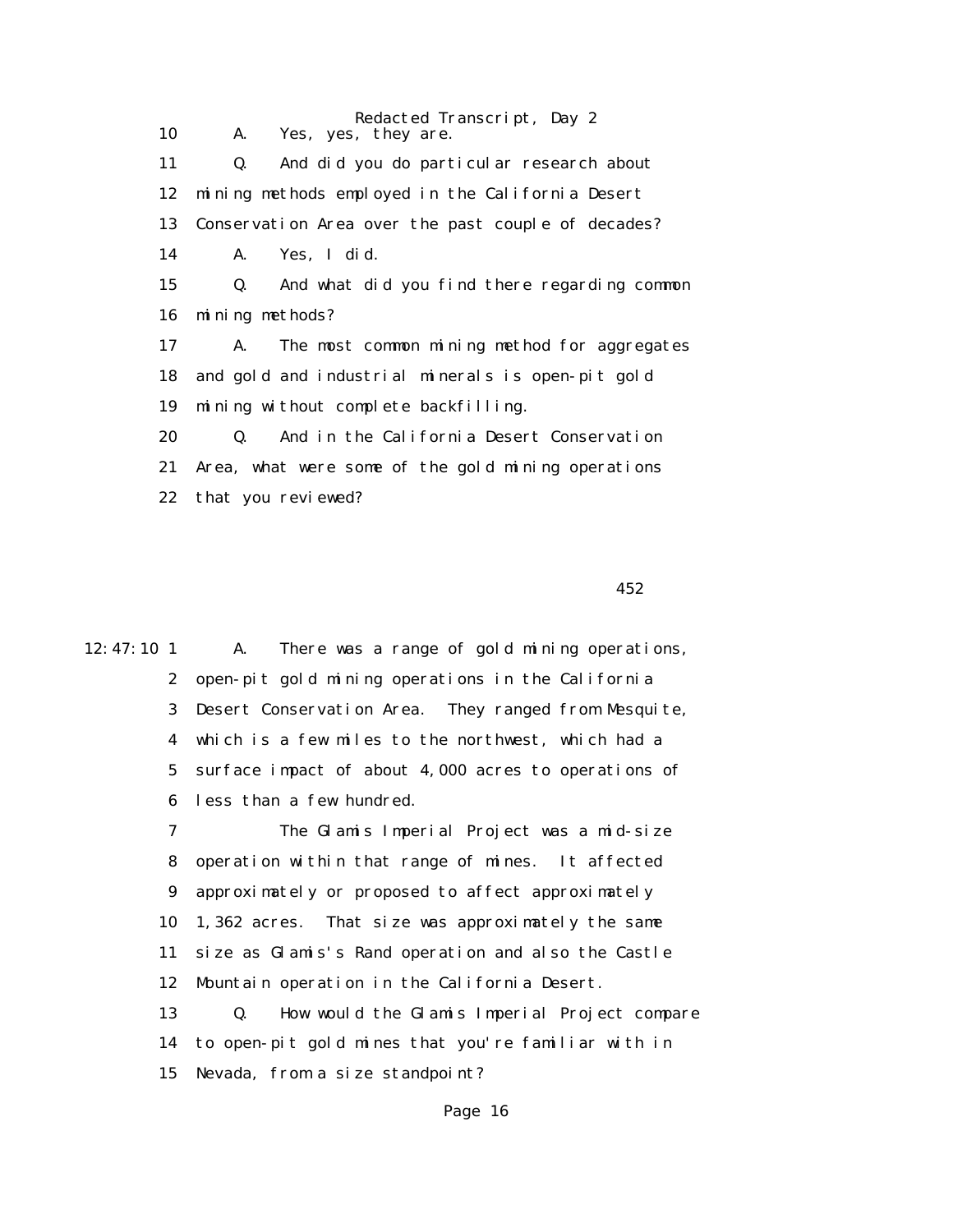10 A. Yes, yes, they are.

11 Q. And did you do particular research about

12 mining methods employed in the California Desert

13 Conservation Area over the past couple of decades?

14 A. Yes, I did.

15 Q. And what did you find there regarding common

16 mining methods?

17 A. The most common mining method for aggregates

18 and gold and industrial minerals is open-pit gold

19 mining without complete backfilling.

20 Q. And in the California Desert Conservation

21 Area, what were some of the gold mining operations

22 that you reviewed?

452

12:47:10 1 A. There was a range of gold mining operations,

2 open-pit gold mining operations in the California

3 Desert Conservation Area. They ranged from Mesquite,

4 which is a few miles to the northwest, which had a

5 surface impact of about 4,000 acres to operations of

6 less than a few hundred.

7 The Glamis Imperial Project was a mid-size

8 operation within that range of mines. It affected

9 approximately or proposed to affect approximately

10 1,362 acres. That size was approximately the same

11 size as Glamis's Rand operation and also the Castle

12 Mountain operation in the California Desert.

13 Q. How would the Glamis Imperial Project compare

14 to open-pit gold mines that you're familiar with in

15 Nevada, from a size standpoint?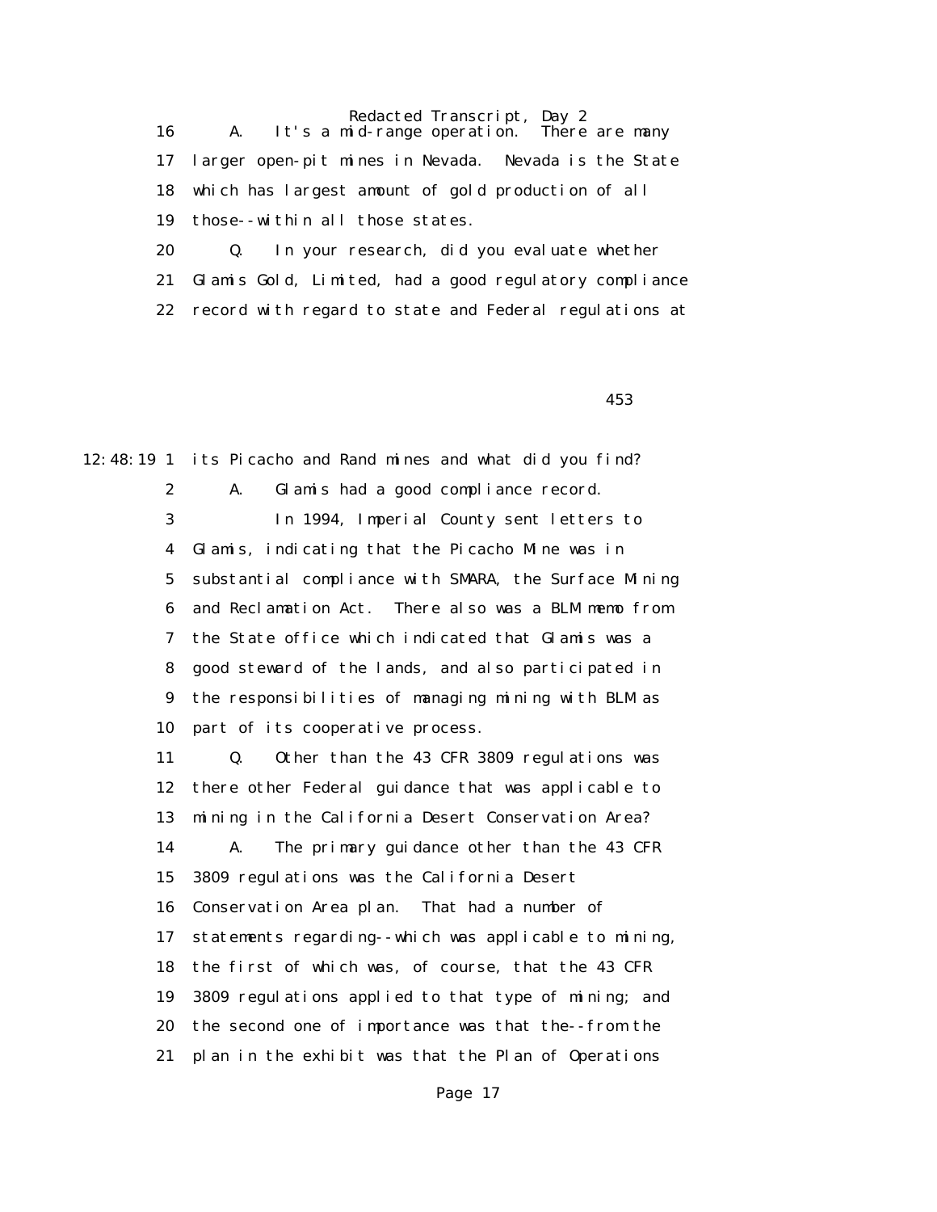16 A. It's a mid-range operation. There are many
17 larger open-pit mines in Nevada. Nevada is the State
18 which has largest amount of gold production of all
19 those--within all those states.
20 Q. In your research, did you evaluate whether
21 Glamis Gold, Limited, had a good regulatory compliance
22 record with regard to state and Federal regulations at

453

12:48:19 1 its Picacho and Rand mines and what did you find?
2 A. Glamis had a good compliance record.
3 In 1994, Imperial County sent letters to
4 Glamis, indicating that the Picacho Mine was in
5 substantial compliance with SMARA, the Surface Mining
6 and Reclamation Act. There also was a BLM memo from
7 the State office which indicated that Glamis was a
8 good steward of the lands, and also participated in
9 the responsibilities of managing mining with BLM as
10 part of its cooperative process.
11 Q. Other than the 43 CFR 3809 regulations was
12 there other Federal guidance that was applicable to
13 mining in the California Desert Conservation Area?
14 A. The primary guidance other than the 43 CFR
15 3809 regulations was the California Desert
16 Conservation Area plan. That had a number of
17 statements regarding--which was applicable to mining,
18 the first of which was, of course, that the 43 CFR
19 3809 regulations applied to that type of mining; and
20 the second one of importance was that the--from the
21 plan in the exhibit was that the Plan of Operations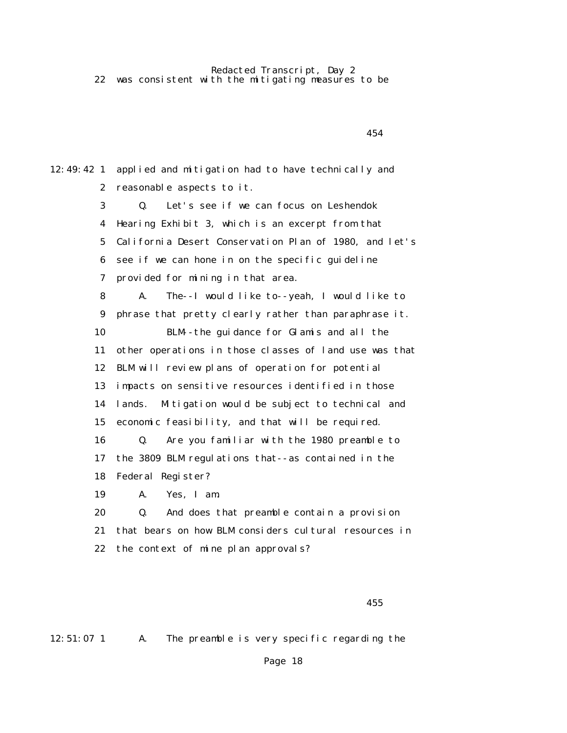22 was consistent with the mitigating measures to be

12:49:42 1 applied and mitigation had to have technically and
2 reasonable aspects to it.
3 Q. Let's see if we can focus on Leshendok
4 Hearing Exhibit 3, which is an excerpt from that
5 California Desert Conservation Plan of 1980, and let's
6 see if we can hone in on the specific guideline
7 provided for mining in that area.
8 A. The--I would like to--yeah, I would like to
9 phrase that pretty clearly rather than paraphrase it.
10 BLM--the guidance for Glamis and all the
11 other operations in those classes of land use was that
12 BLM will review plans of operation for potential
13 impacts on sensitive resources identified in those
14 lands. Mitigation would be subject to technical and
15 economic feasibility, and that will be required.
16 Q. Are you familiar with the 1980 preamble to
17 the 3809 BLM regulations that--as contained in the
18 Federal Register?
19 A. Yes, I am.
20 Q. And does that preamble contain a provision
21 that bears on how BLM considers cultural resources in
22 the context of mine plan approvals?

12:51:07 1 A. The preamble is very specific regarding the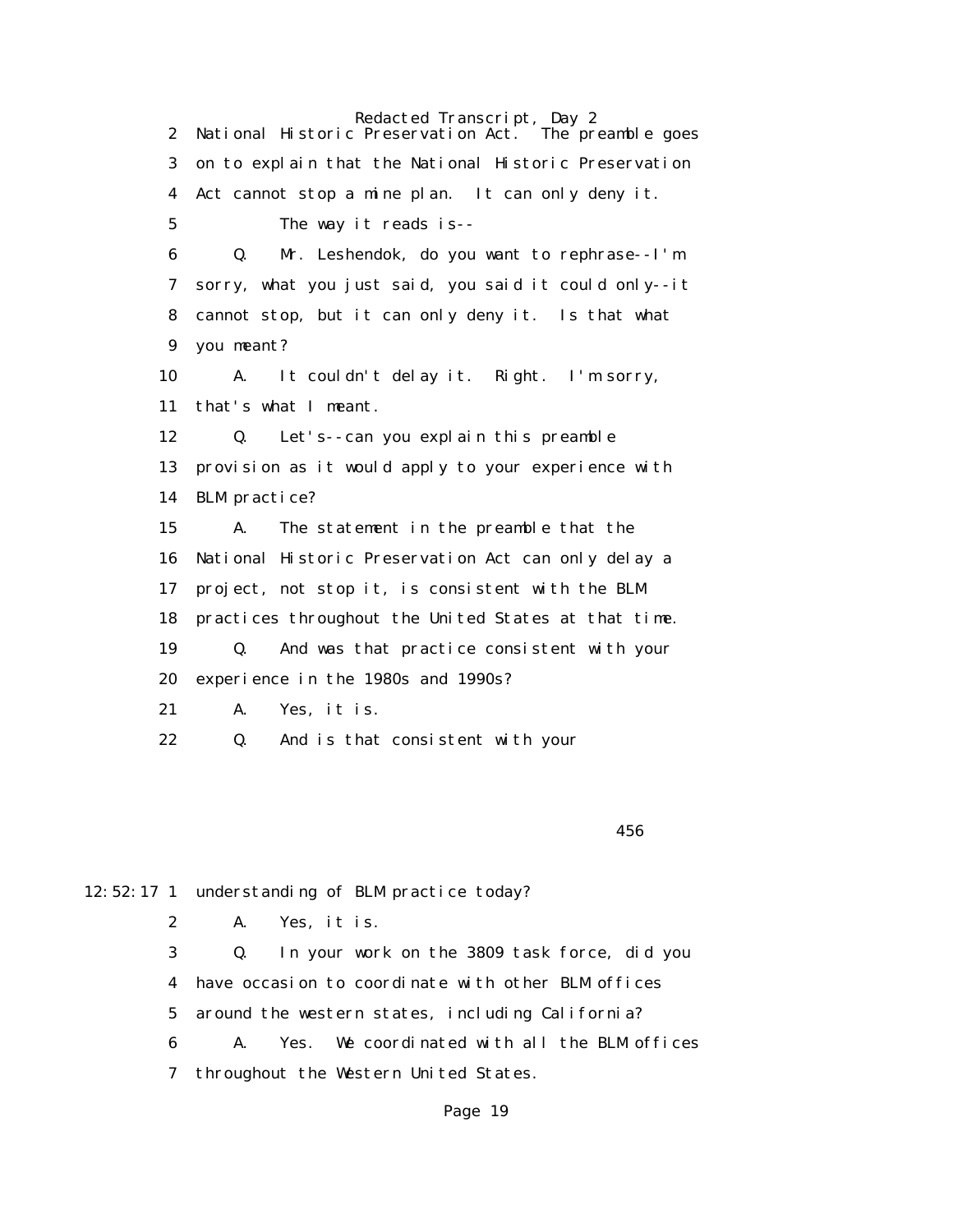2 National Historic Preservation Act. The preamble goes
3 on to explain that the National Historic Preservation
4 Act cannot stop a mine plan. It can only deny it.
5 The way it reads is--
6 Q. Mr. Leshendok, do you want to rephrase--I'm
7 sorry, what you just said, you said it could only--it
8 cannot stop, but it can only deny it. Is that what
9 you meant?
10 A. It couldn't delay it. Right. I'm sorry,
11 that's what I meant.
12 Q. Let's--can you explain this preamble
13 provision as it would apply to your experience with
14 BLM practice?
15 A. The statement in the preamble that the
16 National Historic Preservation Act can only delay a
17 project, not stop it, is consistent with the BLM
18 practices throughout the United States at that time.
19 Q. And was that practice consistent with your
20 experience in the 1980s and 1990s?
21 A. Yes, it is.
22 Q. And is that consistent with your

456

12:52:17 1 understanding of BLM practice today?
2 A. Yes, it is.
3 Q. In your work on the 3809 task force, did you
4 have occasion to coordinate with other BLM offices
5 around the western states, including California?
6 A. Yes. We coordinated with all the BLM offices
7 throughout the Western United States.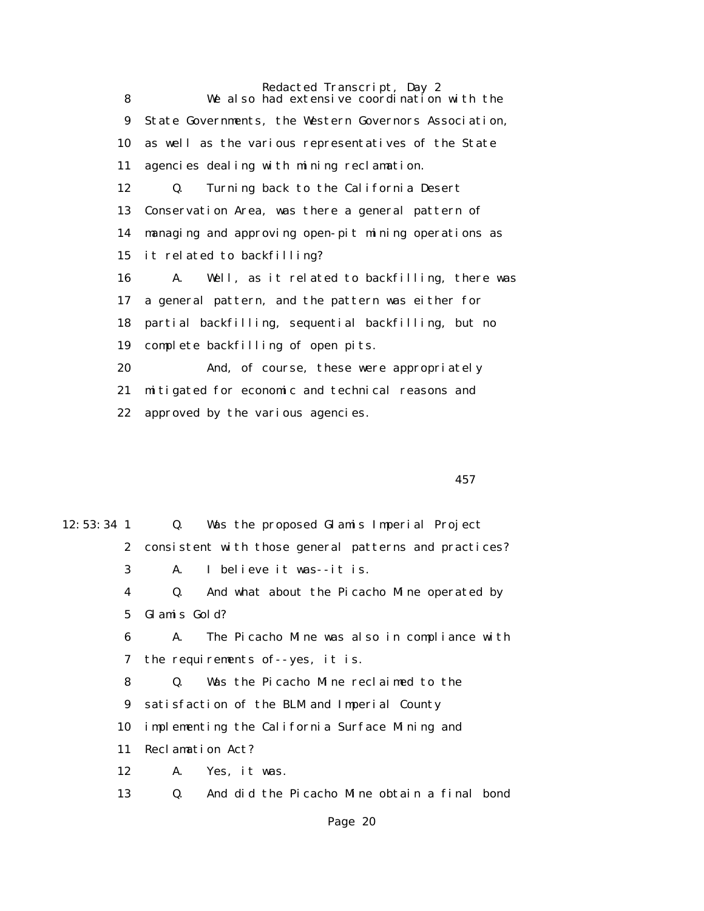8 We also had extensive coordination with the

9 State Governments, the Western Governors Association,

10 as well as the various representatives of the State

11 agencies dealing with mining reclamation.

12 Q. Turning back to the California Desert

13 Conservation Area, was there a general pattern of

14 managing and approving open-pit mining operations as

15 it related to backfilling?

16 A. Well, as it related to backfilling, there was

17 a general pattern, and the pattern was either for

18 partial backfilling, sequential backfilling, but no

19 complete backfilling of open pits.

20 And, of course, these were appropriately

21 mitigated for economic and technical reasons and

22 approved by the various agencies.

457

12:53:34 1 Q. Was the proposed Glamis Imperial Project

2 consistent with those general patterns and practices?

3 A. I believe it was--it is.

4 Q. And what about the Picacho Mine operated by

5 Glamis Gold?

6 A. The Picacho Mine was also in compliance with

7 the requirements of--yes, it is.

8 Q. Was the Picacho Mine reclaimed to the

9 satisfaction of the BLM and Imperial County

10 implementing the California Surface Mining and

11 Reclamation Act?

12 A. Yes, it was.

13 Q. And did the Picacho Mine obtain a final bond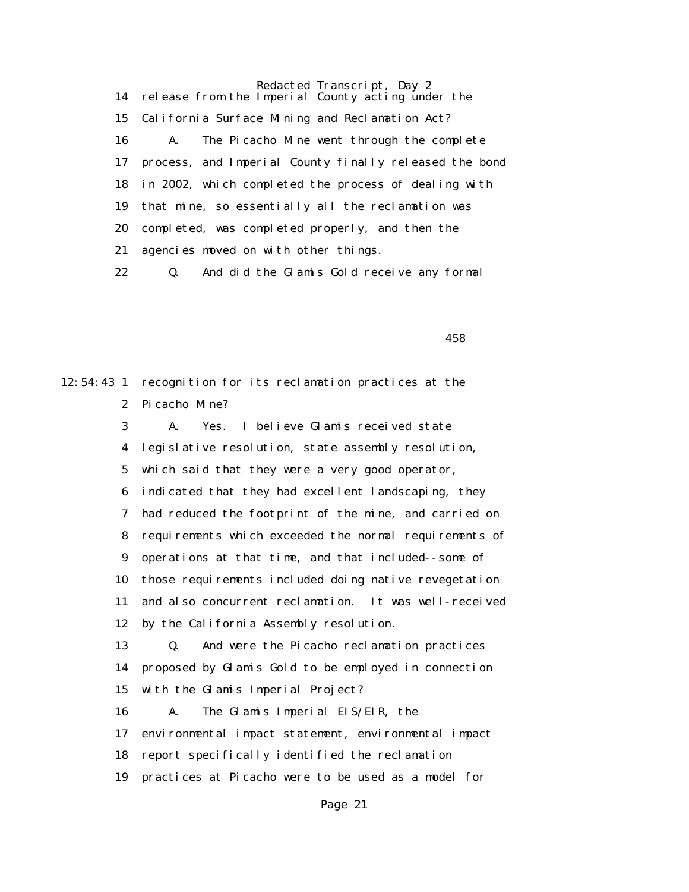14 release from the Imperial County acting under the

15 California Surface Mining and Reclamation Act?

16 A. The Picacho Mine went through the complete

17 process, and Imperial County finally released the bond

18 in 2002, which completed the process of dealing with

19 that mine, so essentially all the reclamation was

20 completed, was completed properly, and then the

21 agencies moved on with other things.

22 Q. And did the Glamis Gold receive any formal

458

12:54:43 1 recognition for its reclamation practices at the

2 Picacho Mine?

3 A. Yes. I believe Glamis received state

4 legislative resolution, state assembly resolution,

5 which said that they were a very good operator,

6 indicated that they had excellent landscaping, they

7 had reduced the footprint of the mine, and carried on

8 requirements which exceeded the normal requirements of

9 operations at that time, and that included--some of

10 those requirements included doing native revegetation

11 and also concurrent reclamation. It was well-received

12 by the California Assembly resolution.

13 Q. And were the Picacho reclamation practices

14 proposed by Glamis Gold to be employed in connection

15 with the Glamis Imperial Project?

16 A. The Glamis Imperial EIS/EIR, the

17 environmental impact statement, environmental impact

18 report specifically identified the reclamation

19 practices at Picacho were to be used as a model for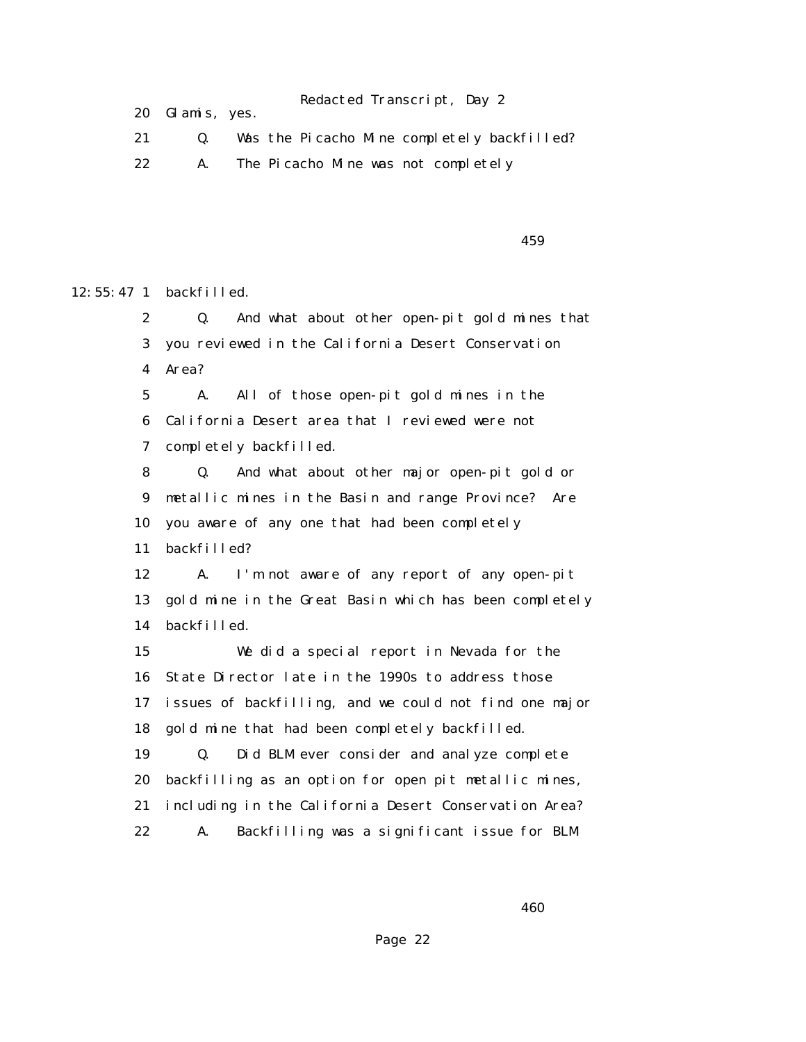20 Glamis, yes.

21 Q. Was the Picacho Mine completely backfilled?

22 A. The Picacho Mine was not completely

459

12:55:47 1 backfilled.

2 Q. And what about other open-pit gold mines that

3 you reviewed in the California Desert Conservation

4 Area?

5 A. All of those open-pit gold mines in the

6 California Desert area that I reviewed were not

7 completely backfilled.

8 Q. And what about other major open-pit gold or

9 metallic mines in the Basin and range Province? Are

10 you aware of any one that had been completely

11 backfilled?

12 A. I'm not aware of any report of any open-pit

13 gold mine in the Great Basin which has been completely

14 backfilled.

15 We did a special report in Nevada for the

16 State Director late in the 1990s to address those

17 issues of backfilling, and we could not find one major

18 gold mine that had been completely backfilled.

19 Q. Did BLM ever consider and analyze complete

20 backfilling as an option for open pit metallic mines,

21 including in the California Desert Conservation Area?

22 A. Backfilling was a significant issue for BLM

460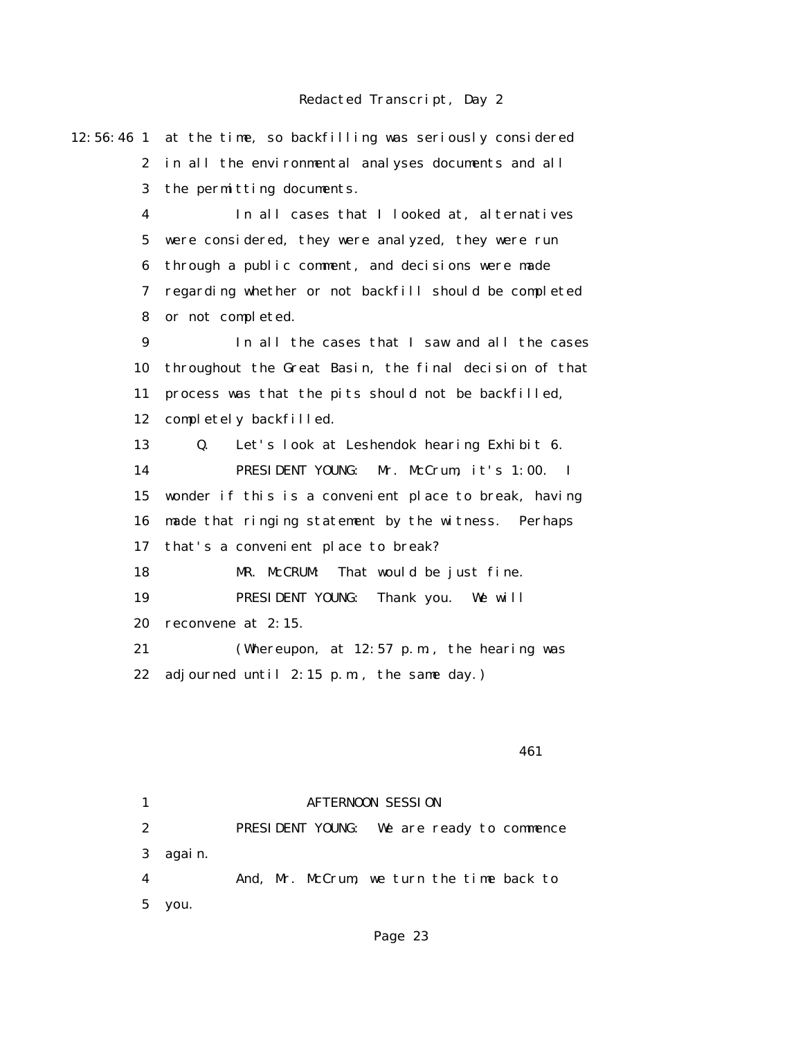12:56:46 1 at the time, so backfilling was seriously considered
2 in all the environmental analyses documents and all
3 the permitting documents.
4 In all cases that I looked at, alternatives
5 were considered, they were analyzed, they were run
6 through a public comment, and decisions were made
7 regarding whether or not backfill should be completed
8 or not completed.
9 In all the cases that I saw and all the cases
10 throughout the Great Basin, the final decision of that
11 process was that the pits should not be backfilled,
12 completely backfilled.
13 Q. Let's look at Leshendok hearing Exhibit 6.
14 PRESIDENT YOUNG: Mr. McCrum, it's 1:00. I
15 wonder if this is a convenient place to break, having
16 made that ringing statement by the witness. Perhaps
17 that's a convenient place to break?
18 MR. McCRUM: That would be just fine.
19 PRESIDENT YOUNG: Thank you. We will
20 reconvene at 2:15.
21 (Whereupon, at 12:57 p.m., the hearing was
22 adjourned until 2:15 p.m., the same day.)

461

1 AFTERNOON SESSION
2 PRESIDENT YOUNG: We are ready to commence
3 again.
4 And, Mr. McCrum, we turn the time back to
5 you.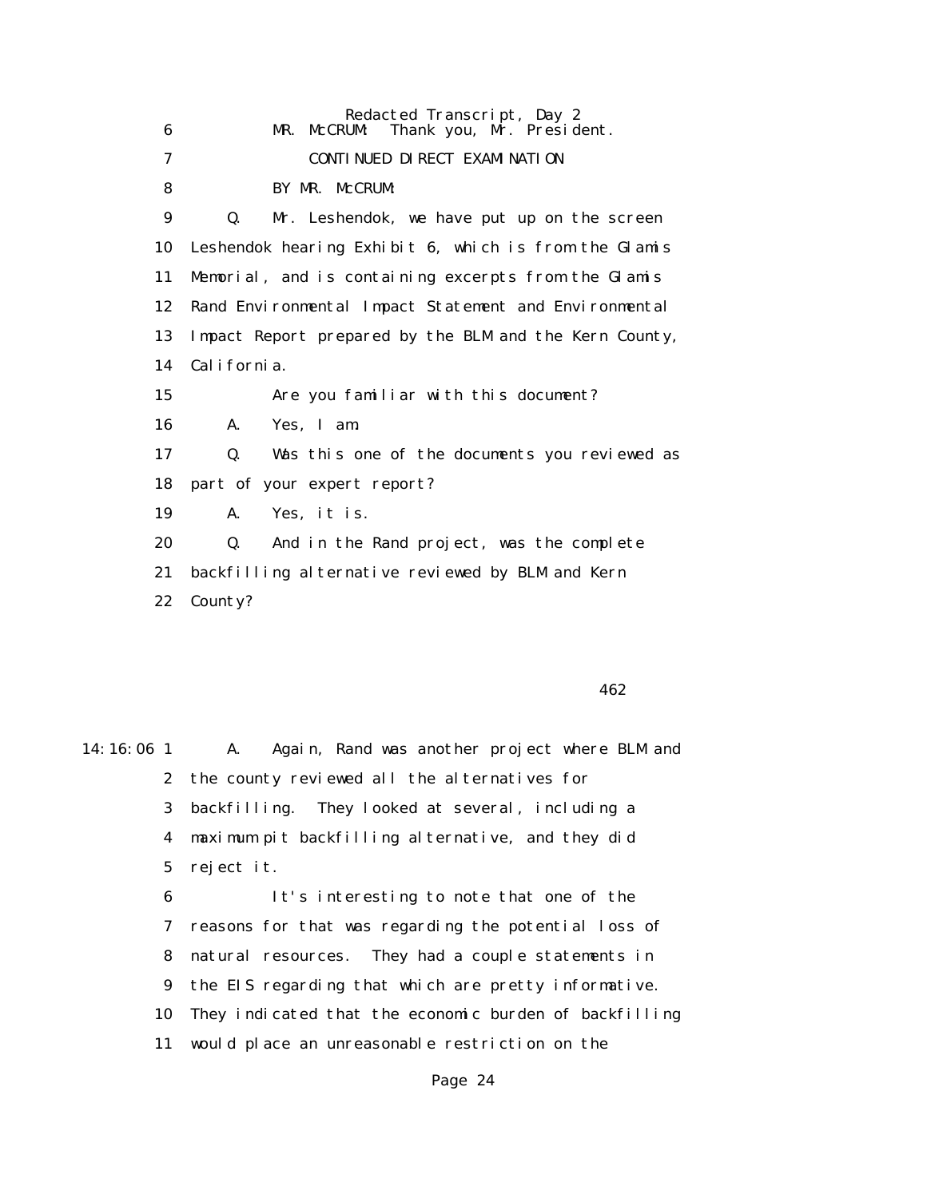6 MR. McCRUM: Thank you, Mr. President.

7 CONTINUED DIRECT EXAMINATION

8 BY MR. McCRUM:

9 Q. Mr. Leshendok, we have put up on the screen

10 Leshendok hearing Exhibit 6, which is from the Glamis

11 Memorial, and is containing excerpts from the Glamis

12 Rand Environmental Impact Statement and Environmental

13 Impact Report prepared by the BLM and the Kern County,

14 California.

15 Are you familiar with this document?

16 A. Yes, I am.

17 Q. Was this one of the documents you reviewed as

18 part of your expert report?

19 A. Yes, it is.

20 Q. And in the Rand project, was the complete

21 backfilling alternative reviewed by BLM and Kern

22 County?

462

14:16:06 1 A. Again, Rand was another project where BLM and

2 the county reviewed all the alternatives for

3 backfilling. They looked at several, including a

4 maximum pit backfilling alternative, and they did

5 reject it.

6 It's interesting to note that one of the

7 reasons for that was regarding the potential loss of

8 natural resources. They had a couple statements in

9 the EIS regarding that which are pretty informative.

10 They indicated that the economic burden of backfilling

11 would place an unreasonable restriction on the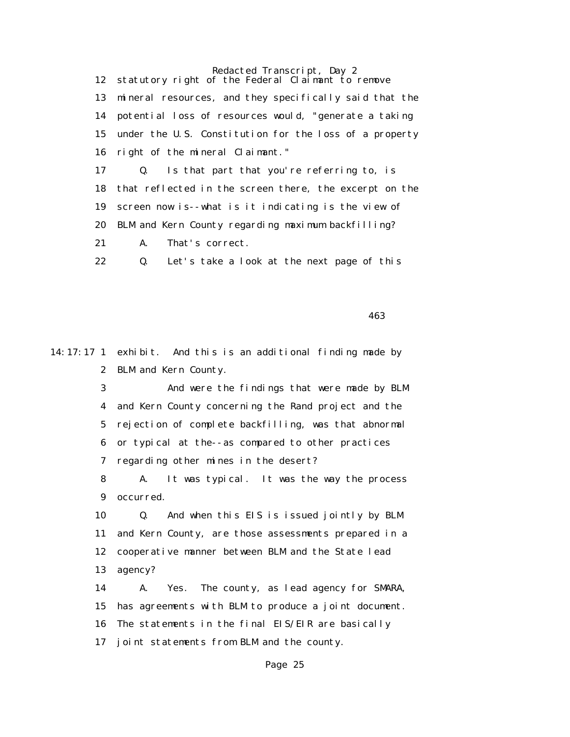12 statutory right of the Federal Claimant to remove

13 mineral resources, and they specifically said that the

14 potential loss of resources would, "generate a taking

15 under the U.S. Constitution for the loss of a property

16 right of the mineral Claimant."

17 Q. Is that part that you're referring to, is

18 that reflected in the screen there, the excerpt on the

19 screen now is--what is it indicating is the view of

20 BLM and Kern County regarding maximum backfilling?

21 A. That's correct.

22 Q. Let's take a look at the next page of this

463

14:17:17 1 exhibit. And this is an additional finding made by

2 BLM and Kern County.

3 And were the findings that were made by BLM

4 and Kern County concerning the Rand project and the

5 rejection of complete backfilling, was that abnormal

6 or typical at the--as compared to other practices

7 regarding other mines in the desert?

8 A. It was typical. It was the way the process

9 occurred.

10 Q. And when this EIS is issued jointly by BLM

11 and Kern County, are those assessments prepared in a

12 cooperative manner between BLM and the State lead

13 agency?

14 A. Yes. The county, as lead agency for SMARA,

15 has agreements with BLM to produce a joint document.

16 The statements in the final EIS/EIR are basically

17 joint statements from BLM and the county.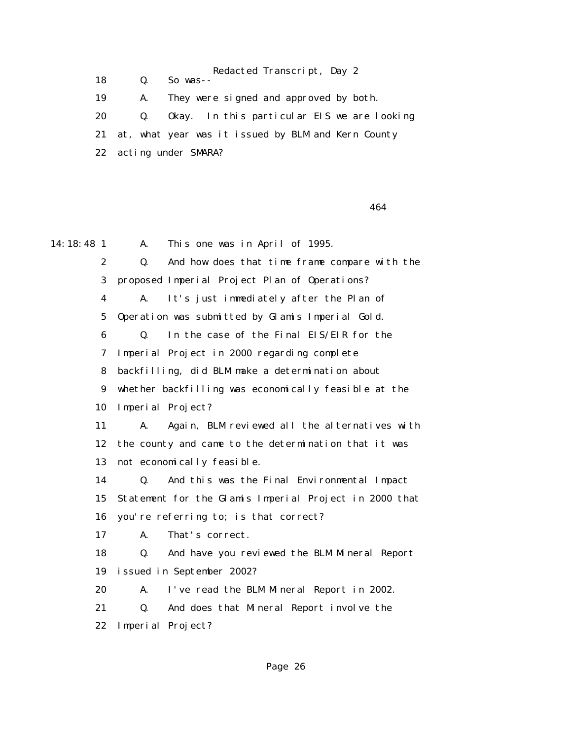18 Q. So was--

19 A. They were signed and approved by both.

20 Q. Okay. In this particular EIS we are looking

21 at, what year was it issued by BLM and Kern County

22 acting under SMARA?

464

14:18:48 1 A. This one was in April of 1995.

2 Q. And how does that time frame compare with the

3 proposed Imperial Project Plan of Operations?

4 A. It's just immediately after the Plan of

5 Operation was submitted by Glamis Imperial Gold.

6 Q. In the case of the Final EIS/EIR for the

7 Imperial Project in 2000 regarding complete

8 backfilling, did BLM make a determination about

9 whether backfilling was economically feasible at the

10 Imperial Project?

11 A. Again, BLM reviewed all the alternatives with

12 the county and came to the determination that it was

13 not economically feasible.

14 Q. And this was the Final Environmental Impact

15 Statement for the Glamis Imperial Project in 2000 that

16 you're referring to; is that correct?

17 A. That's correct.

18 Q. And have you reviewed the BLM Mineral Report

19 issued in September 2002?

20 A. I've read the BLM Mineral Report in 2002.

21 Q. And does that Mineral Report involve the

22 Imperial Project?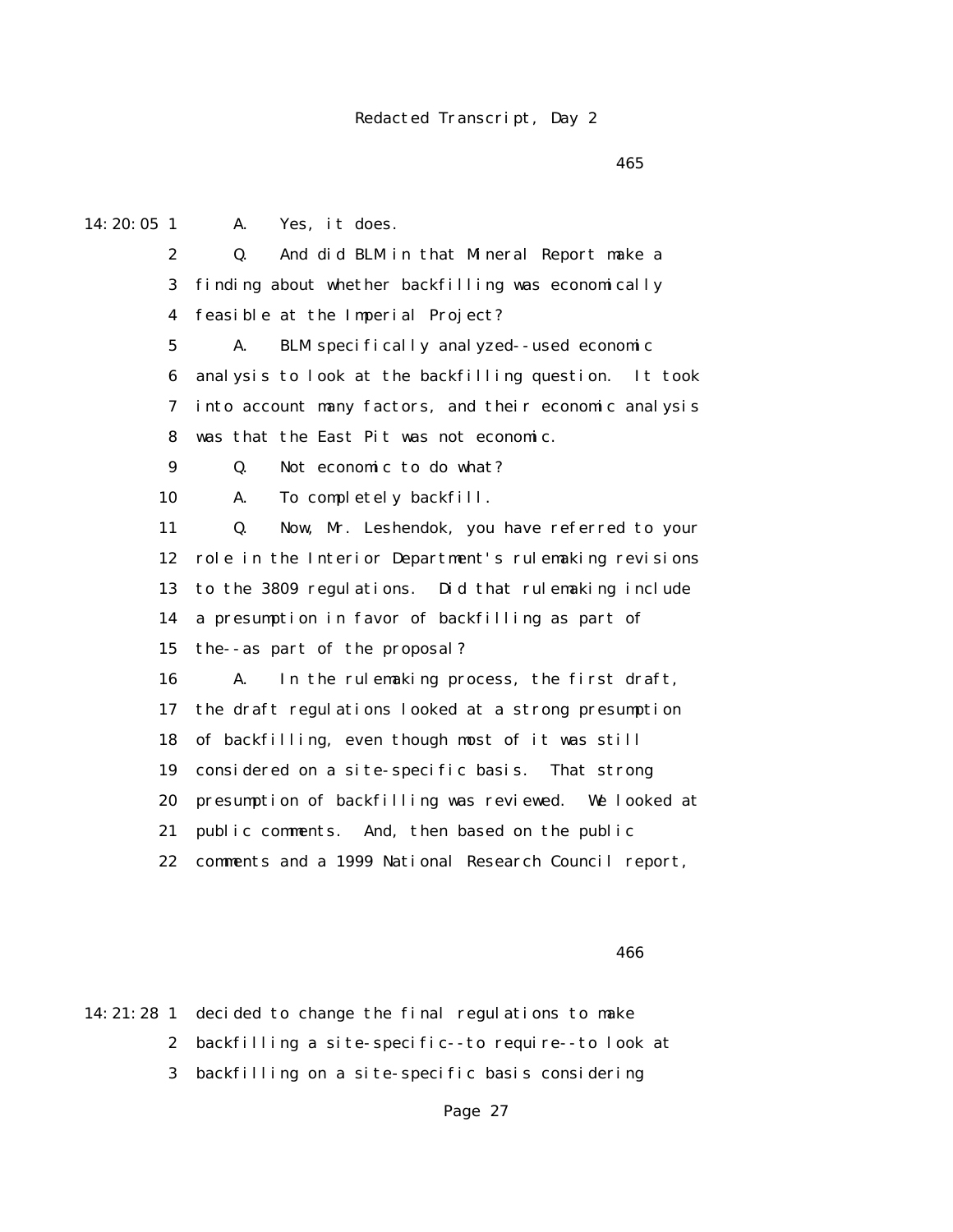465

14:20:05 1 A. Yes, it does.

2 Q. And did BLM in that Mineral Report make a

3 finding about whether backfilling was economically

4 feasible at the Imperial Project?

5 A. BLM specifically analyzed--used economic

6 analysis to look at the backfilling question. It took

7 into account many factors, and their economic analysis

8 was that the East Pit was not economic.

9 Q. Not economic to do what?

10 A. To completely backfill.

11 Q. Now, Mr. Leshendok, you have referred to your

12 role in the Interior Department's rulemaking revisions

13 to the 3809 regulations. Did that rulemaking include

14 a presumption in favor of backfilling as part of

15 the--as part of the proposal?

16 A. In the rulemaking process, the first draft,

17 the draft regulations looked at a strong presumption

18 of backfilling, even though most of it was still

19 considered on a site-specific basis. That strong

20 presumption of backfilling was reviewed. We looked at

21 public comments. And, then based on the public

22 comments and a 1999 National Research Council report,

466

14:21:28 1 decided to change the final regulations to make

2 backfilling a site-specific--to require--to look at

3 backfilling on a site-specific basis considering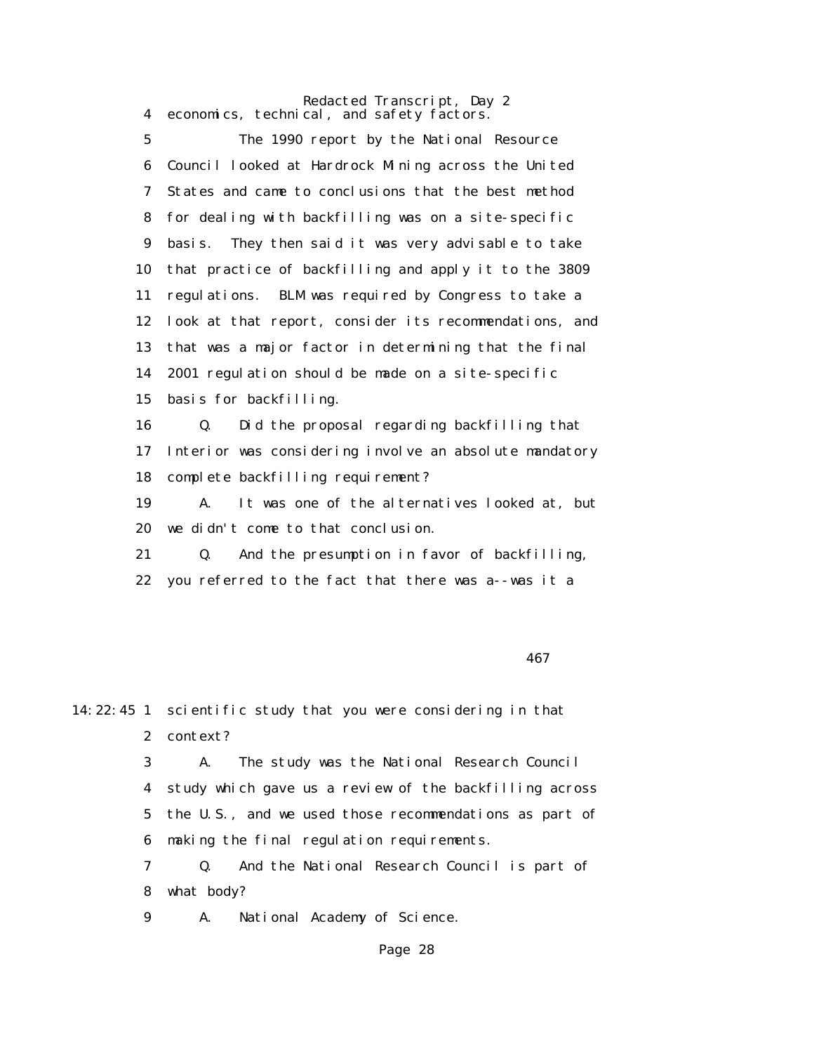4 economics, technical, and safety factors.

5 The 1990 report by the National Resource

6 Council looked at Hardrock Mining across the United

7 States and came to conclusions that the best method

8 for dealing with backfilling was on a site-specific

9 basis. They then said it was very advisable to take

10 that practice of backfilling and apply it to the 3809

11 regulations. BLM was required by Congress to take a

12 look at that report, consider its recommendations, and

13 that was a major factor in determining that the final

14 2001 regulation should be made on a site-specific

15 basis for backfilling.

16 Q. Did the proposal regarding backfilling that

17 Interior was considering involve an absolute mandatory

18 complete backfilling requirement?

19 A. It was one of the alternatives looked at, but

20 we didn't come to that conclusion.

21 Q. And the presumption in favor of backfilling,

22 you referred to the fact that there was a--was it a

467

14:22:45 1 scientific study that you were considering in that

2 context?

3 A. The study was the National Research Council

4 study which gave us a review of the backfilling across

5 the U.S., and we used those recommendations as part of

6 making the final regulation requirements.

7 Q. And the National Research Council is part of

8 what body?

9 A. National Academy of Science.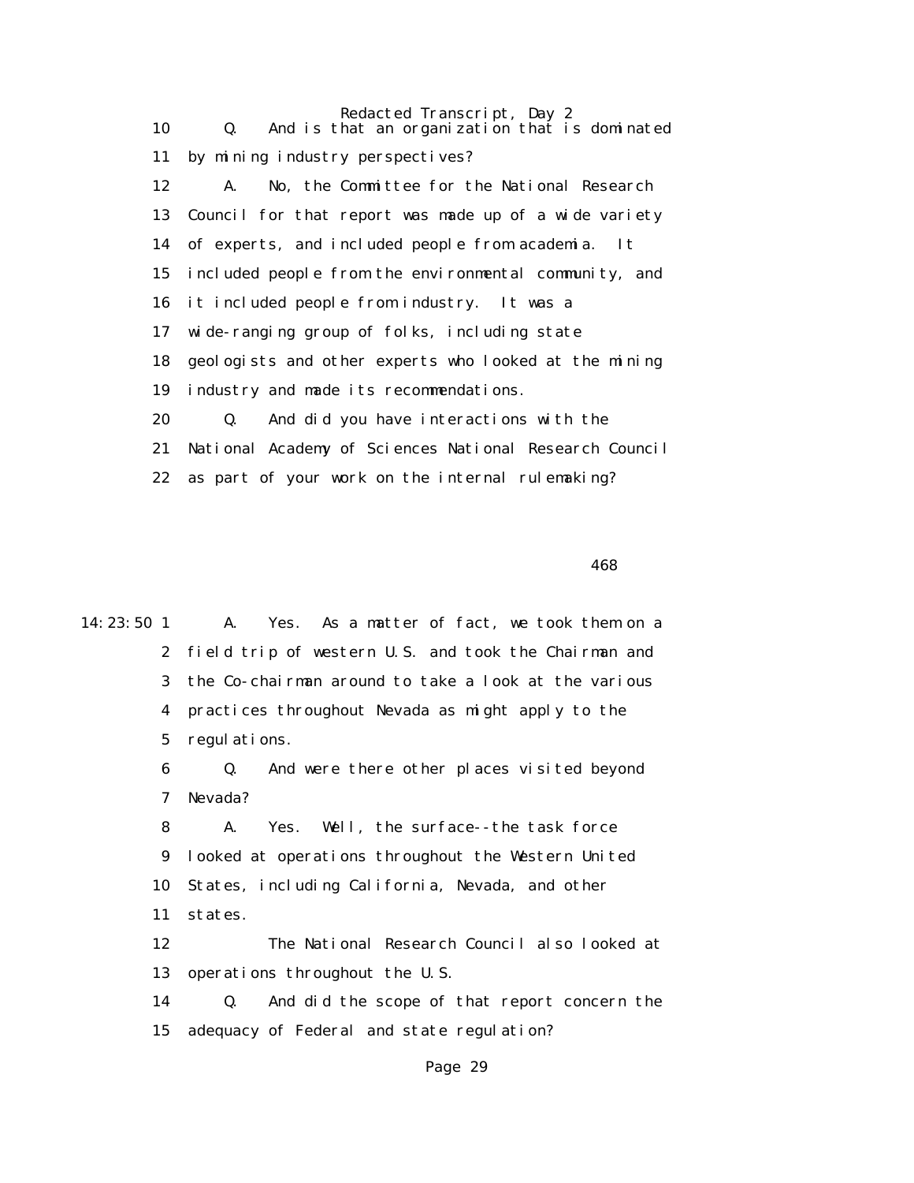10 Q. And is that an organization that is dominated
11 by mining industry perspectives?
12 A. No, the Committee for the National Research
13 Council for that report was made up of a wide variety
14 of experts, and included people from academia. It
15 included people from the environmental community, and
16 it included people from industry. It was a
17 wide-ranging group of folks, including state
18 geologists and other experts who looked at the mining
19 industry and made its recommendations.
20 Q. And did you have interactions with the
21 National Academy of Sciences National Research Council
22 as part of your work on the internal rulemaking?

468

14:23:50 1 A. Yes. As a matter of fact, we took them on a
2 field trip of western U.S. and took the Chairman and
3 the Co-chairman around to take a look at the various
4 practices throughout Nevada as might apply to the
5 regulations.
6 Q. And were there other places visited beyond
7 Nevada?
8 A. Yes. Well, the surface--the task force
9 looked at operations throughout the Western United
10 States, including California, Nevada, and other
11 states.
12 The National Research Council also looked at
13 operations throughout the U.S.
14 Q. And did the scope of that report concern the
15 adequacy of Federal and state regulation?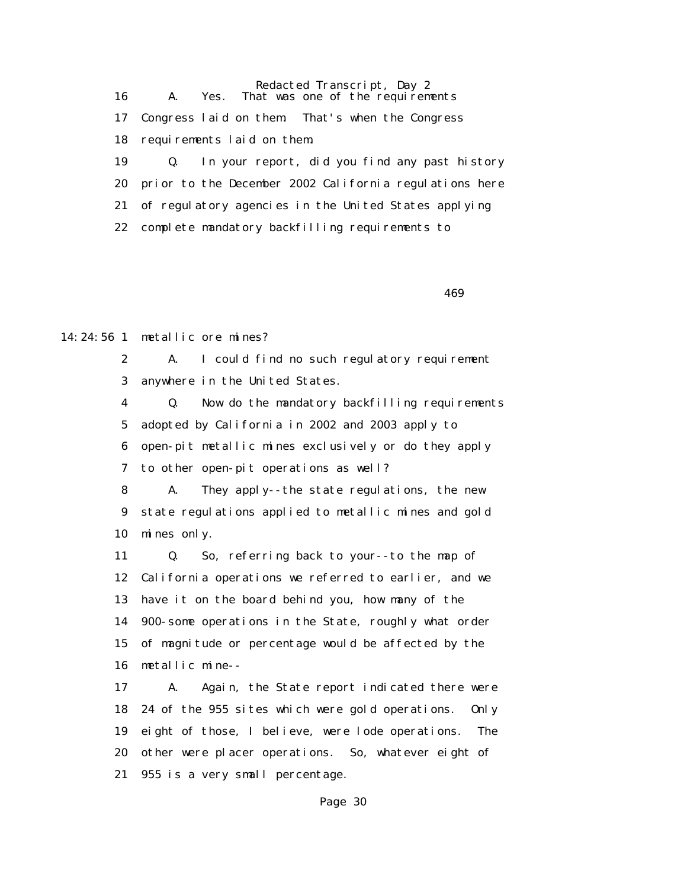16 A. Yes. That was one of the requirements
17 Congress laid on them. That's when the Congress
18 requirements laid on them.
19 Q. In your report, did you find any past history
20 prior to the December 2002 California regulations here
21 of regulatory agencies in the United States applying
22 complete mandatory backfilling requirements to

469

14:24:56 1 metallic ore mines?
2 A. I could find no such regulatory requirement
3 anywhere in the United States.
4 Q. Now do the mandatory backfilling requirements
5 adopted by California in 2002 and 2003 apply to
6 open-pit metallic mines exclusively or do they apply
7 to other open-pit operations as well?
8 A. They apply--the state regulations, the new
9 state regulations applied to metallic mines and gold
10 mines only.
11 Q. So, referring back to your--to the map of
12 California operations we referred to earlier, and we
13 have it on the board behind you, how many of the
14 900-some operations in the State, roughly what order
15 of magnitude or percentage would be affected by the
16 metallic mine--
17 A. Again, the State report indicated there were
18 24 of the 955 sites which were gold operations. Only
19 eight of those, I believe, were lode operations. The
20 other were placer operations. So, whatever eight of
21 955 is a very small percentage.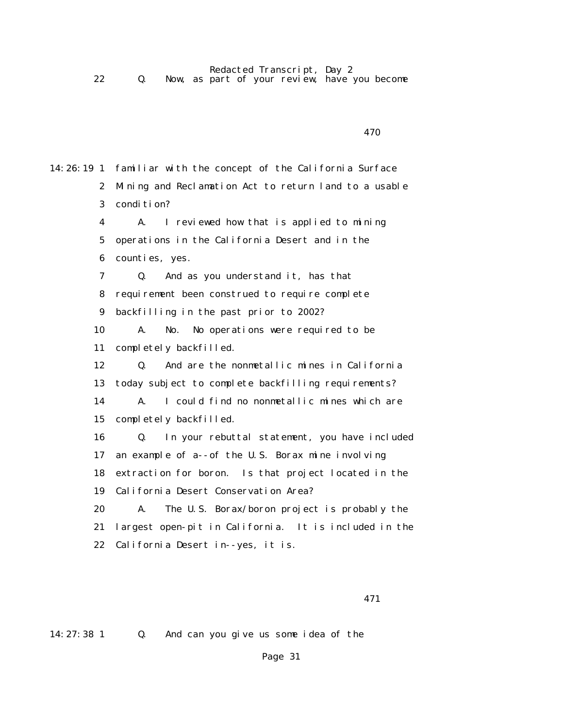22 Q. Now, as part of your review, have you become

470

14:26:19 1 familiar with the concept of the California Surface

2 Mining and Reclamation Act to return land to a usable

3 condition?

4 A. I reviewed how that is applied to mining

5 operations in the California Desert and in the

6 counties, yes.

7 Q. And as you understand it, has that

8 requirement been construed to require complete

9 backfilling in the past prior to 2002?

10 A. No. No operations were required to be

11 completely backfilled.

12 Q. And are the nonmetallic mines in California

13 today subject to complete backfilling requirements?

14 A. I could find no nonmetallic mines which are

15 completely backfilled.

16 Q. In your rebuttal statement, you have included

17 an example of a--of the U.S. Borax mine involving

18 extraction for boron. Is that project located in the

19 California Desert Conservation Area?

20 A. The U.S. Borax/boron project is probably the

21 largest open-pit in California. It is included in the

22 California Desert in--yes, it is.

471

14:27:38 1 Q. And can you give us some idea of the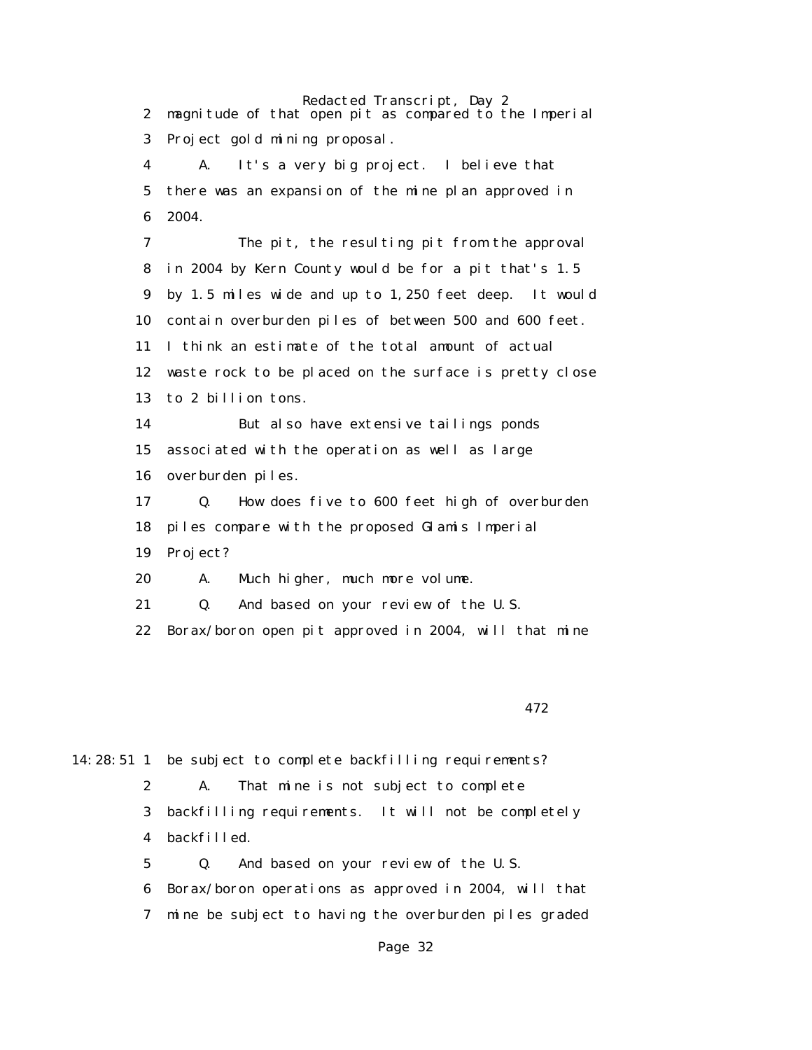2 magnitude of that open pit as compared to the Imperial
3 Project gold mining proposal.
4 A. It's a very big project. I believe that
5 there was an expansion of the mine plan approved in
6 2004.
7 The pit, the resulting pit from the approval
8 in 2004 by Kern County would be for a pit that's 1.5
9 by 1.5 miles wide and up to 1,250 feet deep. It would
10 contain overburden piles of between 500 and 600 feet.
11 I think an estimate of the total amount of actual
12 waste rock to be placed on the surface is pretty close
13 to 2 billion tons.
14 But also have extensive tailings ponds
15 associated with the operation as well as large
16 overburden piles.
17 Q. How does five to 600 feet high of overburden
18 piles compare with the proposed Glamis Imperial
19 Project?
20 A. Much higher, much more volume.
21 Q. And based on your review of the U.S.
22 Borax/boron open pit approved in 2004, will that mine

472

14:28:51 1 be subject to complete backfilling requirements?
2 A. That mine is not subject to complete
3 backfilling requirements. It will not be completely
4 backfilled.
5 Q. And based on your review of the U.S.
6 Borax/boron operations as approved in 2004, will that
7 mine be subject to having the overburden piles graded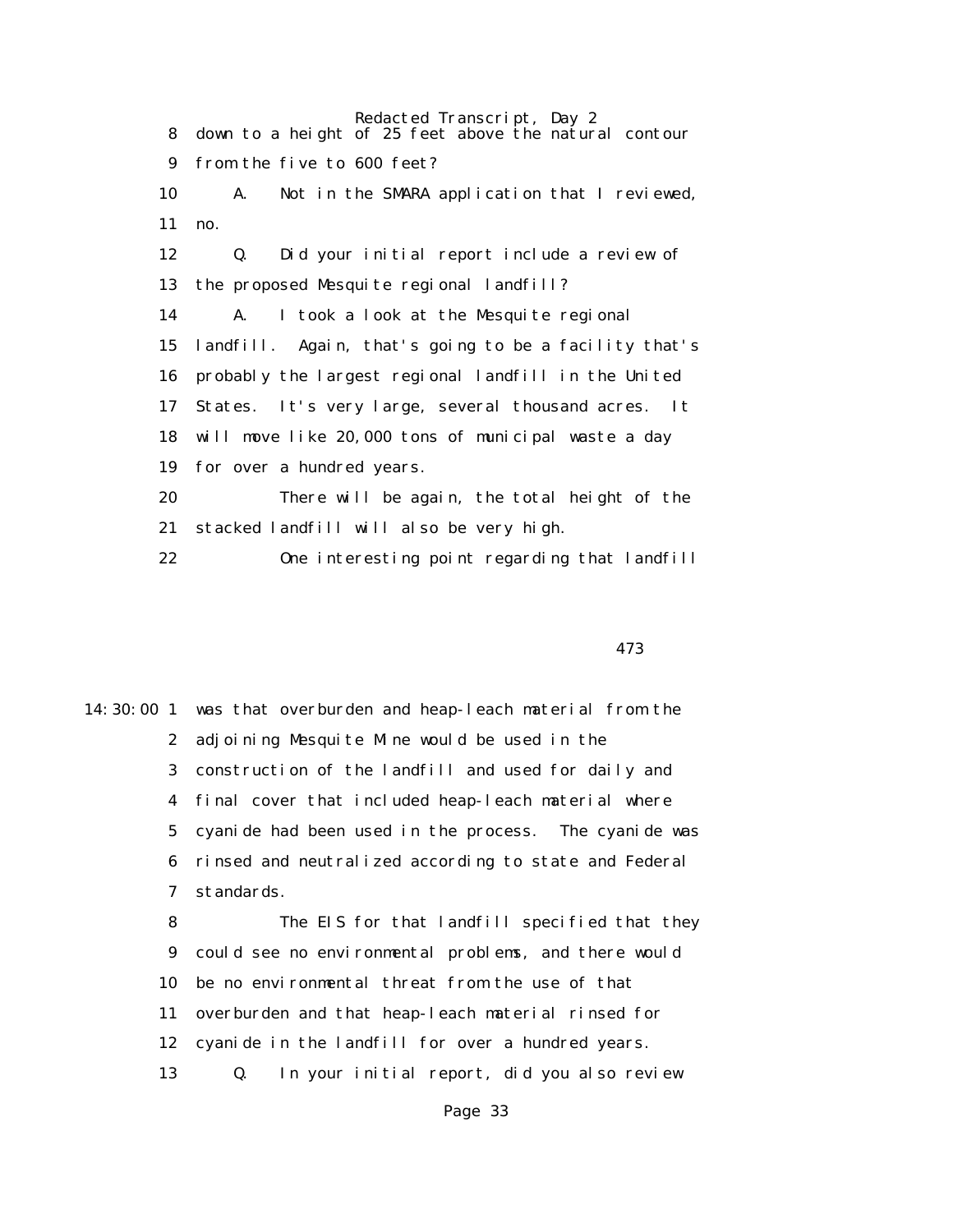8 down to a height of 25 feet above the natural contour

9 from the five to 600 feet?

10 A. Not in the SMARA application that I reviewed,

11 no.

12 Q. Did your initial report include a review of

13 the proposed Mesquite regional landfill?

14 A. I took a look at the Mesquite regional

15 landfill. Again, that's going to be a facility that's

16 probably the largest regional landfill in the United

17 States. It's very large, several thousand acres. It

18 will move like 20,000 tons of municipal waste a day

19 for over a hundred years.

20 There will be again, the total height of the

21 stacked landfill will also be very high.

22 One interesting point regarding that landfill

473

14:30:00 1 was that overburden and heap-leach material from the

2 adjoining Mesquite Mine would be used in the

3 construction of the landfill and used for daily and

4 final cover that included heap-leach material where

5 cyanide had been used in the process. The cyanide was

6 rinsed and neutralized according to state and Federal

7 standards.

8 The EIS for that landfill specified that they

9 could see no environmental problems, and there would

10 be no environmental threat from the use of that

11 overburden and that heap-leach material rinsed for

12 cyanide in the landfill for over a hundred years.

13 Q. In your initial report, did you also review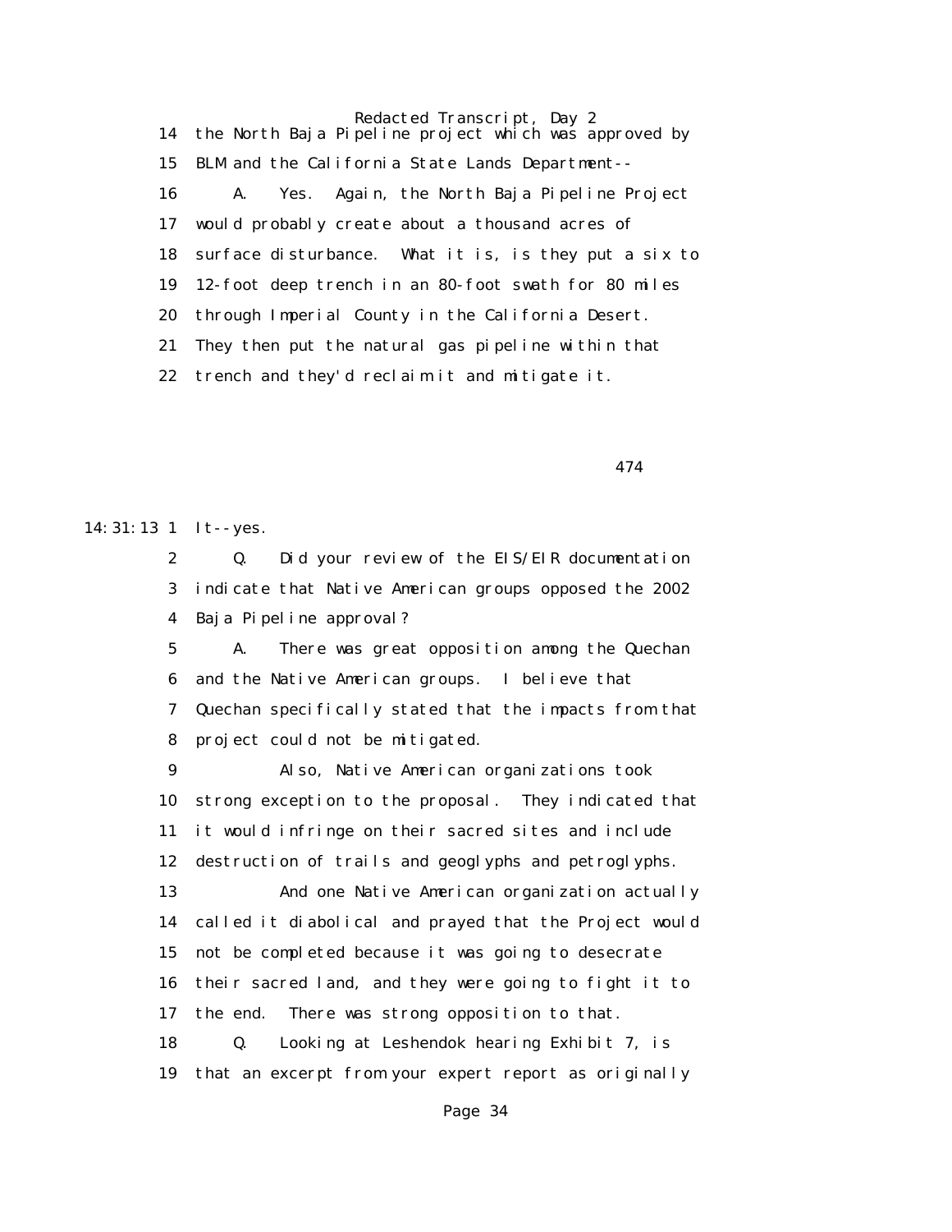14 the North Baja Pipeline project which was approved by

15 BLM and the California State Lands Department--

16 A. Yes. Again, the North Baja Pipeline Project

17 would probably create about a thousand acres of

18 surface disturbance. What it is, is they put a six to

19 12-foot deep trench in an 80-foot swath for 80 miles

20 through Imperial County in the California Desert.

21 They then put the natural gas pipeline within that

22 trench and they'd reclaim it and mitigate it.

474

14:31:13 1 It--yes.

2 Q. Did your review of the EIS/EIR documentation

3 indicate that Native American groups opposed the 2002

4 Baja Pipeline approval?

5 A. There was great opposition among the Quechan

6 and the Native American groups. I believe that

7 Quechan specifically stated that the impacts from that

8 project could not be mitigated.

9 Also, Native American organizations took

10 strong exception to the proposal. They indicated that

11 it would infringe on their sacred sites and include

12 destruction of trails and geoglyphs and petroglyphs.

13 And one Native American organization actually

14 called it diabolical and prayed that the Project would

15 not be completed because it was going to desecrate

16 their sacred land, and they were going to fight it to

17 the end. There was strong opposition to that.

18 Q. Looking at Leshendok hearing Exhibit 7, is

19 that an excerpt from your expert report as originally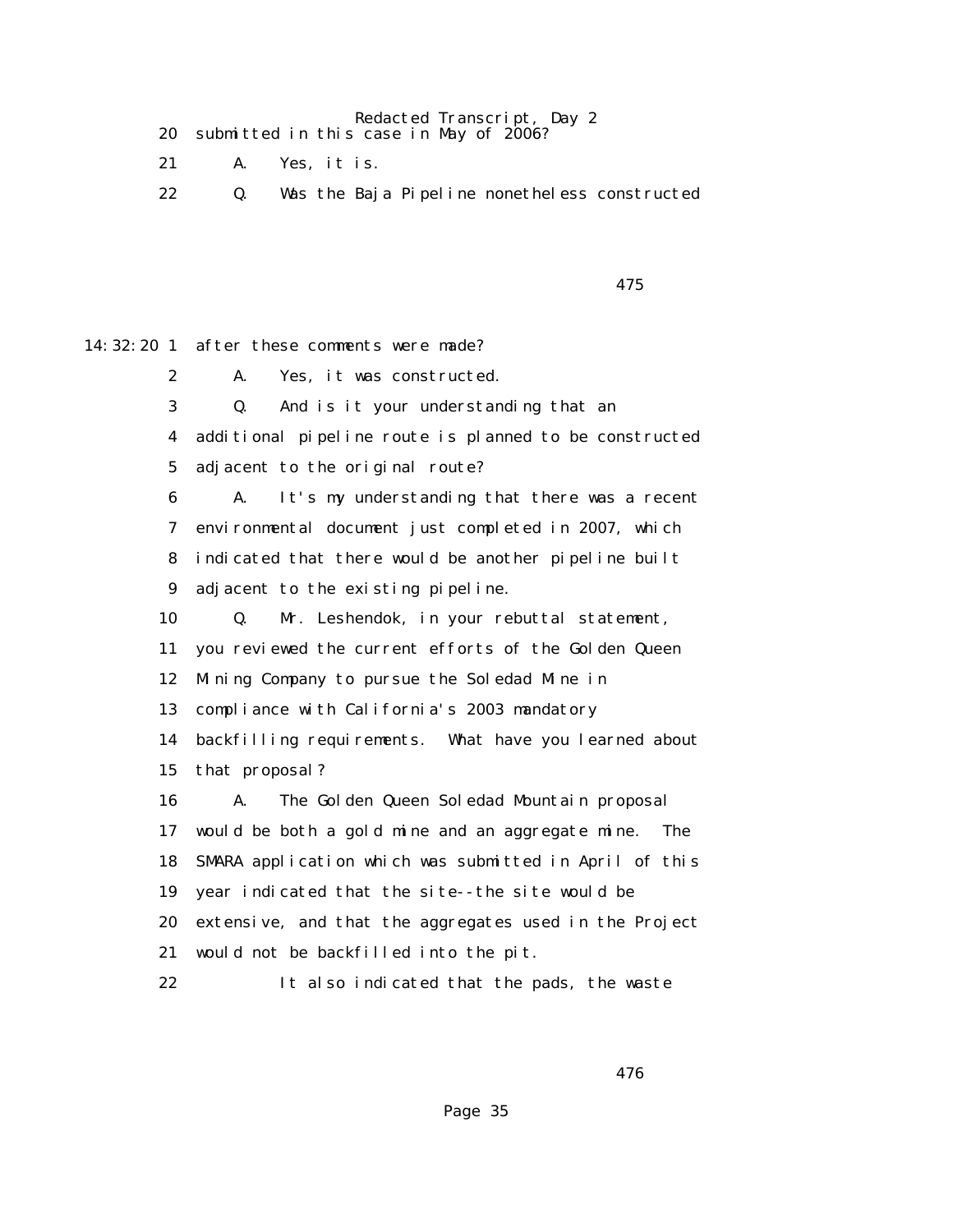20 submitted in this case in May of 2006?

21 A. Yes, it is.

22 Q. Was the Baja Pipeline nonetheless constructed

14:32:20 1 after these comments were made?

2 A. Yes, it was constructed.

3 Q. And is it your understanding that an

4 additional pipeline route is planned to be constructed

5 adjacent to the original route?

6 A. It's my understanding that there was a recent

7 environmental document just completed in 2007, which

8 indicated that there would be another pipeline built

9 adjacent to the existing pipeline.

10 Q. Mr. Leshendok, in your rebuttal statement,

11 you reviewed the current efforts of the Golden Queen

12 Mining Company to pursue the Soledad Mine in

13 compliance with California's 2003 mandatory

14 backfilling requirements. What have you learned about

15 that proposal?

16 A. The Golden Queen Soledad Mountain proposal

17 would be both a gold mine and an aggregate mine. The

18 SMARA application which was submitted in April of this

19 year indicated that the site--the site would be

20 extensive, and that the aggregates used in the Project

21 would not be backfilled into the pit.

22 It also indicated that the pads, the waste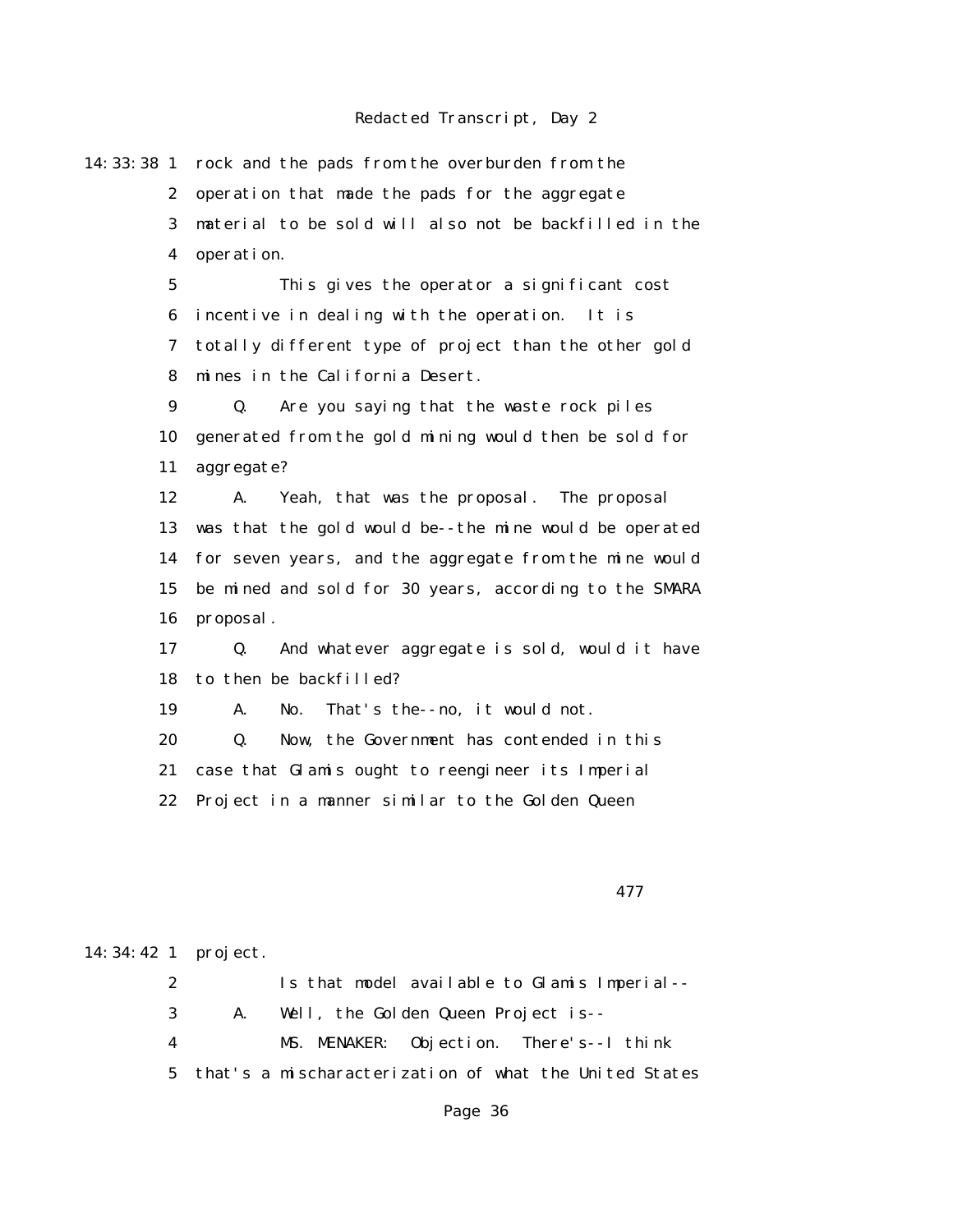14:33:38 1 rock and the pads from the overburden from the
2 operation that made the pads for the aggregate
3 material to be sold will also not be backfilled in the
4 operation.
5 This gives the operator a significant cost
6 incentive in dealing with the operation. It is
7 totally different type of project than the other gold
8 mines in the California Desert.
9 Q. Are you saying that the waste rock piles
10 generated from the gold mining would then be sold for
11 aggregate?
12 A. Yeah, that was the proposal. The proposal
13 was that the gold would be--the mine would be operated
14 for seven years, and the aggregate from the mine would
15 be mined and sold for 30 years, according to the SMARA
16 proposal.
17 Q. And whatever aggregate is sold, would it have
18 to then be backfilled?
19 A. No. That's the--no, it would not.
20 Q. Now, the Government has contended in this
21 case that Glamis ought to reengineer its Imperial
22 Project in a manner similar to the Golden Queen

477

14:34:42 1 project.
2 Is that model available to Glamis Imperial--
3 A. Well, the Golden Queen Project is--
4 MS. MENAKER: Objection. There's--I think
5 that's a mischaracterization of what the United States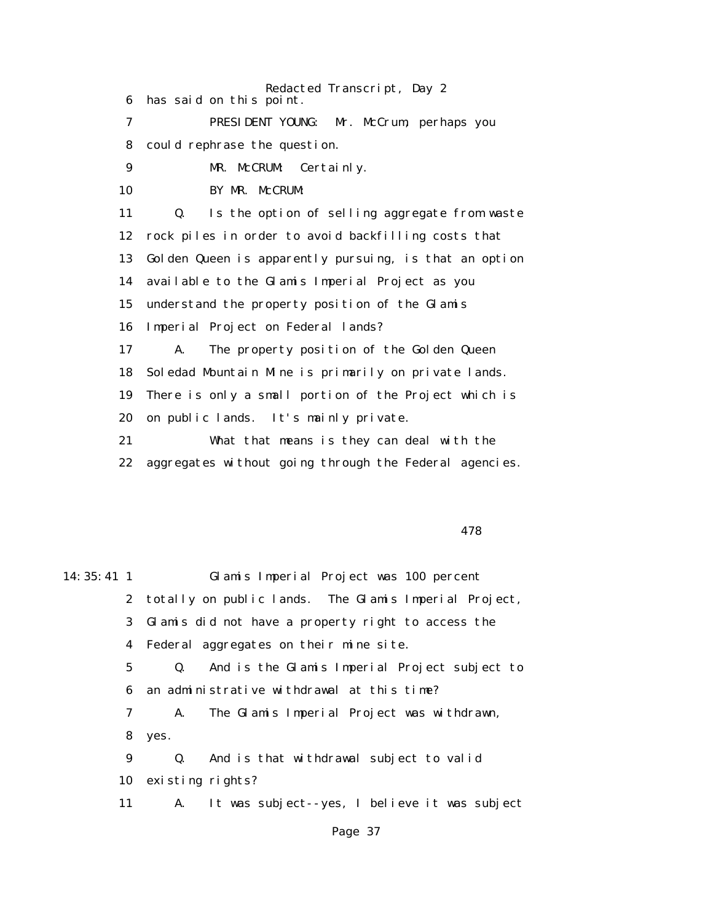6 has said on this point.

7 PRESIDENT YOUNG: Mr. McCrum, perhaps you

8 could rephrase the question.

9 MR. McCRUM: Certainly.

10 BY MR. McCRUM:

11 Q. Is the option of selling aggregate from waste

12 rock piles in order to avoid backfilling costs that

13 Golden Queen is apparently pursuing, is that an option

14 available to the Glamis Imperial Project as you

15 understand the property position of the Glamis

16 Imperial Project on Federal lands?

17 A. The property position of the Golden Queen

18 Soledad Mountain Mine is primarily on private lands.

19 There is only a small portion of the Project which is

20 on public lands. It's mainly private.

21 What that means is they can deal with the

22 aggregates without going through the Federal agencies.

478

14:35:41 1 Glamis Imperial Project was 100 percent

2 totally on public lands. The Glamis Imperial Project,

3 Glamis did not have a property right to access the

4 Federal aggregates on their mine site.

5 Q. And is the Glamis Imperial Project subject to

6 an administrative withdrawal at this time?

7 A. The Glamis Imperial Project was withdrawn,

8 yes.

9 Q. And is that withdrawal subject to valid

10 existing rights?

11 A. It was subject--yes, I believe it was subject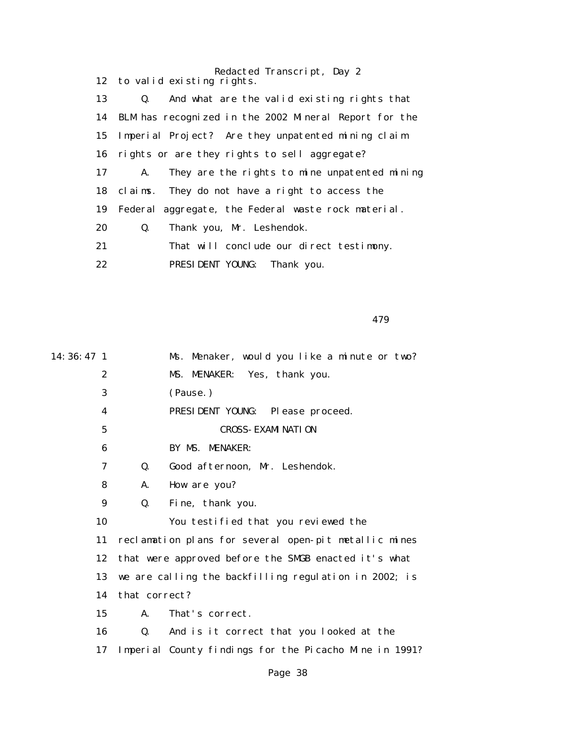12 to valid existing rights.

13 Q. And what are the valid existing rights that

14 BLM has recognized in the 2002 Mineral Report for the

15 Imperial Project? Are they unpatented mining claim

16 rights or are they rights to sell aggregate?

17 A. They are the rights to mine unpatented mining

18 claims. They do not have a right to access the

19 Federal aggregate, the Federal waste rock material.

20 Q. Thank you, Mr. Leshendok.

21 That will conclude our direct testimony.

22 PRESIDENT YOUNG: Thank you.

479

14:36:47 1 Ms. Menaker, would you like a minute or two?

2 MS. MENAKER: Yes, thank you.

3 (Pause.)

4 PRESIDENT YOUNG: Please proceed.

5 CROSS-EXAMINATION

6 BY MS. MENAKER:

7 Q. Good afternoon, Mr. Leshendok.

8 A. How are you?

9 Q. Fine, thank you.

10 You testified that you reviewed the

11 reclamation plans for several open-pit metallic mines

12 that were approved before the SMGB enacted it's what

13 we are calling the backfilling regulation in 2002; is

14 that correct?

15 A. That's correct.

16 Q. And is it correct that you looked at the

17 Imperial County findings for the Picacho Mine in 1991?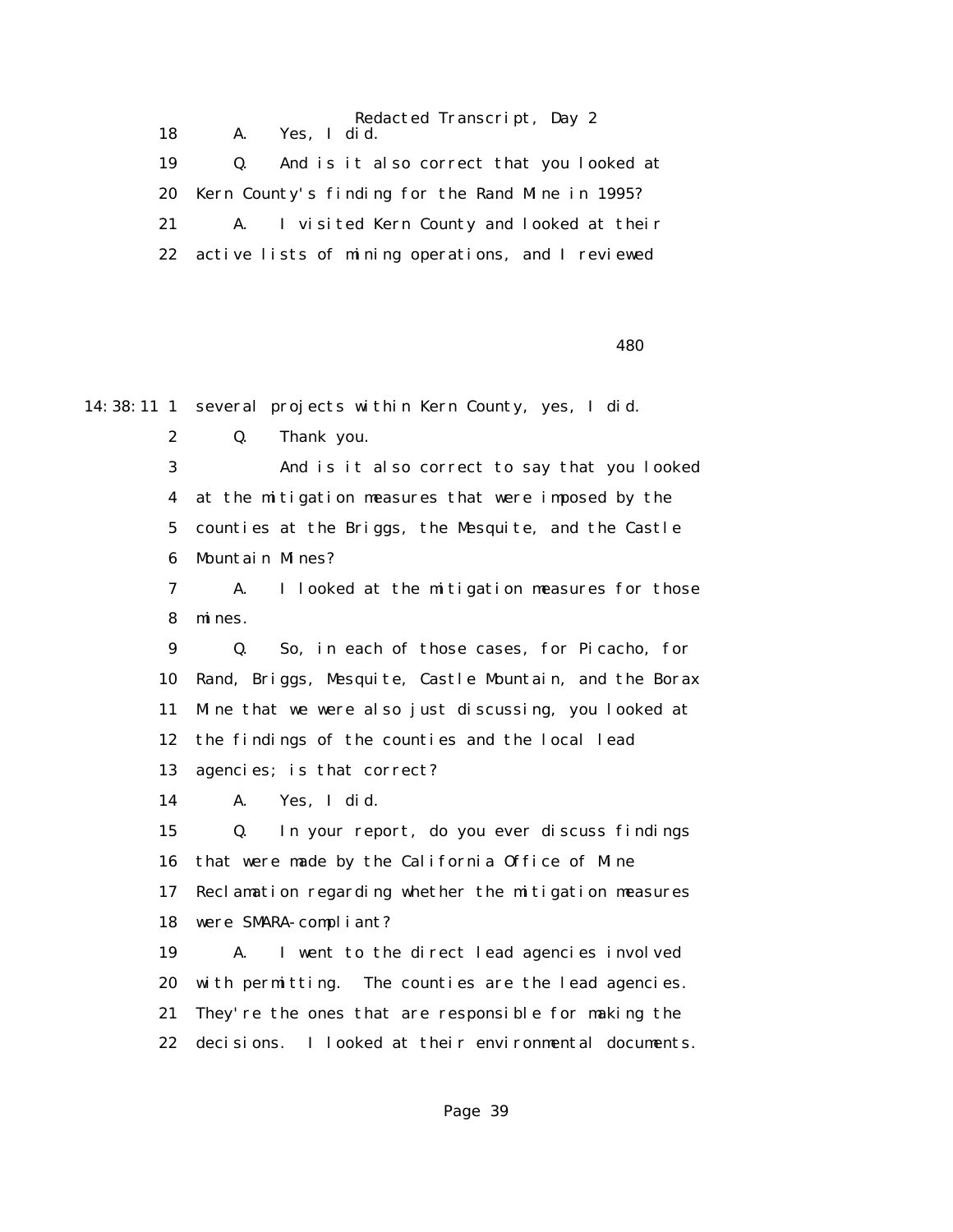18 A. Yes, I did.

19 Q. And is it also correct that you looked at

20 Kern County's finding for the Rand Mine in 1995?

21 A. I visited Kern County and looked at their

22 active lists of mining operations, and I reviewed

480

14:38:11 1 several projects within Kern County, yes, I did.

2 Q. Thank you.

3 And is it also correct to say that you looked

4 at the mitigation measures that were imposed by the

5 counties at the Briggs, the Mesquite, and the Castle

6 Mountain Mines?

7 A. I looked at the mitigation measures for those

8 mines.

9 Q. So, in each of those cases, for Picacho, for

10 Rand, Briggs, Mesquite, Castle Mountain, and the Borax

11 Mine that we were also just discussing, you looked at

12 the findings of the counties and the local lead

13 agencies; is that correct?

14 A. Yes, I did.

15 Q. In your report, do you ever discuss findings

16 that were made by the California Office of Mine

17 Reclamation regarding whether the mitigation measures

18 were SMARA-compliant?

19 A. I went to the direct lead agencies involved

20 with permitting. The counties are the lead agencies.

21 They're the ones that are responsible for making the

22 decisions. I looked at their environmental documents.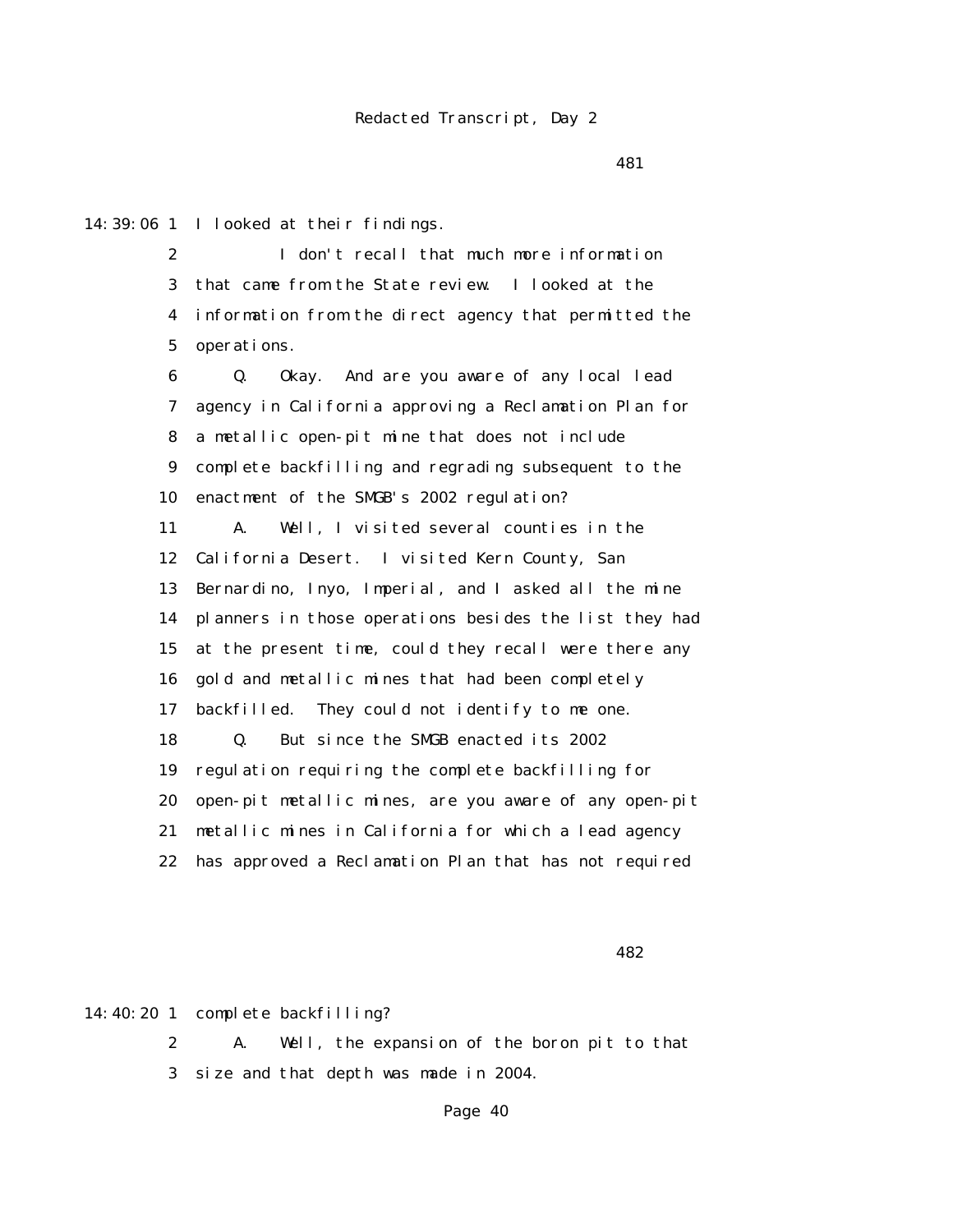481

14:39:06 1 I looked at their findings.

2 I don't recall that much more information

3 that came from the State review. I looked at the

4 information from the direct agency that permitted the

5 operations.

6 Q. Okay. And are you aware of any local lead

7 agency in California approving a Reclamation Plan for

8 a metallic open-pit mine that does not include

9 complete backfilling and regrading subsequent to the

10 enactment of the SMGB's 2002 regulation?

11 A. Well, I visited several counties in the

12 California Desert. I visited Kern County, San

13 Bernardino, Inyo, Imperial, and I asked all the mine

14 planners in those operations besides the list they had

15 at the present time, could they recall were there any

16 gold and metallic mines that had been completely

17 backfilled. They could not identify to me one.

18 Q. But since the SMGB enacted its 2002

19 regulation requiring the complete backfilling for

20 open-pit metallic mines, are you aware of any open-pit

21 metallic mines in California for which a lead agency

22 has approved a Reclamation Plan that has not required

482

14:40:20 1 complete backfilling?

2 A. Well, the expansion of the boron pit to that

3 size and that depth was made in 2004.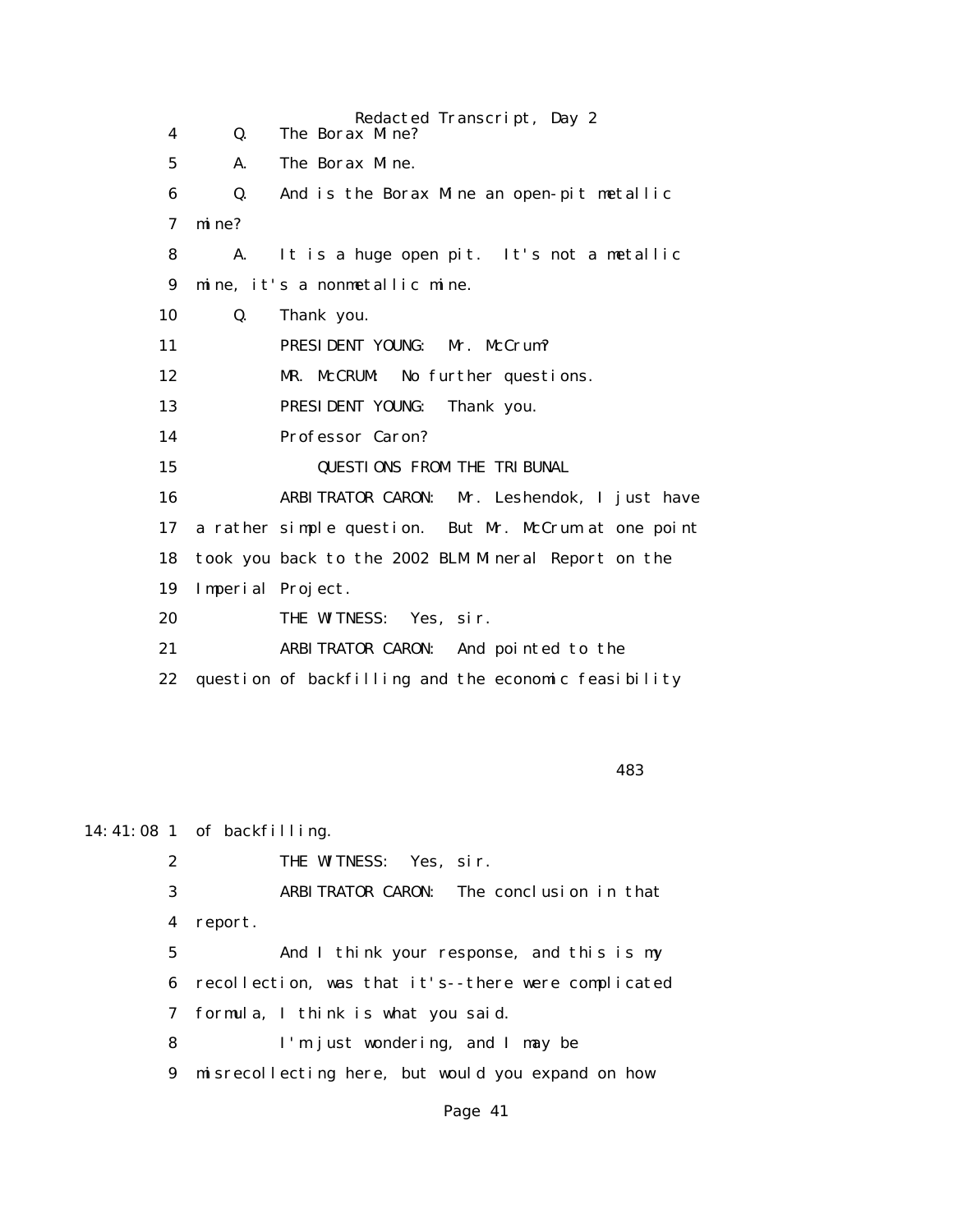4 Q. The Borax Mine?

5 A. The Borax Mine.

6 Q. And is the Borax Mine an open-pit metallic

7 mine?

8 A. It is a huge open pit. It's not a metallic

9 mine, it's a nonmetallic mine.

10 Q. Thank you.

11 PRESIDENT YOUNG: Mr. McCrum?

12 MR. McCRUM: No further questions.

13 PRESIDENT YOUNG: Thank you.

14 Professor Caron?

15 QUESTIONS FROM THE TRIBUNAL

16 ARBITRATOR CARON: Mr. Leshendok, I just have

17 a rather simple question. But Mr. McCrum at one point

18 took you back to the 2002 BLM Mineral Report on the

19 Imperial Project.

20 THE WITNESS: Yes, sir.

21 ARBITRATOR CARON: And pointed to the

22 question of backfilling and the economic feasibility

483

14:41:08 1 of backfilling.

2 THE WITNESS: Yes, sir.

3 ARBITRATOR CARON: The conclusion in that

4 report.

5 And I think your response, and this is my

6 recollection, was that it's--there were complicated

7 formula, I think is what you said.

8 I'm just wondering, and I may be

9 misrecollecting here, but would you expand on how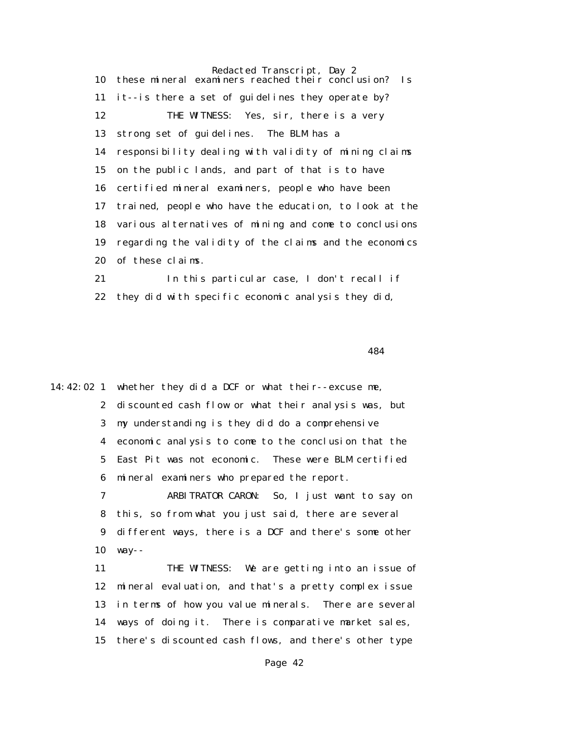10 these mineral examiners reached their conclusion? Is

11 it--is there a set of guidelines they operate by?

12 THE WITNESS: Yes, sir, there is a very

13 strong set of guidelines. The BLM has a

14 responsibility dealing with validity of mining claims

15 on the public lands, and part of that is to have

16 certified mineral examiners, people who have been

17 trained, people who have the education, to look at the

18 various alternatives of mining and come to conclusions

19 regarding the validity of the claims and the economics

20 of these claims.

21 In this particular case, I don't recall if

22 they did with specific economic analysis they did,

484

14:42:02 1 whether they did a DCF or what their--excuse me,

2 discounted cash flow or what their analysis was, but

3 my understanding is they did do a comprehensive

4 economic analysis to come to the conclusion that the

5 East Pit was not economic. These were BLM certified

6 mineral examiners who prepared the report.

7 ARBITRATOR CARON: So, I just want to say on

8 this, so from what you just said, there are several

9 different ways, there is a DCF and there's some other

10 way--

11 THE WITNESS: We are getting into an issue of

12 mineral evaluation, and that's a pretty complex issue

13 in terms of how you value minerals. There are several

14 ways of doing it. There is comparative market sales,

15 there's discounted cash flows, and there's other type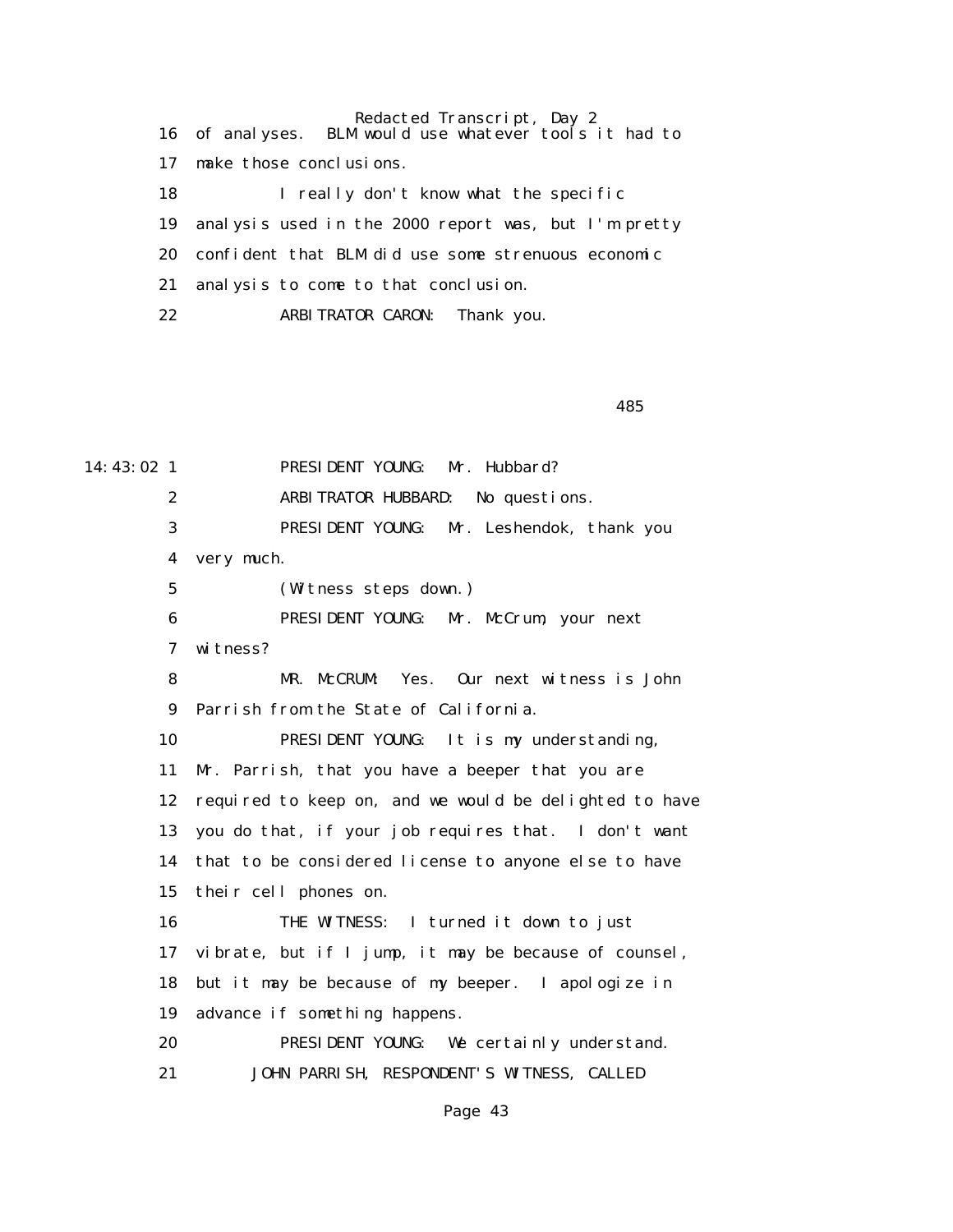16 of analyses. BLM would use whatever tools it had to

17 make those conclusions.

18 I really don't know what the specific

19 analysis used in the 2000 report was, but I'm pretty

20 confident that BLM did use some strenuous economic

21 analysis to come to that conclusion.

22 ARBITRATOR CARON: Thank you.

485

14:43:02 1 PRESIDENT YOUNG: Mr. Hubbard?

2 ARBITRATOR HUBBARD: No questions.

3 PRESIDENT YOUNG: Mr. Leshendok, thank you

4 very much.

5 (Witness steps down.)

6 PRESIDENT YOUNG: Mr. McCrum, your next

7 witness?

8 MR. McCRUM: Yes. Our next witness is John

9 Parrish from the State of California.

10 PRESIDENT YOUNG: It is my understanding,

11 Mr. Parrish, that you have a beeper that you are

12 required to keep on, and we would be delighted to have

13 you do that, if your job requires that. I don't want

14 that to be considered license to anyone else to have

15 their cell phones on.

16 THE WITNESS: I turned it down to just

17 vibrate, but if I jump, it may be because of counsel,

18 but it may be because of my beeper. I apologize in

19 advance if something happens.

20 PRESIDENT YOUNG: We certainly understand.

21 JOHN PARRISH, RESPONDENT'S WITNESS, CALLED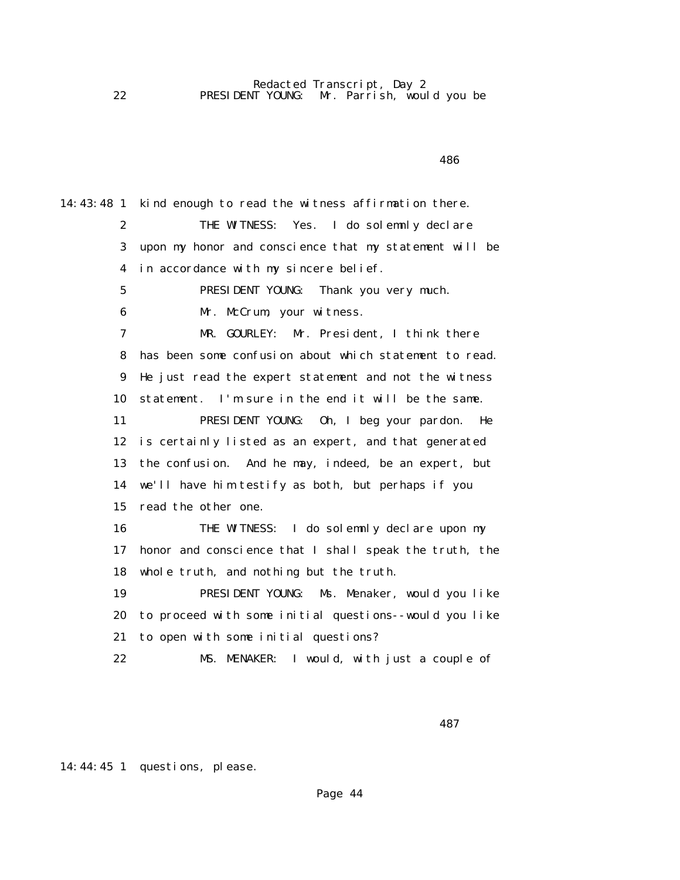22 PRESIDENT YOUNG: Mr. Parrish, would you be

486

14:43:48 1 kind enough to read the witness affirmation there.
2 THE WITNESS: Yes. I do solemnly declare
3 upon my honor and conscience that my statement will be
4 in accordance with my sincere belief.
5 PRESIDENT YOUNG: Thank you very much.
6 Mr. McCrum, your witness.
7 MR. GOURLEY: Mr. President, I think there
8 has been some confusion about which statement to read.
9 He just read the expert statement and not the witness
10 statement. I'm sure in the end it will be the same.
11 PRESIDENT YOUNG: Oh, I beg your pardon. He
12 is certainly listed as an expert, and that generated
13 the confusion. And he may, indeed, be an expert, but
14 we'll have him testify as both, but perhaps if you
15 read the other one.
16 THE WITNESS: I do solemnly declare upon my
17 honor and conscience that I shall speak the truth, the
18 whole truth, and nothing but the truth.
19 PRESIDENT YOUNG: Ms. Menaker, would you like
20 to proceed with some initial questions--would you like
21 to open with some initial questions?
22 MS. MENAKER: I would, with just a couple of

487

14:44:45 1 questions, please.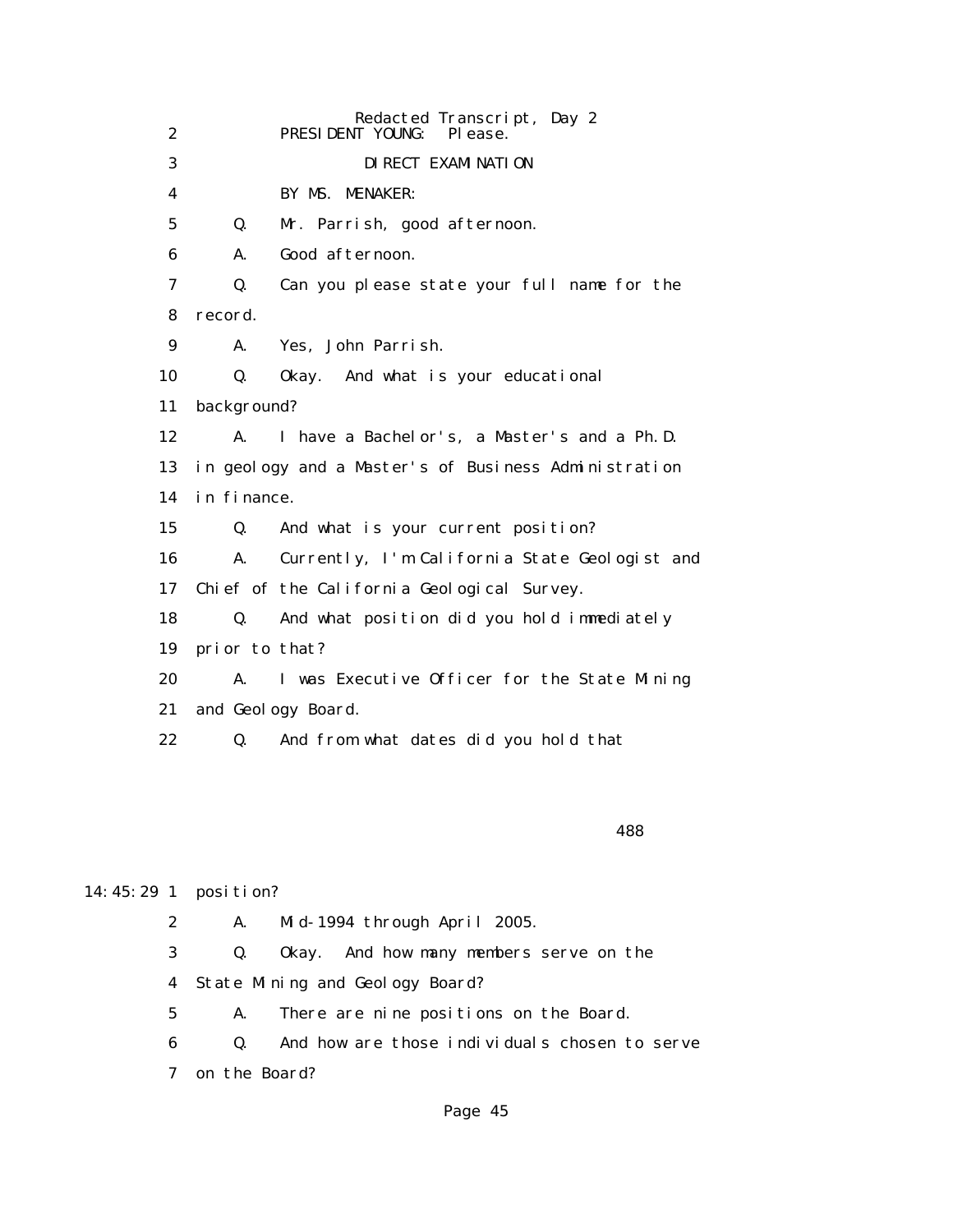2 PRESIDENT YOUNG: Please.

3 DIRECT EXAMINATION

4 BY MS. MENAKER:

5 Q. Mr. Parrish, good afternoon.

6 A. Good afternoon.

7 Q. Can you please state your full name for the

8 record.

9 A. Yes, John Parrish.

10 Q. Okay. And what is your educational

11 background?

12 A. I have a Bachelor's, a Master's and a Ph.D.

13 in geology and a Master's of Business Administration

14 in finance.

15 Q. And what is your current position?

16 A. Currently, I'm California State Geologist and

17 Chief of the California Geological Survey.

18 Q. And what position did you hold immediately

19 prior to that?

20 A. I was Executive Officer for the State Mining

21 and Geology Board.

22 Q. And from what dates did you hold that

488

14:45:29 1 position?

2 A. Mid-1994 through April 2005.

3 Q. Okay. And how many members serve on the

4 State Mining and Geology Board?

5 A. There are nine positions on the Board.

6 Q. And how are those individuals chosen to serve

7 on the Board?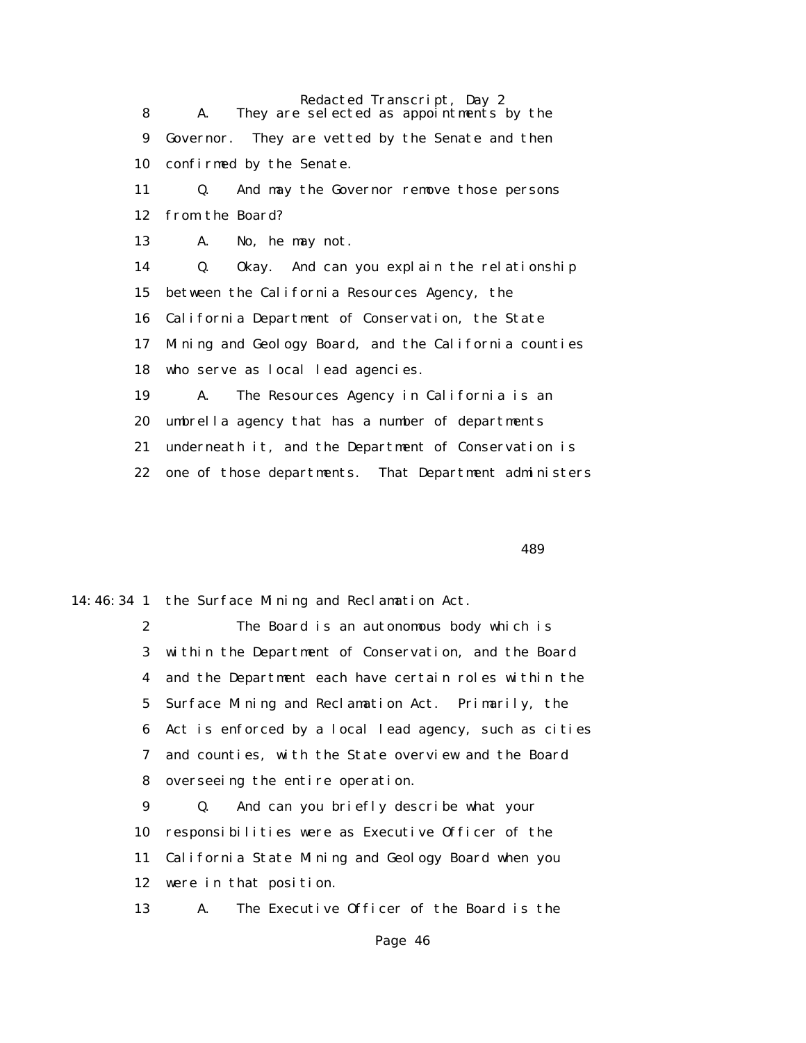8 A. They are selected as appointments by the
9 Governor. They are vetted by the Senate and then
10 confirmed by the Senate.
11 Q. And may the Governor remove those persons
12 from the Board?
13 A. No, he may not.
14 Q. Okay. And can you explain the relationship
15 between the California Resources Agency, the
16 California Department of Conservation, the State
17 Mining and Geology Board, and the California counties
18 who serve as local lead agencies.
19 A. The Resources Agency in California is an
20 umbrella agency that has a number of departments
21 underneath it, and the Department of Conservation is
22 one of those departments. That Department administers

489

14:46:34 1 the Surface Mining and Reclamation Act.
2 The Board is an autonomous body which is
3 within the Department of Conservation, and the Board
4 and the Department each have certain roles within the
5 Surface Mining and Reclamation Act. Primarily, the
6 Act is enforced by a local lead agency, such as cities
7 and counties, with the State overview and the Board
8 overseeing the entire operation.
9 Q. And can you briefly describe what your
10 responsibilities were as Executive Officer of the
11 California State Mining and Geology Board when you
12 were in that position.
13 A. The Executive Officer of the Board is the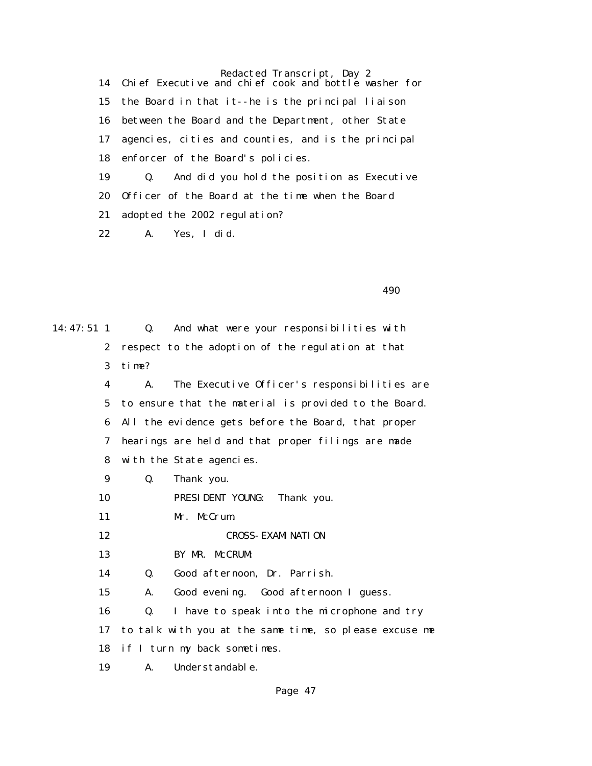14 Chief Executive and chief cook and bottle washer for

15 the Board in that it--he is the principal liaison

16 between the Board and the Department, other State

17 agencies, cities and counties, and is the principal

18 enforcer of the Board's policies.

19 Q. And did you hold the position as Executive

20 Officer of the Board at the time when the Board

21 adopted the 2002 regulation?

22 A. Yes, I did.

490

14:47:51 1 Q. And what were your responsibilities with

2 respect to the adoption of the regulation at that

3 time?

4 A. The Executive Officer's responsibilities are

5 to ensure that the material is provided to the Board.

6 All the evidence gets before the Board, that proper

7 hearings are held and that proper filings are made

8 with the State agencies.

9 Q. Thank you.

10 PRESIDENT YOUNG: Thank you.

11 Mr. McCrum.

12 CROSS-EXAMINATION

13 BY MR. McCRUM:

14 Q. Good afternoon, Dr. Parrish.

15 A. Good evening. Good afternoon I guess.

16 Q. I have to speak into the microphone and try

17 to talk with you at the same time, so please excuse me

18 if I turn my back sometimes.

19 A. Understandable.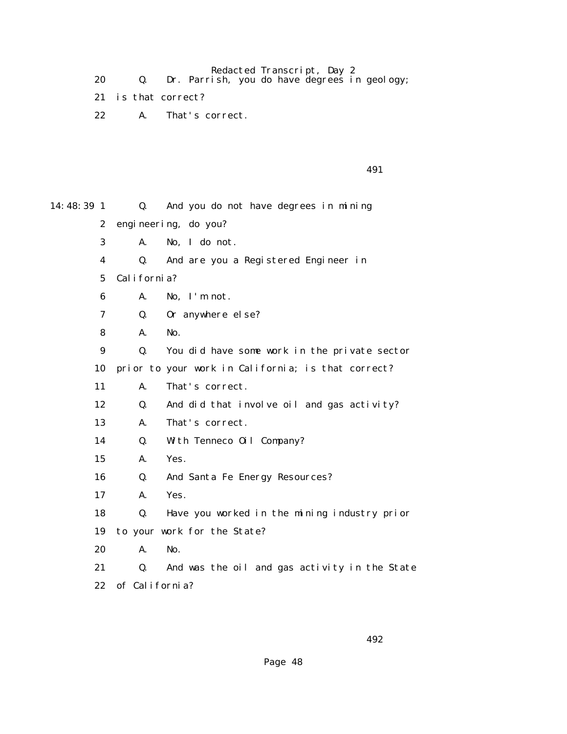20 Q. Dr. Parrish, you do have degrees in geology;

21 is that correct?

22 A. That's correct.

491

14:48:39 1 Q. And you do not have degrees in mining

2 engineering, do you?

3 A. No, I do not.

4 Q. And are you a Registered Engineer in

5 California?

6 A. No, I'm not.

7 Q. Or anywhere else?

8 A. No.

9 Q. You did have some work in the private sector

10 prior to your work in California; is that correct?

11 A. That's correct.

12 Q. And did that involve oil and gas activity?

13 A. That's correct.

14 Q. With Tenneco Oil Company?

15 A. Yes.

16 Q. And Santa Fe Energy Resources?

17 A. Yes.

18 Q. Have you worked in the mining industry prior

19 to your work for the State?

20 A. No.

21 Q. And was the oil and gas activity in the State

22 of California?

492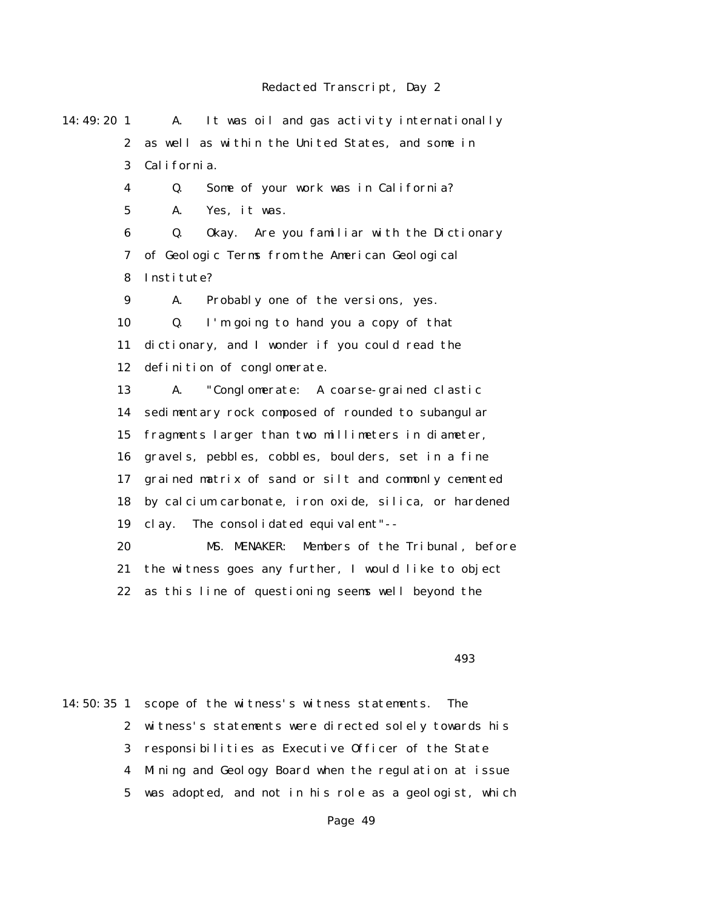14:49:20 1 A. It was oil and gas activity internationally
2 as well as within the United States, and some in
3 California.
4 Q. Some of your work was in California?
5 A. Yes, it was.
6 Q. Okay. Are you familiar with the Dictionary
7 of Geologic Terms from the American Geological
8 Institute?
9 A. Probably one of the versions, yes.
10 Q. I'm going to hand you a copy of that
11 dictionary, and I wonder if you could read the
12 definition of conglomerate.
13 A. "Conglomerate: A coarse-grained clastic
14 sedimentary rock composed of rounded to subangular
15 fragments larger than two millimeters in diameter,
16 gravels, pebbles, cobbles, boulders, set in a fine
17 grained matrix of sand or silt and commonly cemented
18 by calcium carbonate, iron oxide, silica, or hardened
19 clay. The consolidated equivalent"--
20 MS. MENAKER: Members of the Tribunal, before
21 the witness goes any further, I would like to object
22 as this line of questioning seems well beyond the

493

14:50:35 1 scope of the witness's witness statements. The
2 witness's statements were directed solely towards his
3 responsibilities as Executive Officer of the State
4 Mining and Geology Board when the regulation at issue
5 was adopted, and not in his role as a geologist, which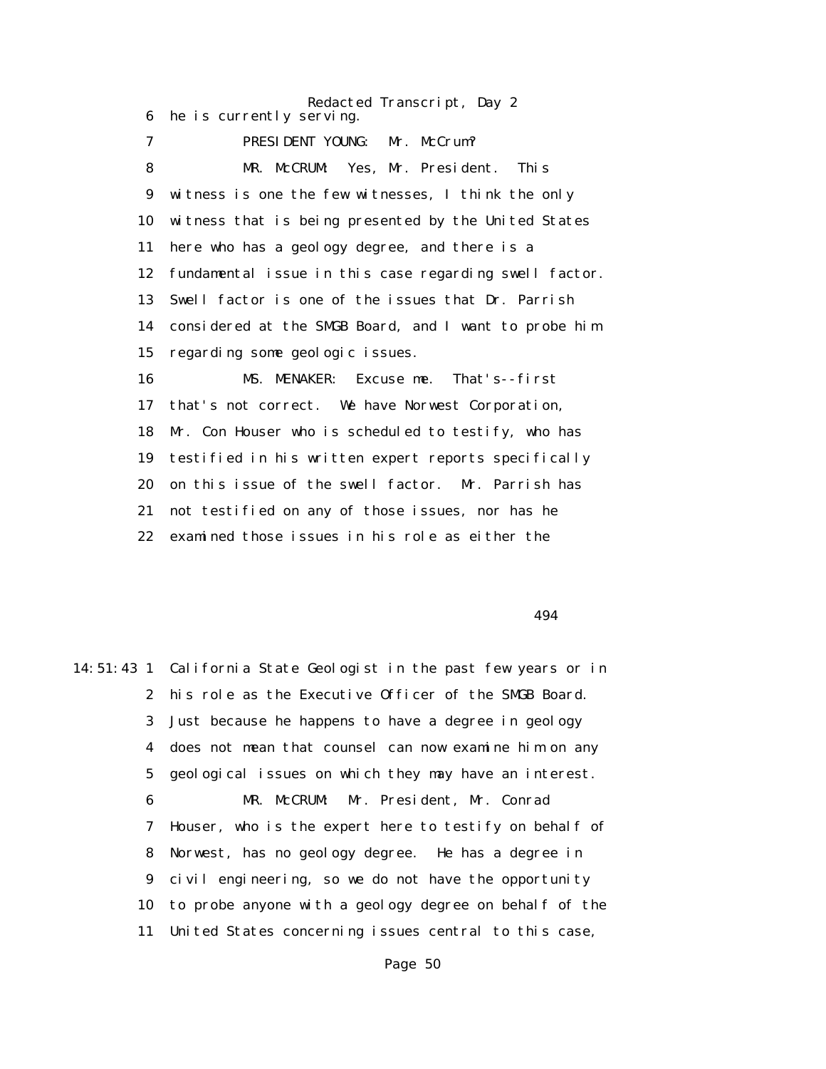6 he is currently serving.

7 PRESIDENT YOUNG: Mr. McCrum?

8 MR. McCRUM: Yes, Mr. President. This

9 witness is one the few witnesses, I think the only

10 witness that is being presented by the United States

11 here who has a geology degree, and there is a

12 fundamental issue in this case regarding swell factor.

13 Swell factor is one of the issues that Dr. Parrish

14 considered at the SMGB Board, and I want to probe him

15 regarding some geologic issues.

16 MS. MENAKER: Excuse me. That's--first

17 that's not correct. We have Norwest Corporation,

18 Mr. Con Houser who is scheduled to testify, who has

19 testified in his written expert reports specifically

20 on this issue of the swell factor. Mr. Parrish has

21 not testified on any of those issues, nor has he

22 examined those issues in his role as either the

494

14:51:43 1 California State Geologist in the past few years or in

2 his role as the Executive Officer of the SMGB Board.

3 Just because he happens to have a degree in geology

4 does not mean that counsel can now examine him on any

5 geological issues on which they may have an interest.

6 MR. McCRUM: Mr. President, Mr. Conrad

7 Houser, who is the expert here to testify on behalf of

8 Norwest, has no geology degree. He has a degree in

9 civil engineering, so we do not have the opportunity

10 to probe anyone with a geology degree on behalf of the

11 United States concerning issues central to this case,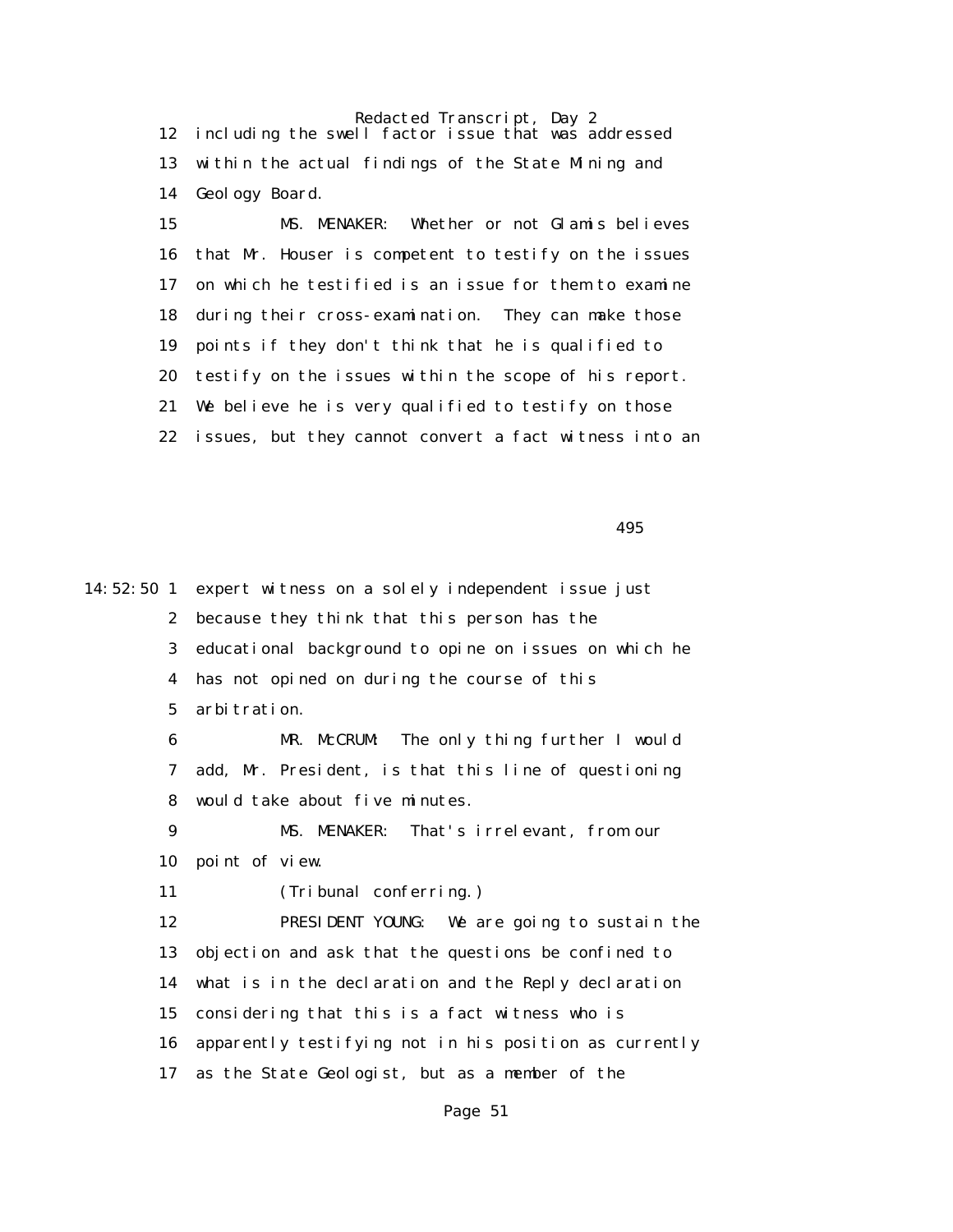12 including the swell factor issue that was addressed

13 within the actual findings of the State Mining and

14 Geology Board.

15 MS. MENAKER: Whether or not Glamis believes

16 that Mr. Houser is competent to testify on the issues

17 on which he testified is an issue for them to examine

18 during their cross-examination. They can make those

19 points if they don't think that he is qualified to

20 testify on the issues within the scope of his report.

21 We believe he is very qualified to testify on those

22 issues, but they cannot convert a fact witness into an

495

14:52:50 1 expert witness on a solely independent issue just

2 because they think that this person has the

3 educational background to opine on issues on which he

4 has not opined on during the course of this

5 arbitration.

6 MR. McCRUM: The only thing further I would

7 add, Mr. President, is that this line of questioning

8 would take about five minutes.

9 MS. MENAKER: That's irrelevant, from our

10 point of view.

11 (Tribunal conferring.)

12 PRESIDENT YOUNG: We are going to sustain the

13 objection and ask that the questions be confined to

14 what is in the declaration and the Reply declaration

15 considering that this is a fact witness who is

16 apparently testifying not in his position as currently

17 as the State Geologist, but as a member of the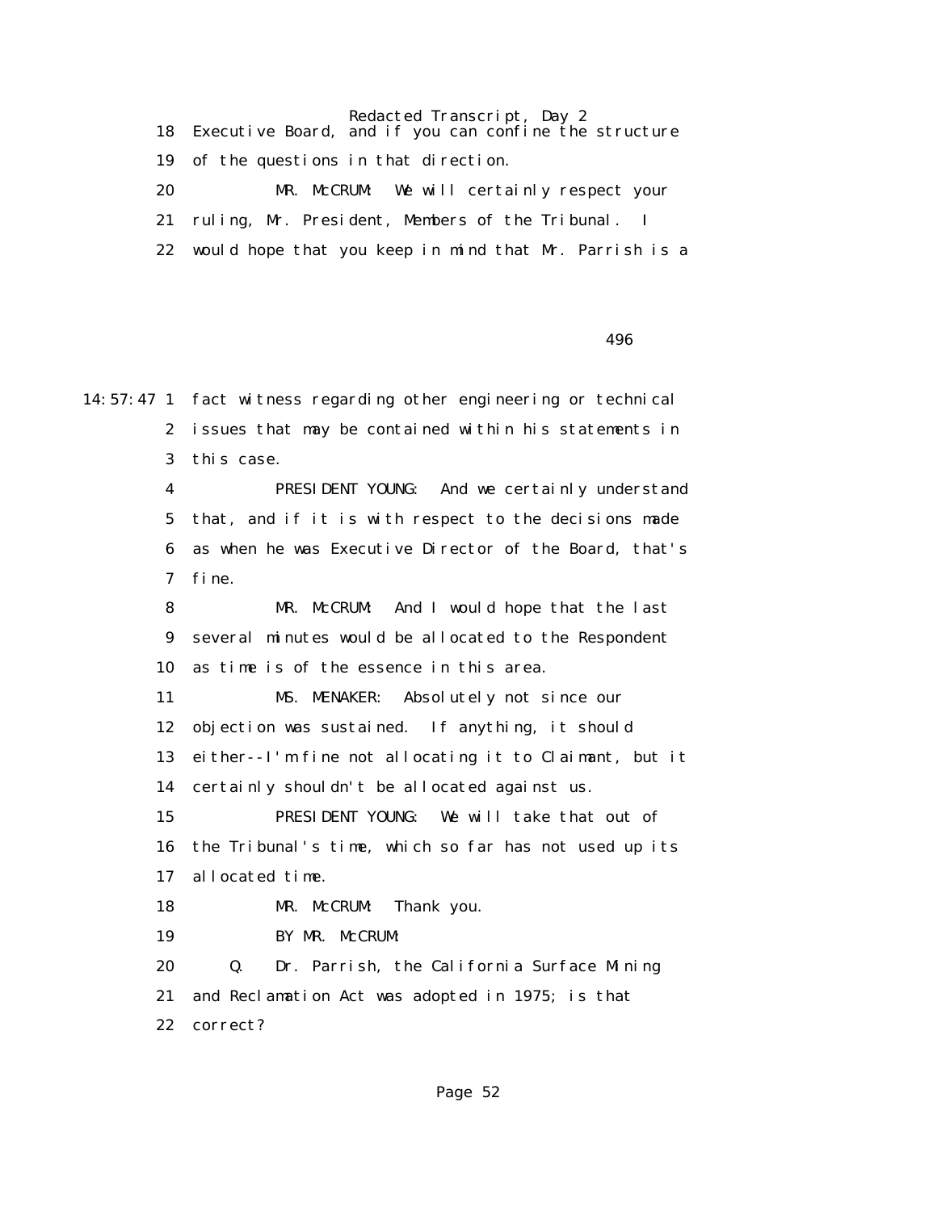18 Executive Board, and if you can confine the structure

19 of the questions in that direction.

20 MR. McCRUM: We will certainly respect your

21 ruling, Mr. President, Members of the Tribunal. I

22 would hope that you keep in mind that Mr. Parrish is a

496

14:57:47 1 fact witness regarding other engineering or technical

2 issues that may be contained within his statements in

3 this case.

4 PRESIDENT YOUNG: And we certainly understand

5 that, and if it is with respect to the decisions made

6 as when he was Executive Director of the Board, that's

7 fine.

8 MR. McCRUM: And I would hope that the last

9 several minutes would be allocated to the Respondent

10 as time is of the essence in this area.

11 MS. MENAKER: Absolutely not since our

12 objection was sustained. If anything, it should

13 either--I'm fine not allocating it to Claimant, but it

14 certainly shouldn't be allocated against us.

15 PRESIDENT YOUNG: We will take that out of

16 the Tribunal's time, which so far has not used up its

17 allocated time.

18 MR. McCRUM: Thank you.

19 BY MR. McCRUM:

20 Q. Dr. Parrish, the California Surface Mining

21 and Reclamation Act was adopted in 1975; is that

22 correct?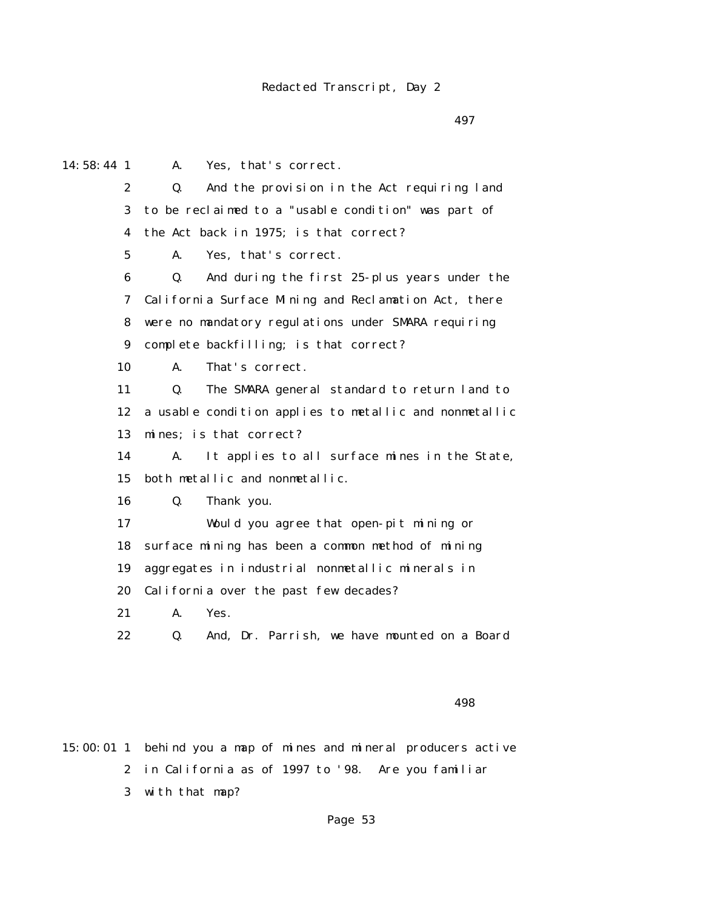Redacted Transcript, Day 2

497

14:58:44 1 A. Yes, that's correct.

2 Q. And the provision in the Act requiring land

3 to be reclaimed to a "usable condition" was part of

4 the Act back in 1975; is that correct?

5 A. Yes, that's correct.

6 Q. And during the first 25-plus years under the

7 California Surface Mining and Reclamation Act, there

8 were no mandatory regulations under SMARA requiring

9 complete backfilling; is that correct?

10 A. That's correct.

11 Q. The SMARA general standard to return land to

12 a usable condition applies to metallic and nonmetallic

13 mines; is that correct?

14 A. It applies to all surface mines in the State,

15 both metallic and nonmetallic.

16 Q. Thank you.

17 Would you agree that open-pit mining or

18 surface mining has been a common method of mining

19 aggregates in industrial nonmetallic minerals in

20 California over the past few decades?

21 A. Yes.

22 Q. And, Dr. Parrish, we have mounted on a Board

498

15:00:01 1 behind you a map of mines and mineral producers active

2 in California as of 1997 to '98. Are you familiar

3 with that map?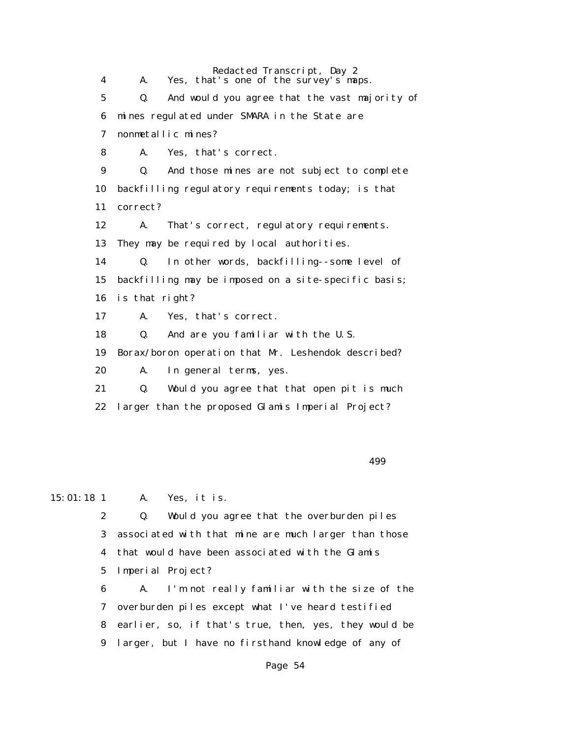4 A. Yes, that's one of the survey's maps.

5 Q. And would you agree that the vast majority of

6 mines regulated under SMARA in the State are

7 nonmetallic mines?

8 A. Yes, that's correct.

9 Q. And those mines are not subject to complete

10 backfilling regulatory requirements today; is that

11 correct?

12 A. That's correct, regulatory requirements.

13 They may be required by local authorities.

14 Q. In other words, backfilling--some level of

15 backfilling may be imposed on a site-specific basis;

16 is that right?

17 A. Yes, that's correct.

18 Q. And are you familiar with the U.S.

19 Borax/boron operation that Mr. Leshendok described?

20 A. In general terms, yes.

21 Q. Would you agree that that open pit is much

22 larger than the proposed Glamis Imperial Project?

499

15:01:18 1 A. Yes, it is.

2 Q. Would you agree that the overburden piles

3 associated with that mine are much larger than those

4 that would have been associated with the Glamis

5 Imperial Project?

6 A. I'm not really familiar with the size of the

7 overburden piles except what I've heard testified

8 earlier, so, if that's true, then, yes, they would be

9 larger, but I have no firsthand knowledge of any of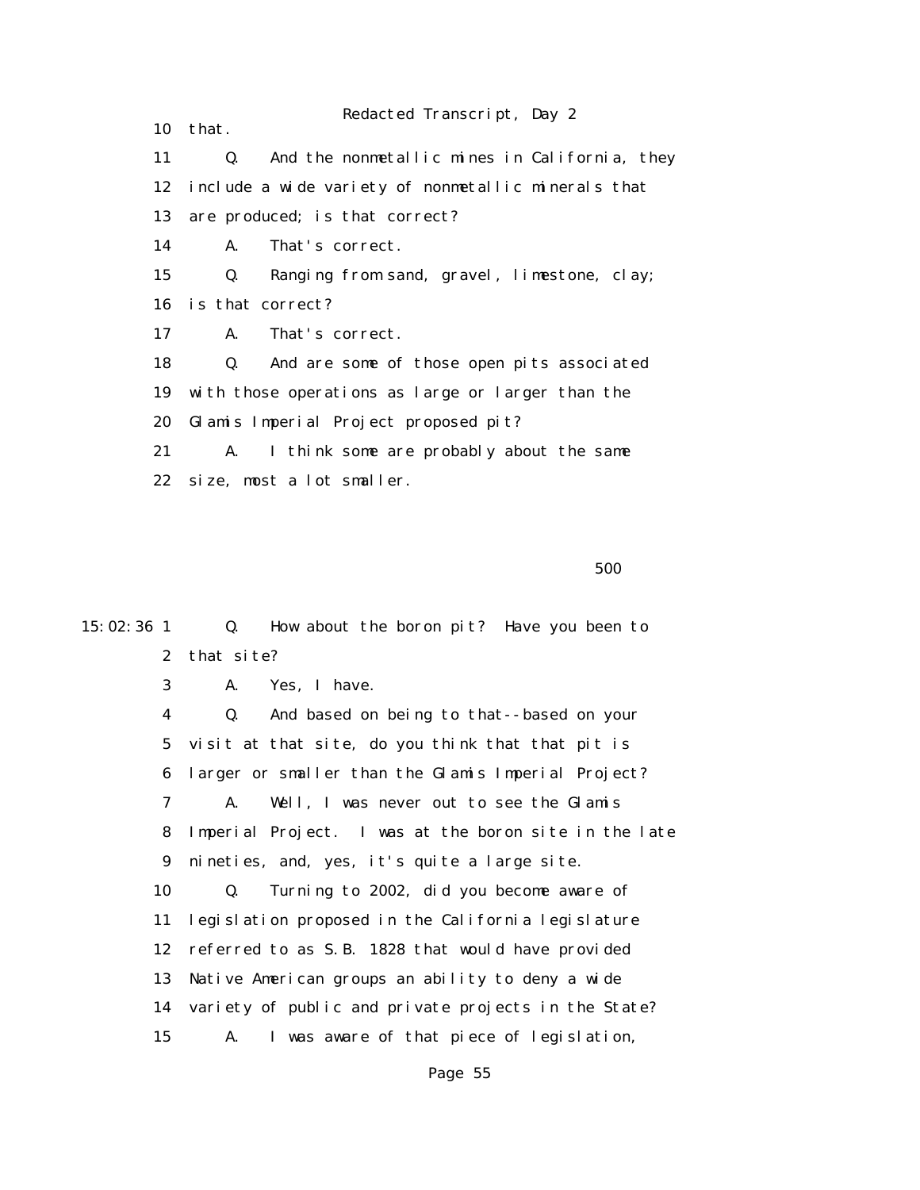10 that.

11 Q. And the nonmetallic mines in California, they

12 include a wide variety of nonmetallic minerals that

13 are produced; is that correct?

14 A. That's correct.

15 Q. Ranging from sand, gravel, limestone, clay;

16 is that correct?

17 A. That's correct.

18 Q. And are some of those open pits associated

19 with those operations as large or larger than the

20 Glamis Imperial Project proposed pit?

21 A. I think some are probably about the same

22 size, most a lot smaller.

500

15:02:36 1 Q. How about the boron pit? Have you been to

2 that site?

3 A. Yes, I have.

4 Q. And based on being to that--based on your

5 visit at that site, do you think that that pit is

6 larger or smaller than the Glamis Imperial Project?

7 A. Well, I was never out to see the Glamis

8 Imperial Project. I was at the boron site in the late

9 nineties, and, yes, it's quite a large site.

10 Q. Turning to 2002, did you become aware of

11 legislation proposed in the California legislature

12 referred to as S.B. 1828 that would have provided

13 Native American groups an ability to deny a wide

14 variety of public and private projects in the State?

15 A. I was aware of that piece of legislation,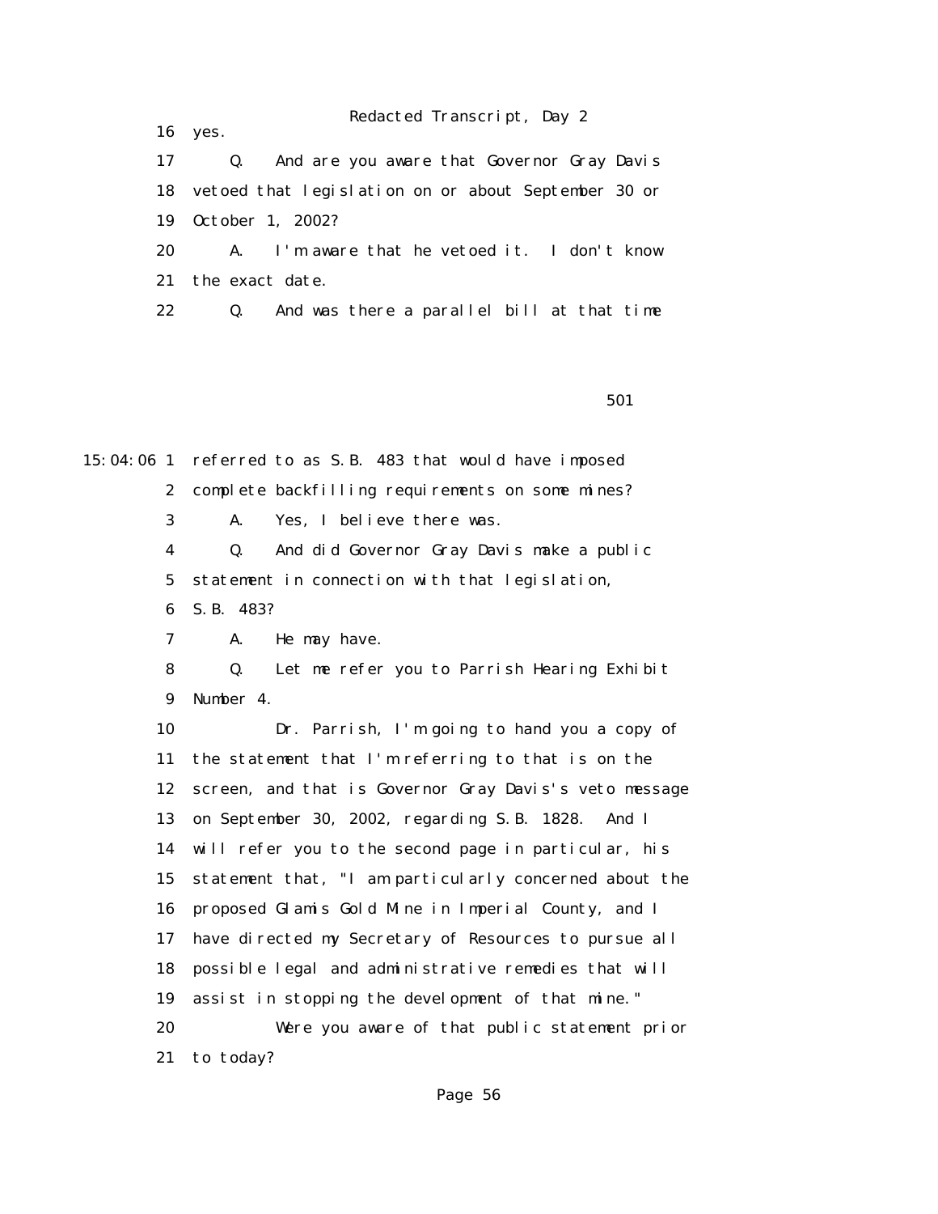16 yes.

17 Q. And are you aware that Governor Gray Davis

18 vetoed that legislation on or about September 30 or

19 October 1, 2002?

20 A. I'm aware that he vetoed it. I don't know

21 the exact date.

22 Q. And was there a parallel bill at that time

501

15:04:06 1 referred to as S.B. 483 that would have imposed

2 complete backfilling requirements on some mines?

3 A. Yes, I believe there was.

4 Q. And did Governor Gray Davis make a public

5 statement in connection with that legislation,

6 S.B. 483?

7 A. He may have.

8 Q. Let me refer you to Parrish Hearing Exhibit

9 Number 4.

10 Dr. Parrish, I'm going to hand you a copy of

11 the statement that I'm referring to that is on the

12 screen, and that is Governor Gray Davis's veto message

13 on September 30, 2002, regarding S.B. 1828. And I

14 will refer you to the second page in particular, his

15 statement that, "I am particularly concerned about the

16 proposed Glamis Gold Mine in Imperial County, and I

17 have directed my Secretary of Resources to pursue all

18 possible legal and administrative remedies that will

19 assist in stopping the development of that mine."

20 Were you aware of that public statement prior

21 to today?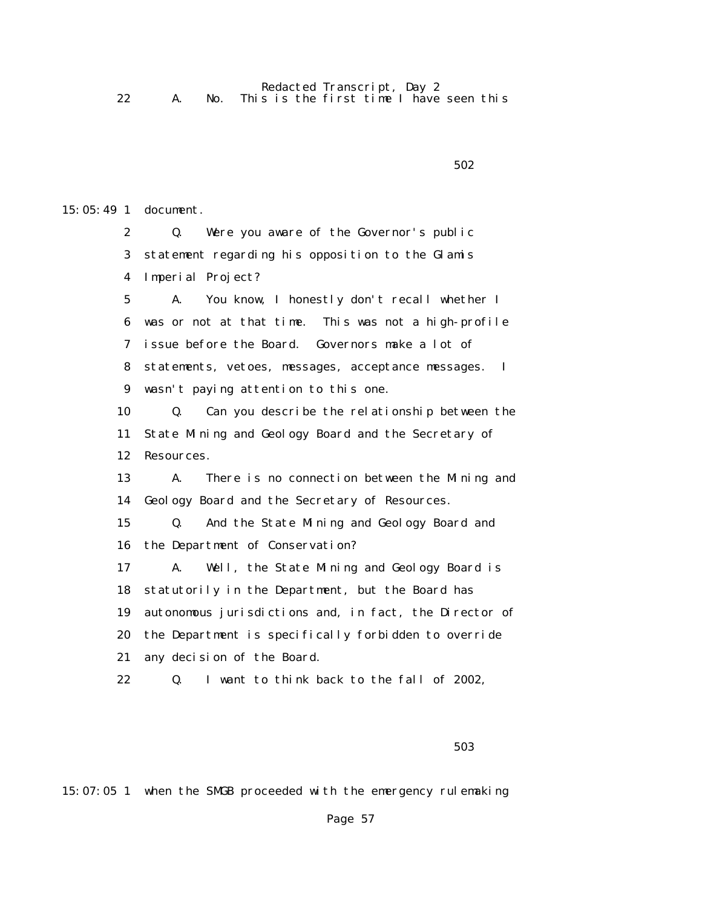22 A. No. This is the first time I have seen this

502

15:05:49 1 document.

2 Q. Were you aware of the Governor's public

3 statement regarding his opposition to the Glamis

4 Imperial Project?

5 A. You know, I honestly don't recall whether I

6 was or not at that time. This was not a high-profile

7 issue before the Board. Governors make a lot of

8 statements, vetoes, messages, acceptance messages. I

9 wasn't paying attention to this one.

10 Q. Can you describe the relationship between the

11 State Mining and Geology Board and the Secretary of

12 Resources.

13 A. There is no connection between the Mining and

14 Geology Board and the Secretary of Resources.

15 Q. And the State Mining and Geology Board and

16 the Department of Conservation?

17 A. Well, the State Mining and Geology Board is

18 statutorily in the Department, but the Board has

19 autonomous jurisdictions and, in fact, the Director of

20 the Department is specifically forbidden to override

21 any decision of the Board.

22 Q. I want to think back to the fall of 2002,

503

15:07:05 1 when the SMGB proceeded with the emergency rulemaking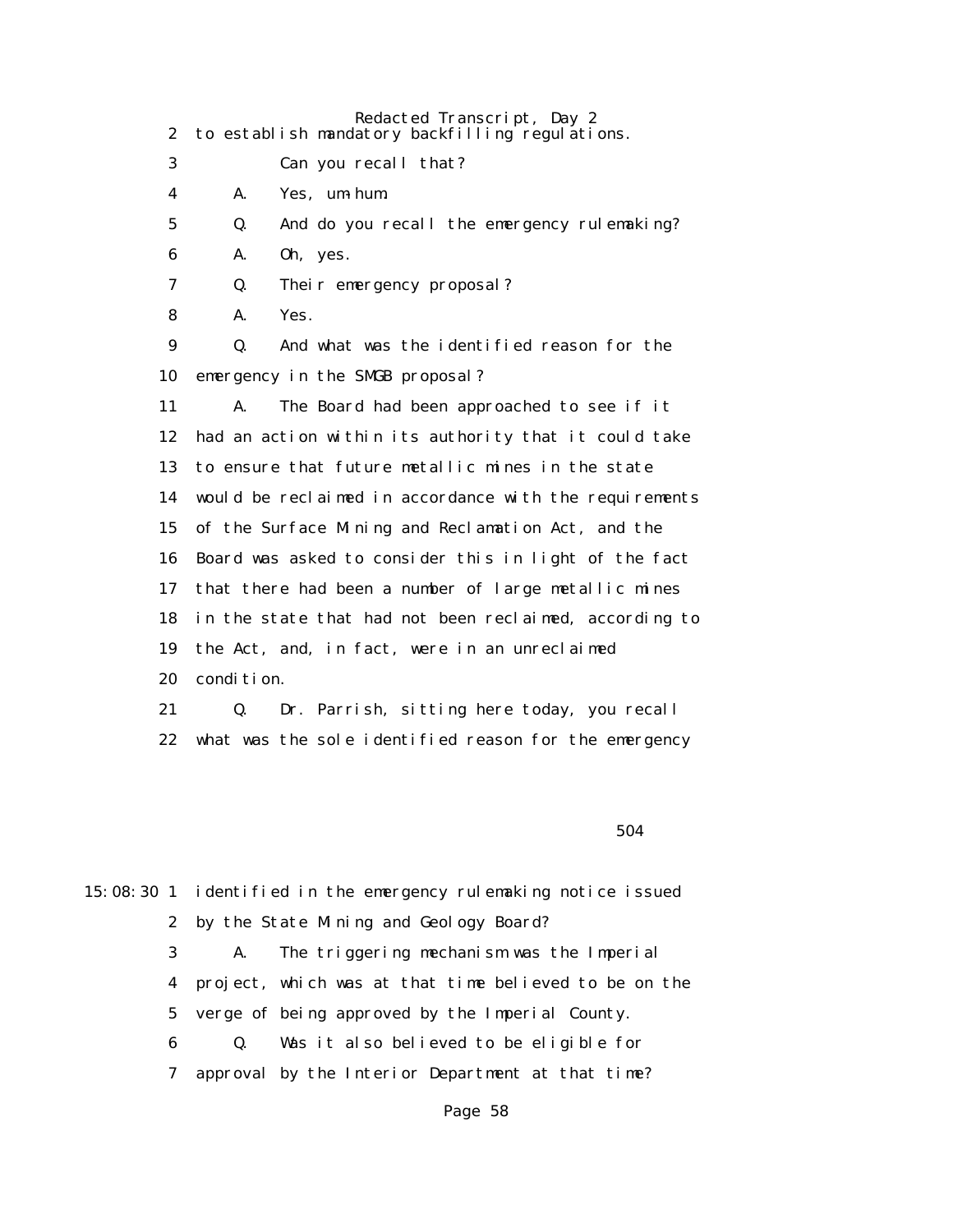2 to establish mandatory backfilling regulations.

3 Can you recall that?

4 A. Yes, um-hum.

5 Q. And do you recall the emergency rulemaking?

6 A. Oh, yes.

7 Q. Their emergency proposal?

8 A. Yes.

9 Q. And what was the identified reason for the

10 emergency in the SMGB proposal?

11 A. The Board had been approached to see if it

12 had an action within its authority that it could take

13 to ensure that future metallic mines in the state

14 would be reclaimed in accordance with the requirements

15 of the Surface Mining and Reclamation Act, and the

16 Board was asked to consider this in light of the fact

17 that there had been a number of large metallic mines

18 in the state that had not been reclaimed, according to

19 the Act, and, in fact, were in an unreclaimed

20 condition.

21 Q. Dr. Parrish, sitting here today, you recall

22 what was the sole identified reason for the emergency

504

15:08:30 1 identified in the emergency rulemaking notice issued

2 by the State Mining and Geology Board?

3 A. The triggering mechanism was the Imperial

4 project, which was at that time believed to be on the

5 verge of being approved by the Imperial County.

6 Q. Was it also believed to be eligible for

7 approval by the Interior Department at that time?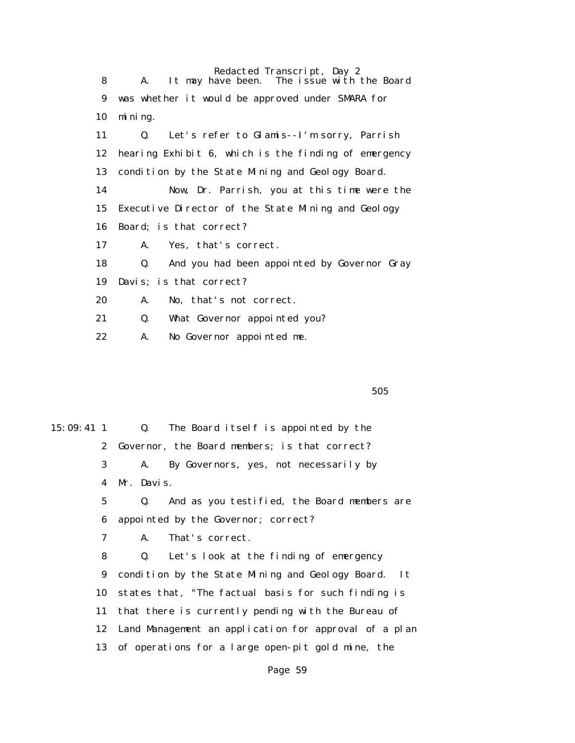8 A. It may have been. The issue with the Board

9 was whether it would be approved under SMARA for

10 mining.

11 Q. Let's refer to Glamis--I'm sorry, Parrish

12 hearing Exhibit 6, which is the finding of emergency

13 condition by the State Mining and Geology Board.

14 Now, Dr. Parrish, you at this time were the

15 Executive Director of the State Mining and Geology

16 Board; is that correct?

17 A. Yes, that's correct.

18 Q. And you had been appointed by Governor Gray

19 Davis; is that correct?

20 A. No, that's not correct.

21 Q. What Governor appointed you?

22 A. No Governor appointed me.

505

15:09:41 1 Q. The Board itself is appointed by the

2 Governor, the Board members; is that correct?

3 A. By Governors, yes, not necessarily by

4 Mr. Davis.

5 Q. And as you testified, the Board members are

6 appointed by the Governor; correct?

7 A. That's correct.

8 Q. Let's look at the finding of emergency

9 condition by the State Mining and Geology Board. It

10 states that, "The factual basis for such finding is

11 that there is currently pending with the Bureau of

12 Land Management an application for approval of a plan

13 of operations for a large open-pit gold mine, the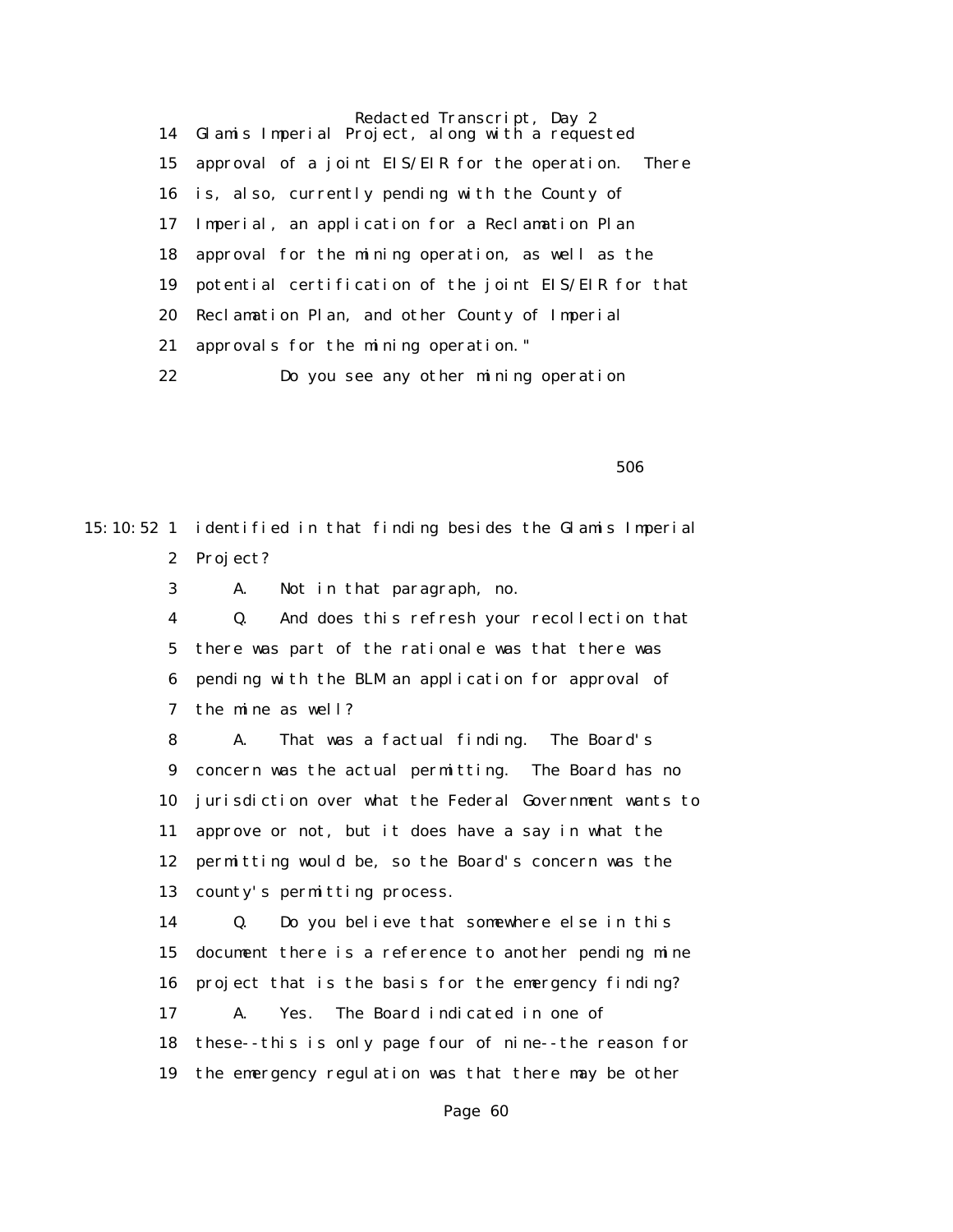14 Glamis Imperial Project, along with a requested

15 approval of a joint EIS/EIR for the operation. There

16 is, also, currently pending with the County of

17 Imperial, an application for a Reclamation Plan

18 approval for the mining operation, as well as the

19 potential certification of the joint EIS/EIR for that

20 Reclamation Plan, and other County of Imperial

21 approvals for the mining operation."

22 Do you see any other mining operation

506

15:10:52 1 identified in that finding besides the Glamis Imperial

2 Project?

3 A. Not in that paragraph, no.

4 Q. And does this refresh your recollection that

5 there was part of the rationale was that there was

6 pending with the BLM an application for approval of

7 the mine as well?

8 A. That was a factual finding. The Board's

9 concern was the actual permitting. The Board has no

10 jurisdiction over what the Federal Government wants to

11 approve or not, but it does have a say in what the

12 permitting would be, so the Board's concern was the

13 county's permitting process.

14 Q. Do you believe that somewhere else in this

15 document there is a reference to another pending mine

16 project that is the basis for the emergency finding?

17 A. Yes. The Board indicated in one of

18 these--this is only page four of nine--the reason for

19 the emergency regulation was that there may be other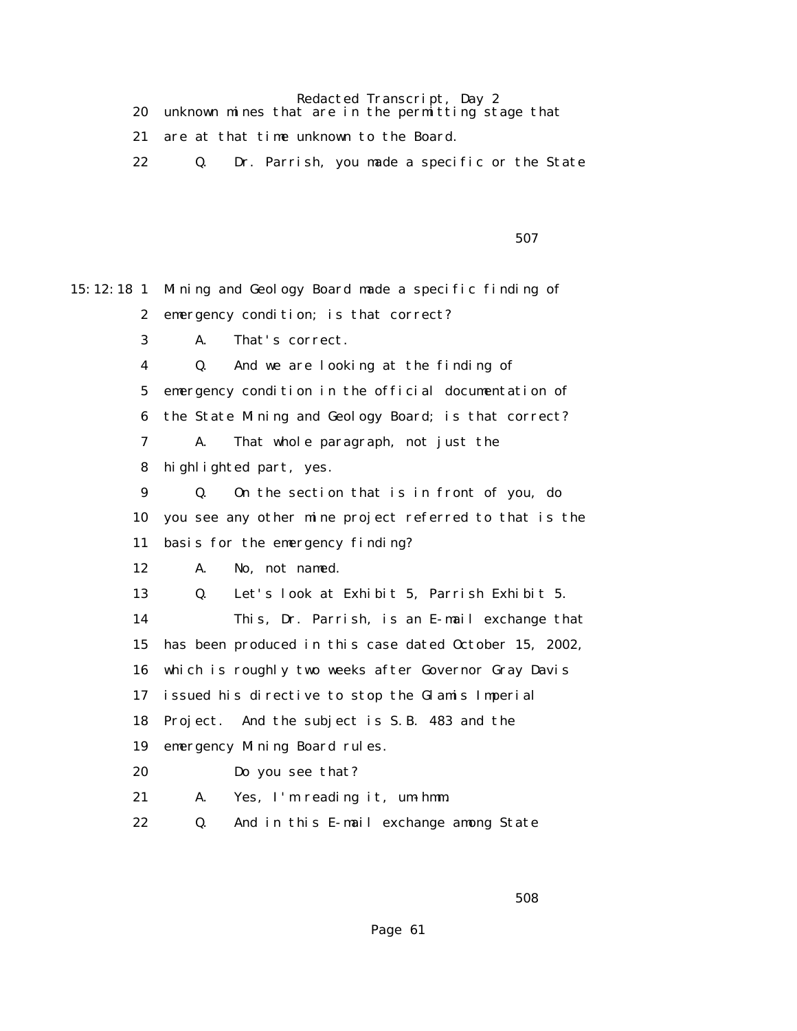20 unknown mines that are in the permitting stage that

21 are at that time unknown to the Board.

22 Q. Dr. Parrish, you made a specific or the State

15:12:18 1 Mining and Geology Board made a specific finding of

2 emergency condition; is that correct?

3 A. That's correct.

4 Q. And we are looking at the finding of

5 emergency condition in the official documentation of

6 the State Mining and Geology Board; is that correct?

7 A. That whole paragraph, not just the

8 highlighted part, yes.

9 Q. On the section that is in front of you, do

10 you see any other mine project referred to that is the

11 basis for the emergency finding?

12 A. No, not named.

13 Q. Let's look at Exhibit 5, Parrish Exhibit 5.

14 This, Dr. Parrish, is an E-mail exchange that

15 has been produced in this case dated October 15, 2002,

16 which is roughly two weeks after Governor Gray Davis

17 issued his directive to stop the Glamis Imperial

18 Project. And the subject is S.B. 483 and the

19 emergency Mining Board rules.

20 Do you see that?

21 A. Yes, I'm reading it, um-hmm.

22 Q. And in this E-mail exchange among State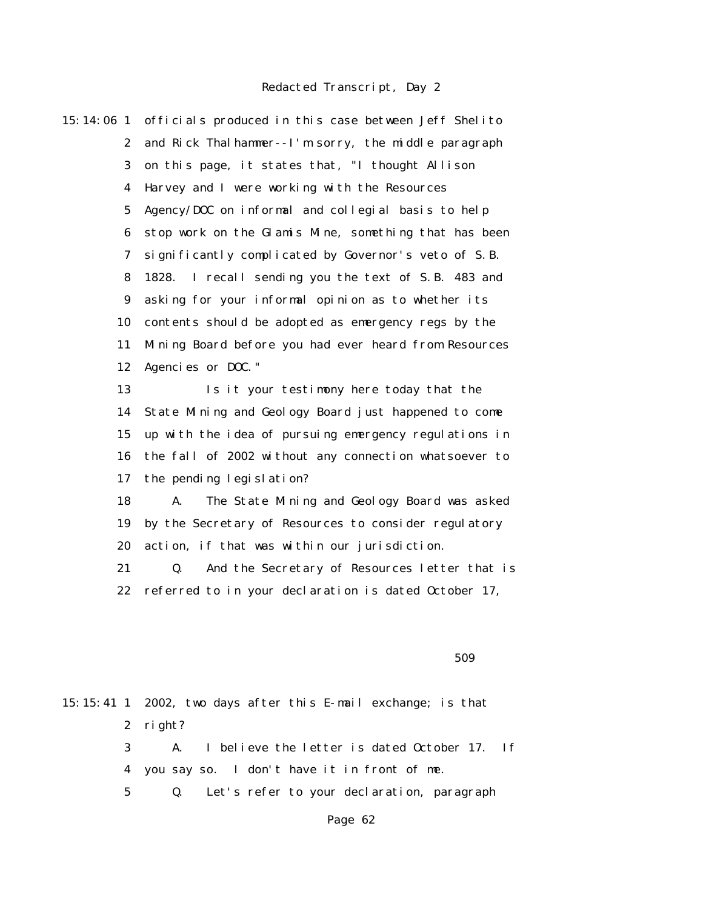15:14:06 1 officials produced in this case between Jeff Shelito

2 and Rick Thalhammer--I'm sorry, the middle paragraph

3 on this page, it states that, "I thought Allison

4 Harvey and I were working with the Resources

5 Agency/DOC on informal and collegial basis to help

6 stop work on the Glamis Mine, something that has been

7 significantly complicated by Governor's veto of S.B.

8 1828. I recall sending you the text of S.B. 483 and

9 asking for your informal opinion as to whether its

10 contents should be adopted as emergency regs by the

11 Mining Board before you had ever heard from Resources

12 Agencies or DOC."

13 Is it your testimony here today that the

14 State Mining and Geology Board just happened to come

15 up with the idea of pursuing emergency regulations in

16 the fall of 2002 without any connection whatsoever to

17 the pending legislation?

18 A. The State Mining and Geology Board was asked

19 by the Secretary of Resources to consider regulatory

20 action, if that was within our jurisdiction.

21 Q. And the Secretary of Resources letter that is

22 referred to in your declaration is dated October 17,

509

15:15:41 1 2002, two days after this E-mail exchange; is that

2 right?

3 A. I believe the letter is dated October 17. If

4 you say so. I don't have it in front of me.

5 Q. Let's refer to your declaration, paragraph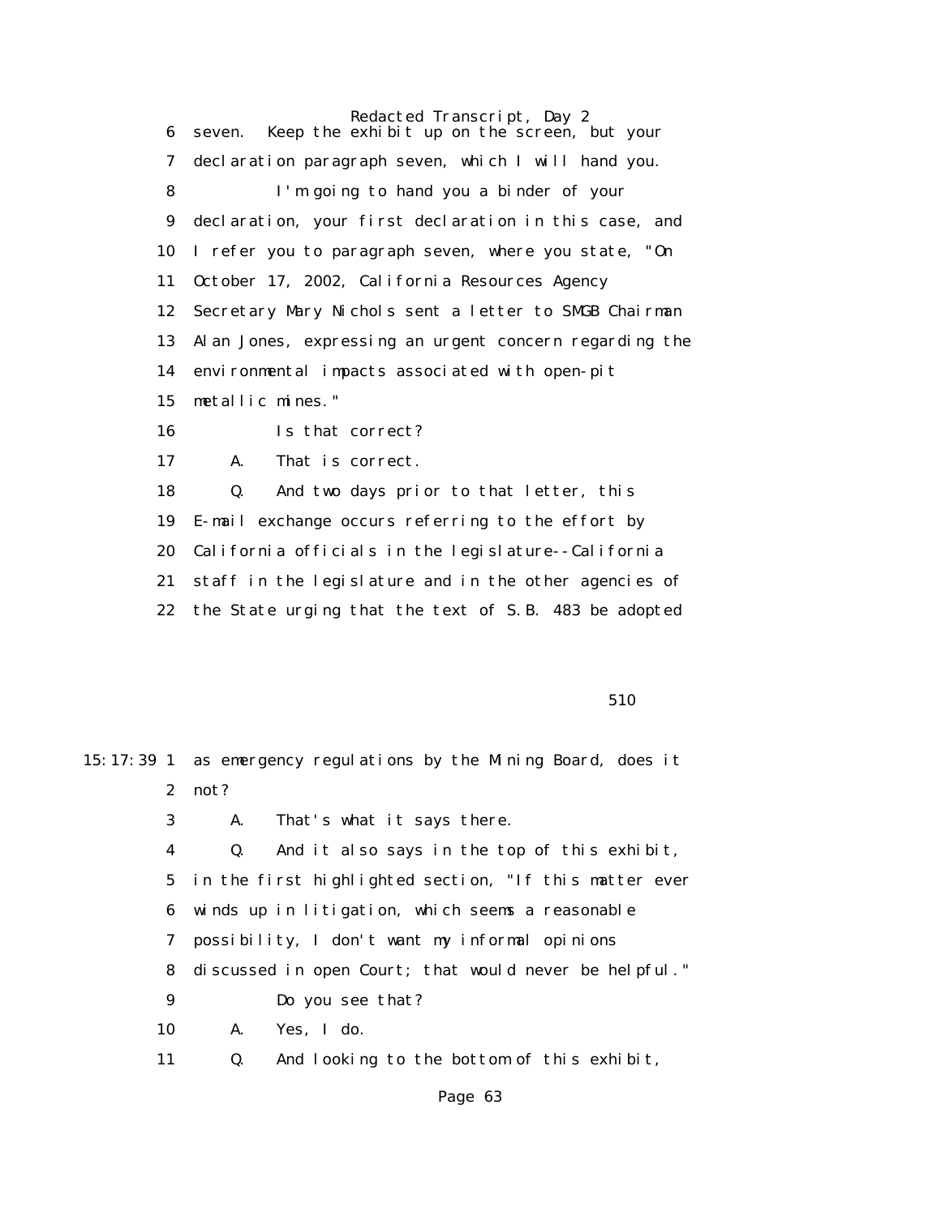6 seven. Keep the exhibit up on the screen, but your

7 declaration paragraph seven, which I will hand you.

8 I'm going to hand you a binder of your

9 declaration, your first declaration in this case, and

10 I refer you to paragraph seven, where you state, "On

11 October 17, 2002, California Resources Agency

12 Secretary Mary Nichols sent a letter to SMGB Chairman

13 Alan Jones, expressing an urgent concern regarding the

14 environmental impacts associated with open-pit

15 metallic mines."

16 Is that correct?

17 A. That is correct.

18 Q. And two days prior to that letter, this

19 E-mail exchange occurs referring to the effort by

20 California officials in the legislature--California

21 staff in the legislature and in the other agencies of

22 the State urging that the text of S.B. 483 be adopted

510

15:17:39 1 as emergency regulations by the Mining Board, does it

2 not?

3 A. That's what it says there.

4 Q. And it also says in the top of this exhibit,

5 in the first highlighted section, "If this matter ever

6 winds up in litigation, which seems a reasonable

7 possibility, I don't want my informal opinions

8 discussed in open Court; that would never be helpful."

9 Do you see that?

10 A. Yes, I do.

11 Q. And looking to the bottom of this exhibit,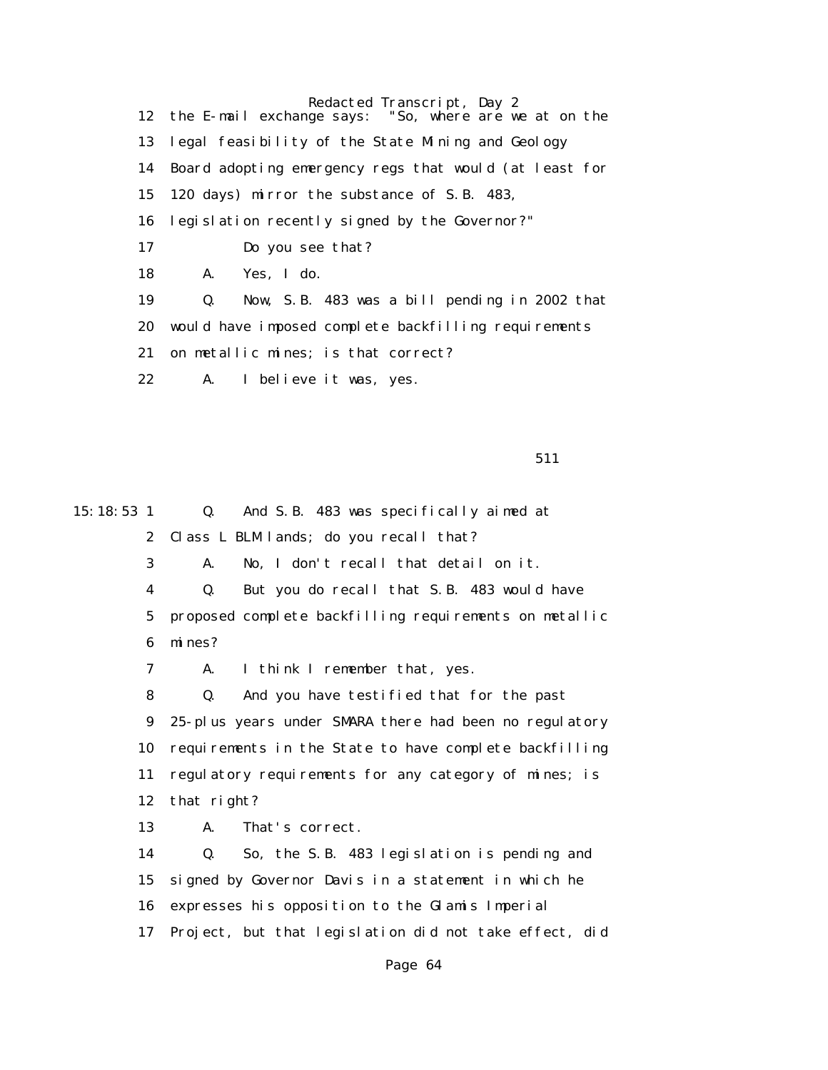12 the E-mail exchange says: "So, where are we at on the

13 legal feasibility of the State Mining and Geology

14 Board adopting emergency regs that would (at least for

15 120 days) mirror the substance of S.B. 483,

16 legislation recently signed by the Governor?"

17 Do you see that?

18 A. Yes, I do.

19 Q. Now, S.B. 483 was a bill pending in 2002 that

20 would have imposed complete backfilling requirements

21 on metallic mines; is that correct?

22 A. I believe it was, yes.

511

15:18:53 1 Q. And S.B. 483 was specifically aimed at

2 Class L BLM lands; do you recall that?

3 A. No, I don't recall that detail on it.

4 Q. But you do recall that S.B. 483 would have

5 proposed complete backfilling requirements on metallic

6 mines?

7 A. I think I remember that, yes.

8 Q. And you have testified that for the past

9 25-plus years under SMARA there had been no regulatory

10 requirements in the State to have complete backfilling

11 regulatory requirements for any category of mines; is

12 that right?

13 A. That's correct.

14 Q. So, the S.B. 483 legislation is pending and

15 signed by Governor Davis in a statement in which he

16 expresses his opposition to the Glamis Imperial

17 Project, but that legislation did not take effect, did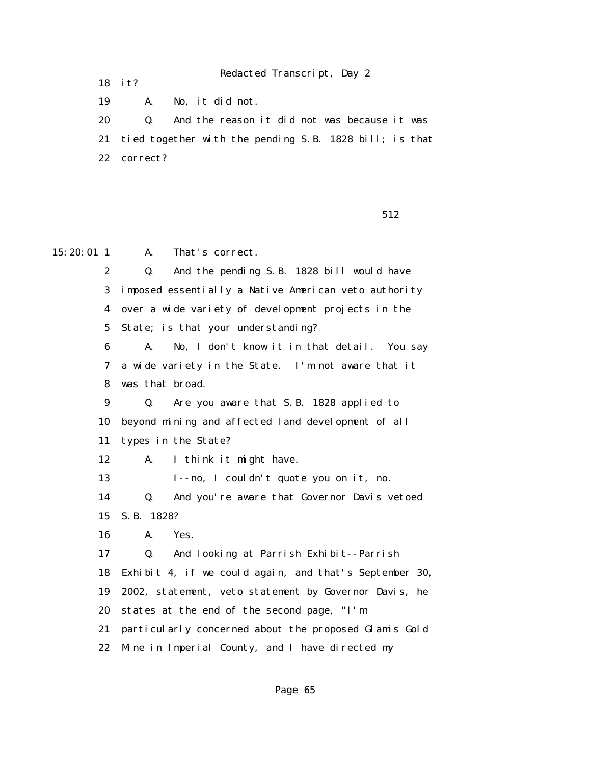18 it?

19 A. No, it did not.

20 Q. And the reason it did not was because it was

21 tied together with the pending S.B. 1828 bill; is that

22 correct?

512

15:20:01 1 A. That's correct.

2 Q. And the pending S.B. 1828 bill would have

3 imposed essentially a Native American veto authority

4 over a wide variety of development projects in the

5 State; is that your understanding?

6 A. No, I don't know it in that detail. You say

7 a wide variety in the State. I'm not aware that it

8 was that broad.

9 Q. Are you aware that S.B. 1828 applied to

10 beyond mining and affected land development of all

11 types in the State?

12 A. I think it might have.

13 I--no, I couldn't quote you on it, no.

14 Q. And you're aware that Governor Davis vetoed

15 S.B. 1828?

16 A. Yes.

17 Q. And looking at Parrish Exhibit--Parrish

18 Exhibit 4, if we could again, and that's September 30,

19 2002, statement, veto statement by Governor Davis, he

20 states at the end of the second page, "I'm

21 particularly concerned about the proposed Glamis Gold

22 Mine in Imperial County, and I have directed my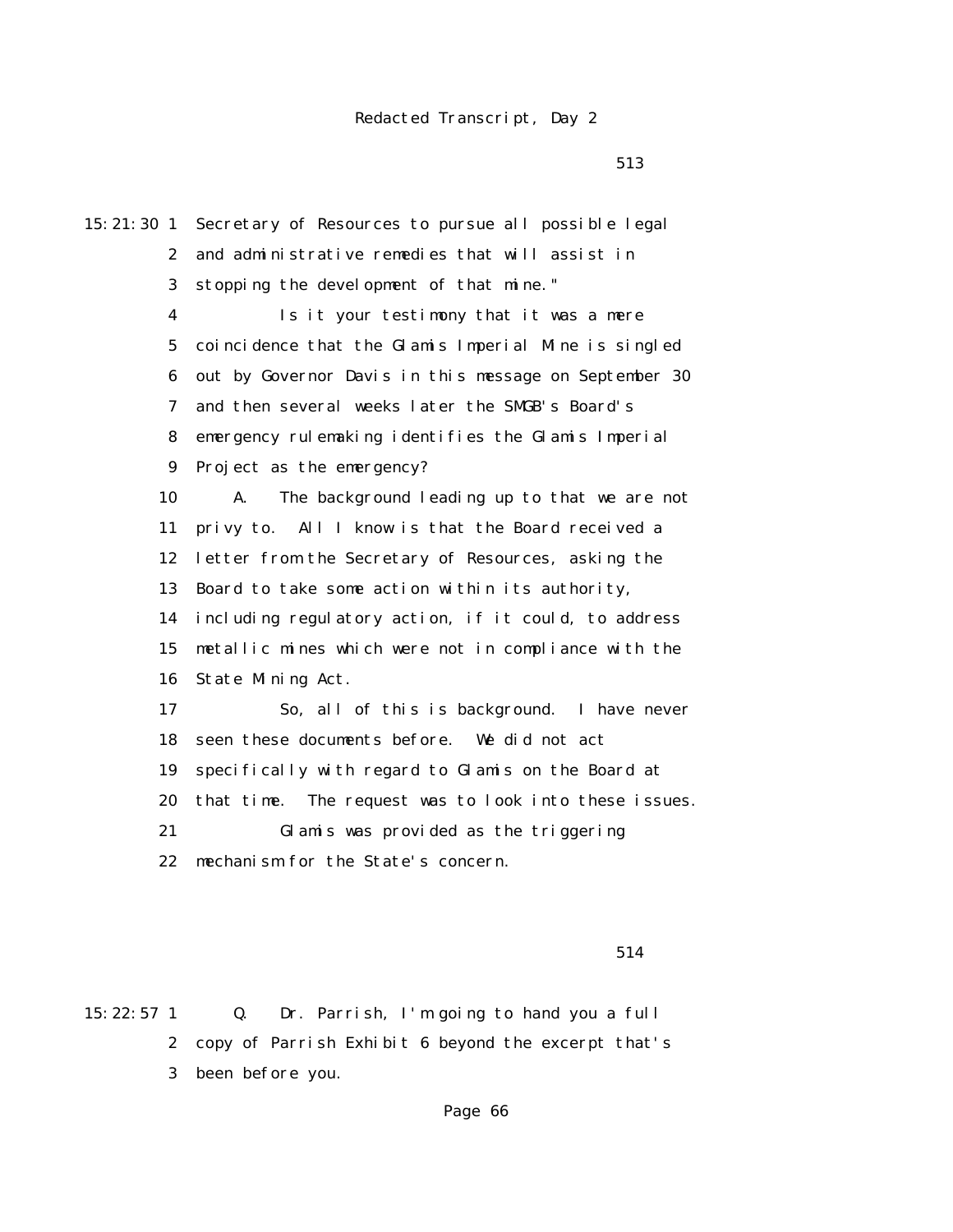513

15:21:30 1 Secretary of Resources to pursue all possible legal
2 and administrative remedies that will assist in
3 stopping the development of that mine."
4 Is it your testimony that it was a mere
5 coincidence that the Glamis Imperial Mine is singled
6 out by Governor Davis in this message on September 30
7 and then several weeks later the SMGB's Board's
8 emergency rulemaking identifies the Glamis Imperial
9 Project as the emergency?
10 A. The background leading up to that we are not
11 privy to. All I know is that the Board received a
12 letter from the Secretary of Resources, asking the
13 Board to take some action within its authority,
14 including regulatory action, if it could, to address
15 metallic mines which were not in compliance with the
16 State Mining Act.
17 So, all of this is background. I have never
18 seen these documents before. We did not act
19 specifically with regard to Glamis on the Board at
20 that time. The request was to look into these issues.
21 Glamis was provided as the triggering
22 mechanism for the State's concern.

514

15:22:57 1 Q. Dr. Parrish, I'm going to hand you a full
2 copy of Parrish Exhibit 6 beyond the excerpt that's
3 been before you.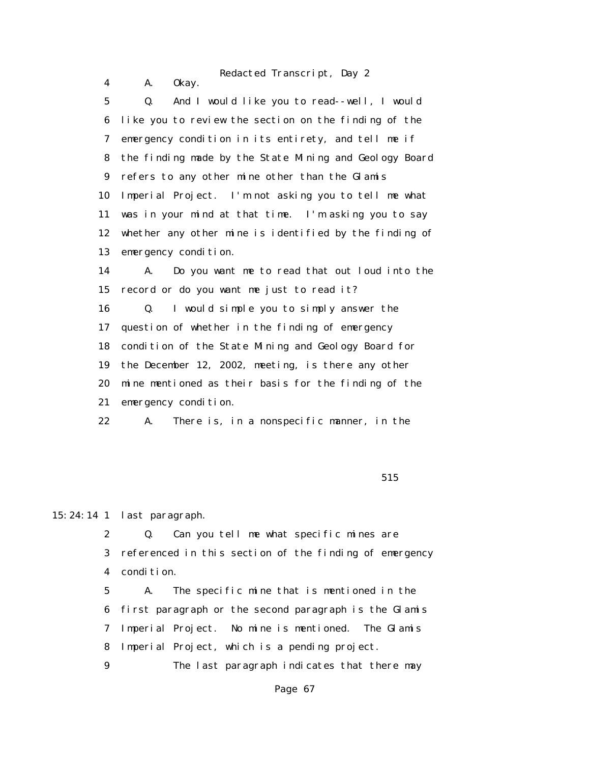4 A. Okay.

5 Q. And I would like you to read--well, I would
6 like you to review the section on the finding of the
7 emergency condition in its entirety, and tell me if
8 the finding made by the State Mining and Geology Board
9 refers to any other mine other than the Glamis
10 Imperial Project. I'm not asking you to tell me what
11 was in your mind at that time. I'm asking you to say
12 whether any other mine is identified by the finding of
13 emergency condition.

14 A. Do you want me to read that out loud into the
15 record or do you want me just to read it?

16 Q. I would simple you to simply answer the
17 question of whether in the finding of emergency
18 condition of the State Mining and Geology Board for
19 the December 12, 2002, meeting, is there any other
20 mine mentioned as their basis for the finding of the
21 emergency condition.

22 A. There is, in a nonspecific manner, in the

515

15:24:14 1 last paragraph.

2 Q. Can you tell me what specific mines are
3 referenced in this section of the finding of emergency
4 condition.

5 A. The specific mine that is mentioned in the
6 first paragraph or the second paragraph is the Glamis
7 Imperial Project. No mine is mentioned. The Glamis
8 Imperial Project, which is a pending project.

9 The last paragraph indicates that there may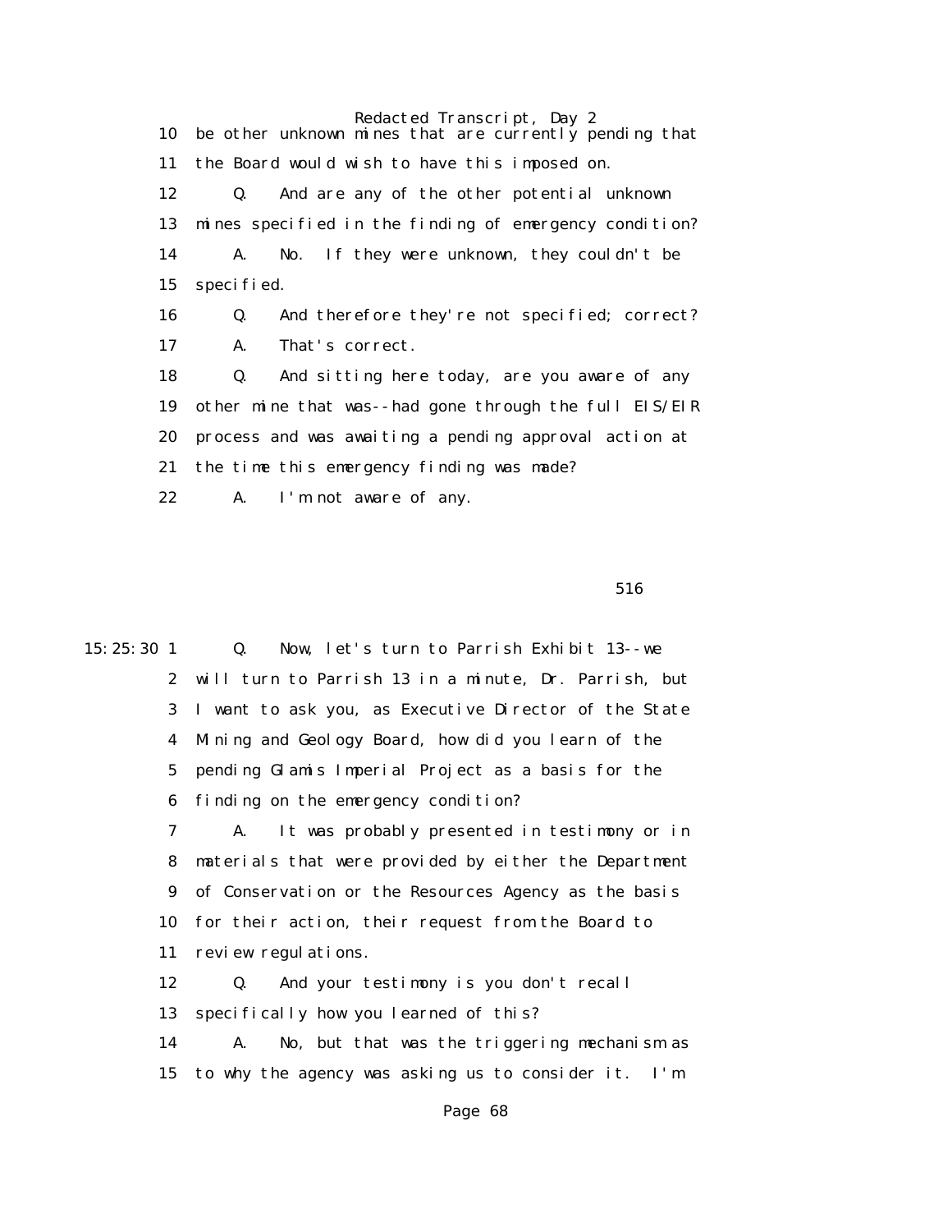10 be other unknown mines that are currently pending that

11 the Board would wish to have this imposed on.

12 Q. And are any of the other potential unknown

13 mines specified in the finding of emergency condition?

14 A. No. If they were unknown, they couldn't be

15 specified.

16 Q. And therefore they're not specified; correct?

17 A. That's correct.

18 Q. And sitting here today, are you aware of any

19 other mine that was--had gone through the full EIS/EIR

20 process and was awaiting a pending approval action at

21 the time this emergency finding was made?

22 A. I'm not aware of any.

516

15:25:30 1 Q. Now, let's turn to Parrish Exhibit 13--we

2 will turn to Parrish 13 in a minute, Dr. Parrish, but

3 I want to ask you, as Executive Director of the State

4 Mining and Geology Board, how did you learn of the

5 pending Glamis Imperial Project as a basis for the

6 finding on the emergency condition?

7 A. It was probably presented in testimony or in

8 materials that were provided by either the Department

9 of Conservation or the Resources Agency as the basis

10 for their action, their request from the Board to

11 review regulations.

12 Q. And your testimony is you don't recall

13 specifically how you learned of this?

14 A. No, but that was the triggering mechanism as

15 to why the agency was asking us to consider it. I'm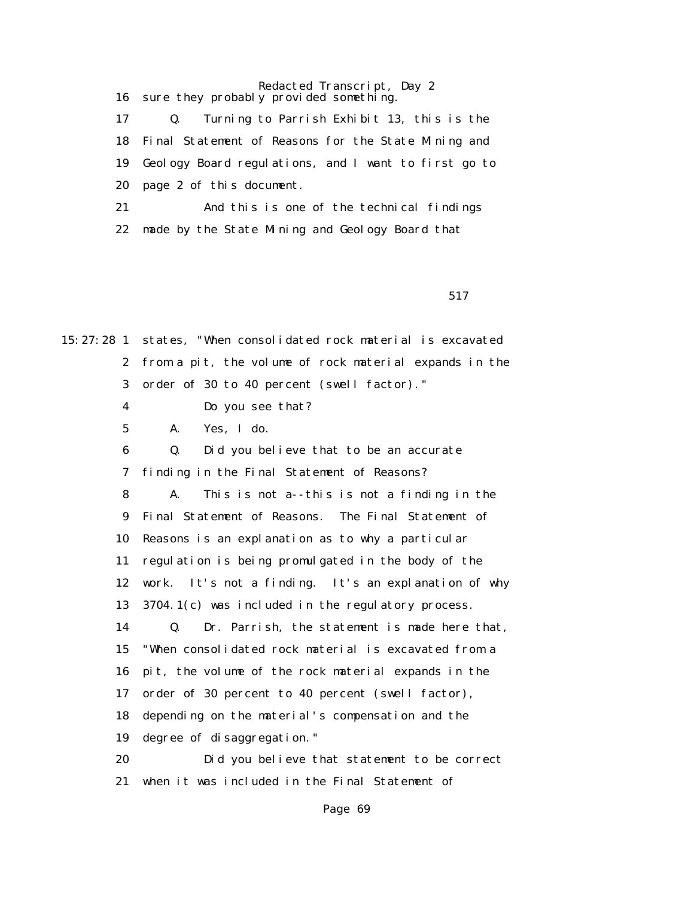16 sure they probably provided something.

17 Q. Turning to Parrish Exhibit 13, this is the

18 Final Statement of Reasons for the State Mining and

19 Geology Board regulations, and I want to first go to

20 page 2 of this document.

21 And this is one of the technical findings

22 made by the State Mining and Geology Board that

517

15:27:28 1 states, "When consolidated rock material is excavated

2 from a pit, the volume of rock material expands in the

3 order of 30 to 40 percent (swell factor)."

4 Do you see that?

5 A. Yes, I do.

6 Q. Did you believe that to be an accurate

7 finding in the Final Statement of Reasons?

8 A. This is not a--this is not a finding in the

9 Final Statement of Reasons. The Final Statement of

10 Reasons is an explanation as to why a particular

11 regulation is being promulgated in the body of the

12 work. It's not a finding. It's an explanation of why

13 3704.1(c) was included in the regulatory process.

14 Q. Dr. Parrish, the statement is made here that,

15 "When consolidated rock material is excavated from a

16 pit, the volume of the rock material expands in the

17 order of 30 percent to 40 percent (swell factor),

18 depending on the material's compensation and the

19 degree of disaggregation."

20 Did you believe that statement to be correct

21 when it was included in the Final Statement of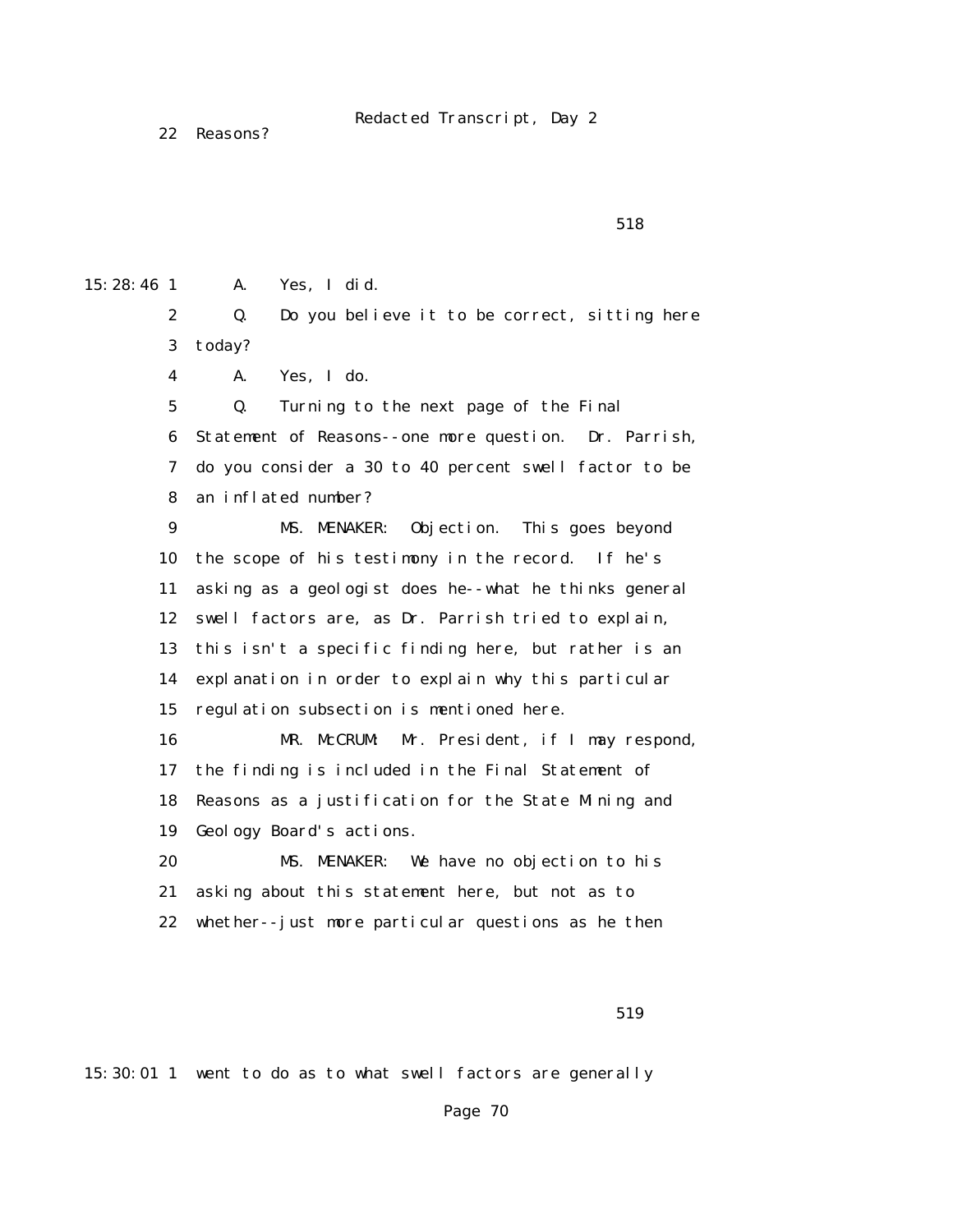22 Reasons?

518

15:28:46 1 A. Yes, I did.

2 Q. Do you believe it to be correct, sitting here

3 today?

4 A. Yes, I do.

5 Q. Turning to the next page of the Final

6 Statement of Reasons--one more question. Dr. Parrish,

7 do you consider a 30 to 40 percent swell factor to be

8 an inflated number?

9 MS. MENAKER: Objection. This goes beyond

10 the scope of his testimony in the record. If he's

11 asking as a geologist does he--what he thinks general

12 swell factors are, as Dr. Parrish tried to explain,

13 this isn't a specific finding here, but rather is an

14 explanation in order to explain why this particular

15 regulation subsection is mentioned here.

16 MR. McCRUM: Mr. President, if I may respond,

17 the finding is included in the Final Statement of

18 Reasons as a justification for the State Mining and

19 Geology Board's actions.

20 MS. MENAKER: We have no objection to his

21 asking about this statement here, but not as to

22 whether--just more particular questions as he then

519

15:30:01 1 went to do as to what swell factors are generally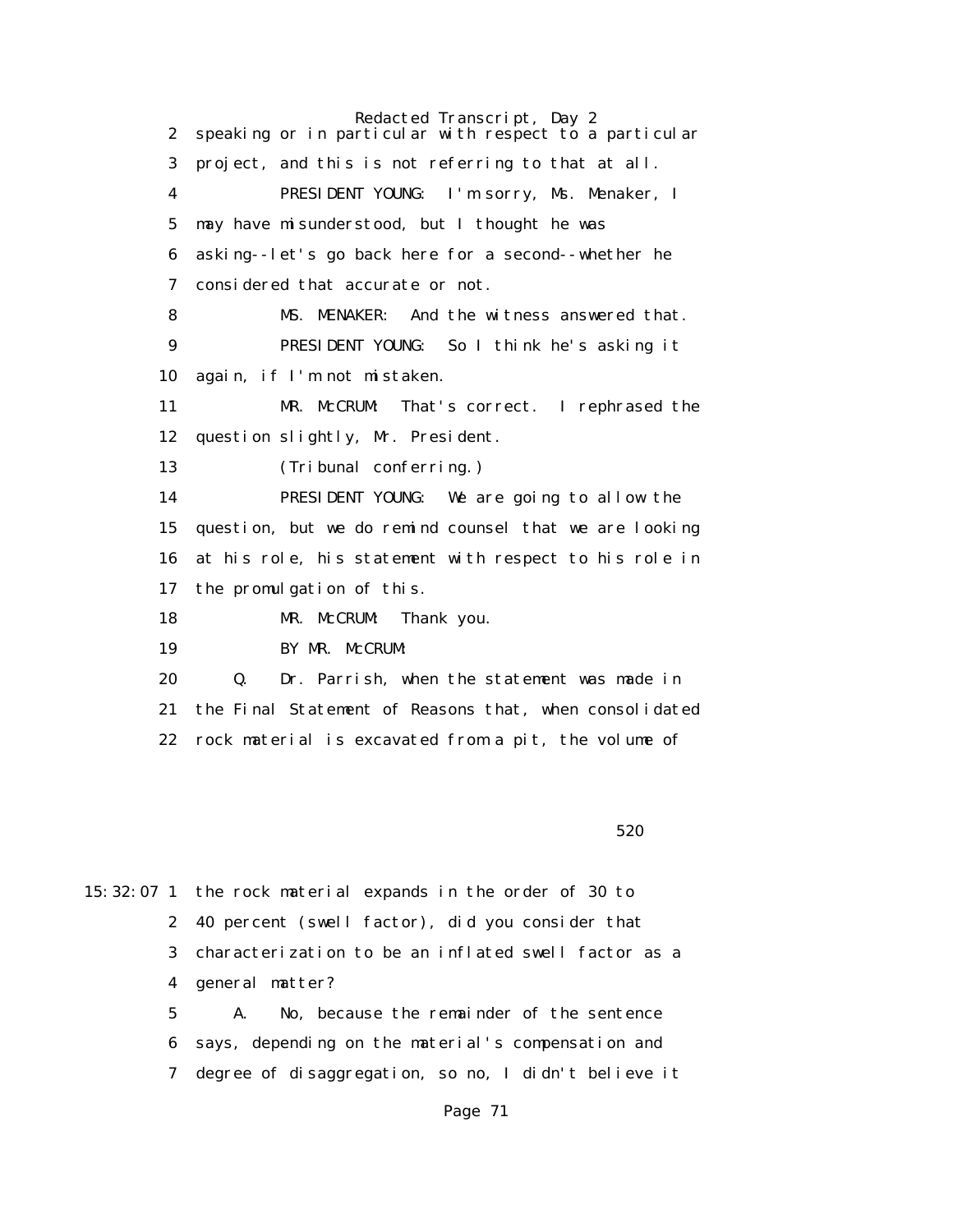2 speaking or in particular with respect to a particular

3 project, and this is not referring to that at all.

4 PRESIDENT YOUNG: I'm sorry, Ms. Menaker, I

5 may have misunderstood, but I thought he was

6 asking--let's go back here for a second--whether he

7 considered that accurate or not.

8 MS. MENAKER: And the witness answered that.

9 PRESIDENT YOUNG: So I think he's asking it

10 again, if I'm not mistaken.

11 MR. McCRUM: That's correct. I rephrased the

12 question slightly, Mr. President.

13 (Tribunal conferring.)

14 PRESIDENT YOUNG: We are going to allow the

15 question, but we do remind counsel that we are looking

16 at his role, his statement with respect to his role in

17 the promulgation of this.

18 MR. McCRUM: Thank you.

19 BY MR. McCRUM:

20 Q. Dr. Parrish, when the statement was made in

21 the Final Statement of Reasons that, when consolidated

22 rock material is excavated from a pit, the volume of

520

15:32:07 1 the rock material expands in the order of 30 to

2 40 percent (swell factor), did you consider that

3 characterization to be an inflated swell factor as a

4 general matter?

5 A. No, because the remainder of the sentence

6 says, depending on the material's compensation and

7 degree of disaggregation, so no, I didn't believe it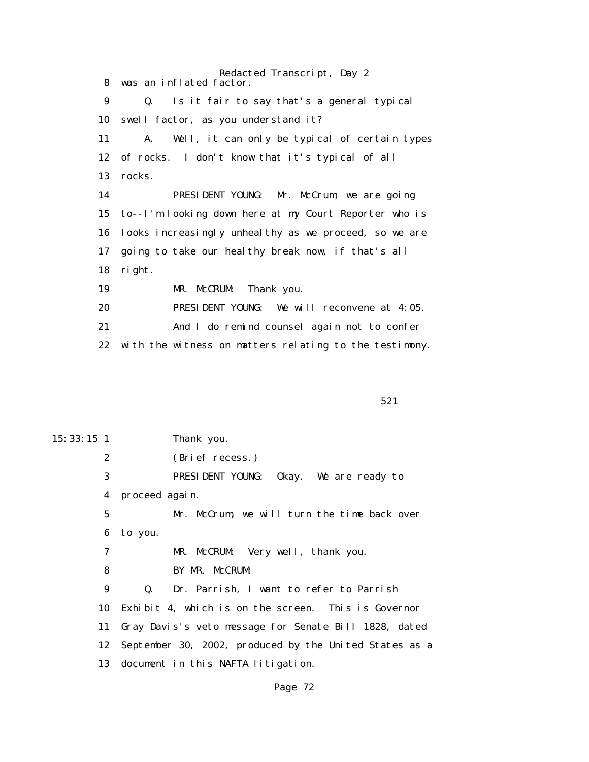8 was an inflated factor.

9 Q. Is it fair to say that's a general typical

10 swell factor, as you understand it?

11 A. Well, it can only be typical of certain types

12 of rocks. I don't know that it's typical of all

13 rocks.

14 PRESIDENT YOUNG: Mr. McCrum, we are going

15 to--I'm looking down here at my Court Reporter who is

16 looks increasingly unhealthy as we proceed, so we are

17 going to take our healthy break now, if that's all

18 right.

19 MR. McCRUM: Thank you.

20 PRESIDENT YOUNG: We will reconvene at 4:05.

21 And I do remind counsel again not to confer

22 with the witness on matters relating to the testimony.

521

15:33:15 1 Thank you.

2 (Brief recess.)

3 PRESIDENT YOUNG: Okay. We are ready to

4 proceed again.

5 Mr. McCrum, we will turn the time back over

6 to you.

7 MR. McCRUM: Very well, thank you.

8 BY MR. McCRUM:

9 Q. Dr. Parrish, I want to refer to Parrish

10 Exhibit 4, which is on the screen. This is Governor

11 Gray Davis's veto message for Senate Bill 1828, dated

12 September 30, 2002, produced by the United States as a

13 document in this NAFTA litigation.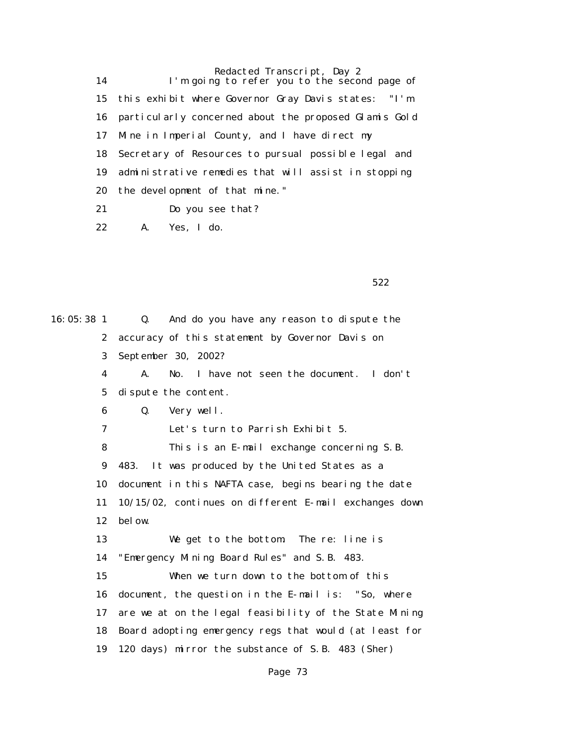14 I'm going to refer you to the second page of

15 this exhibit where Governor Gray Davis states: "I'm

16 particularly concerned about the proposed Glamis Gold

17 Mine in Imperial County, and I have direct my

18 Secretary of Resources to pursual possible legal and

19 administrative remedies that will assist in stopping

20 the development of that mine."

21 Do you see that?

22 A. Yes, I do.

522

16:05:38 1 Q. And do you have any reason to dispute the

2 accuracy of this statement by Governor Davis on

3 September 30, 2002?

4 A. No. I have not seen the document. I don't

5 dispute the content.

6 Q. Very well.

7 Let's turn to Parrish Exhibit 5.

8 This is an E-mail exchange concerning S.B.

9 483. It was produced by the United States as a

10 document in this NAFTA case, begins bearing the date

11 10/15/02, continues on different E-mail exchanges down

12 below.

13 We get to the bottom. The re: line is

14 "Emergency Mining Board Rules" and S.B. 483.

15 When we turn down to the bottom of this

16 document, the question in the E-mail is: "So, where

17 are we at on the legal feasibility of the State Mining

18 Board adopting emergency regs that would (at least for

19 120 days) mirror the substance of S.B. 483 (Sher)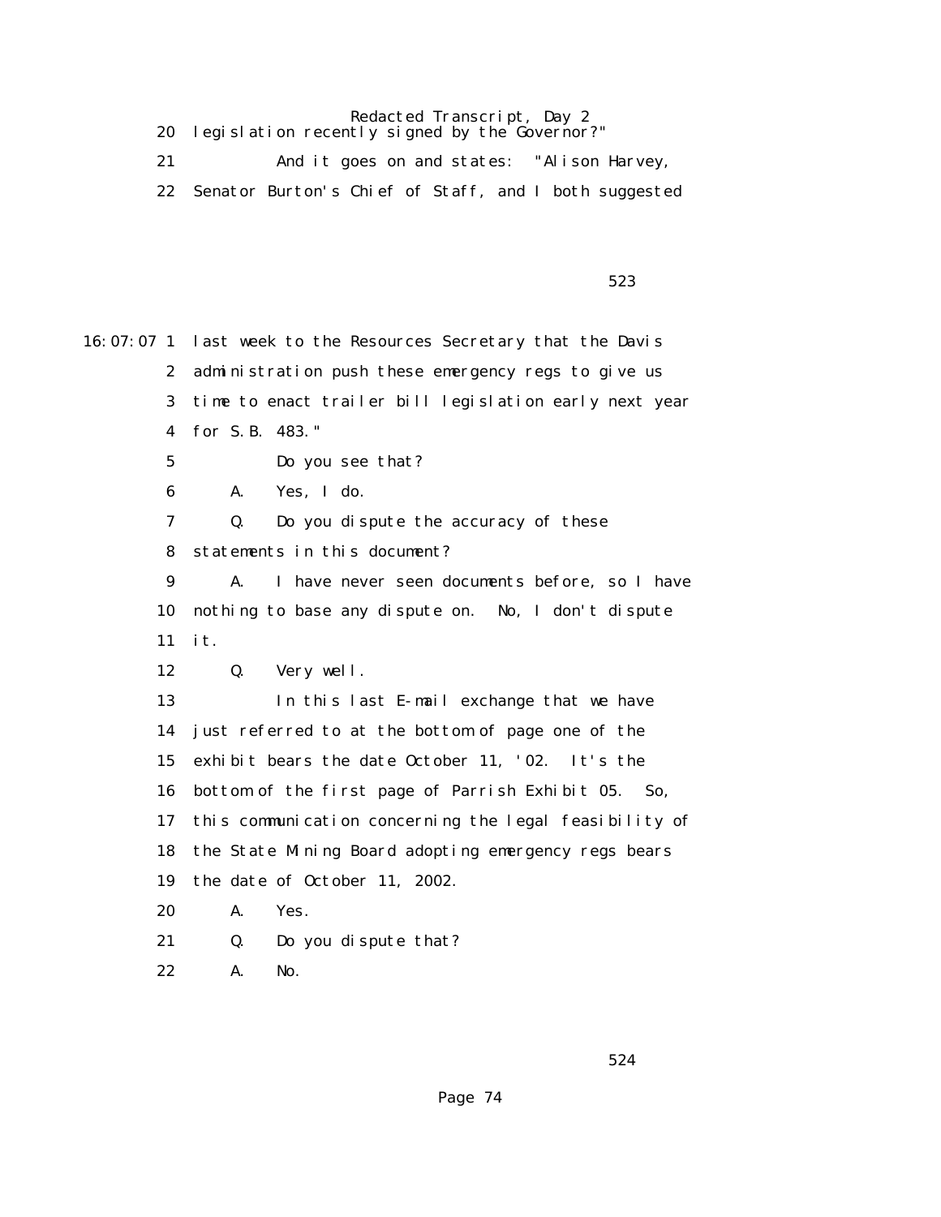20 legislation recently signed by the Governor?"

21 And it goes on and states: "Alison Harvey,

22 Senator Burton's Chief of Staff, and I both suggested

523

16:07:07 1 last week to the Resources Secretary that the Davis

2 administration push these emergency regs to give us

3 time to enact trailer bill legislation early next year

4 for S.B. 483."

5 Do you see that?

6 A. Yes, I do.

7 Q. Do you dispute the accuracy of these

8 statements in this document?

9 A. I have never seen documents before, so I have

10 nothing to base any dispute on. No, I don't dispute

11 it.

12 Q. Very well.

13 In this last E-mail exchange that we have

14 just referred to at the bottom of page one of the

15 exhibit bears the date October 11, '02. It's the

16 bottom of the first page of Parrish Exhibit 05. So,

17 this communication concerning the legal feasibility of

18 the State Mining Board adopting emergency regs bears

19 the date of October 11, 2002.

20 A. Yes.

21 Q. Do you dispute that?

22 A. No.

524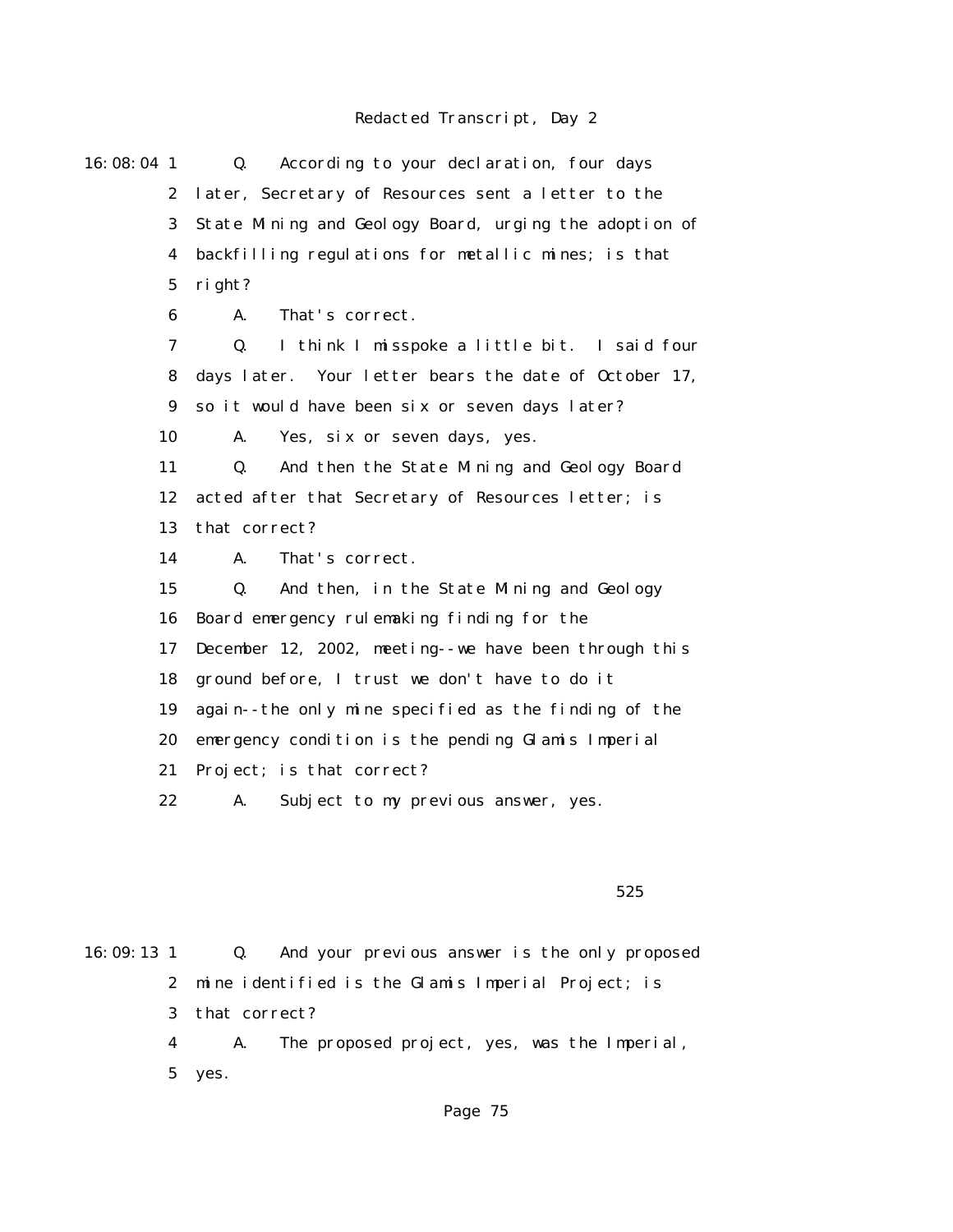16:08:04 1 Q. According to your declaration, four days
2 later, Secretary of Resources sent a letter to the
3 State Mining and Geology Board, urging the adoption of
4 backfilling regulations for metallic mines; is that
5 right?
6 A. That's correct.
7 Q. I think I misspoke a little bit. I said four
8 days later. Your letter bears the date of October 17,
9 so it would have been six or seven days later?
10 A. Yes, six or seven days, yes.
11 Q. And then the State Mining and Geology Board
12 acted after that Secretary of Resources letter; is
13 that correct?
14 A. That's correct.
15 Q. And then, in the State Mining and Geology
16 Board emergency rulemaking finding for the
17 December 12, 2002, meeting--we have been through this
18 ground before, I trust we don't have to do it
19 again--the only mine specified as the finding of the
20 emergency condition is the pending Glamis Imperial
21 Project; is that correct?
22 A. Subject to my previous answer, yes.

525

16:09:13 1 Q. And your previous answer is the only proposed
2 mine identified is the Glamis Imperial Project; is
3 that correct?
4 A. The proposed project, yes, was the Imperial,
5 yes.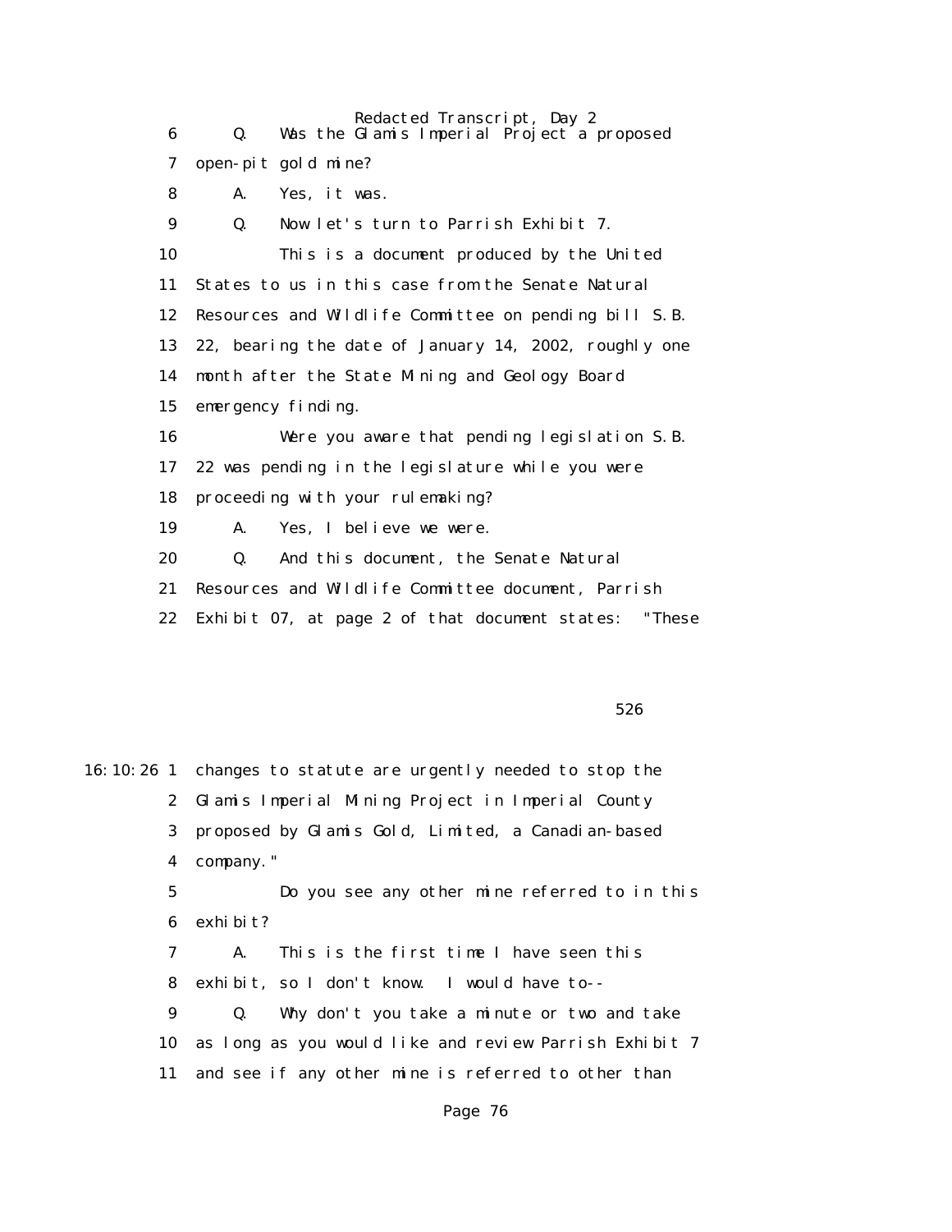6 Q. Was the Glamis Imperial Project a proposed

7 open-pit gold mine?

8 A. Yes, it was.

9 Q. Now let's turn to Parrish Exhibit 7.

10 This is a document produced by the United

11 States to us in this case from the Senate Natural

12 Resources and Wildlife Committee on pending bill S.B.

13 22, bearing the date of January 14, 2002, roughly one

14 month after the State Mining and Geology Board

15 emergency finding.

16 Were you aware that pending legislation S.B.

17 22 was pending in the legislature while you were

18 proceeding with your rulemaking?

19 A. Yes, I believe we were.

20 Q. And this document, the Senate Natural

21 Resources and Wildlife Committee document, Parrish

22 Exhibit 07, at page 2 of that document states: "These

526

16:10:26 1 changes to statute are urgently needed to stop the

2 Glamis Imperial Mining Project in Imperial County

3 proposed by Glamis Gold, Limited, a Canadian-based

4 company."

5 Do you see any other mine referred to in this

6 exhibit?

7 A. This is the first time I have seen this

8 exhibit, so I don't know. I would have to--

9 Q. Why don't you take a minute or two and take

10 as long as you would like and review Parrish Exhibit 7

11 and see if any other mine is referred to other than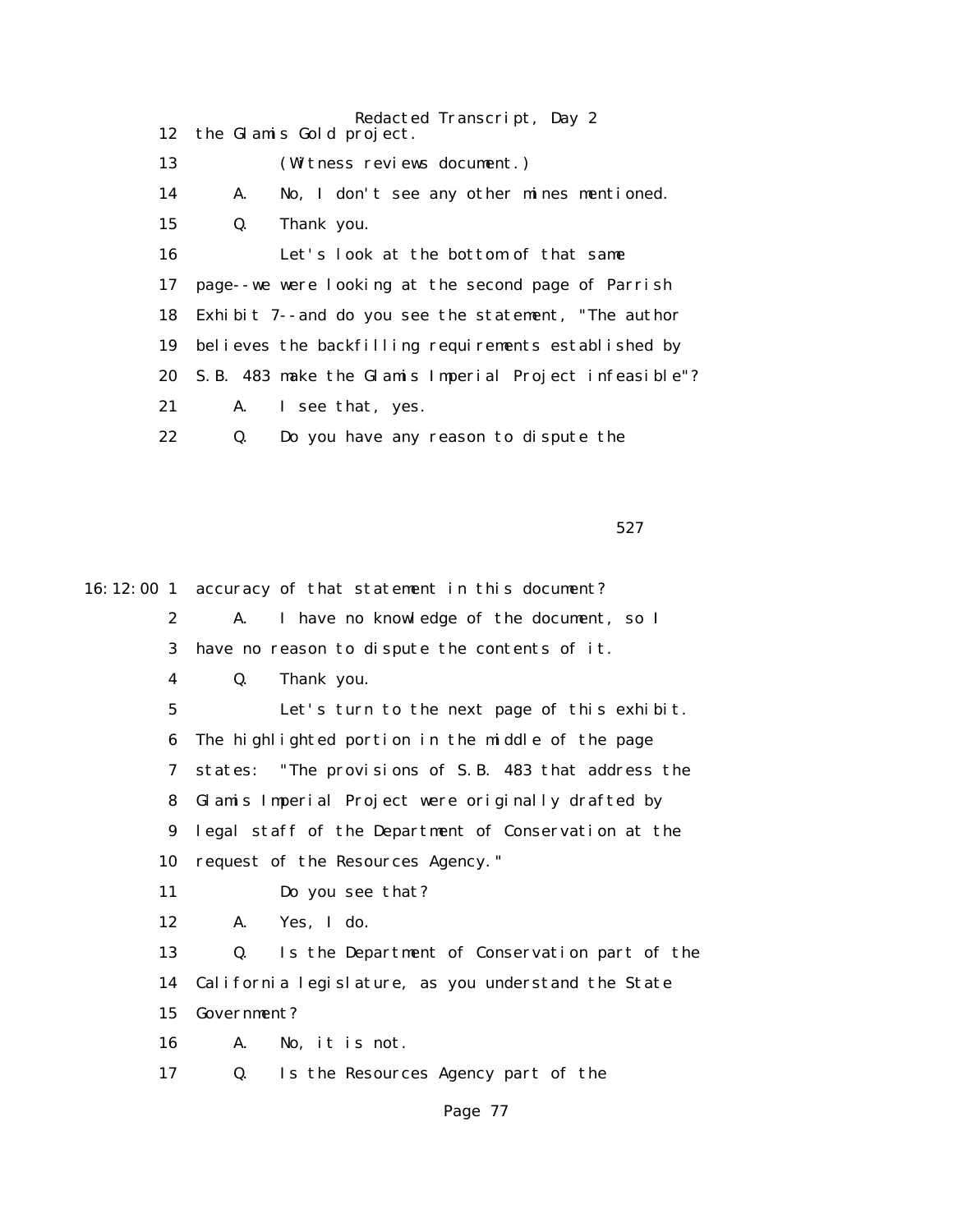12 the Glamis Gold project.

13 (Witness reviews document.)

14 A. No, I don't see any other mines mentioned.

15 Q. Thank you.

16 Let's look at the bottom of that same

17 page--we were looking at the second page of Parrish

18 Exhibit 7--and do you see the statement, "The author

19 believes the backfilling requirements established by

20 S.B. 483 make the Glamis Imperial Project infeasible"?

21 A. I see that, yes.

22 Q. Do you have any reason to dispute the

527

16:12:00 1 accuracy of that statement in this document?

2 A. I have no knowledge of the document, so I

3 have no reason to dispute the contents of it.

4 Q. Thank you.

5 Let's turn to the next page of this exhibit.

6 The highlighted portion in the middle of the page

7 states: "The provisions of S.B. 483 that address the

8 Glamis Imperial Project were originally drafted by

9 legal staff of the Department of Conservation at the

10 request of the Resources Agency."

11 Do you see that?

12 A. Yes, I do.

13 Q. Is the Department of Conservation part of the

14 California legislature, as you understand the State

15 Government?

16 A. No, it is not.

17 Q. Is the Resources Agency part of the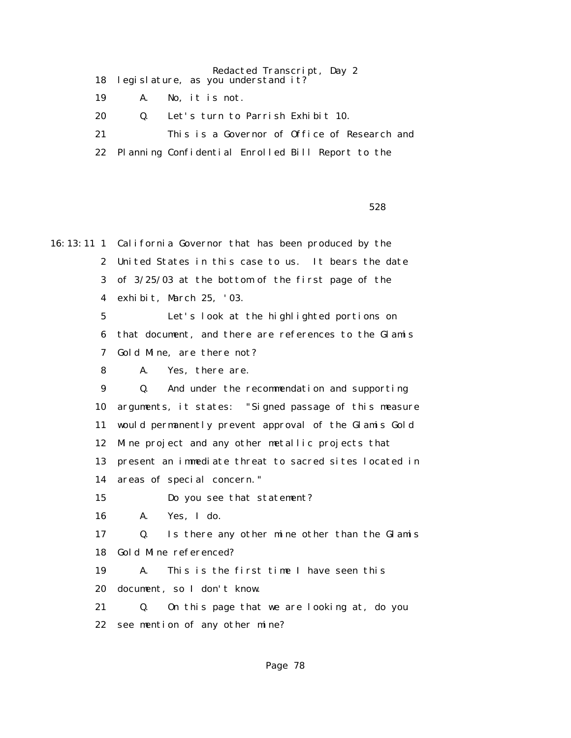18 legislature, as you understand it?

19 A. No, it is not.

20 Q. Let's turn to Parrish Exhibit 10.

21 This is a Governor of Office of Research and

22 Planning Confidential Enrolled Bill Report to the

528

16:13:11 1 California Governor that has been produced by the

2 United States in this case to us. It bears the date

3 of 3/25/03 at the bottom of the first page of the

4 exhibit, March 25, '03.

5 Let's look at the highlighted portions on

6 that document, and there are references to the Glamis

7 Gold Mine, are there not?

8 A. Yes, there are.

9 Q. And under the recommendation and supporting

10 arguments, it states: "Signed passage of this measure

11 would permanently prevent approval of the Glamis Gold

12 Mine project and any other metallic projects that

13 present an immediate threat to sacred sites located in

14 areas of special concern."

15 Do you see that statement?

16 A. Yes, I do.

17 Q. Is there any other mine other than the Glamis

18 Gold Mine referenced?

19 A. This is the first time I have seen this

20 document, so I don't know.

21 Q. On this page that we are looking at, do you

22 see mention of any other mine?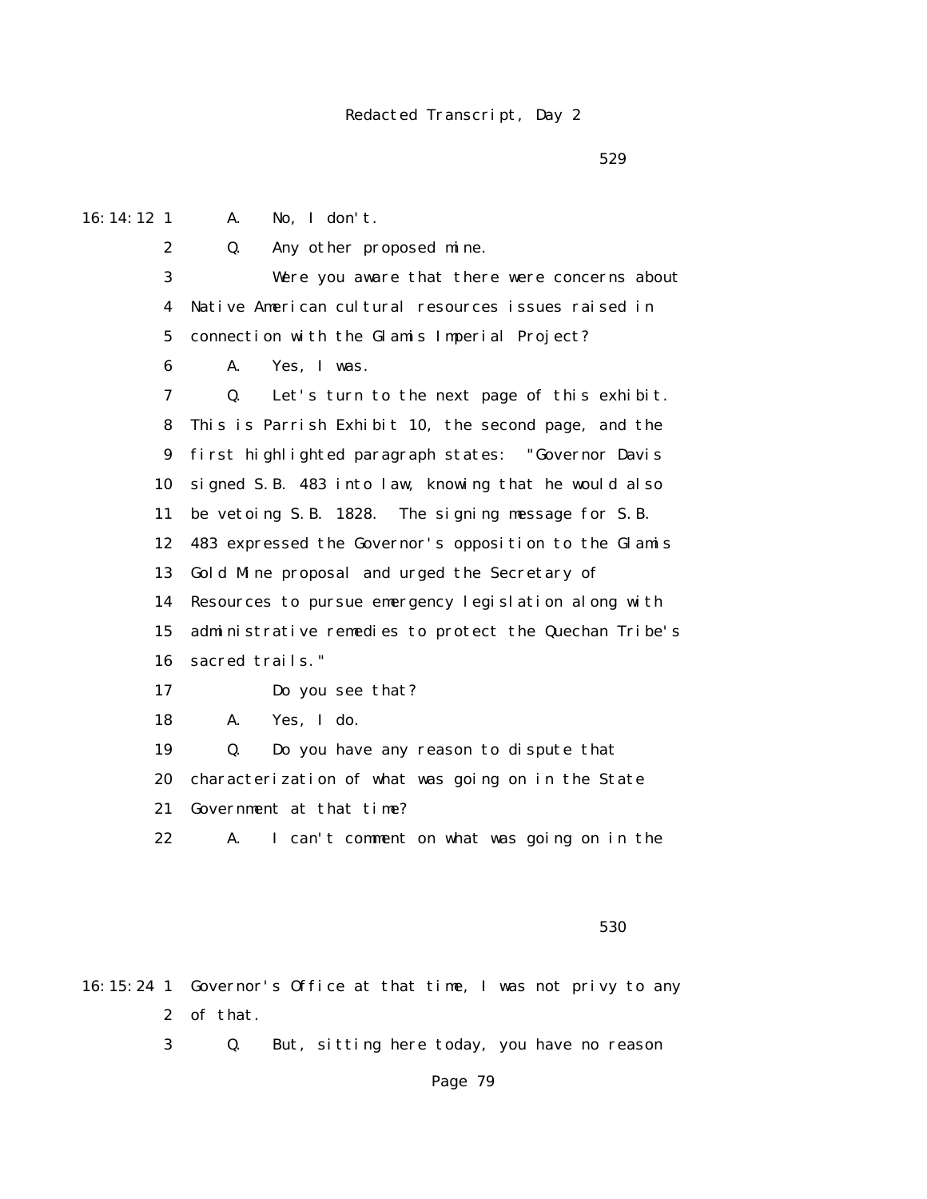529

16:14:12 1 A. No, I don't.

2 Q. Any other proposed mine.

3 Were you aware that there were concerns about

4 Native American cultural resources issues raised in

5 connection with the Glamis Imperial Project?

6 A. Yes, I was.

7 Q. Let's turn to the next page of this exhibit.

8 This is Parrish Exhibit 10, the second page, and the

9 first highlighted paragraph states: "Governor Davis

10 signed S.B. 483 into law, knowing that he would also

11 be vetoing S.B. 1828. The signing message for S.B.

12 483 expressed the Governor's opposition to the Glamis

13 Gold Mine proposal and urged the Secretary of

14 Resources to pursue emergency legislation along with

15 administrative remedies to protect the Quechan Tribe's

16 sacred trails."

17 Do you see that?

18 A. Yes, I do.

19 Q. Do you have any reason to dispute that

20 characterization of what was going on in the State

21 Government at that time?

22 A. I can't comment on what was going on in the

530

16:15:24 1 Governor's Office at that time, I was not privy to any

2 of that.

3 Q. But, sitting here today, you have no reason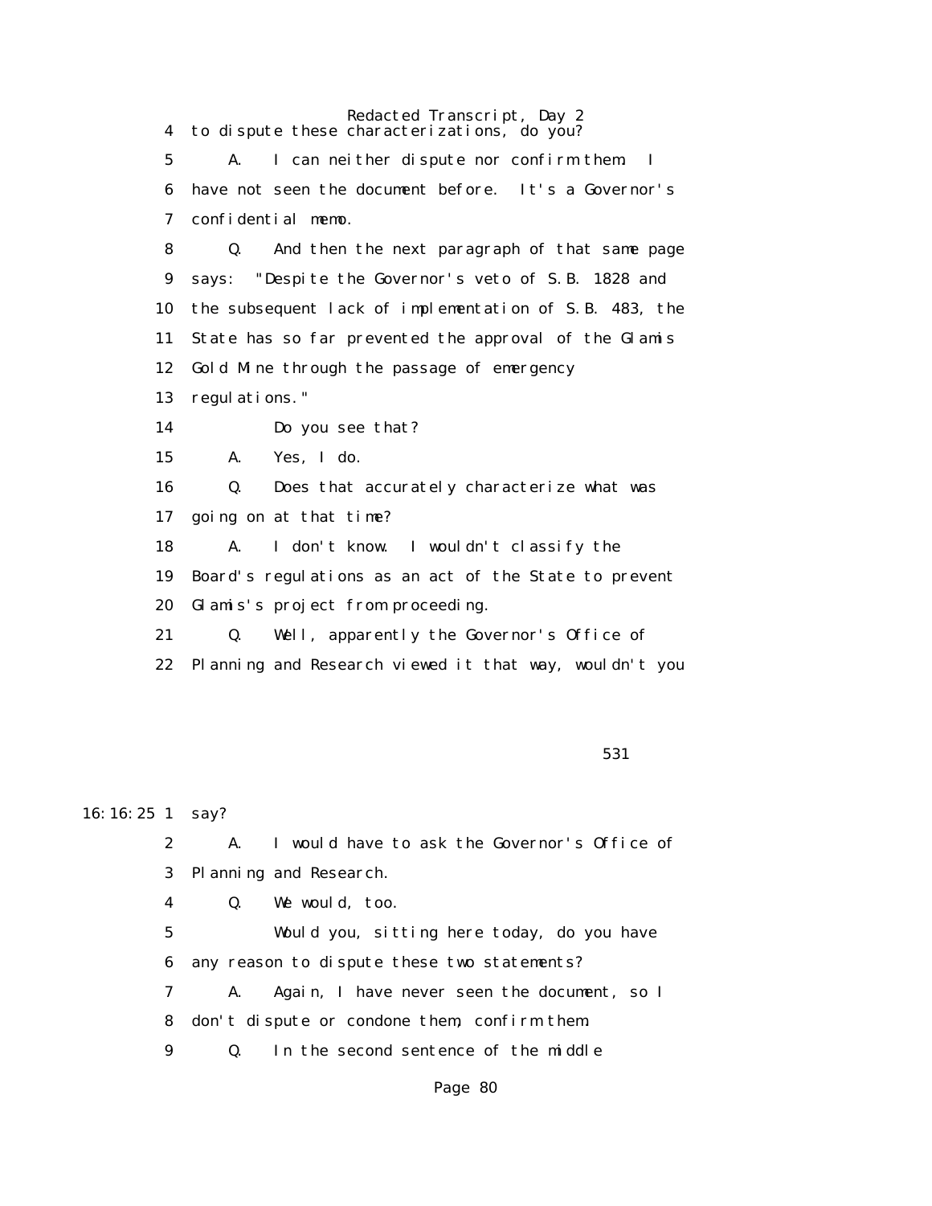4 to dispute these characterizations, do you?

5 A. I can neither dispute nor confirm them. I

6 have not seen the document before. It's a Governor's

7 confidential memo.

8 Q. And then the next paragraph of that same page

9 says: "Despite the Governor's veto of S.B. 1828 and

10 the subsequent lack of implementation of S.B. 483, the

11 State has so far prevented the approval of the Glamis

12 Gold Mine through the passage of emergency

13 regulations."

14 Do you see that?

15 A. Yes, I do.

16 Q. Does that accurately characterize what was

17 going on at that time?

18 A. I don't know. I wouldn't classify the

19 Board's regulations as an act of the State to prevent

20 Glamis's project from proceeding.

21 Q. Well, apparently the Governor's Office of

22 Planning and Research viewed it that way, wouldn't you

531

16:16:25 1 say?

2 A. I would have to ask the Governor's Office of

3 Planning and Research.

4 Q. We would, too.

5 Would you, sitting here today, do you have

6 any reason to dispute these two statements?

7 A. Again, I have never seen the document, so I

8 don't dispute or condone them, confirm them.

9 Q. In the second sentence of the middle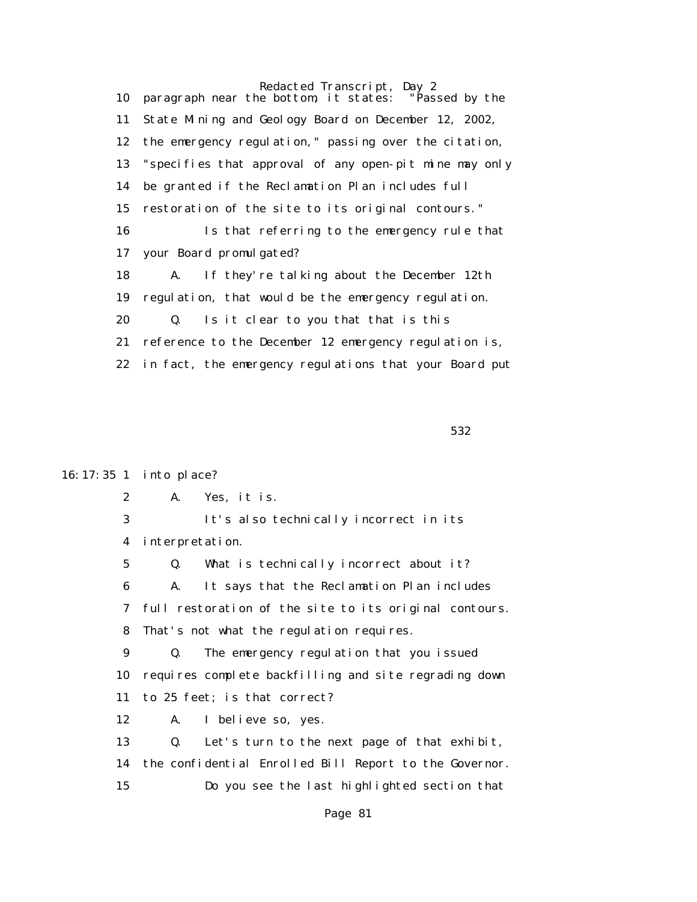10 paragraph near the bottom, it states: "Passed by the

11 State Mining and Geology Board on December 12, 2002,

12 the emergency regulation," passing over the citation,

13 "specifies that approval of any open-pit mine may only

14 be granted if the Reclamation Plan includes full

15 restoration of the site to its original contours."

16 Is that referring to the emergency rule that

17 your Board promulgated?

18 A. If they're talking about the December 12th

19 regulation, that would be the emergency regulation.

20 Q. Is it clear to you that that is this

21 reference to the December 12 emergency regulation is,

22 in fact, the emergency regulations that your Board put

532

16:17:35 1 into place?

2 A. Yes, it is.

3 It's also technically incorrect in its

4 interpretation.

5 Q. What is technically incorrect about it?

6 A. It says that the Reclamation Plan includes

7 full restoration of the site to its original contours.

8 That's not what the regulation requires.

9 Q. The emergency regulation that you issued

10 requires complete backfilling and site regrading down

11 to 25 feet; is that correct?

12 A. I believe so, yes.

13 Q. Let's turn to the next page of that exhibit,

14 the confidential Enrolled Bill Report to the Governor.

15 Do you see the last highlighted section that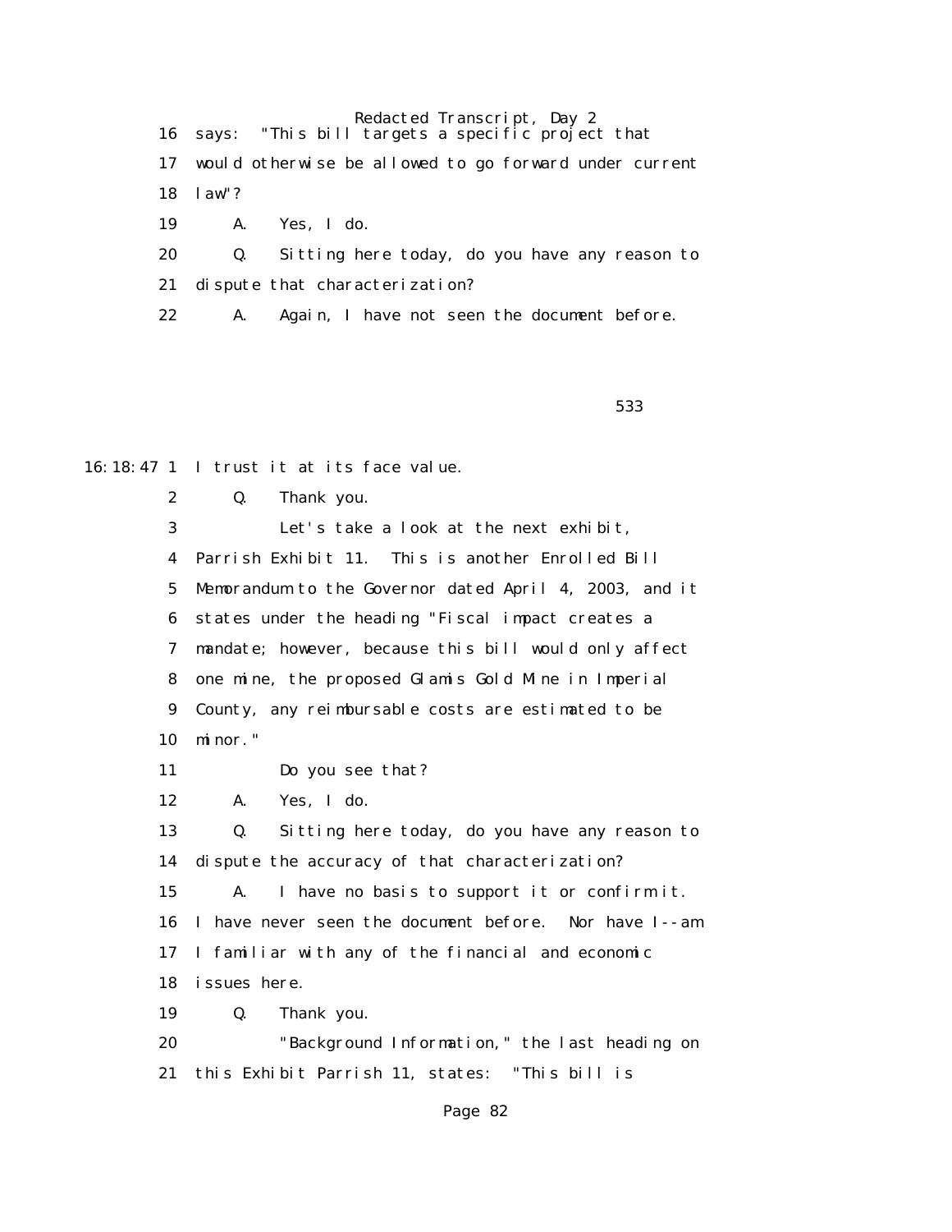16 says: "This bill targets a specific project that
17 would otherwise be allowed to go forward under current
18 law"?
19 A. Yes, I do.
20 Q. Sitting here today, do you have any reason to
21 dispute that characterization?
22 A. Again, I have not seen the document before.

533

16:18:47 1 I trust it at its face value.
2 Q. Thank you.
3 Let's take a look at the next exhibit,
4 Parrish Exhibit 11. This is another Enrolled Bill
5 Memorandum to the Governor dated April 4, 2003, and it
6 states under the heading "Fiscal impact creates a
7 mandate; however, because this bill would only affect
8 one mine, the proposed Glamis Gold Mine in Imperial
9 County, any reimbursable costs are estimated to be
10 minor."
11 Do you see that?
12 A. Yes, I do.
13 Q. Sitting here today, do you have any reason to
14 dispute the accuracy of that characterization?
15 A. I have no basis to support it or confirm it.
16 I have never seen the document before. Nor have I--am
17 I familiar with any of the financial and economic
18 issues here.
19 Q. Thank you.
20 "Background Information," the last heading on
21 this Exhibit Parrish 11, states: "This bill is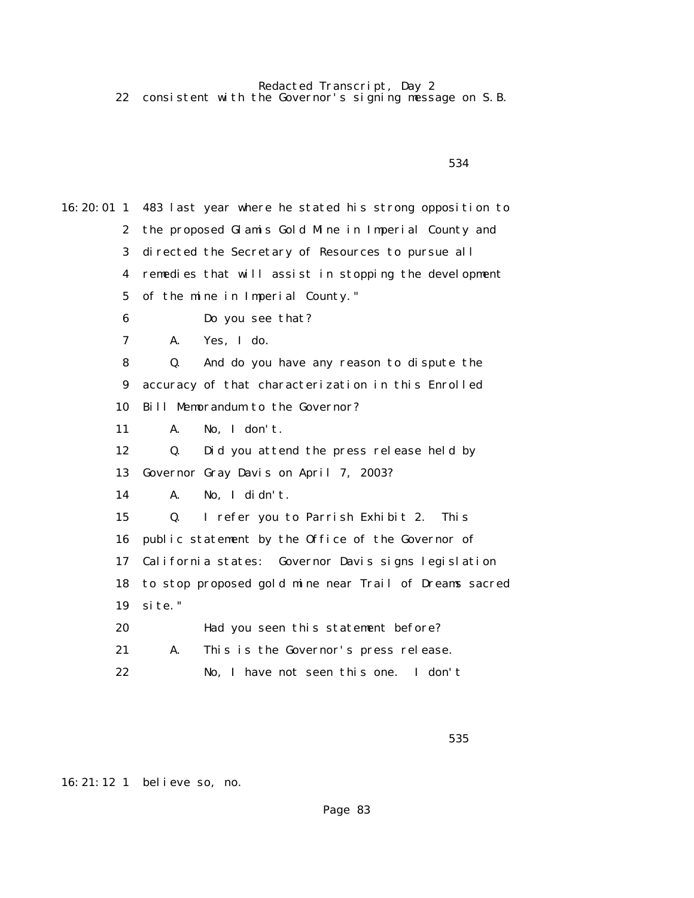22 consistent with the Governor's signing message on S.B.

534

16:20:01 1 483 last year where he stated his strong opposition to
2 the proposed Glamis Gold Mine in Imperial County and
3 directed the Secretary of Resources to pursue all
4 remedies that will assist in stopping the development
5 of the mine in Imperial County."
6 Do you see that?
7 A. Yes, I do.
8 Q. And do you have any reason to dispute the
9 accuracy of that characterization in this Enrolled
10 Bill Memorandum to the Governor?
11 A. No, I don't.
12 Q. Did you attend the press release held by
13 Governor Gray Davis on April 7, 2003?
14 A. No, I didn't.
15 Q. I refer you to Parrish Exhibit 2. This
16 public statement by the Office of the Governor of
17 California states: Governor Davis signs legislation
18 to stop proposed gold mine near Trail of Dreams sacred
19 site."
20 Had you seen this statement before?
21 A. This is the Governor's press release.
22 No, I have not seen this one. I don't

535

16:21:12 1 believe so, no.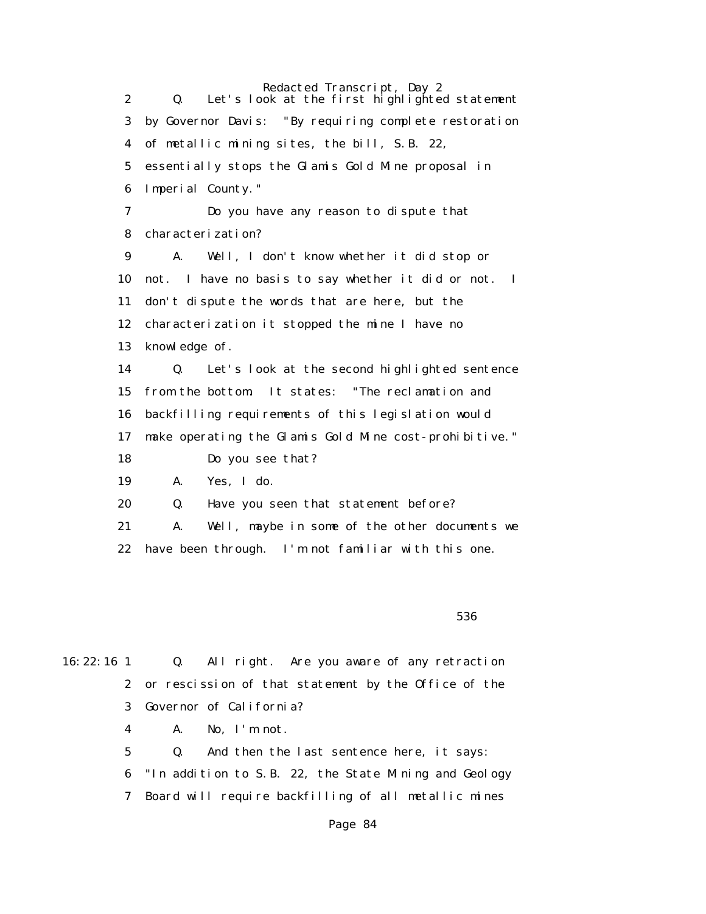2 Q. Let's look at the first highlighted statement
3 by Governor Davis: "By requiring complete restoration
4 of metallic mining sites, the bill, S.B. 22,
5 essentially stops the Glamis Gold Mine proposal in
6 Imperial County."
7 Do you have any reason to dispute that
8 characterization?
9 A. Well, I don't know whether it did stop or
10 not. I have no basis to say whether it did or not. I
11 don't dispute the words that are here, but the
12 characterization it stopped the mine I have no
13 knowledge of.
14 Q. Let's look at the second highlighted sentence
15 from the bottom. It states: "The reclamation and
16 backfilling requirements of this legislation would
17 make operating the Glamis Gold Mine cost-prohibitive."
18 Do you see that?
19 A. Yes, I do.
20 Q. Have you seen that statement before?
21 A. Well, maybe in some of the other documents we
22 have been through. I'm not familiar with this one.

536

16:22:16 1 Q. All right. Are you aware of any retraction
2 or rescission of that statement by the Office of the
3 Governor of California?
4 A. No, I'm not.
5 Q. And then the last sentence here, it says:
6 "In addition to S.B. 22, the State Mining and Geology
7 Board will require backfilling of all metallic mines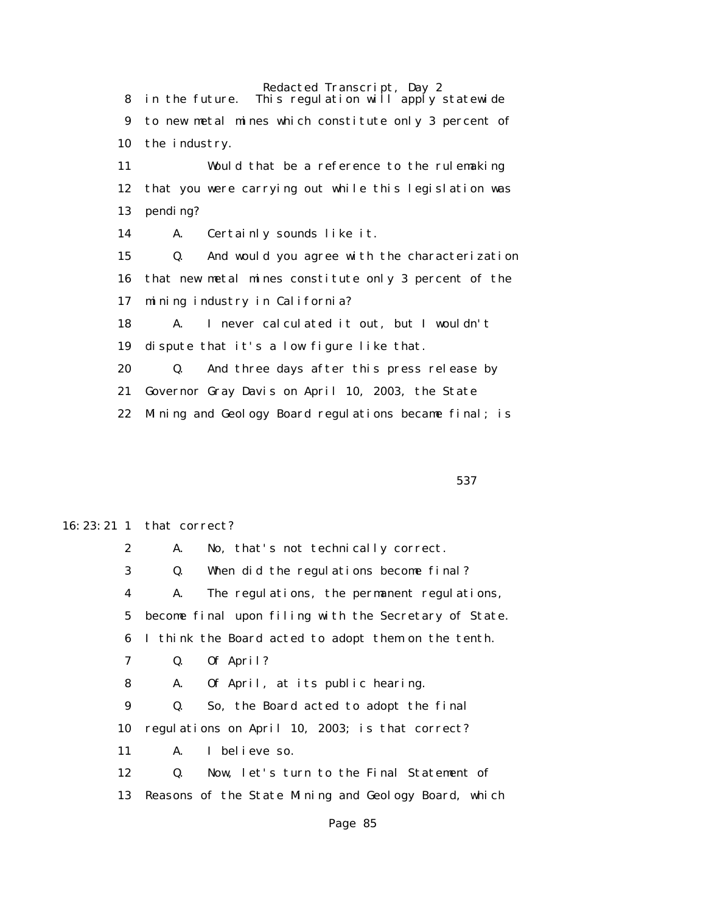8 in the future. This regulation will apply statewide
9 to new metal mines which constitute only 3 percent of
10 the industry.
11 Would that be a reference to the rulemaking
12 that you were carrying out while this legislation was
13 pending?
14 A. Certainly sounds like it.
15 Q. And would you agree with the characterization
16 that new metal mines constitute only 3 percent of the
17 mining industry in California?
18 A. I never calculated it out, but I wouldn't
19 dispute that it's a low figure like that.
20 Q. And three days after this press release by
21 Governor Gray Davis on April 10, 2003, the State
22 Mining and Geology Board regulations became final; is

537

16:23:21 1 that correct?
2 A. No, that's not technically correct.
3 Q. When did the regulations become final?
4 A. The regulations, the permanent regulations,
5 become final upon filing with the Secretary of State.
6 I think the Board acted to adopt them on the tenth.
7 Q. Of April?
8 A. Of April, at its public hearing.
9 Q. So, the Board acted to adopt the final
10 regulations on April 10, 2003; is that correct?
11 A. I believe so.
12 Q. Now, let's turn to the Final Statement of
13 Reasons of the State Mining and Geology Board, which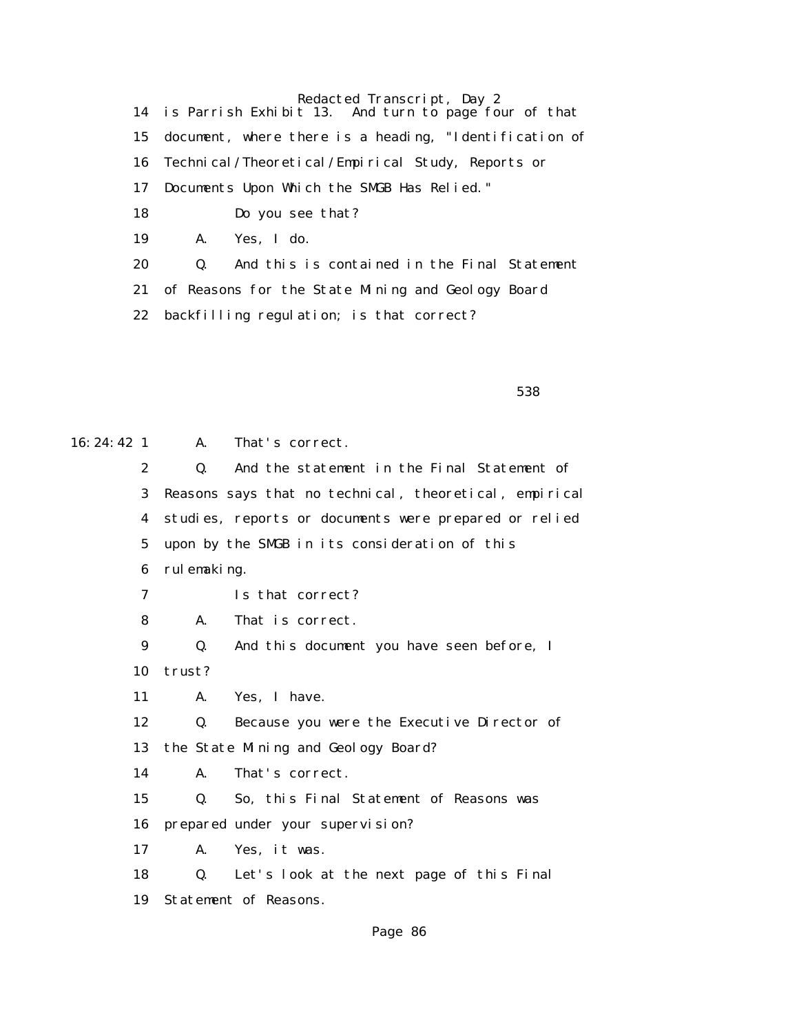14 is Parrish Exhibit 13. And turn to page four of that

15 document, where there is a heading, "Identification of

16 Technical/Theoretical/Empirical Study, Reports or

17 Documents Upon Which the SMGB Has Relied."

18 Do you see that?

19 A. Yes, I do.

20 Q. And this is contained in the Final Statement

21 of Reasons for the State Mining and Geology Board

22 backfilling regulation; is that correct?

538

16:24:42 1 A. That's correct.

2 Q. And the statement in the Final Statement of

3 Reasons says that no technical, theoretical, empirical

4 studies, reports or documents were prepared or relied

5 upon by the SMGB in its consideration of this

6 rulemaking.

7 Is that correct?

8 A. That is correct.

9 Q. And this document you have seen before, I

10 trust?

11 A. Yes, I have.

12 Q. Because you were the Executive Director of

13 the State Mining and Geology Board?

14 A. That's correct.

15 Q. So, this Final Statement of Reasons was

16 prepared under your supervision?

17 A. Yes, it was.

18 Q. Let's look at the next page of this Final

19 Statement of Reasons.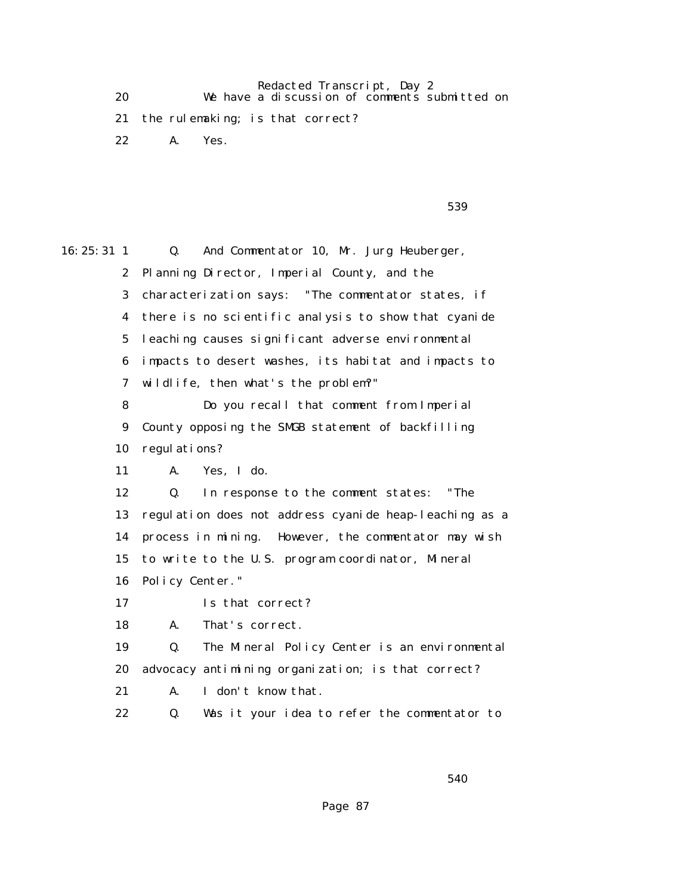20 We have a discussion of comments submitted on

21 the rulemaking; is that correct?

22 A. Yes.

539

16:25:31 1 Q. And Commentator 10, Mr. Jurg Heuberger,

2 Planning Director, Imperial County, and the

3 characterization says: "The commentator states, if

4 there is no scientific analysis to show that cyanide

5 leaching causes significant adverse environmental

6 impacts to desert washes, its habitat and impacts to

7 wildlife, then what's the problem?"

8 Do you recall that comment from Imperial

9 County opposing the SMGB statement of backfilling

10 regulations?

11 A. Yes, I do.

12 Q. In response to the comment states: "The

13 regulation does not address cyanide heap-leaching as a

14 process in mining. However, the commentator may wish

15 to write to the U.S. program coordinator, Mineral

16 Policy Center."

17 Is that correct?

18 A. That's correct.

19 Q. The Mineral Policy Center is an environmental

20 advocacy antimining organization; is that correct?

21 A. I don't know that.

22 Q. Was it your idea to refer the commentator to

540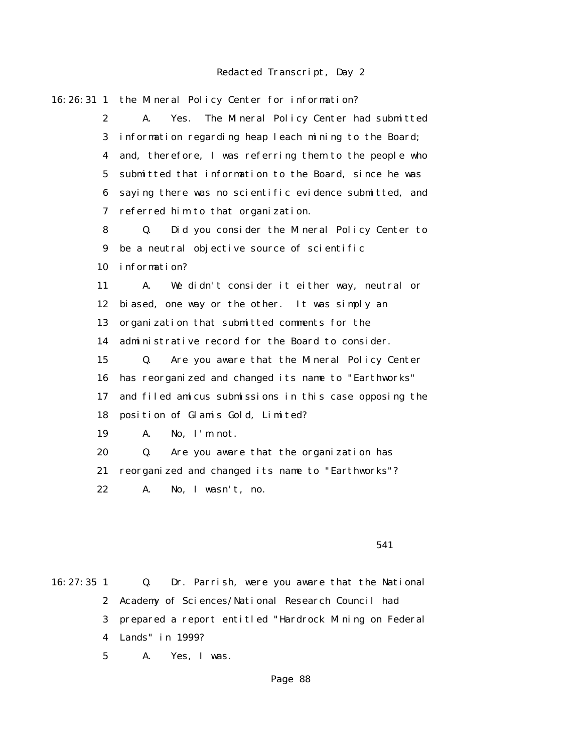16:26:31 1 the Mineral Policy Center for information?

2 A. Yes. The Mineral Policy Center had submitted

3 information regarding heap leach mining to the Board;

4 and, therefore, I was referring them to the people who

5 submitted that information to the Board, since he was

6 saying there was no scientific evidence submitted, and

7 referred him to that organization.

8 Q. Did you consider the Mineral Policy Center to

9 be a neutral objective source of scientific

10 information?

11 A. We didn't consider it either way, neutral or

12 biased, one way or the other. It was simply an

13 organization that submitted comments for the

14 administrative record for the Board to consider.

15 Q. Are you aware that the Mineral Policy Center

16 has reorganized and changed its name to "Earthworks"

17 and filed amicus submissions in this case opposing the

18 position of Glamis Gold, Limited?

19 A. No, I'm not.

20 Q. Are you aware that the organization has

21 reorganized and changed its name to "Earthworks"?

22 A. No, I wasn't, no.

541

16:27:35 1 Q. Dr. Parrish, were you aware that the National

2 Academy of Sciences/National Research Council had

3 prepared a report entitled "Hardrock Mining on Federal

4 Lands" in 1999?

5 A. Yes, I was.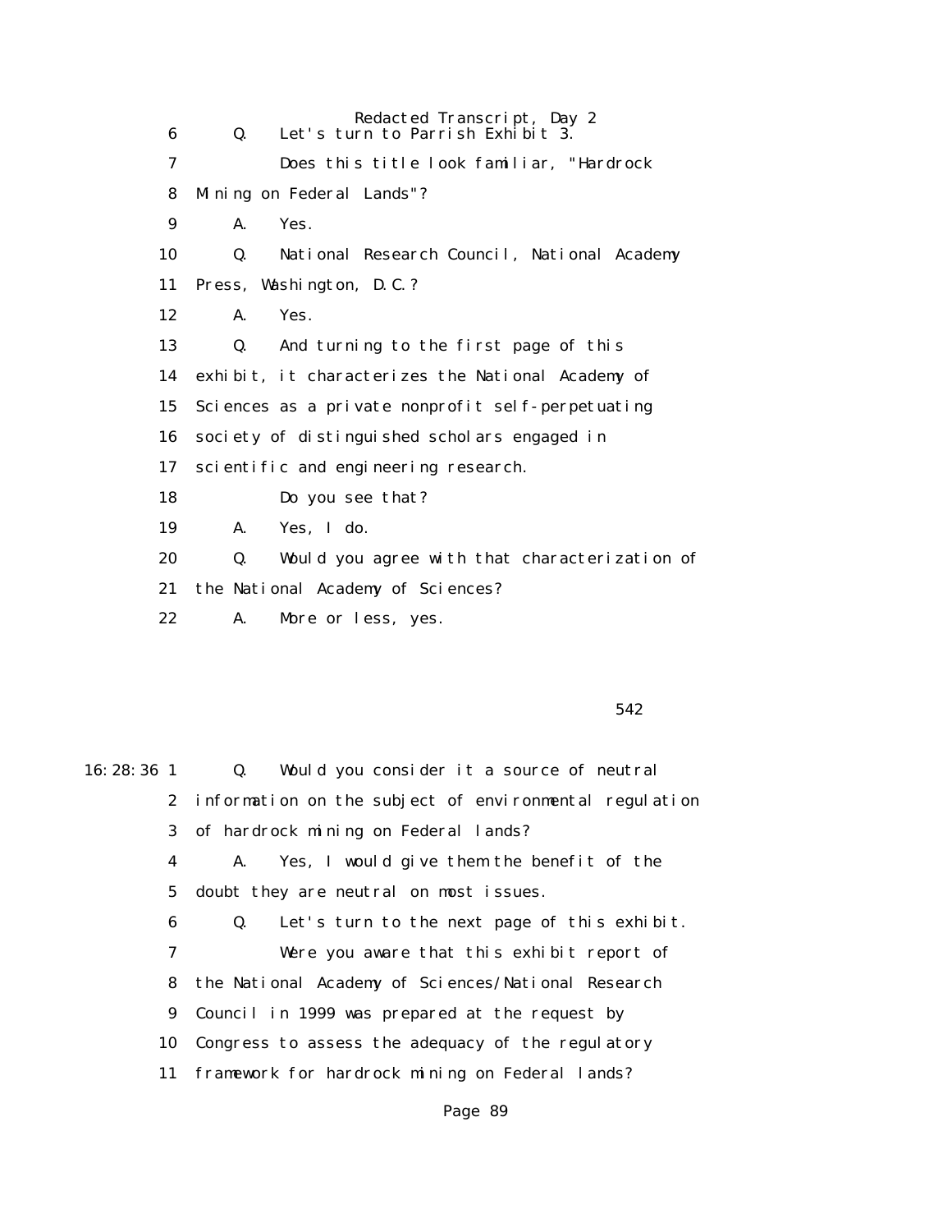6 Q. Let's turn to Parrish Exhibit 3.

7 Does this title look familiar, "Hardrock

8 Mining on Federal Lands"?

9 A. Yes.

10 Q. National Research Council, National Academy

11 Press, Washington, D.C.?

12 A. Yes.

13 Q. And turning to the first page of this

14 exhibit, it characterizes the National Academy of

15 Sciences as a private nonprofit self-perpetuating

16 society of distinguished scholars engaged in

17 scientific and engineering research.

18 Do you see that?

19 A. Yes, I do.

20 Q. Would you agree with that characterization of

21 the National Academy of Sciences?

22 A. More or less, yes.

542

16:28:36 1 Q. Would you consider it a source of neutral

2 information on the subject of environmental regulation

3 of hardrock mining on Federal lands?

4 A. Yes, I would give them the benefit of the

5 doubt they are neutral on most issues.

6 Q. Let's turn to the next page of this exhibit.

7 Were you aware that this exhibit report of

8 the National Academy of Sciences/National Research

9 Council in 1999 was prepared at the request by

10 Congress to assess the adequacy of the regulatory

11 framework for hardrock mining on Federal lands?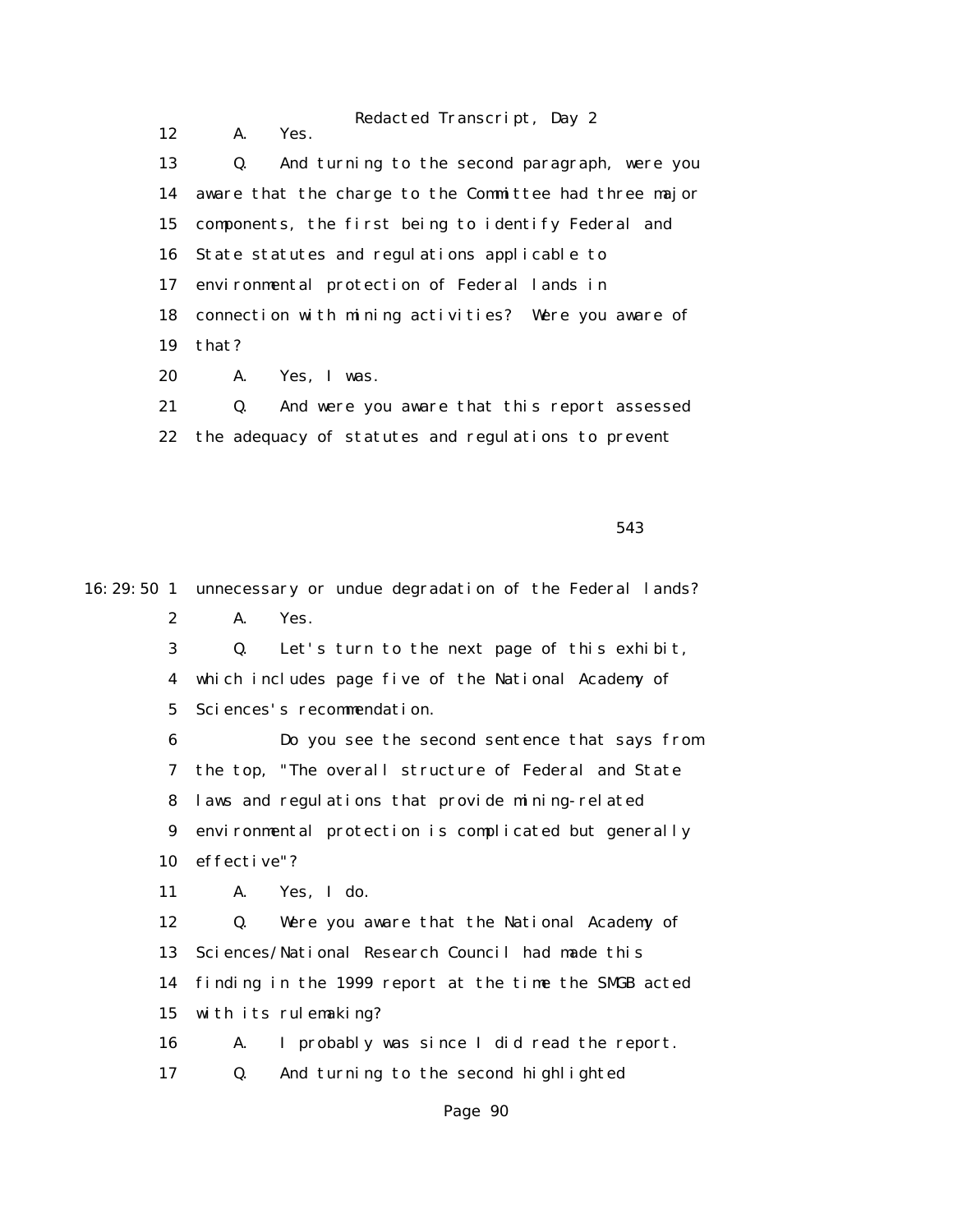12 A. Yes.

13 Q. And turning to the second paragraph, were you

14 aware that the charge to the Committee had three major

15 components, the first being to identify Federal and

16 State statutes and regulations applicable to

17 environmental protection of Federal lands in

18 connection with mining activities? Were you aware of

19 that?

20 A. Yes, I was.

21 Q. And were you aware that this report assessed

22 the adequacy of statutes and regulations to prevent

543

16:29:50 1 unnecessary or undue degradation of the Federal lands?

2 A. Yes.

3 Q. Let's turn to the next page of this exhibit,

4 which includes page five of the National Academy of

5 Sciences's recommendation.

6 Do you see the second sentence that says from

7 the top, "The overall structure of Federal and State

8 laws and regulations that provide mining-related

9 environmental protection is complicated but generally

10 effective"?

11 A. Yes, I do.

12 Q. Were you aware that the National Academy of

13 Sciences/National Research Council had made this

14 finding in the 1999 report at the time the SMGB acted

15 with its rulemaking?

16 A. I probably was since I did read the report.

17 Q. And turning to the second highlighted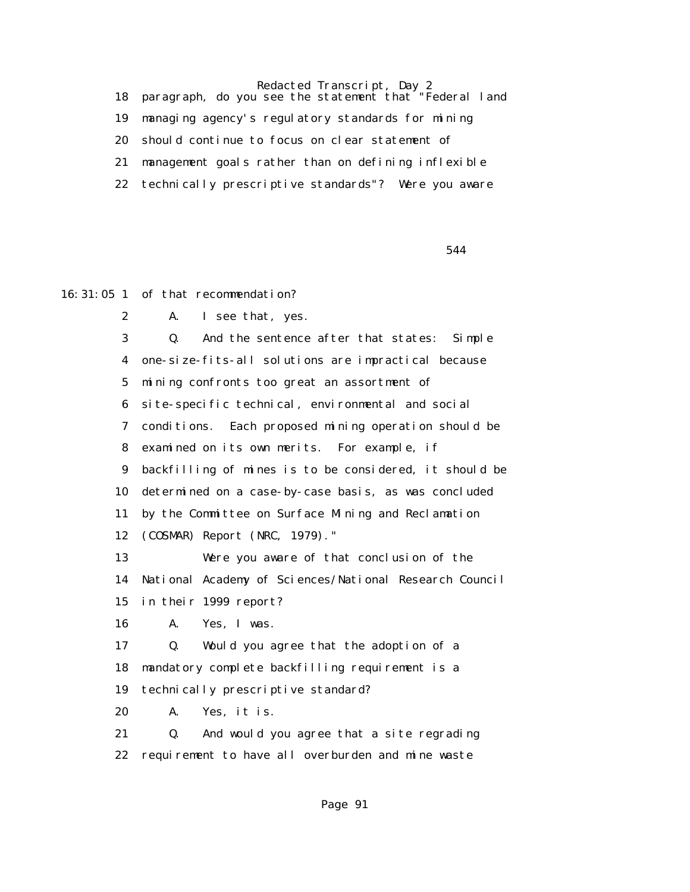18 paragraph, do you see the statement that "Federal land
19 managing agency's regulatory standards for mining
20 should continue to focus on clear statement of
21 management goals rather than on defining inflexible
22 technically prescriptive standards"? Were you aware

544

16:31:05 1 of that recommendation?
2 A. I see that, yes.
3 Q. And the sentence after that states: Simple
4 one-size-fits-all solutions are impractical because
5 mining confronts too great an assortment of
6 site-specific technical, environmental and social
7 conditions. Each proposed mining operation should be
8 examined on its own merits. For example, if
9 backfilling of mines is to be considered, it should be
10 determined on a case-by-case basis, as was concluded
11 by the Committee on Surface Mining and Reclamation
12 (COSMAR) Report (NRC, 1979)."
13 Were you aware of that conclusion of the
14 National Academy of Sciences/National Research Council
15 in their 1999 report?
16 A. Yes, I was.
17 Q. Would you agree that the adoption of a
18 mandatory complete backfilling requirement is a
19 technically prescriptive standard?
20 A. Yes, it is.
21 Q. And would you agree that a site regrading
22 requirement to have all overburden and mine waste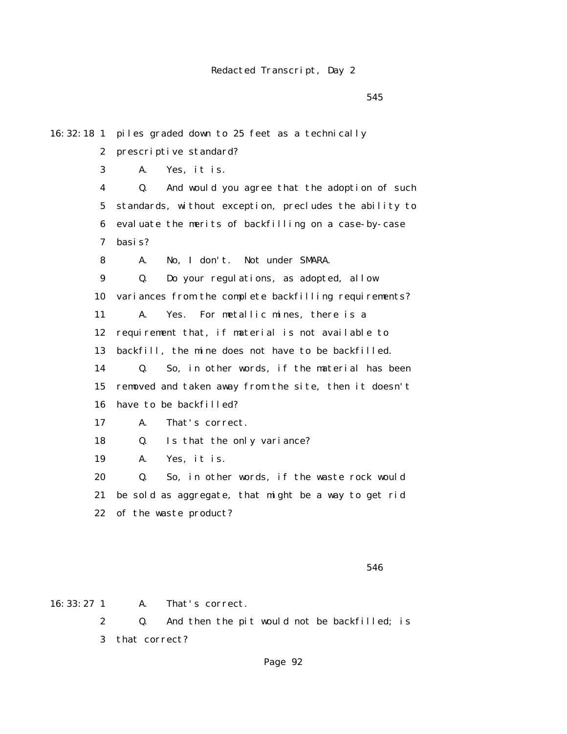545

16:32:18 1 piles graded down to 25 feet as a technically
2 prescriptive standard?
3 A. Yes, it is.
4 Q. And would you agree that the adoption of such
5 standards, without exception, precludes the ability to
6 evaluate the merits of backfilling on a case-by-case
7 basis?
8 A. No, I don't. Not under SMARA.
9 Q. Do your regulations, as adopted, allow
10 variances from the complete backfilling requirements?
11 A. Yes. For metallic mines, there is a
12 requirement that, if material is not available to
13 backfill, the mine does not have to be backfilled.
14 Q. So, in other words, if the material has been
15 removed and taken away from the site, then it doesn't
16 have to be backfilled?
17 A. That's correct.
18 Q. Is that the only variance?
19 A. Yes, it is.
20 Q. So, in other words, if the waste rock would
21 be sold as aggregate, that might be a way to get rid
22 of the waste product?

546

16:33:27 1 A. That's correct.
2 Q. And then the pit would not be backfilled; is
3 that correct?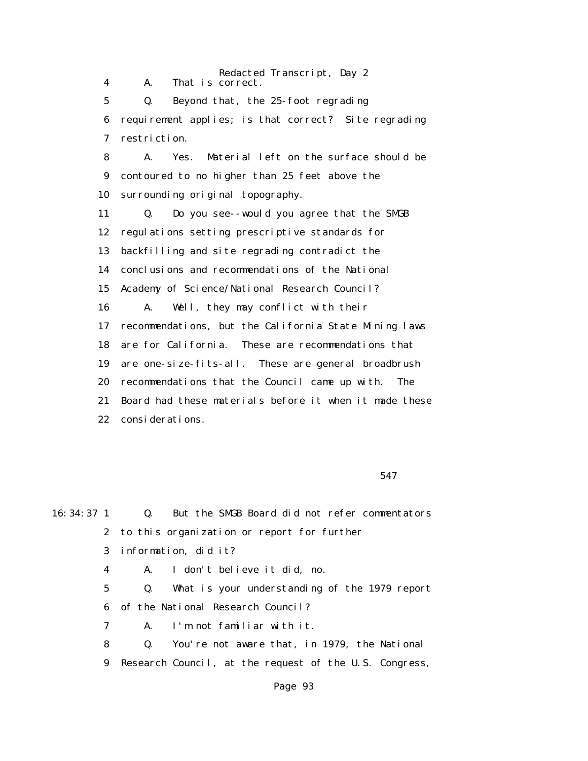4 A. That is correct.

5 Q. Beyond that, the 25-foot regrading

6 requirement applies; is that correct? Site regrading

7 restriction.

8 A. Yes. Material left on the surface should be

9 contoured to no higher than 25 feet above the

10 surrounding original topography.

11 Q. Do you see--would you agree that the SMGB

12 regulations setting prescriptive standards for

13 backfilling and site regrading contradict the

14 conclusions and recommendations of the National

15 Academy of Science/National Research Council?

16 A. Well, they may conflict with their

17 recommendations, but the California State Mining laws

18 are for California. These are recommendations that

19 are one-size-fits-all. These are general broadbrush

20 recommendations that the Council came up with. The

21 Board had these materials before it when it made these

22 considerations.

547

16:34:37 1 Q. But the SMGB Board did not refer commentators

2 to this organization or report for further

3 information, did it?

4 A. I don't believe it did, no.

5 Q. What is your understanding of the 1979 report

6 of the National Research Council?

7 A. I'm not familiar with it.

8 Q. You're not aware that, in 1979, the National

9 Research Council, at the request of the U.S. Congress,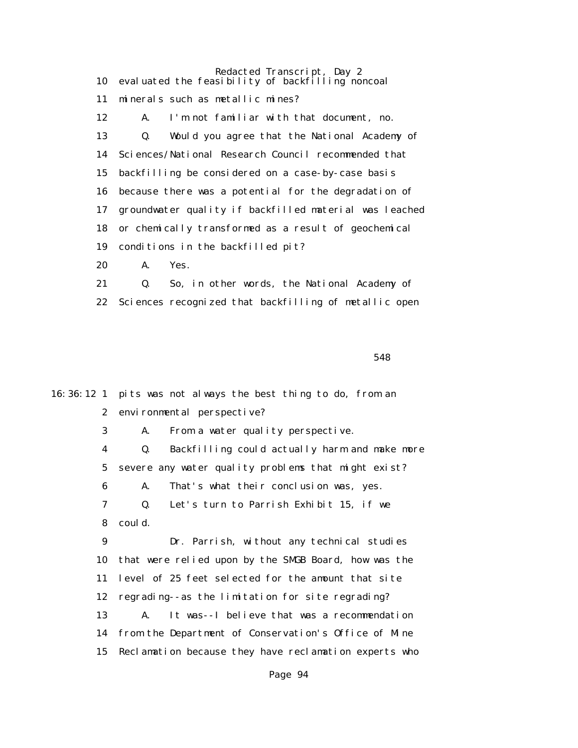10 evaluated the feasibility of backfilling noncoal

11 minerals such as metallic mines?

12 A. I'm not familiar with that document, no.

13 Q. Would you agree that the National Academy of

14 Sciences/National Research Council recommended that

15 backfilling be considered on a case-by-case basis

16 because there was a potential for the degradation of

17 groundwater quality if backfilled material was leached

18 or chemically transformed as a result of geochemical

19 conditions in the backfilled pit?

20 A. Yes.

21 Q. So, in other words, the National Academy of

22 Sciences recognized that backfilling of metallic open

548

16:36:12 1 pits was not always the best thing to do, from an

2 environmental perspective?

3 A. From a water quality perspective.

4 Q. Backfilling could actually harm and make more

5 severe any water quality problems that might exist?

6 A. That's what their conclusion was, yes.

7 Q. Let's turn to Parrish Exhibit 15, if we

8 could.

9 Dr. Parrish, without any technical studies

10 that were relied upon by the SMGB Board, how was the

11 level of 25 feet selected for the amount that site

12 regrading--as the limitation for site regrading?

13 A. It was--I believe that was a recommendation

14 from the Department of Conservation's Office of Mine

15 Reclamation because they have reclamation experts who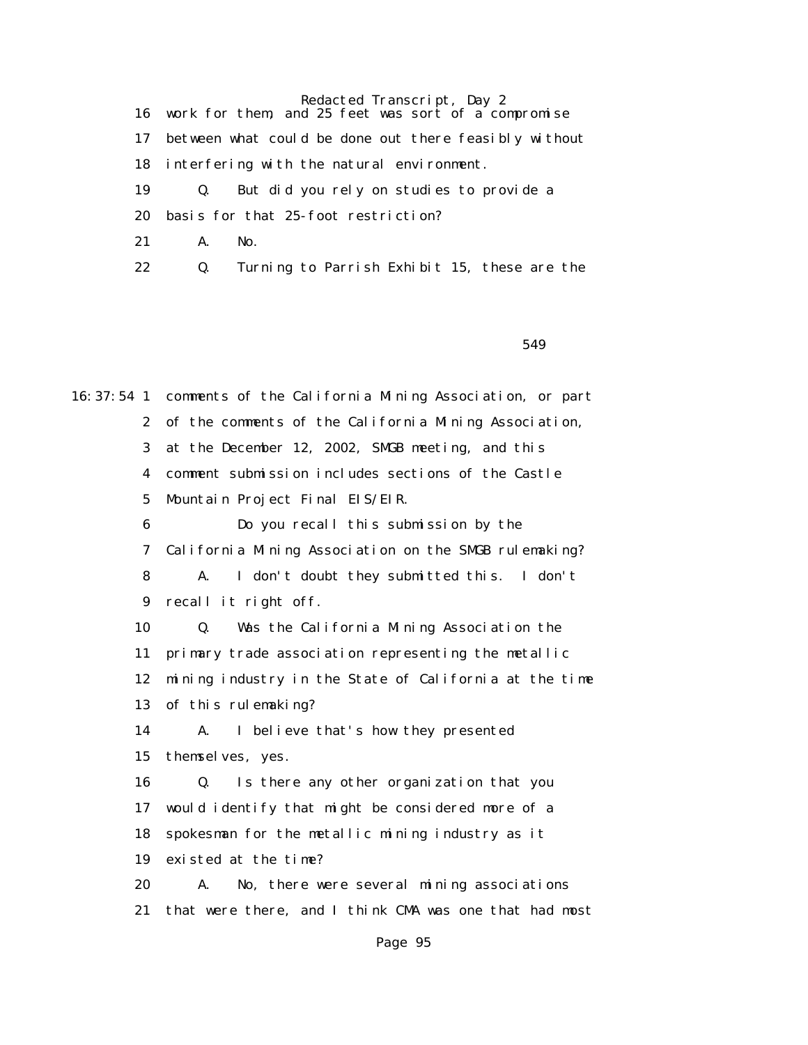16 work for them, and 25 feet was sort of a compromise
17 between what could be done out there feasibly without
18 interfering with the natural environment.
19 Q. But did you rely on studies to provide a
20 basis for that 25-foot restriction?
21 A. No.
22 Q. Turning to Parrish Exhibit 15, these are the

549

16:37:54 1 comments of the California Mining Association, or part
2 of the comments of the California Mining Association,
3 at the December 12, 2002, SMGB meeting, and this
4 comment submission includes sections of the Castle
5 Mountain Project Final EIS/EIR.
6 Do you recall this submission by the
7 California Mining Association on the SMGB rulemaking?
8 A. I don't doubt they submitted this. I don't
9 recall it right off.
10 Q. Was the California Mining Association the
11 primary trade association representing the metallic
12 mining industry in the State of California at the time
13 of this rulemaking?
14 A. I believe that's how they presented
15 themselves, yes.
16 Q. Is there any other organization that you
17 would identify that might be considered more of a
18 spokesman for the metallic mining industry as it
19 existed at the time?
20 A. No, there were several mining associations
21 that were there, and I think CMA was one that had most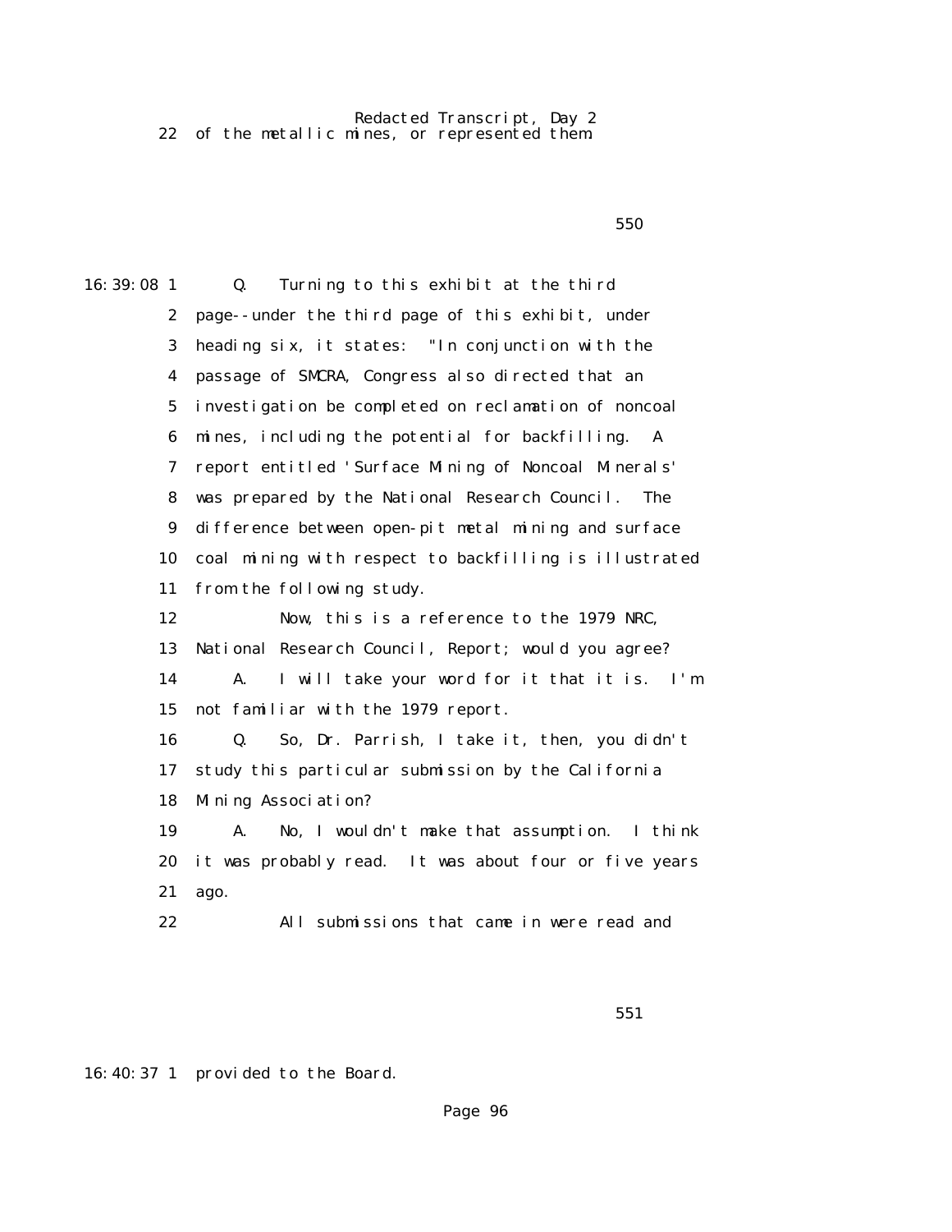22 of the metallic mines, or represented them.

550

16:39:08 1 Q. Turning to this exhibit at the third

2 page--under the third page of this exhibit, under

3 heading six, it states: "In conjunction with the

4 passage of SMCRA, Congress also directed that an

5 investigation be completed on reclamation of noncoal

6 mines, including the potential for backfilling. A

7 report entitled 'Surface Mining of Noncoal Minerals'

8 was prepared by the National Research Council. The

9 difference between open-pit metal mining and surface

10 coal mining with respect to backfilling is illustrated

11 from the following study.

12 Now, this is a reference to the 1979 NRC,

13 National Research Council, Report; would you agree?

14 A. I will take your word for it that it is. I'm

15 not familiar with the 1979 report.

16 Q. So, Dr. Parrish, I take it, then, you didn't

17 study this particular submission by the California

18 Mining Association?

19 A. No, I wouldn't make that assumption. I think

20 it was probably read. It was about four or five years

21 ago.

22 All submissions that came in were read and

551

16:40:37 1 provided to the Board.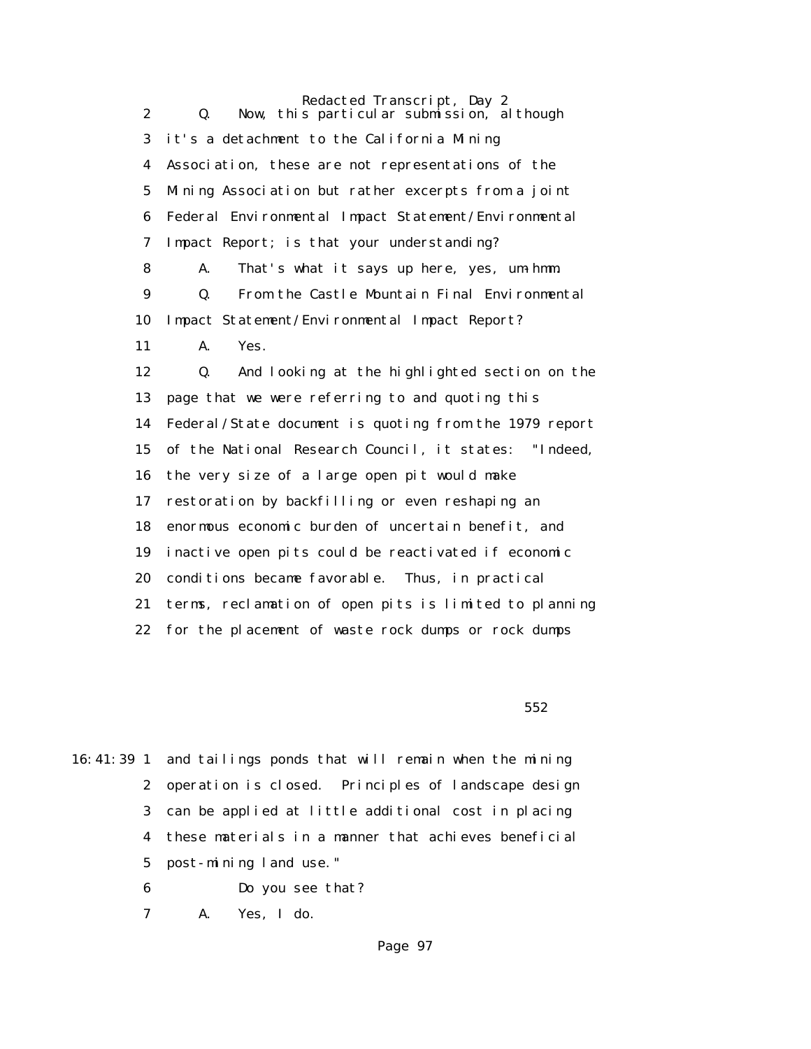2 Q. Now, this particular submission, although

3 it's a detachment to the California Mining

4 Association, these are not representations of the

5 Mining Association but rather excerpts from a joint

6 Federal Environmental Impact Statement/Environmental

7 Impact Report; is that your understanding?

8 A. That's what it says up here, yes, um-hmm.

9 Q. From the Castle Mountain Final Environmental

10 Impact Statement/Environmental Impact Report?

11 A. Yes.

12 Q. And looking at the highlighted section on the

13 page that we were referring to and quoting this

14 Federal/State document is quoting from the 1979 report

15 of the National Research Council, it states: "Indeed,

16 the very size of a large open pit would make

17 restoration by backfilling or even reshaping an

18 enormous economic burden of uncertain benefit, and

19 inactive open pits could be reactivated if economic

20 conditions became favorable. Thus, in practical

21 terms, reclamation of open pits is limited to planning

22 for the placement of waste rock dumps or rock dumps

552

16:41:39 1 and tailings ponds that will remain when the mining

2 operation is closed. Principles of landscape design

3 can be applied at little additional cost in placing

4 these materials in a manner that achieves beneficial

5 post-mining land use."

6 Do you see that?

7 A. Yes, I do.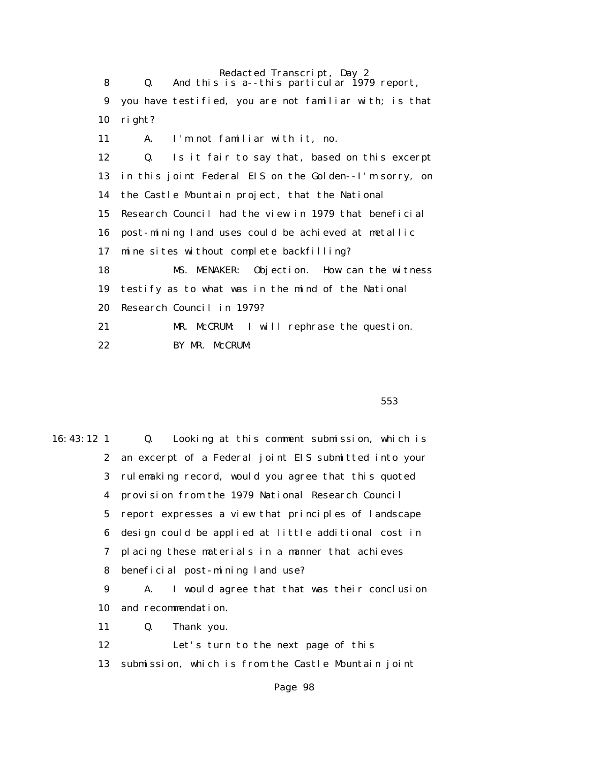8 Q. And this is a--this particular 1979 report,
9 you have testified, you are not familiar with; is that
10 right?
11 A. I'm not familiar with it, no.
12 Q. Is it fair to say that, based on this excerpt
13 in this joint Federal EIS on the Golden--I'm sorry, on
14 the Castle Mountain project, that the National
15 Research Council had the view in 1979 that beneficial
16 post-mining land uses could be achieved at metallic
17 mine sites without complete backfilling?
18 MS. MENAKER: Objection. How can the witness
19 testify as to what was in the mind of the National
20 Research Council in 1979?
21 MR. McCRUM: I will rephrase the question.
22 BY MR. McCRUM:

553

16:43:12 1 Q. Looking at this comment submission, which is
2 an excerpt of a Federal joint EIS submitted into your
3 rulemaking record, would you agree that this quoted
4 provision from the 1979 National Research Council
5 report expresses a view that principles of landscape
6 design could be applied at little additional cost in
7 placing these materials in a manner that achieves
8 beneficial post-mining land use?
9 A. I would agree that that was their conclusion
10 and recommendation.
11 Q. Thank you.
12 Let's turn to the next page of this
13 submission, which is from the Castle Mountain joint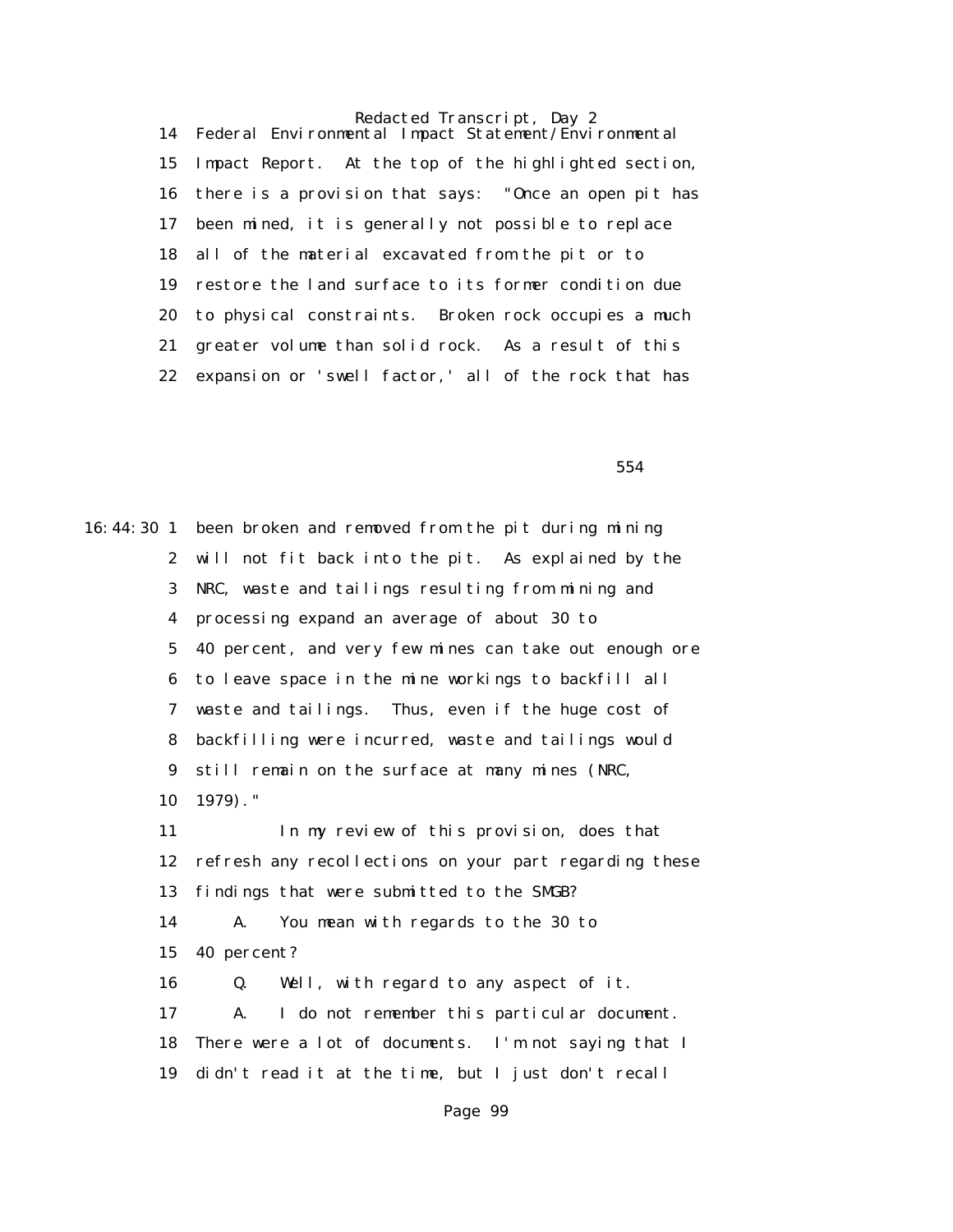14 Federal Environmental Impact Statement/Environmental
15 Impact Report. At the top of the highlighted section,
16 there is a provision that says: "Once an open pit has
17 been mined, it is generally not possible to replace
18 all of the material excavated from the pit or to
19 restore the land surface to its former condition due
20 to physical constraints. Broken rock occupies a much
21 greater volume than solid rock. As a result of this
22 expansion or 'swell factor,' all of the rock that has

554

16:44:30 1 been broken and removed from the pit during mining
2 will not fit back into the pit. As explained by the
3 NRC, waste and tailings resulting from mining and
4 processing expand an average of about 30 to
5 40 percent, and very few mines can take out enough ore
6 to leave space in the mine workings to backfill all
7 waste and tailings. Thus, even if the huge cost of
8 backfilling were incurred, waste and tailings would
9 still remain on the surface at many mines (NRC,
10 1979)."
11 In my review of this provision, does that
12 refresh any recollections on your part regarding these
13 findings that were submitted to the SMGB?
14 A. You mean with regards to the 30 to
15 40 percent?
16 Q. Well, with regard to any aspect of it.
17 A. I do not remember this particular document.
18 There were a lot of documents. I'm not saying that I
19 didn't read it at the time, but I just don't recall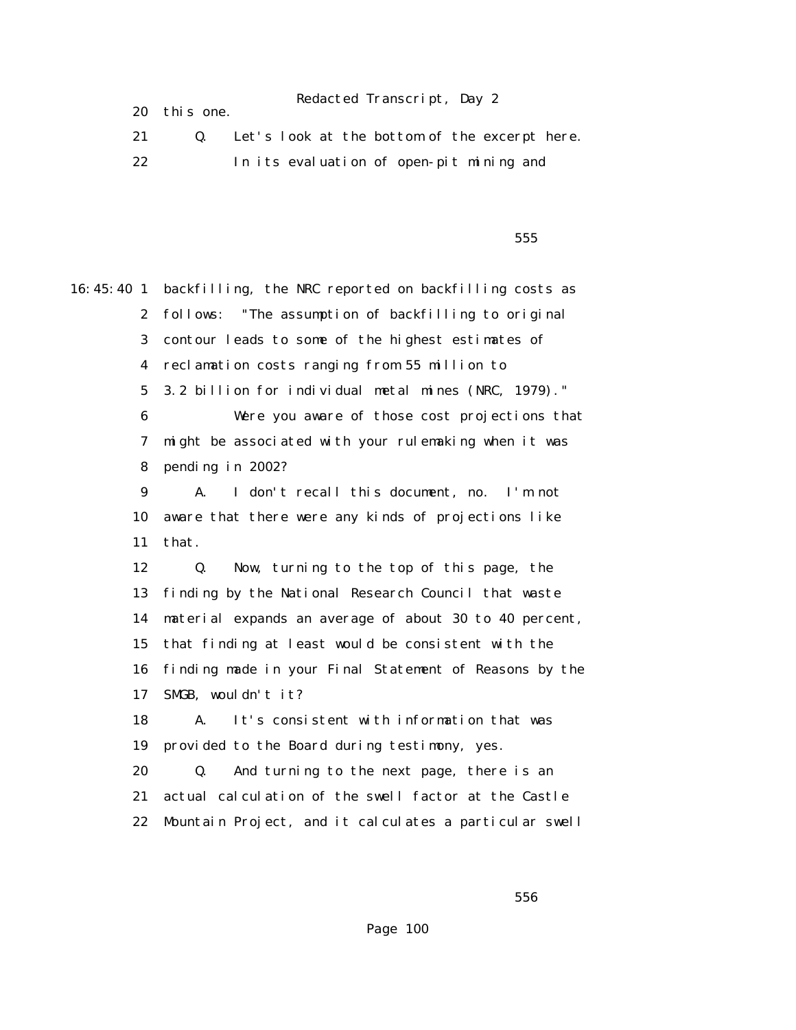20 this one.

21 Q. Let's look at the bottom of the excerpt here.

22 In its evaluation of open-pit mining and

555

16:45:40 1 backfilling, the NRC reported on backfilling costs as

2 follows: "The assumption of backfilling to original

3 contour leads to some of the highest estimates of

4 reclamation costs ranging from 55 million to

5 3.2 billion for individual metal mines (NRC, 1979)."

6 Were you aware of those cost projections that

7 might be associated with your rulemaking when it was

8 pending in 2002?

9 A. I don't recall this document, no. I'm not

10 aware that there were any kinds of projections like

11 that.

12 Q. Now, turning to the top of this page, the

13 finding by the National Research Council that waste

14 material expands an average of about 30 to 40 percent,

15 that finding at least would be consistent with the

16 finding made in your Final Statement of Reasons by the

17 SMGB, wouldn't it?

18 A. It's consistent with information that was

19 provided to the Board during testimony, yes.

20 Q. And turning to the next page, there is an

21 actual calculation of the swell factor at the Castle

22 Mountain Project, and it calculates a particular swell

556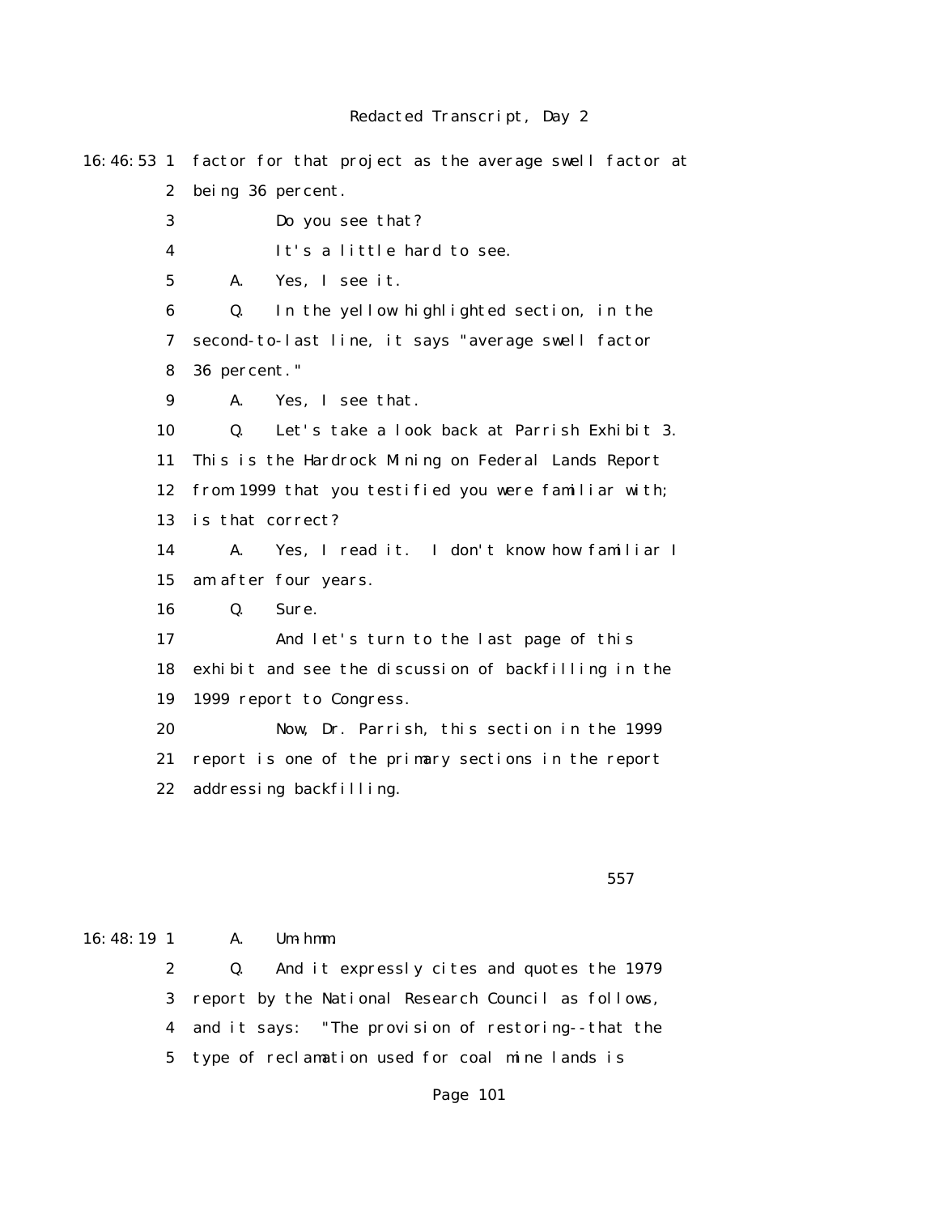16:46:53 1 factor for that project as the average swell factor at
2 being 36 percent.
3 Do you see that?
4 It's a little hard to see.
5 A. Yes, I see it.
6 Q. In the yellow highlighted section, in the
7 second-to-last line, it says "average swell factor
8 36 percent."
9 A. Yes, I see that.
10 Q. Let's take a look back at Parrish Exhibit 3.
11 This is the Hardrock Mining on Federal Lands Report
12 from 1999 that you testified you were familiar with;
13 is that correct?
14 A. Yes, I read it. I don't know how familiar I
15 am after four years.
16 Q. Sure.
17 And let's turn to the last page of this
18 exhibit and see the discussion of backfilling in the
19 1999 report to Congress.
20 Now, Dr. Parrish, this section in the 1999
21 report is one of the primary sections in the report
22 addressing backfilling.

557

16:48:19 1 A. Um-hmm.
2 Q. And it expressly cites and quotes the 1979
3 report by the National Research Council as follows,
4 and it says: "The provision of restoring--that the
5 type of reclamation used for coal mine lands is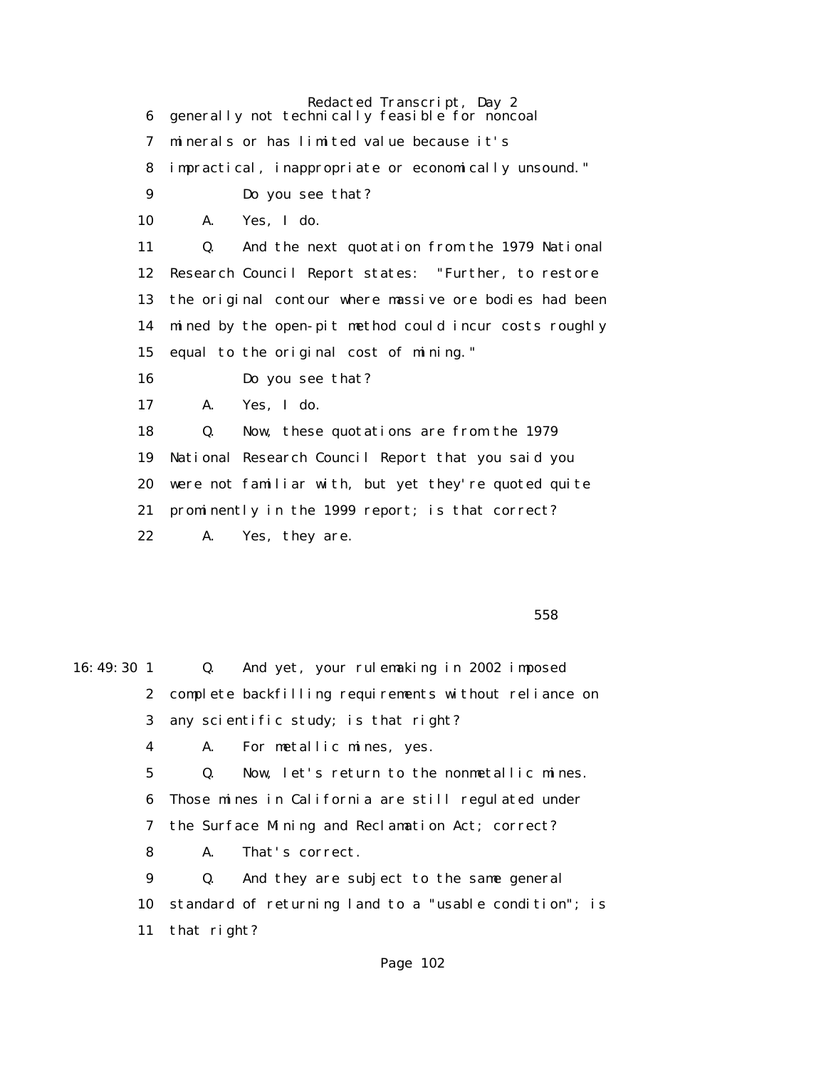6 generally not technically feasible for noncoal

7 minerals or has limited value because it's

8 impractical, inappropriate or economically unsound."

9 Do you see that?

10 A. Yes, I do.

11 Q. And the next quotation from the 1979 National

12 Research Council Report states: "Further, to restore

13 the original contour where massive ore bodies had been

14 mined by the open-pit method could incur costs roughly

15 equal to the original cost of mining."

16 Do you see that?

17 A. Yes, I do.

18 Q. Now, these quotations are from the 1979

19 National Research Council Report that you said you

20 were not familiar with, but yet they're quoted quite

21 prominently in the 1999 report; is that correct?

22 A. Yes, they are.

558

16:49:30 1 Q. And yet, your rulemaking in 2002 imposed

2 complete backfilling requirements without reliance on

3 any scientific study; is that right?

4 A. For metallic mines, yes.

5 Q. Now, let's return to the nonmetallic mines.

6 Those mines in California are still regulated under

7 the Surface Mining and Reclamation Act; correct?

8 A. That's correct.

9 Q. And they are subject to the same general

10 standard of returning land to a "usable condition"; is

11 that right?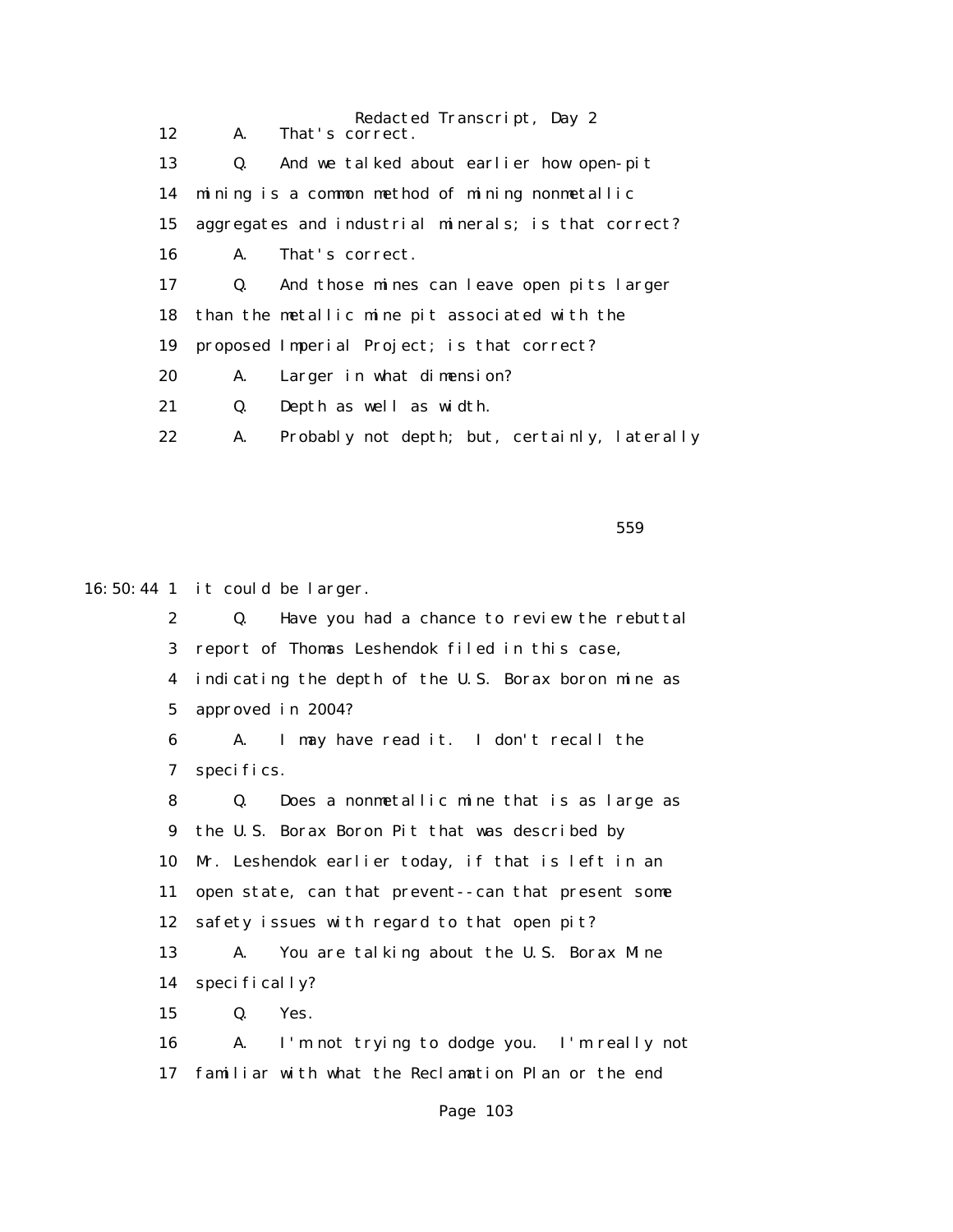12 A. That's correct.

13 Q. And we talked about earlier how open-pit

14 mining is a common method of mining nonmetallic

15 aggregates and industrial minerals; is that correct?

16 A. That's correct.

17 Q. And those mines can leave open pits larger

18 than the metallic mine pit associated with the

19 proposed Imperial Project; is that correct?

20 A. Larger in what dimension?

21 Q. Depth as well as width.

22 A. Probably not depth; but, certainly, laterally

559

16:50:44 1 it could be larger.

2 Q. Have you had a chance to review the rebuttal

3 report of Thomas Leshendok filed in this case,

4 indicating the depth of the U.S. Borax boron mine as

5 approved in 2004?

6 A. I may have read it. I don't recall the

7 specifics.

8 Q. Does a nonmetallic mine that is as large as

9 the U.S. Borax Boron Pit that was described by

10 Mr. Leshendok earlier today, if that is left in an

11 open state, can that prevent--can that present some

12 safety issues with regard to that open pit?

13 A. You are talking about the U.S. Borax Mine

14 specifically?

15 Q. Yes.

16 A. I'm not trying to dodge you. I'm really not

17 familiar with what the Reclamation Plan or the end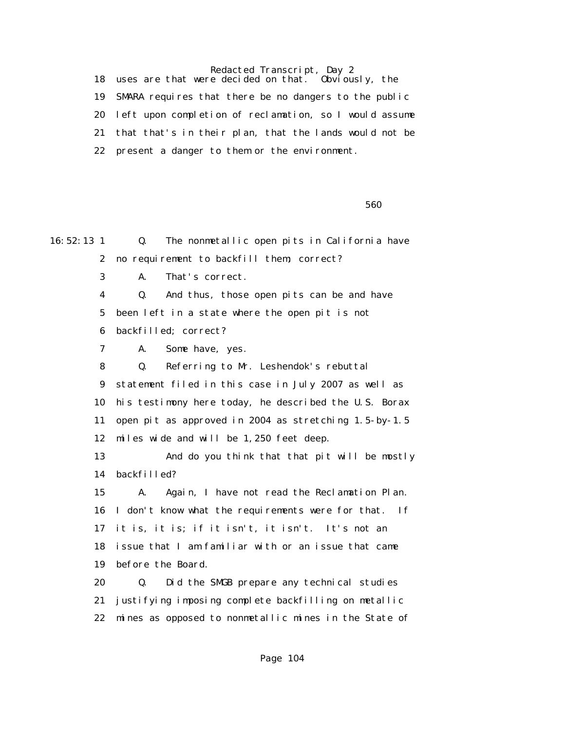18 uses are that were decided on that. Obviously, the

19 SMARA requires that there be no dangers to the public

20 left upon completion of reclamation, so I would assume

21 that that's in their plan, that the lands would not be

22 present a danger to them or the environment.

560

16:52:13 1 Q. The nonmetallic open pits in California have

2 no requirement to backfill them; correct?

3 A. That's correct.

4 Q. And thus, those open pits can be and have

5 been left in a state where the open pit is not

6 backfilled; correct?

7 A. Some have, yes.

8 Q. Referring to Mr. Leshendok's rebuttal

9 statement filed in this case in July 2007 as well as

10 his testimony here today, he described the U.S. Borax

11 open pit as approved in 2004 as stretching 1.5-by-1.5

12 miles wide and will be 1,250 feet deep.

13 And do you think that that pit will be mostly

14 backfilled?

15 A. Again, I have not read the Reclamation Plan.

16 I don't know what the requirements were for that. If

17 it is, it is; if it isn't, it isn't. It's not an

18 issue that I am familiar with or an issue that came

19 before the Board.

20 Q. Did the SMGB prepare any technical studies

21 justifying imposing complete backfilling on metallic

22 mines as opposed to nonmetallic mines in the State of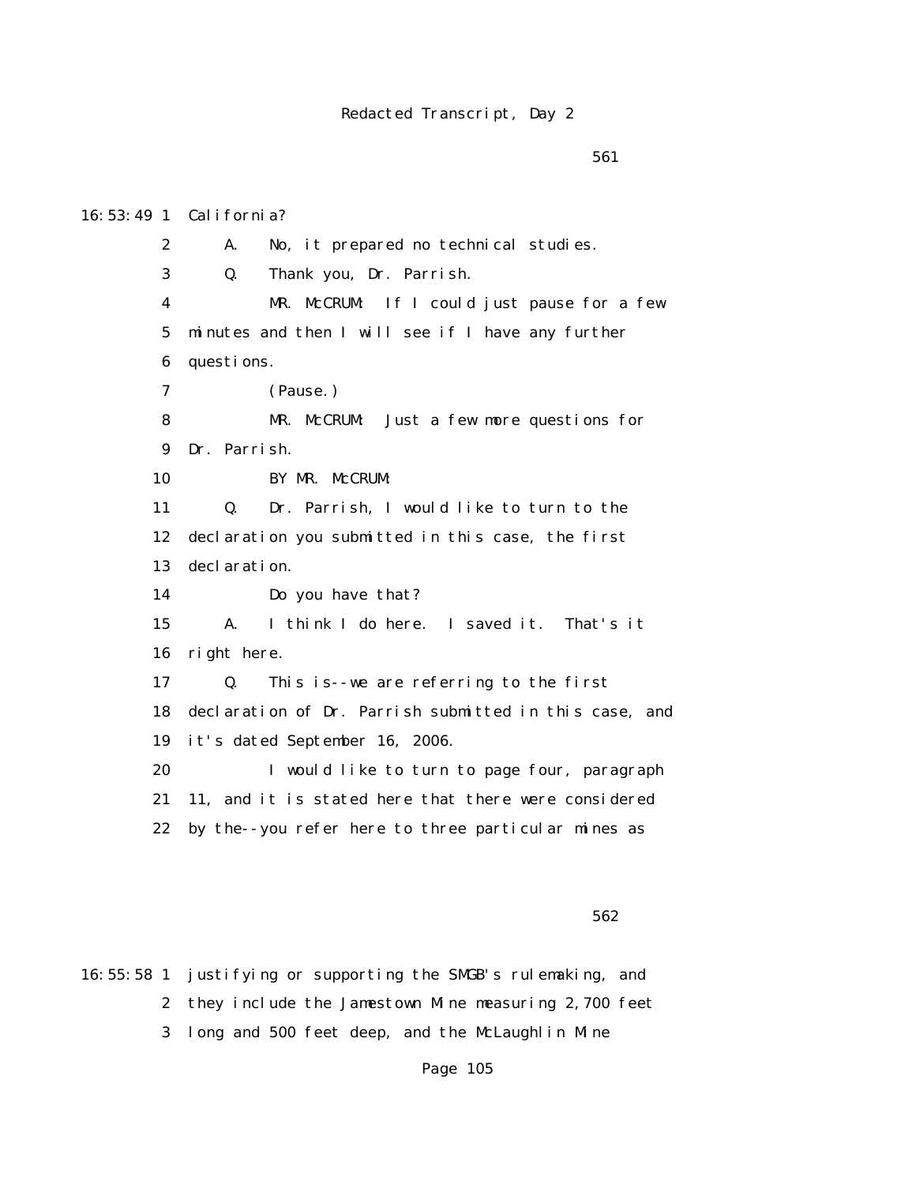561

16:53:49 1 California?

2 A. No, it prepared no technical studies.

3 Q. Thank you, Dr. Parrish.

4 MR. McCRUM: If I could just pause for a few

5 minutes and then I will see if I have any further

6 questions.

7 (Pause.)

8 MR. McCRUM: Just a few more questions for

9 Dr. Parrish.

10 BY MR. McCRUM:

11 Q. Dr. Parrish, I would like to turn to the

12 declaration you submitted in this case, the first

13 declaration.

14 Do you have that?

15 A. I think I do here. I saved it. That's it

16 right here.

17 Q. This is--we are referring to the first

18 declaration of Dr. Parrish submitted in this case, and

19 it's dated September 16, 2006.

20 I would like to turn to page four, paragraph

21 11, and it is stated here that there were considered

22 by the--you refer here to three particular mines as

562

16:55:58 1 justifying or supporting the SMGB's rulemaking, and

2 they include the Jamestown Mine measuring 2,700 feet

3 long and 500 feet deep, and the McLaughlin Mine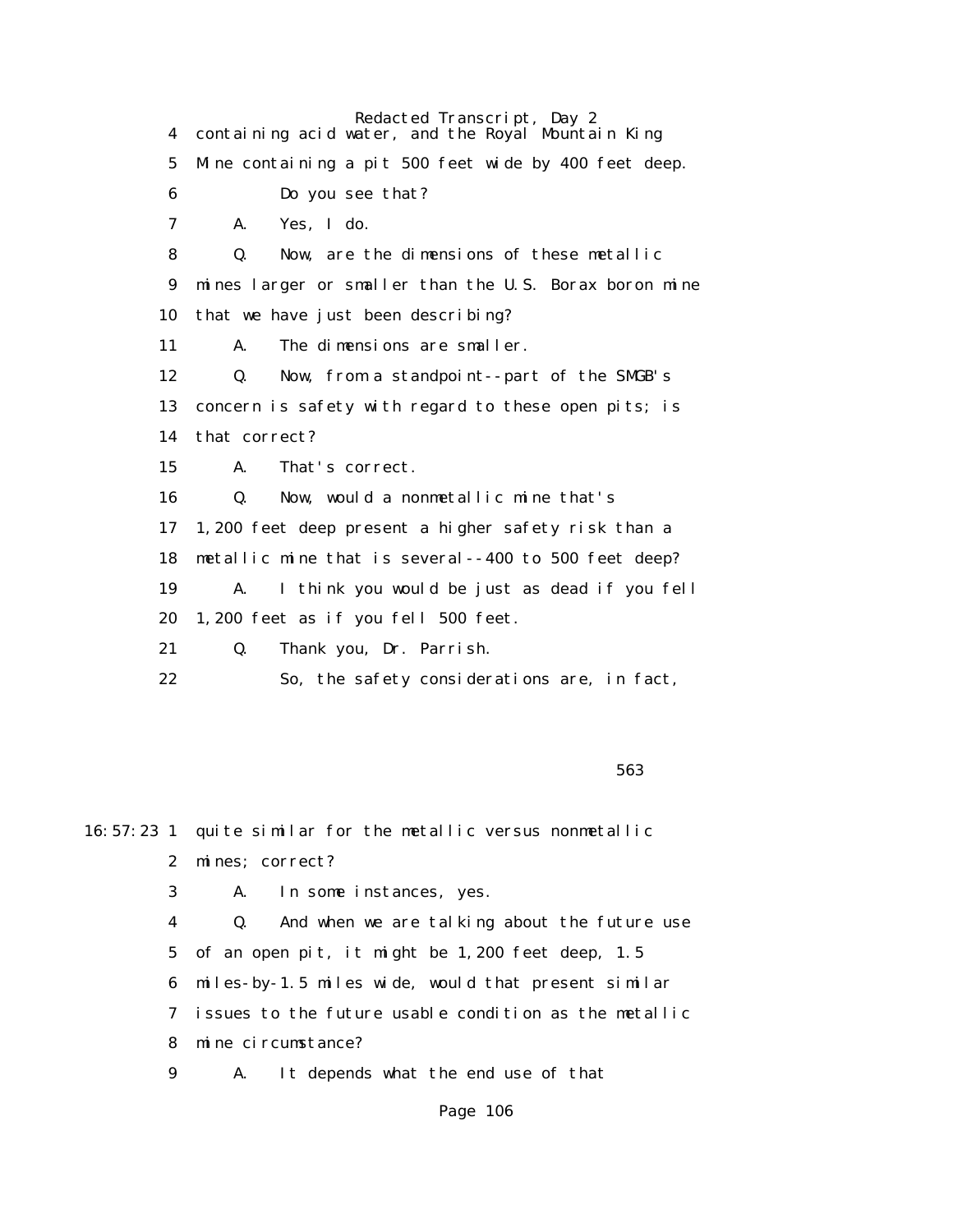4 containing acid water, and the Royal Mountain King

5 Mine containing a pit 500 feet wide by 400 feet deep.

6 Do you see that?

7 A. Yes, I do.

8 Q. Now, are the dimensions of these metallic

9 mines larger or smaller than the U.S. Borax boron mine

10 that we have just been describing?

11 A. The dimensions are smaller.

12 Q. Now, from a standpoint--part of the SMGB's

13 concern is safety with regard to these open pits; is

14 that correct?

15 A. That's correct.

16 Q. Now, would a nonmetallic mine that's

17 1,200 feet deep present a higher safety risk than a

18 metallic mine that is several--400 to 500 feet deep?

19 A. I think you would be just as dead if you fell

20 1,200 feet as if you fell 500 feet.

21 Q. Thank you, Dr. Parrish.

22 So, the safety considerations are, in fact,

563

16:57:23 1 quite similar for the metallic versus nonmetallic

2 mines; correct?

3 A. In some instances, yes.

4 Q. And when we are talking about the future use

5 of an open pit, it might be 1,200 feet deep, 1.5

6 miles-by-1.5 miles wide, would that present similar

7 issues to the future usable condition as the metallic

8 mine circumstance?

9 A. It depends what the end use of that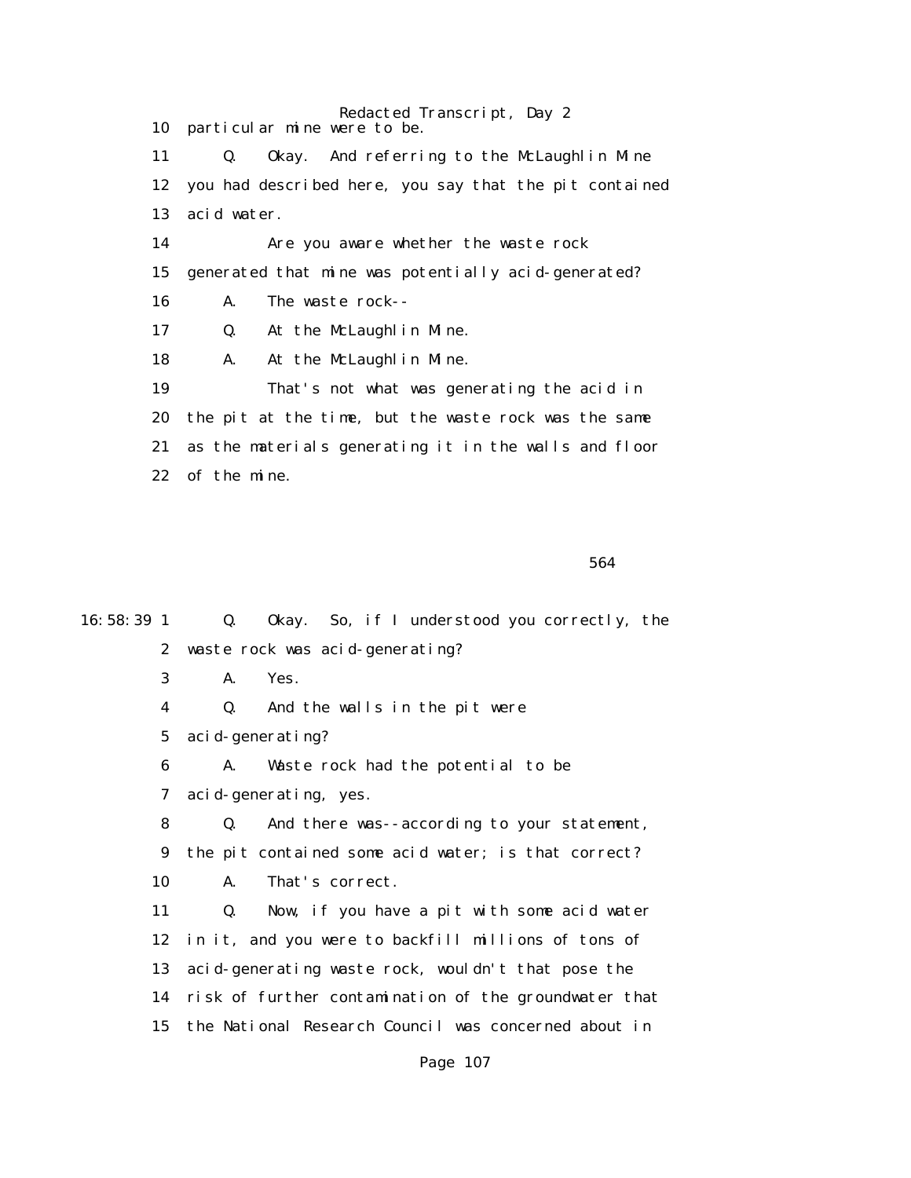10 particular mine were to be.

11 Q. Okay. And referring to the McLaughlin Mine

12 you had described here, you say that the pit contained

13 acid water.

14 Are you aware whether the waste rock

15 generated that mine was potentially acid-generated?

16 A. The waste rock--

17 Q. At the McLaughlin Mine.

18 A. At the McLaughlin Mine.

19 That's not what was generating the acid in

20 the pit at the time, but the waste rock was the same

21 as the materials generating it in the walls and floor

22 of the mine.

564

16:58:39 1 Q. Okay. So, if I understood you correctly, the

2 waste rock was acid-generating?

3 A. Yes.

4 Q. And the walls in the pit were

5 acid-generating?

6 A. Waste rock had the potential to be

7 acid-generating, yes.

8 Q. And there was--according to your statement,

9 the pit contained some acid water; is that correct?

10 A. That's correct.

11 Q. Now, if you have a pit with some acid water

12 in it, and you were to backfill millions of tons of

13 acid-generating waste rock, wouldn't that pose the

14 risk of further contamination of the groundwater that

15 the National Research Council was concerned about in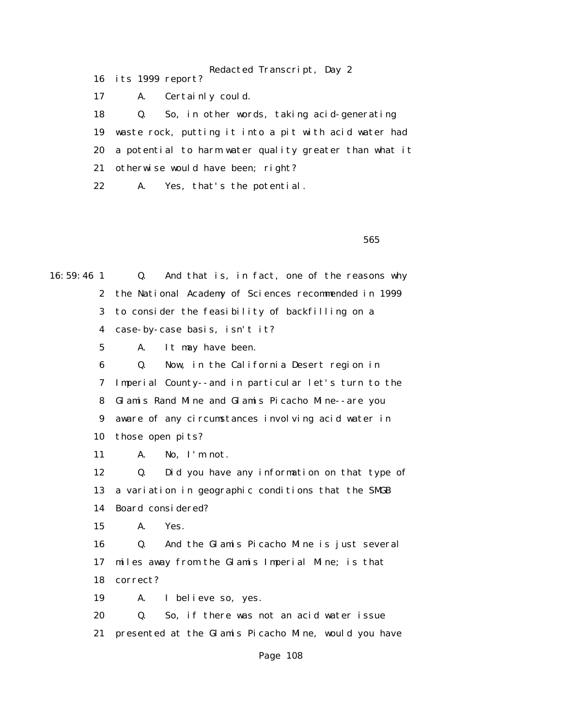16 its 1999 report?

17 A. Certainly could.

18 Q. So, in other words, taking acid-generating

19 waste rock, putting it into a pit with acid water had

20 a potential to harm water quality greater than what it

21 otherwise would have been; right?

22 A. Yes, that's the potential.

565

16:59:46 1 Q. And that is, in fact, one of the reasons why

2 the National Academy of Sciences recommended in 1999

3 to consider the feasibility of backfilling on a

4 case-by-case basis, isn't it?

5 A. It may have been.

6 Q. Now, in the California Desert region in

7 Imperial County--and in particular let's turn to the

8 Glamis Rand Mine and Glamis Picacho Mine--are you

9 aware of any circumstances involving acid water in

10 those open pits?

11 A. No, I'm not.

12 Q. Did you have any information on that type of

13 a variation in geographic conditions that the SMGB

14 Board considered?

15 A. Yes.

16 Q. And the Glamis Picacho Mine is just several

17 miles away from the Glamis Imperial Mine; is that

18 correct?

19 A. I believe so, yes.

20 Q. So, if there was not an acid water issue

21 presented at the Glamis Picacho Mine, would you have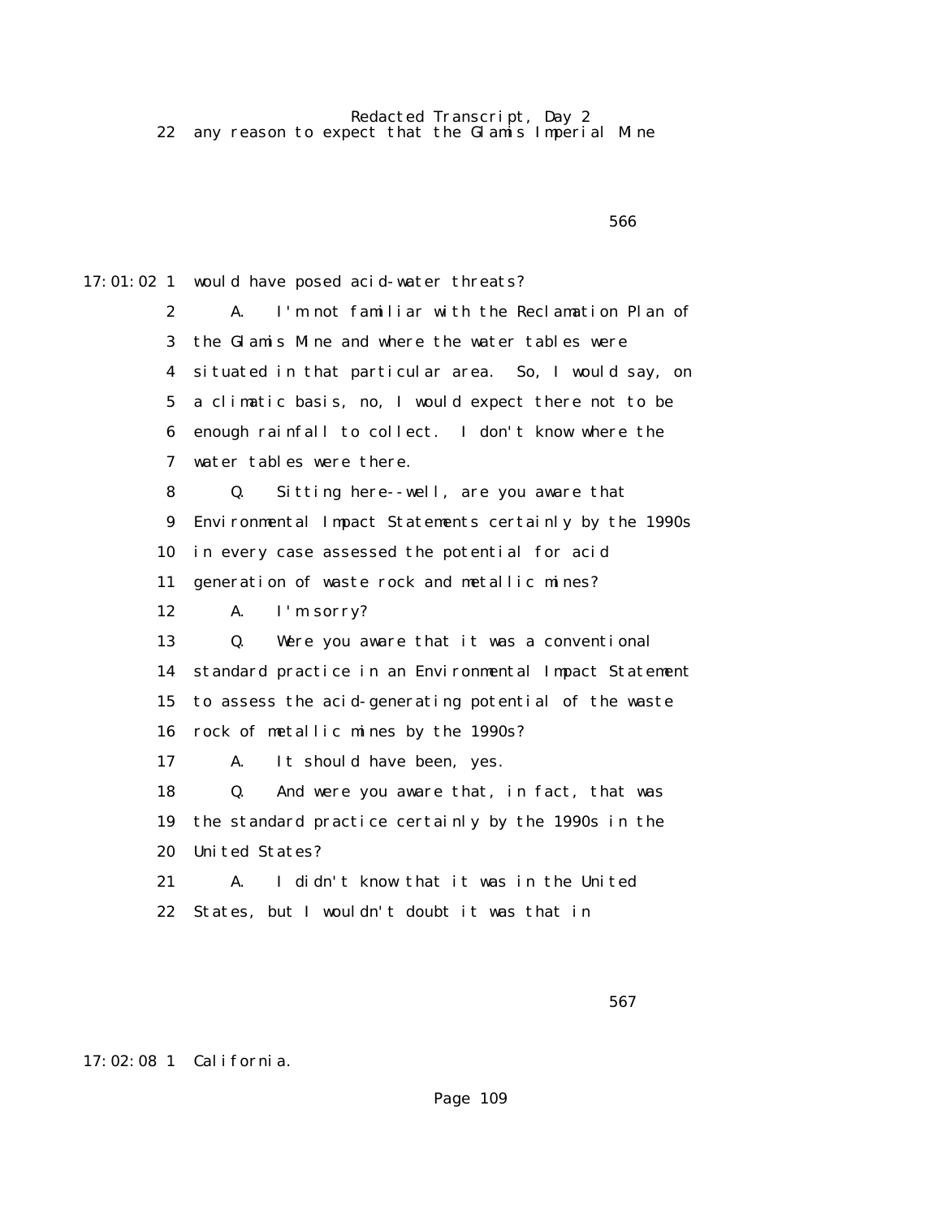22 any reason to expect that the Glamis Imperial Mine

566

17:01:02 1 would have posed acid-water threats?

2 A. I'm not familiar with the Reclamation Plan of

3 the Glamis Mine and where the water tables were

4 situated in that particular area. So, I would say, on

5 a climatic basis, no, I would expect there not to be

6 enough rainfall to collect. I don't know where the

7 water tables were there.

8 Q. Sitting here--well, are you aware that

9 Environmental Impact Statements certainly by the 1990s

10 in every case assessed the potential for acid

11 generation of waste rock and metallic mines?

12 A. I'm sorry?

13 Q. Were you aware that it was a conventional

14 standard practice in an Environmental Impact Statement

15 to assess the acid-generating potential of the waste

16 rock of metallic mines by the 1990s?

17 A. It should have been, yes.

18 Q. And were you aware that, in fact, that was

19 the standard practice certainly by the 1990s in the

20 United States?

21 A. I didn't know that it was in the United

22 States, but I wouldn't doubt it was that in

567

17:02:08 1 California.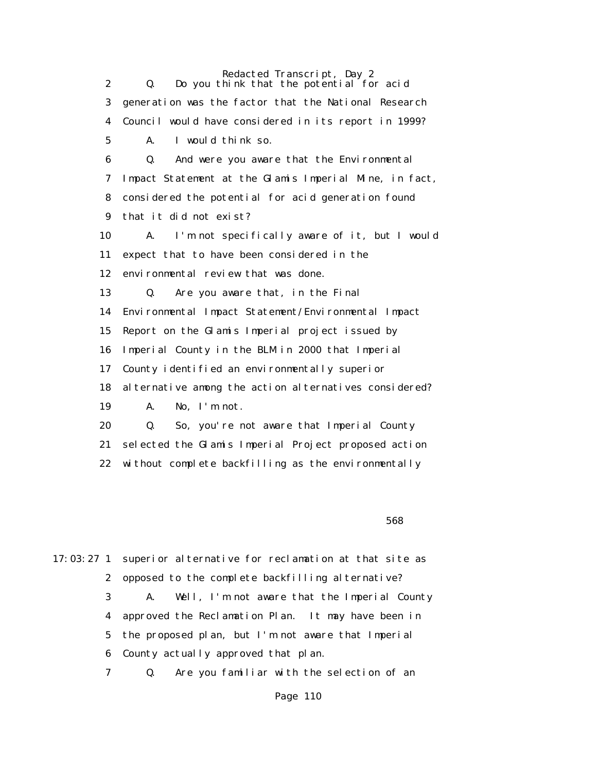2 Q. Do you think that the potential for acid
3 generation was the factor that the National Research
4 Council would have considered in its report in 1999?
5 A. I would think so.
6 Q. And were you aware that the Environmental
7 Impact Statement at the Glamis Imperial Mine, in fact,
8 considered the potential for acid generation found
9 that it did not exist?
10 A. I'm not specifically aware of it, but I would
11 expect that to have been considered in the
12 environmental review that was done.
13 Q. Are you aware that, in the Final
14 Environmental Impact Statement/Environmental Impact
15 Report on the Glamis Imperial project issued by
16 Imperial County in the BLM in 2000 that Imperial
17 County identified an environmentally superior
18 alternative among the action alternatives considered?
19 A. No, I'm not.
20 Q. So, you're not aware that Imperial County
21 selected the Glamis Imperial Project proposed action
22 without complete backfilling as the environmentally

568

17:03:27 1 superior alternative for reclamation at that site as
2 opposed to the complete backfilling alternative?
3 A. Well, I'm not aware that the Imperial County
4 approved the Reclamation Plan. It may have been in
5 the proposed plan, but I'm not aware that Imperial
6 County actually approved that plan.
7 Q. Are you familiar with the selection of an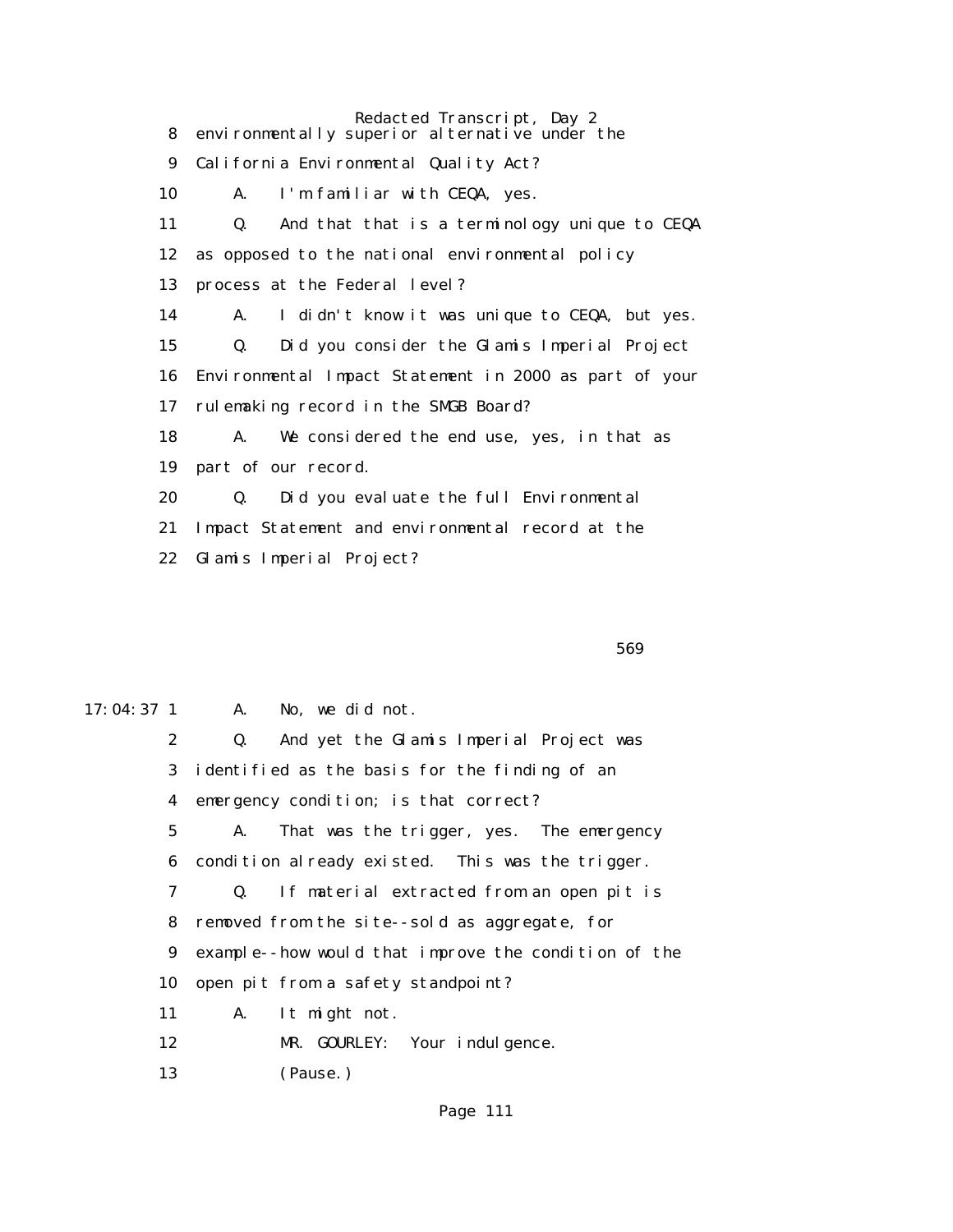8 environmentally superior alternative under the

9 California Environmental Quality Act?

10 A. I'm familiar with CEQA, yes.

11 Q. And that that is a terminology unique to CEQA

12 as opposed to the national environmental policy

13 process at the Federal level?

14 A. I didn't know it was unique to CEQA, but yes.

15 Q. Did you consider the Glamis Imperial Project

16 Environmental Impact Statement in 2000 as part of your

17 rulemaking record in the SMGB Board?

18 A. We considered the end use, yes, in that as

19 part of our record.

20 Q. Did you evaluate the full Environmental

21 Impact Statement and environmental record at the

22 Glamis Imperial Project?

569

17:04:37 1 A. No, we did not.

2 Q. And yet the Glamis Imperial Project was

3 identified as the basis for the finding of an

4 emergency condition; is that correct?

5 A. That was the trigger, yes. The emergency

6 condition already existed. This was the trigger.

7 Q. If material extracted from an open pit is

8 removed from the site--sold as aggregate, for

9 example--how would that improve the condition of the

10 open pit from a safety standpoint?

11 A. It might not.

12 MR. GOURLEY: Your indulgence.

13 (Pause.)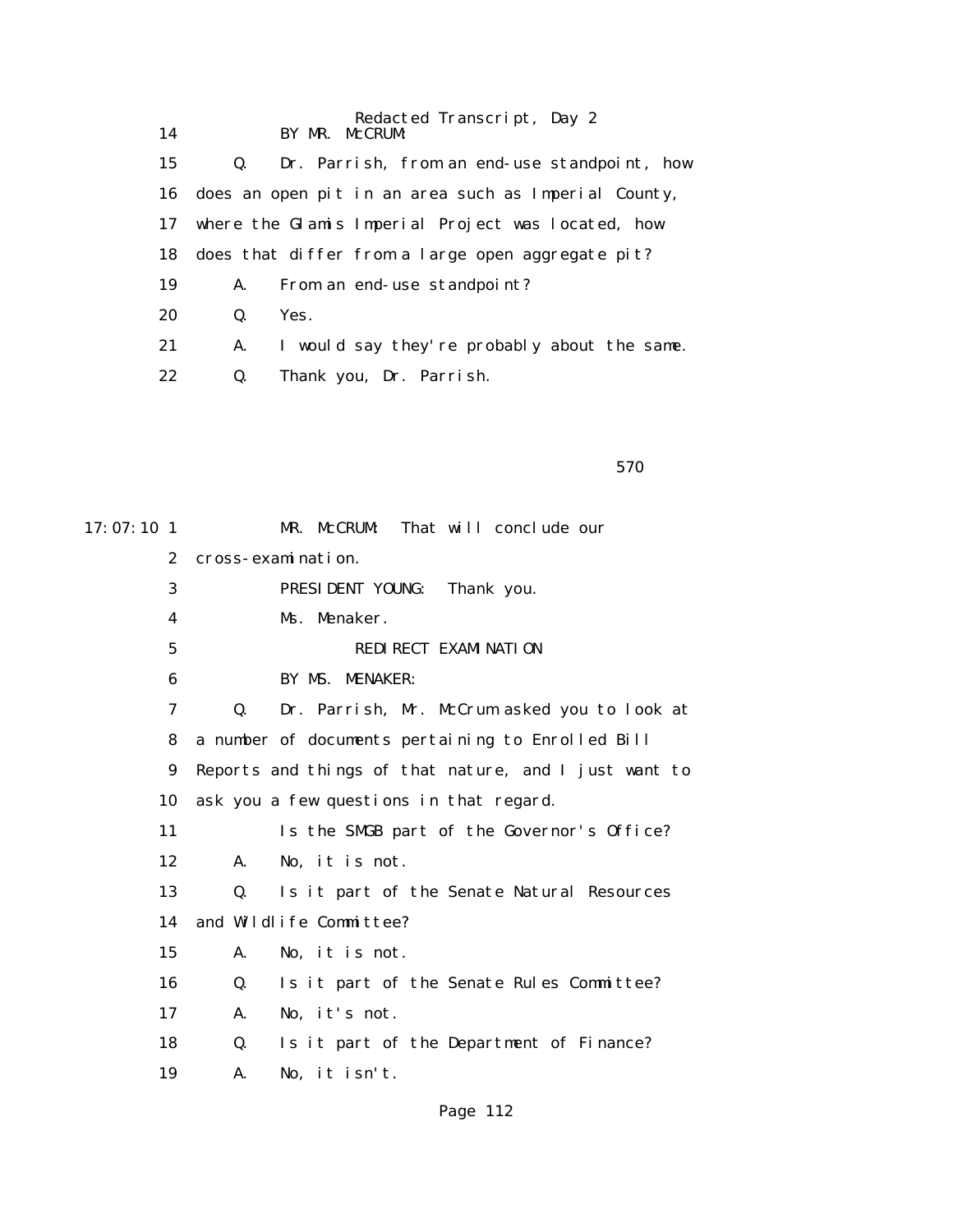14 BY MR. McCRUM:

15 Q. Dr. Parrish, from an end-use standpoint, how

16 does an open pit in an area such as Imperial County,

17 where the Glamis Imperial Project was located, how

18 does that differ from a large open aggregate pit?

19 A. From an end-use standpoint?

20 Q. Yes.

21 A. I would say they're probably about the same.

22 Q. Thank you, Dr. Parrish.

570

17:07:10 1 MR. McCRUM: That will conclude our

2 cross-examination.

3 PRESIDENT YOUNG: Thank you.

4 Ms. Menaker.

5 REDIRECT EXAMINATION

6 BY MS. MENAKER:

7 Q. Dr. Parrish, Mr. McCrum asked you to look at

8 a number of documents pertaining to Enrolled Bill

9 Reports and things of that nature, and I just want to

10 ask you a few questions in that regard.

11 Is the SMGB part of the Governor's Office?

12 A. No, it is not.

13 Q. Is it part of the Senate Natural Resources

14 and Wildlife Committee?

15 A. No, it is not.

16 Q. Is it part of the Senate Rules Committee?

17 A. No, it's not.

18 Q. Is it part of the Department of Finance?

19 A. No, it isn't.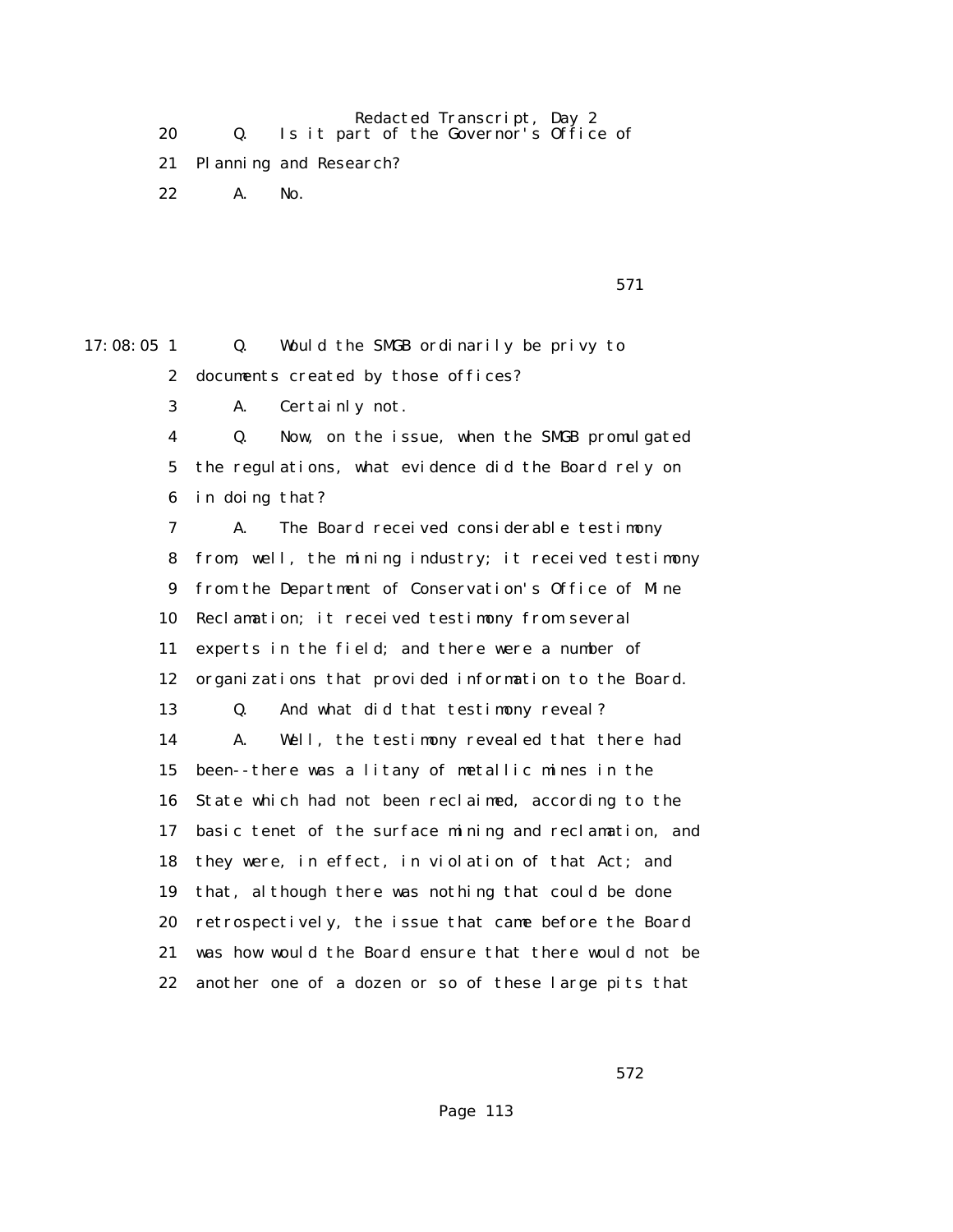20 Q. Is it part of the Governor's Office of

21 Planning and Research?

22 A. No.

571

17:08:05 1 Q. Would the SMGB ordinarily be privy to

2 documents created by those offices?

3 A. Certainly not.

4 Q. Now, on the issue, when the SMGB promulgated

5 the regulations, what evidence did the Board rely on

6 in doing that?

7 A. The Board received considerable testimony

8 from, well, the mining industry; it received testimony

9 from the Department of Conservation's Office of Mine

10 Reclamation; it received testimony from several

11 experts in the field; and there were a number of

12 organizations that provided information to the Board.

13 Q. And what did that testimony reveal?

14 A. Well, the testimony revealed that there had

15 been--there was a litany of metallic mines in the

16 State which had not been reclaimed, according to the

17 basic tenet of the surface mining and reclamation, and

18 they were, in effect, in violation of that Act; and

19 that, although there was nothing that could be done

20 retrospectively, the issue that came before the Board

21 was how would the Board ensure that there would not be

22 another one of a dozen or so of these large pits that

572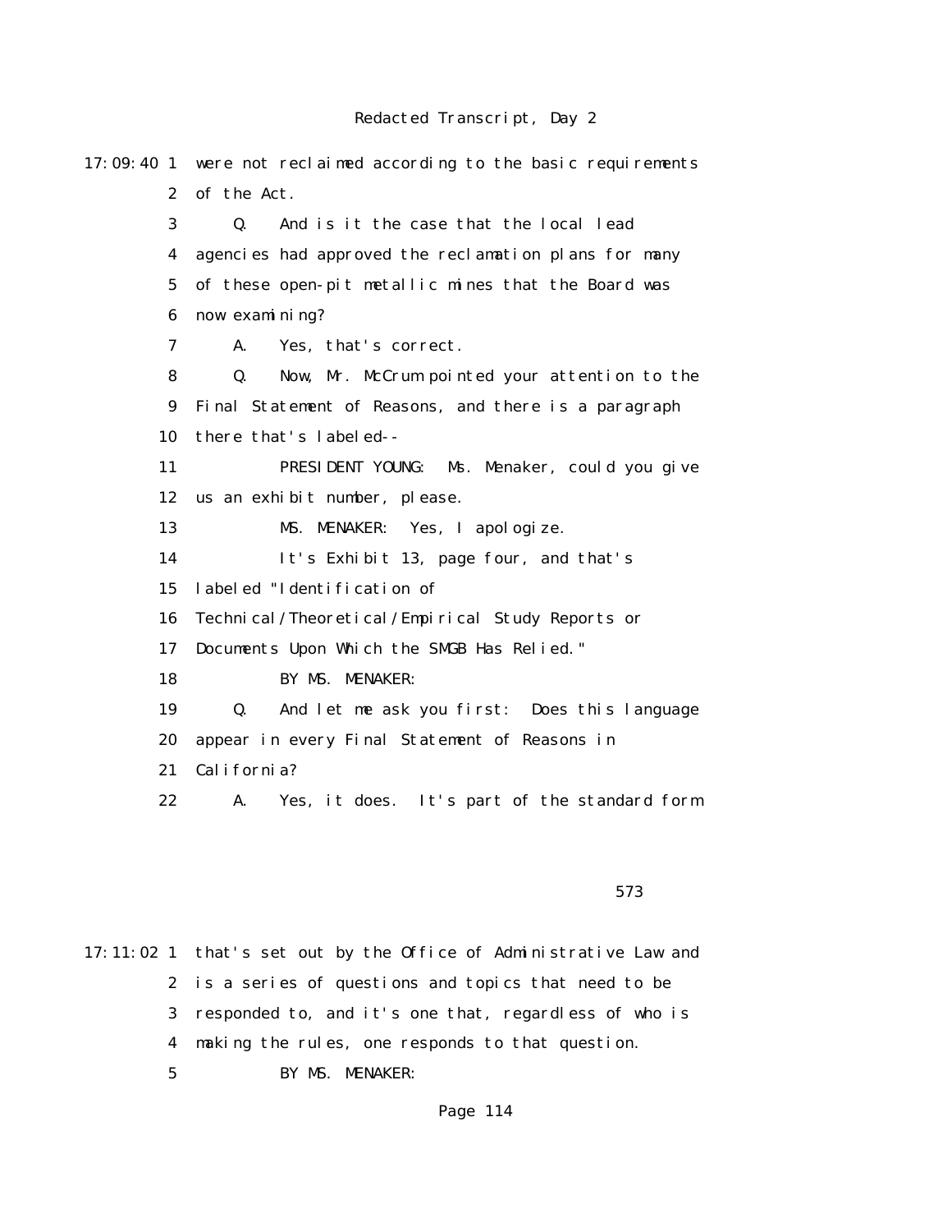17:09:40 1 were not reclaimed according to the basic requirements
2 of the Act.
3 Q. And is it the case that the local lead
4 agencies had approved the reclamation plans for many
5 of these open-pit metallic mines that the Board was
6 now examining?
7 A. Yes, that's correct.
8 Q. Now, Mr. McCrum pointed your attention to the
9 Final Statement of Reasons, and there is a paragraph
10 there that's labeled--
11 PRESIDENT YOUNG: Ms. Menaker, could you give
12 us an exhibit number, please.
13 MS. MENAKER: Yes, I apologize.
14 It's Exhibit 13, page four, and that's
15 labeled "Identification of
16 Technical/Theoretical/Empirical Study Reports or
17 Documents Upon Which the SMGB Has Relied."
18 BY MS. MENAKER:
19 Q. And let me ask you first: Does this language
20 appear in every Final Statement of Reasons in
21 California?
22 A. Yes, it does. It's part of the standard form

573

17:11:02 1 that's set out by the Office of Administrative Law and
2 is a series of questions and topics that need to be
3 responded to, and it's one that, regardless of who is
4 making the rules, one responds to that question.
5 BY MS. MENAKER: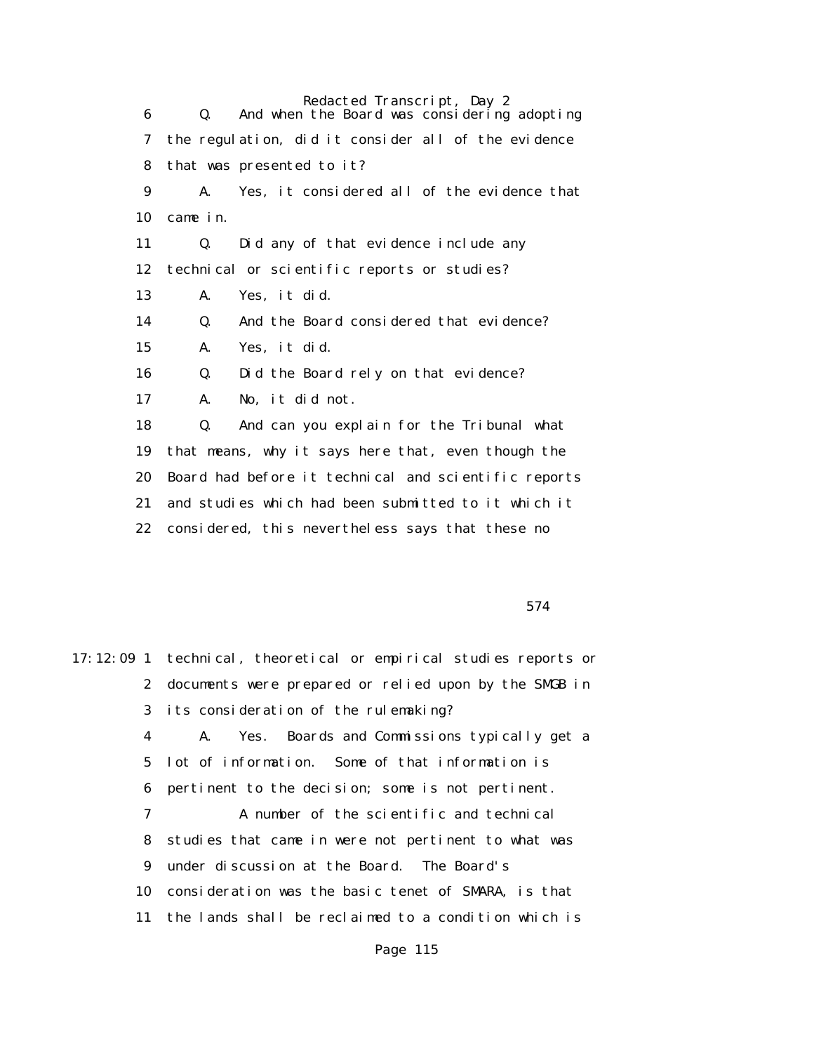6 Q. And when the Board was considering adopting
7 the regulation, did it consider all of the evidence
8 that was presented to it?
9 A. Yes, it considered all of the evidence that
10 came in.
11 Q. Did any of that evidence include any
12 technical or scientific reports or studies?
13 A. Yes, it did.
14 Q. And the Board considered that evidence?
15 A. Yes, it did.
16 Q. Did the Board rely on that evidence?
17 A. No, it did not.
18 Q. And can you explain for the Tribunal what
19 that means, why it says here that, even though the
20 Board had before it technical and scientific reports
21 and studies which had been submitted to it which it
22 considered, this nevertheless says that these no

574

17:12:09 1 technical, theoretical or empirical studies reports or
2 documents were prepared or relied upon by the SMGB in
3 its consideration of the rulemaking?
4 A. Yes. Boards and Commissions typically get a
5 lot of information. Some of that information is
6 pertinent to the decision; some is not pertinent.
7 A number of the scientific and technical
8 studies that came in were not pertinent to what was
9 under discussion at the Board. The Board's
10 consideration was the basic tenet of SMARA, is that
11 the lands shall be reclaimed to a condition which is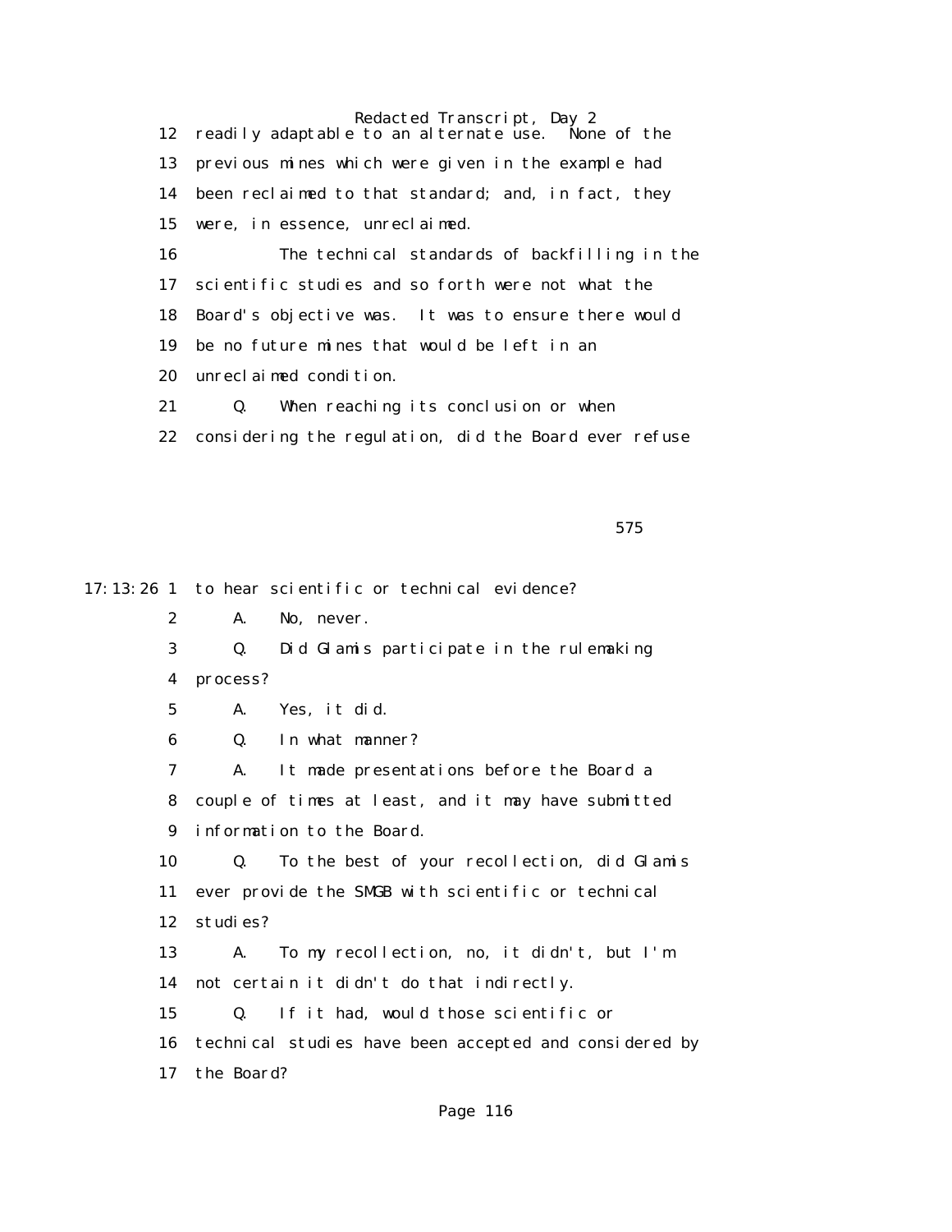12 readily adaptable to an alternate use. None of the

13 previous mines which were given in the example had

14 been reclaimed to that standard; and, in fact, they

15 were, in essence, unreclaimed.

16 The technical standards of backfilling in the

17 scientific studies and so forth were not what the

18 Board's objective was. It was to ensure there would

19 be no future mines that would be left in an

20 unreclaimed condition.

21 Q. When reaching its conclusion or when

22 considering the regulation, did the Board ever refuse

575

17:13:26 1 to hear scientific or technical evidence?

2 A. No, never.

3 Q. Did Glamis participate in the rulemaking

4 process?

5 A. Yes, it did.

6 Q. In what manner?

7 A. It made presentations before the Board a

8 couple of times at least, and it may have submitted

9 information to the Board.

10 Q. To the best of your recollection, did Glamis

11 ever provide the SMGB with scientific or technical

12 studies?

13 A. To my recollection, no, it didn't, but I'm

14 not certain it didn't do that indirectly.

15 Q. If it had, would those scientific or

16 technical studies have been accepted and considered by

17 the Board?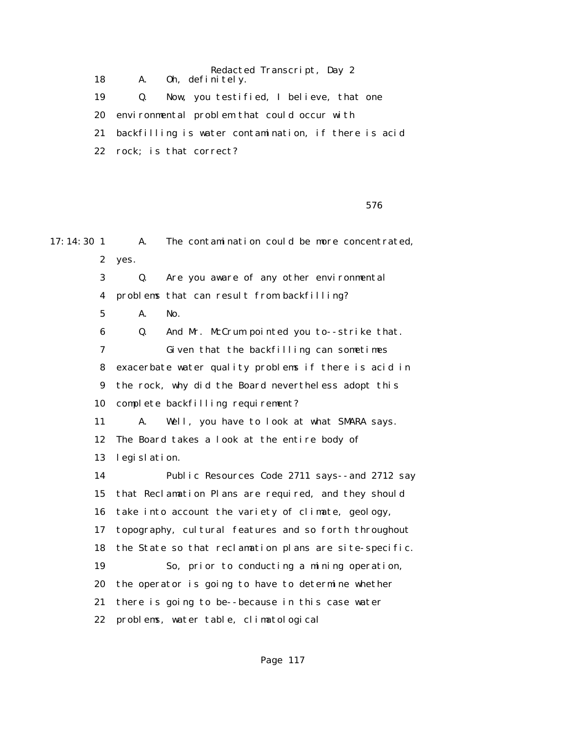18 A. Oh, definitely.

19 Q. Now, you testified, I believe, that one

20 environmental problem that could occur with

21 backfilling is water contamination, if there is acid

22 rock; is that correct?

576

17:14:30 1 A. The contamination could be more concentrated,

2 yes.

3 Q. Are you aware of any other environmental

4 problems that can result from backfilling?

5 A. No.

6 Q. And Mr. McCrum pointed you to--strike that.

7 Given that the backfilling can sometimes

8 exacerbate water quality problems if there is acid in

9 the rock, why did the Board nevertheless adopt this

10 complete backfilling requirement?

11 A. Well, you have to look at what SMARA says.

12 The Board takes a look at the entire body of

13 legislation.

14 Public Resources Code 2711 says--and 2712 say

15 that Reclamation Plans are required, and they should

16 take into account the variety of climate, geology,

17 topography, cultural features and so forth throughout

18 the State so that reclamation plans are site-specific.

19 So, prior to conducting a mining operation,

20 the operator is going to have to determine whether

21 there is going to be--because in this case water

22 problems, water table, climatological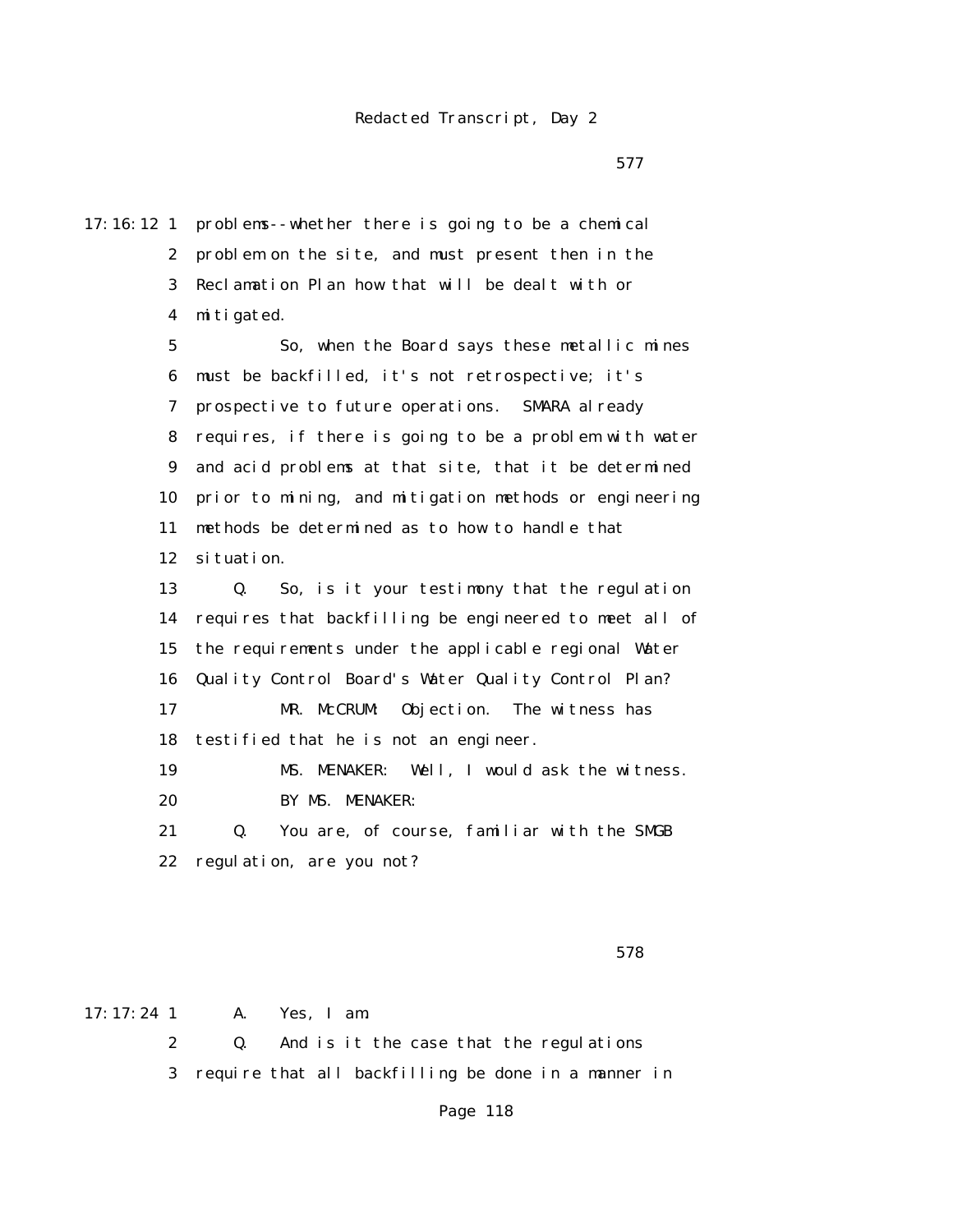577

17:16:12 1 problems--whether there is going to be a chemical
2 problem on the site, and must present then in the
3 Reclamation Plan how that will be dealt with or
4 mitigated.

5 So, when the Board says these metallic mines
6 must be backfilled, it's not retrospective; it's
7 prospective to future operations. SMARA already
8 requires, if there is going to be a problem with water
9 and acid problems at that site, that it be determined
10 prior to mining, and mitigation methods or engineering
11 methods be determined as to how to handle that
12 situation.

13 Q. So, is it your testimony that the regulation
14 requires that backfilling be engineered to meet all of
15 the requirements under the applicable regional Water
16 Quality Control Board's Water Quality Control Plan?

17 MR. McCRUM: Objection. The witness has
18 testified that he is not an engineer.

19 MS. MENAKER: Well, I would ask the witness.

20 BY MS. MENAKER:

21 Q. You are, of course, familiar with the SMGB
22 regulation, are you not?

578

17:17:24 1 A. Yes, I am.

2 Q. And is it the case that the regulations
3 require that all backfilling be done in a manner in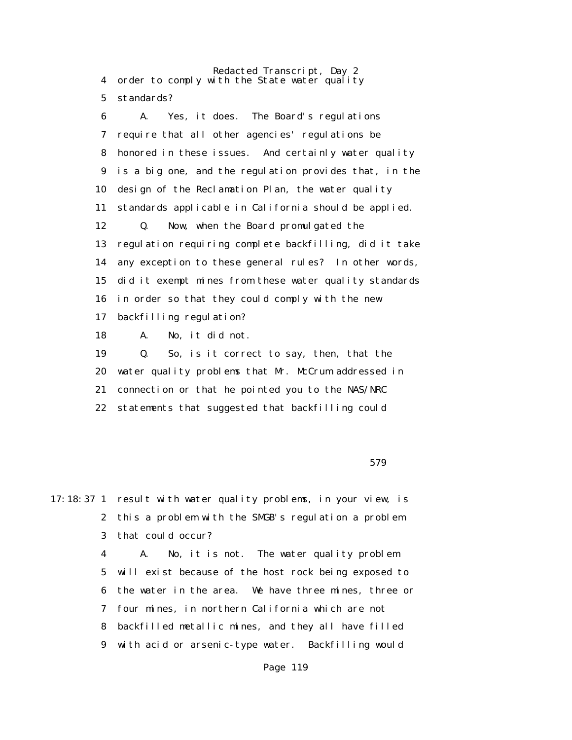4 order to comply with the State water quality

5 standards?

6 A. Yes, it does. The Board's regulations

7 require that all other agencies' regulations be

8 honored in these issues. And certainly water quality

9 is a big one, and the regulation provides that, in the

10 design of the Reclamation Plan, the water quality

11 standards applicable in California should be applied.

12 Q. Now, when the Board promulgated the

13 regulation requiring complete backfilling, did it take

14 any exception to these general rules? In other words,

15 did it exempt mines from these water quality standards

16 in order so that they could comply with the new

17 backfilling regulation?

18 A. No, it did not.

19 Q. So, is it correct to say, then, that the

20 water quality problems that Mr. McCrum addressed in

21 connection or that he pointed you to the NAS/NRC

22 statements that suggested that backfilling could

579

17:18:37 1 result with water quality problems, in your view, is

2 this a problem with the SMGB's regulation a problem

3 that could occur?

4 A. No, it is not. The water quality problem

5 will exist because of the host rock being exposed to

6 the water in the area. We have three mines, three or

7 four mines, in northern California which are not

8 backfilled metallic mines, and they all have filled

9 with acid or arsenic-type water. Backfilling would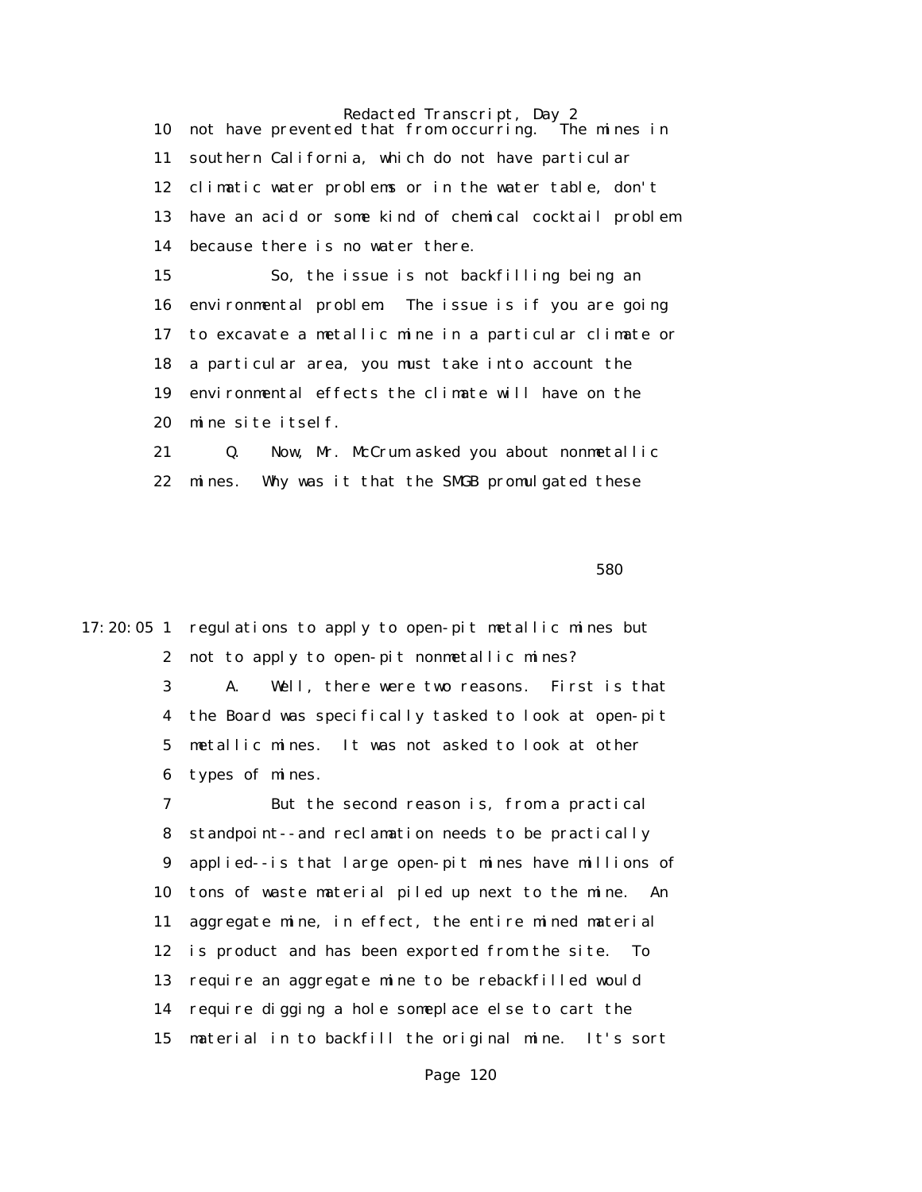10 not have prevented that from occurring. The mines in

11 southern California, which do not have particular

12 climatic water problems or in the water table, don't

13 have an acid or some kind of chemical cocktail problem

14 because there is no water there.

15 So, the issue is not backfilling being an

16 environmental problem. The issue is if you are going

17 to excavate a metallic mine in a particular climate or

18 a particular area, you must take into account the

19 environmental effects the climate will have on the

20 mine site itself.

21 Q. Now, Mr. McCrum asked you about nonmetallic

22 mines. Why was it that the SMGB promulgated these

580

17:20:05 1 regulations to apply to open-pit metallic mines but

2 not to apply to open-pit nonmetallic mines?

3 A. Well, there were two reasons. First is that

4 the Board was specifically tasked to look at open-pit

5 metallic mines. It was not asked to look at other

6 types of mines.

7 But the second reason is, from a practical

8 standpoint--and reclamation needs to be practically

9 applied--is that large open-pit mines have millions of

10 tons of waste material piled up next to the mine. An

11 aggregate mine, in effect, the entire mined material

12 is product and has been exported from the site. To

13 require an aggregate mine to be rebackfilled would

14 require digging a hole someplace else to cart the

15 material in to backfill the original mine. It's sort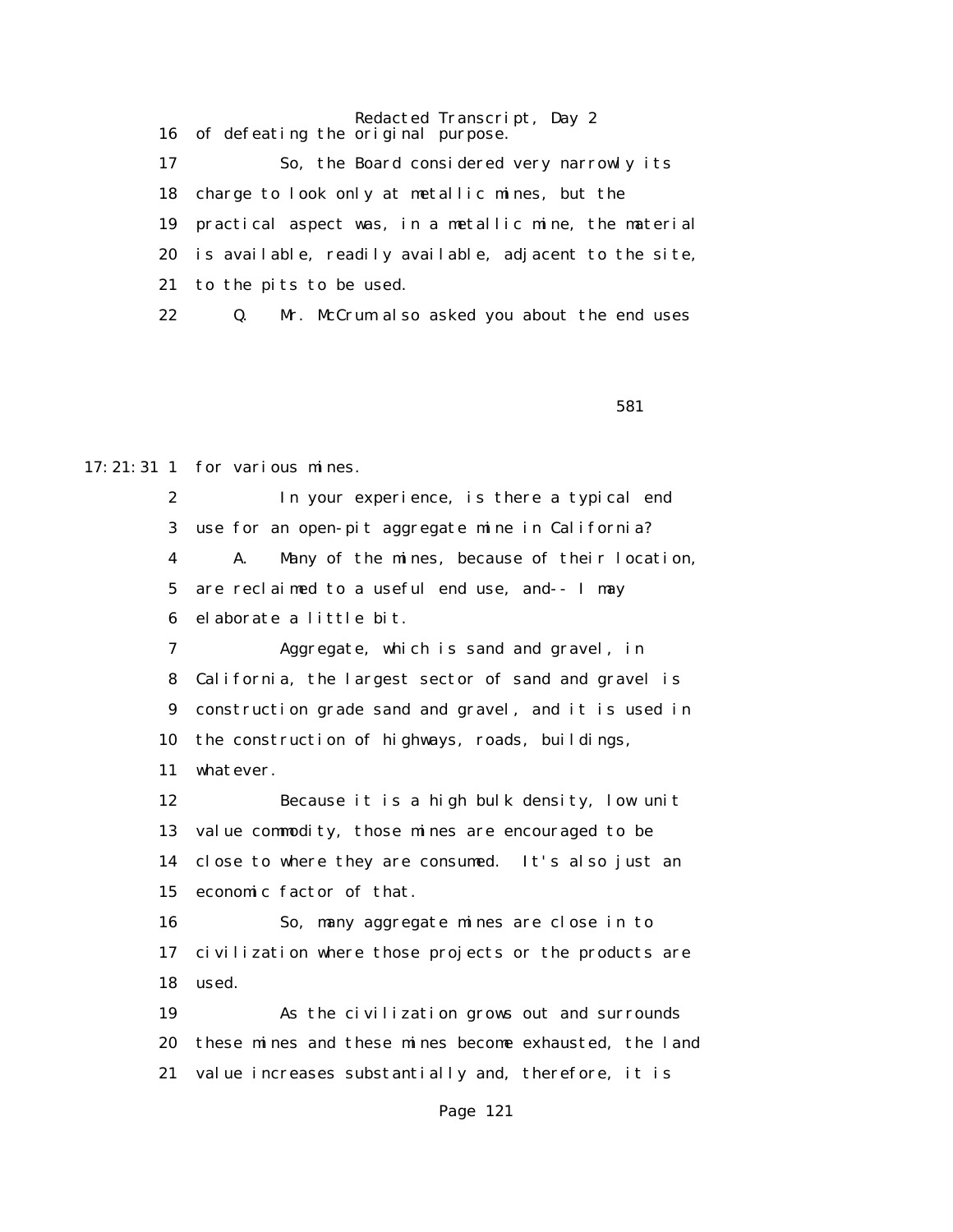16 of defeating the original purpose.

17 So, the Board considered very narrowly its

18 charge to look only at metallic mines, but the

19 practical aspect was, in a metallic mine, the material

20 is available, readily available, adjacent to the site,

21 to the pits to be used.

22 Q. Mr. McCrum also asked you about the end uses

581

17:21:31 1 for various mines.

2 In your experience, is there a typical end

3 use for an open-pit aggregate mine in California?

4 A. Many of the mines, because of their location,

5 are reclaimed to a useful end use, and-- I may

6 elaborate a little bit.

7 Aggregate, which is sand and gravel, in

8 California, the largest sector of sand and gravel is

9 construction grade sand and gravel, and it is used in

10 the construction of highways, roads, buildings,

11 whatever.

12 Because it is a high bulk density, low unit

13 value commodity, those mines are encouraged to be

14 close to where they are consumed. It's also just an

15 economic factor of that.

16 So, many aggregate mines are close in to

17 civilization where those projects or the products are

18 used.

19 As the civilization grows out and surrounds

20 these mines and these mines become exhausted, the land

21 value increases substantially and, therefore, it is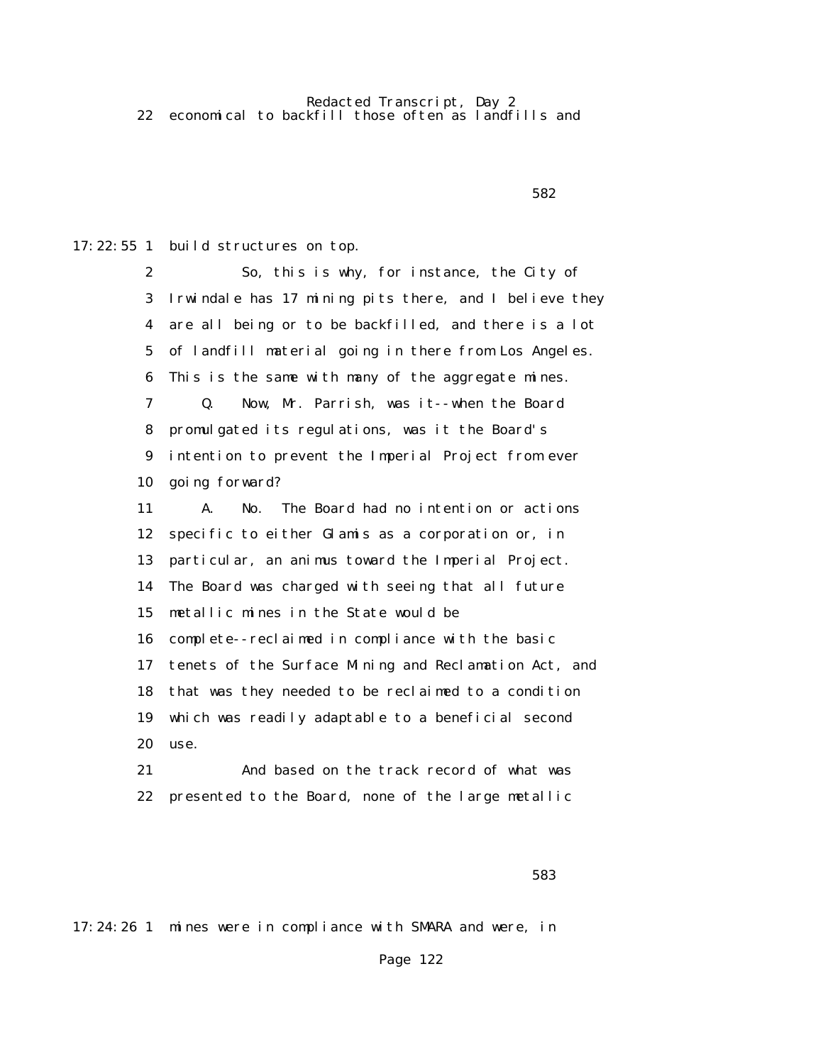22 economical to backfill those often as landfills and

17:22:55 1 build structures on top.

2 So, this is why, for instance, the City of

3 Irwindale has 17 mining pits there, and I believe they

4 are all being or to be backfilled, and there is a lot

5 of landfill material going in there from Los Angeles.

6 This is the same with many of the aggregate mines.

7 Q. Now, Mr. Parrish, was it--when the Board

8 promulgated its regulations, was it the Board's

9 intention to prevent the Imperial Project from ever

10 going forward?

11 A. No. The Board had no intention or actions

12 specific to either Glamis as a corporation or, in

13 particular, an animus toward the Imperial Project.

14 The Board was charged with seeing that all future

15 metallic mines in the State would be

16 complete--reclaimed in compliance with the basic

17 tenets of the Surface Mining and Reclamation Act, and

18 that was they needed to be reclaimed to a condition

19 which was readily adaptable to a beneficial second

20 use.

21 And based on the track record of what was

22 presented to the Board, none of the large metallic

17:24:26 1 mines were in compliance with SMARA and were, in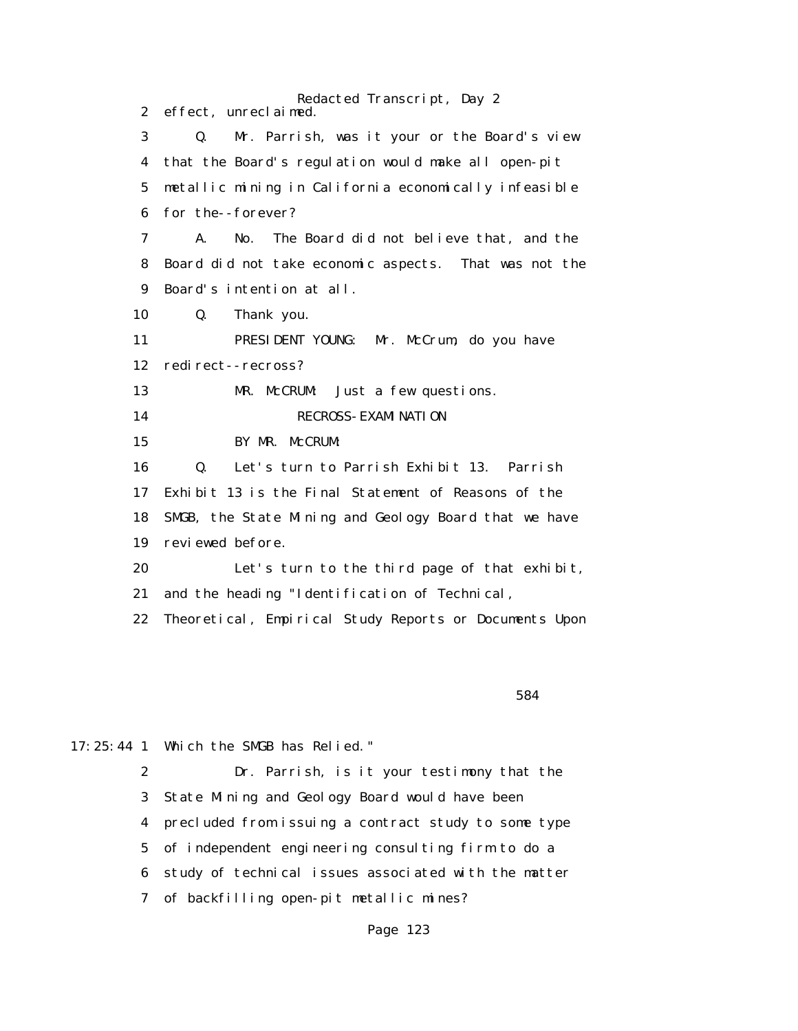2 effect, unreclaimed.

3 Q. Mr. Parrish, was it your or the Board's view

4 that the Board's regulation would make all open-pit

5 metallic mining in California economically infeasible

6 for the--forever?

7 A. No. The Board did not believe that, and the

8 Board did not take economic aspects. That was not the

9 Board's intention at all.

10 Q. Thank you.

11 PRESIDENT YOUNG: Mr. McCrum, do you have

12 redirect--recross?

13 MR. McCRUM: Just a few questions.

14 RECROSS-EXAMINATION

15 BY MR. McCRUM:

16 Q. Let's turn to Parrish Exhibit 13. Parrish

17 Exhibit 13 is the Final Statement of Reasons of the

18 SMGB, the State Mining and Geology Board that we have

19 reviewed before.

20 Let's turn to the third page of that exhibit,

21 and the heading "Identification of Technical,

22 Theoretical, Empirical Study Reports or Documents Upon

584

17:25:44 1 Which the SMGB has Relied."

2 Dr. Parrish, is it your testimony that the

3 State Mining and Geology Board would have been

4 precluded from issuing a contract study to some type

5 of independent engineering consulting firm to do a

6 study of technical issues associated with the matter

7 of backfilling open-pit metallic mines?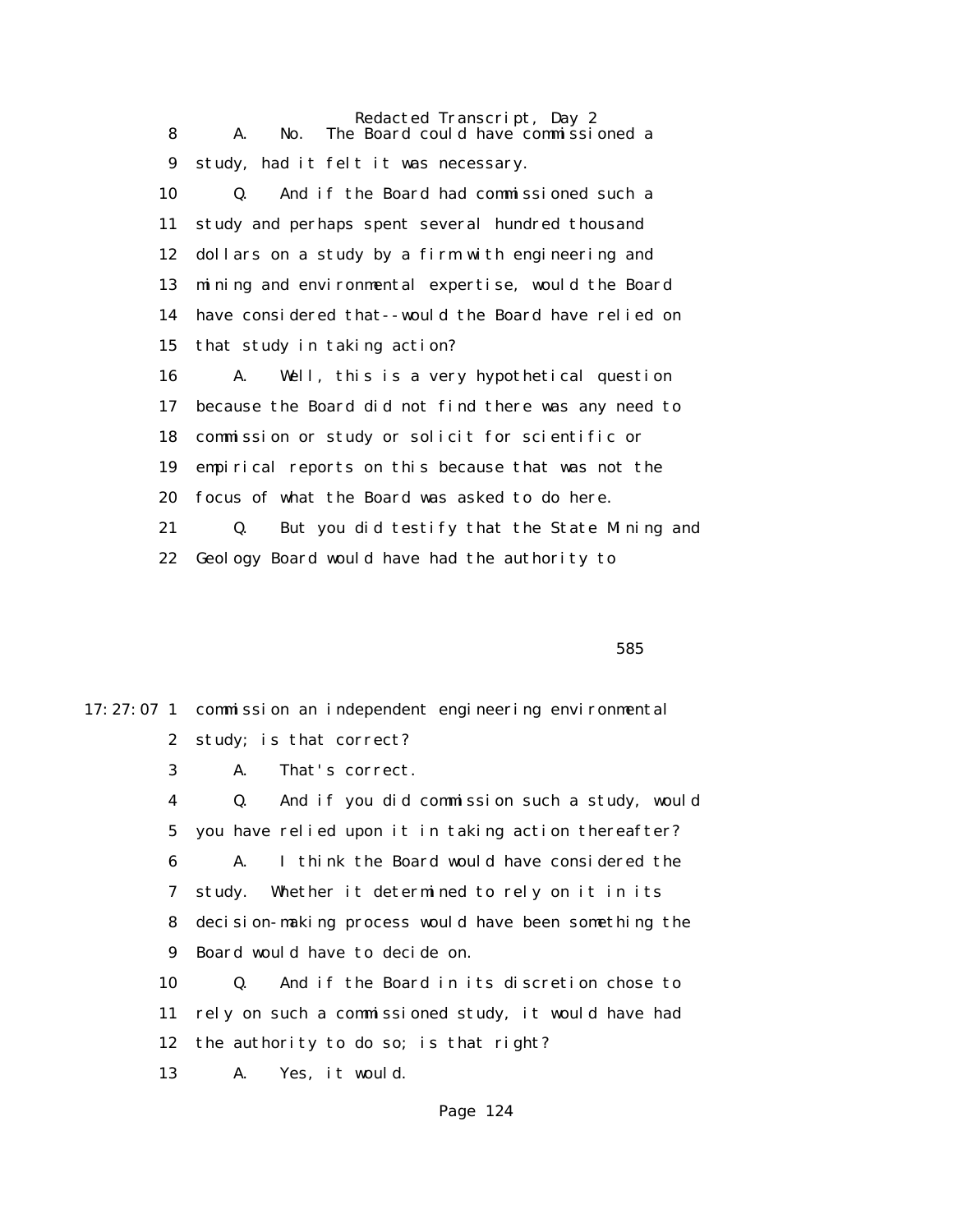8 A. No. The Board could have commissioned a
9 study, had it felt it was necessary.
10 Q. And if the Board had commissioned such a
11 study and perhaps spent several hundred thousand
12 dollars on a study by a firm with engineering and
13 mining and environmental expertise, would the Board
14 have considered that--would the Board have relied on
15 that study in taking action?
16 A. Well, this is a very hypothetical question
17 because the Board did not find there was any need to
18 commission or study or solicit for scientific or
19 empirical reports on this because that was not the
20 focus of what the Board was asked to do here.
21 Q. But you did testify that the State Mining and
22 Geology Board would have had the authority to

585

17:27:07 1 commission an independent engineering environmental
2 study; is that correct?
3 A. That's correct.
4 Q. And if you did commission such a study, would
5 you have relied upon it in taking action thereafter?
6 A. I think the Board would have considered the
7 study. Whether it determined to rely on it in its
8 decision-making process would have been something the
9 Board would have to decide on.
10 Q. And if the Board in its discretion chose to
11 rely on such a commissioned study, it would have had
12 the authority to do so; is that right?
13 A. Yes, it would.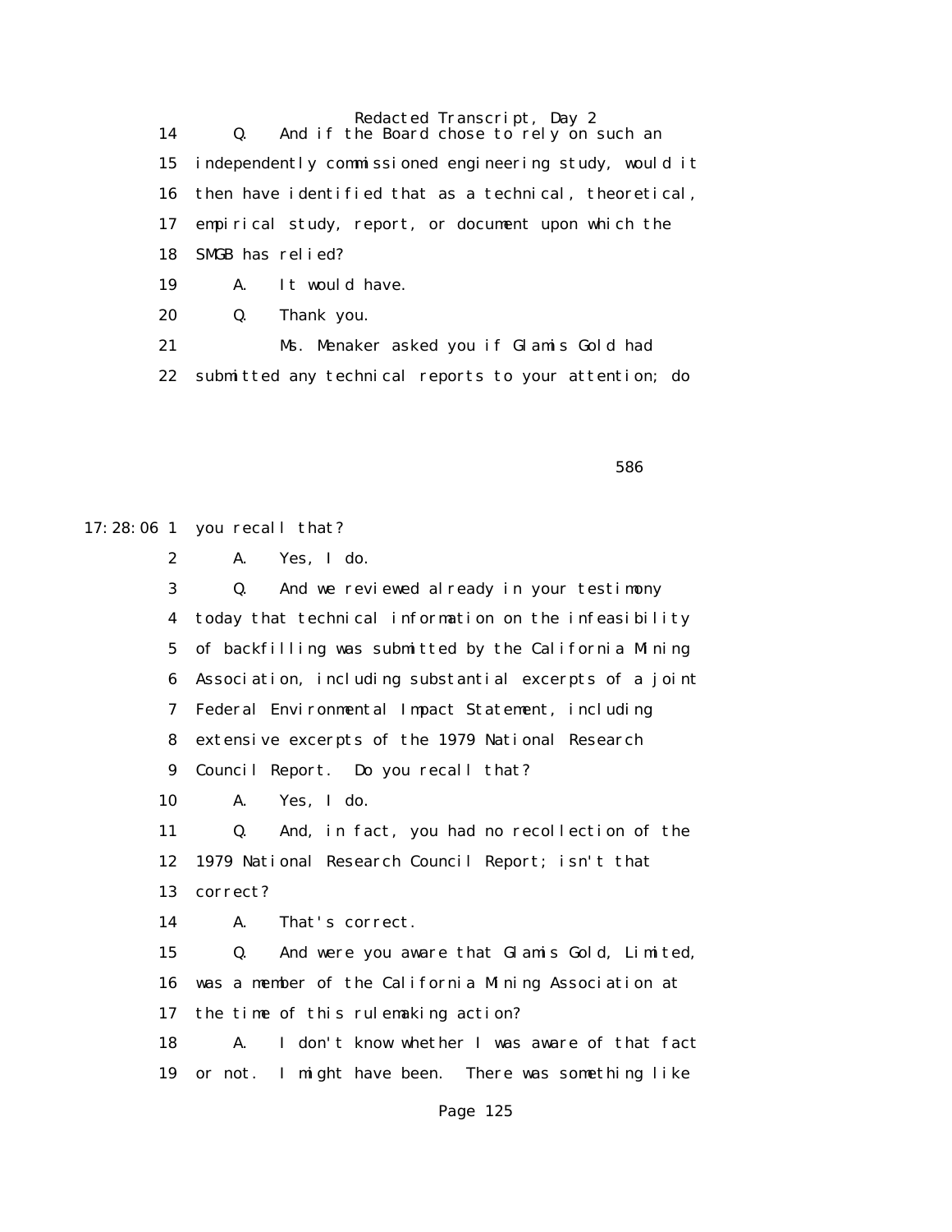14 Q. And if the Board chose to rely on such an
15 independently commissioned engineering study, would it
16 then have identified that as a technical, theoretical,
17 empirical study, report, or document upon which the
18 SMGB has relied?
19 A. It would have.
20 Q. Thank you.
21 Ms. Menaker asked you if Glamis Gold had
22 submitted any technical reports to your attention; do

586

17:28:06 1 you recall that?
2 A. Yes, I do.
3 Q. And we reviewed already in your testimony
4 today that technical information on the infeasibility
5 of backfilling was submitted by the California Mining
6 Association, including substantial excerpts of a joint
7 Federal Environmental Impact Statement, including
8 extensive excerpts of the 1979 National Research
9 Council Report. Do you recall that?
10 A. Yes, I do.
11 Q. And, in fact, you had no recollection of the
12 1979 National Research Council Report; isn't that
13 correct?
14 A. That's correct.
15 Q. And were you aware that Glamis Gold, Limited,
16 was a member of the California Mining Association at
17 the time of this rulemaking action?
18 A. I don't know whether I was aware of that fact
19 or not. I might have been. There was something like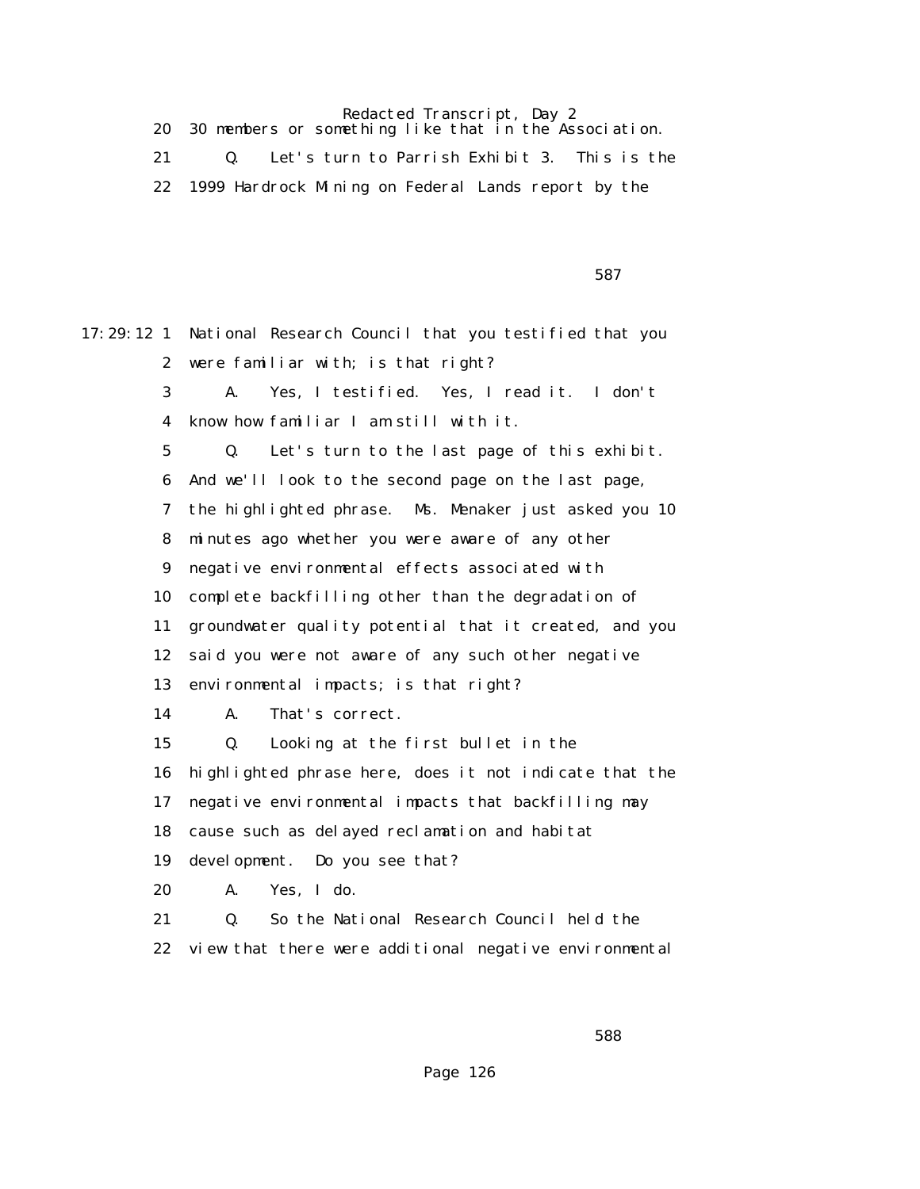20 30 members or something like that in the Association.

21 Q. Let's turn to Parrish Exhibit 3. This is the

22 1999 Hardrock Mining on Federal Lands report by the

587

17:29:12 1 National Research Council that you testified that you

2 were familiar with; is that right?

3 A. Yes, I testified. Yes, I read it. I don't

4 know how familiar I am still with it.

5 Q. Let's turn to the last page of this exhibit.

6 And we'll look to the second page on the last page,

7 the highlighted phrase. Ms. Menaker just asked you 10

8 minutes ago whether you were aware of any other

9 negative environmental effects associated with

10 complete backfilling other than the degradation of

11 groundwater quality potential that it created, and you

12 said you were not aware of any such other negative

13 environmental impacts; is that right?

14 A. That's correct.

15 Q. Looking at the first bullet in the

16 highlighted phrase here, does it not indicate that the

17 negative environmental impacts that backfilling may

18 cause such as delayed reclamation and habitat

19 development. Do you see that?

20 A. Yes, I do.

21 Q. So the National Research Council held the

22 view that there were additional negative environmental

588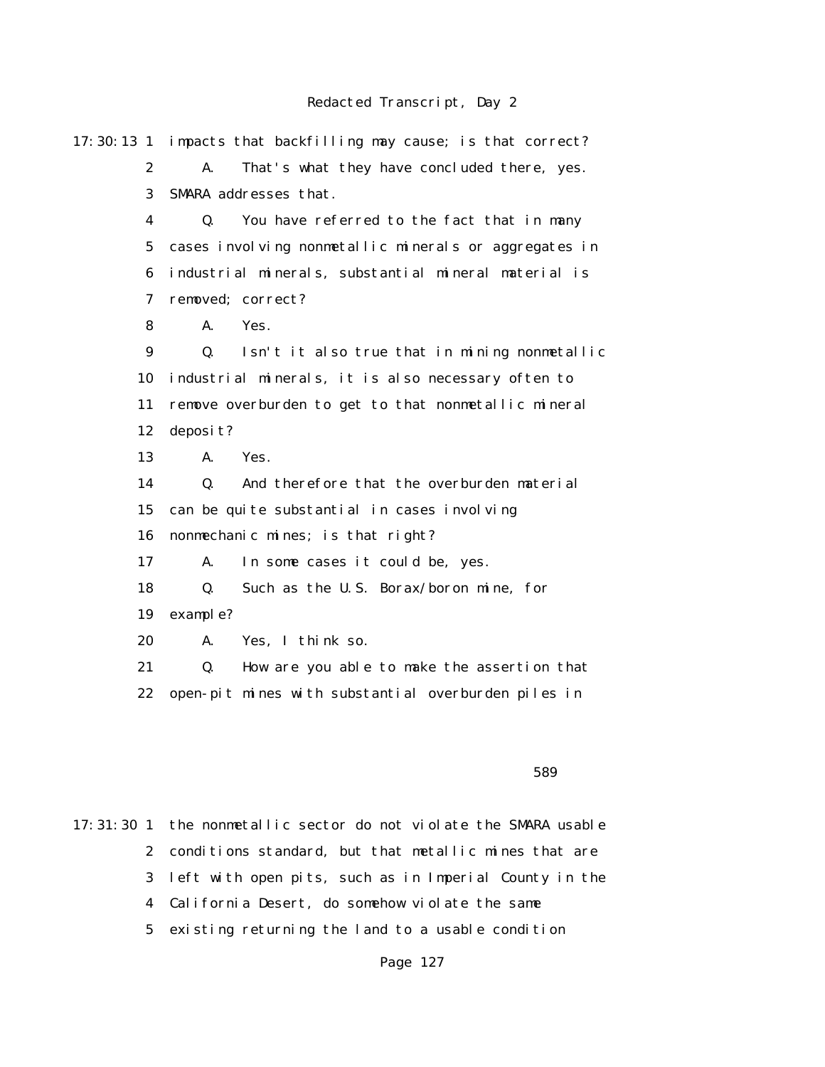17:30:13 1 impacts that backfilling may cause; is that correct?

2 A. That's what they have concluded there, yes.

3 SMARA addresses that.

4 Q. You have referred to the fact that in many

5 cases involving nonmetallic minerals or aggregates in

6 industrial minerals, substantial mineral material is

7 removed; correct?

8 A. Yes.

9 Q. Isn't it also true that in mining nonmetallic

10 industrial minerals, it is also necessary often to

11 remove overburden to get to that nonmetallic mineral

12 deposit?

13 A. Yes.

14 Q. And therefore that the overburden material

15 can be quite substantial in cases involving

16 nonmechanic mines; is that right?

17 A. In some cases it could be, yes.

18 Q. Such as the U.S. Borax/boron mine, for

19 example?

20 A. Yes, I think so.

21 Q. How are you able to make the assertion that

22 open-pit mines with substantial overburden piles in

589

17:31:30 1 the nonmetallic sector do not violate the SMARA usable

2 conditions standard, but that metallic mines that are

3 left with open pits, such as in Imperial County in the

4 California Desert, do somehow violate the same

5 existing returning the land to a usable condition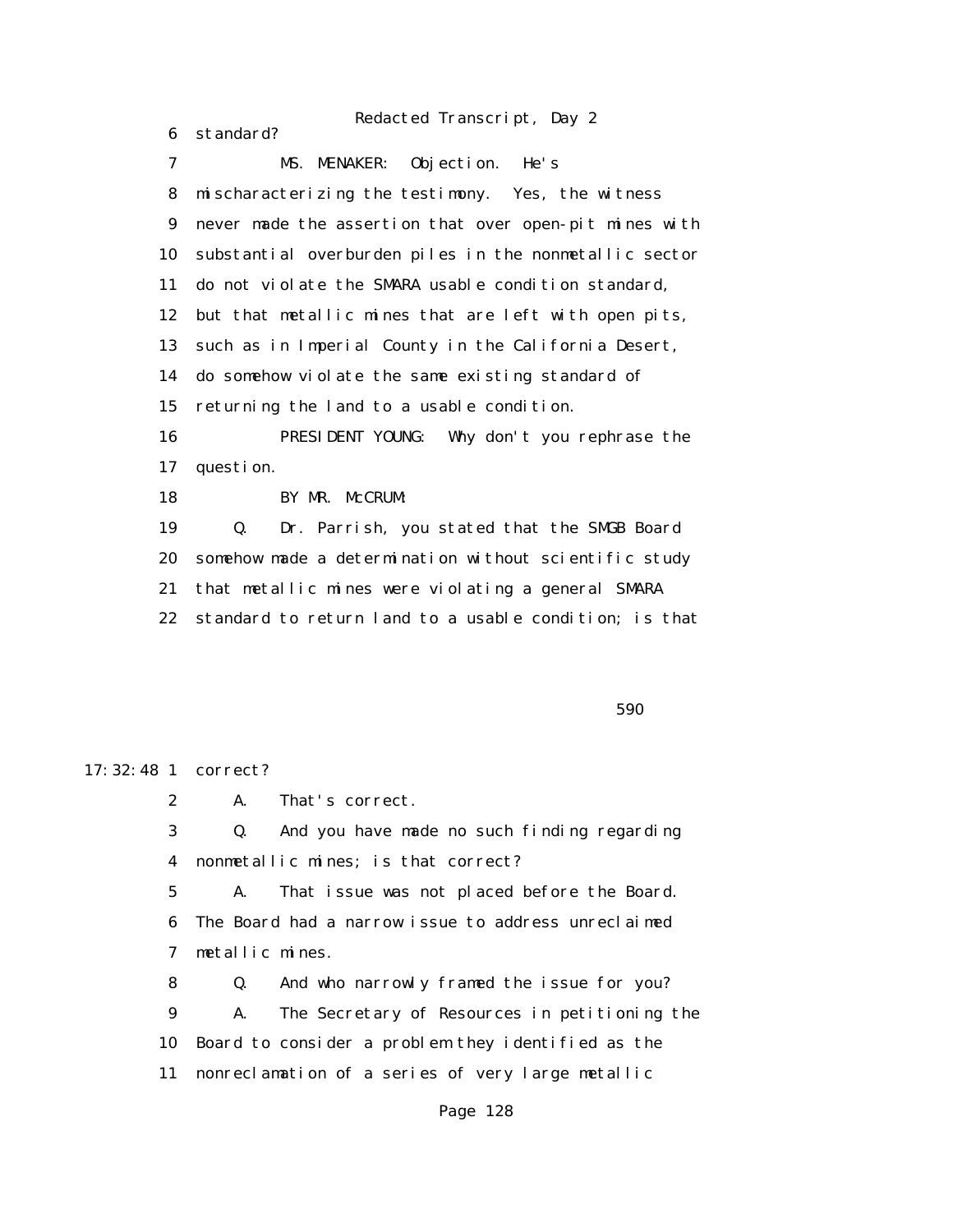6 standard?

7 MS. MENAKER: Objection. He's

8 mischaracterizing the testimony. Yes, the witness

9 never made the assertion that over open-pit mines with

10 substantial overburden piles in the nonmetallic sector

11 do not violate the SMARA usable condition standard,

12 but that metallic mines that are left with open pits,

13 such as in Imperial County in the California Desert,

14 do somehow violate the same existing standard of

15 returning the land to a usable condition.

16 PRESIDENT YOUNG: Why don't you rephrase the

17 question.

18 BY MR. McCRUM:

19 Q. Dr. Parrish, you stated that the SMGB Board

20 somehow made a determination without scientific study

21 that metallic mines were violating a general SMARA

22 standard to return land to a usable condition; is that

590

17:32:48 1 correct?

2 A. That's correct.

3 Q. And you have made no such finding regarding

4 nonmetallic mines; is that correct?

5 A. That issue was not placed before the Board.

6 The Board had a narrow issue to address unreclaimed

7 metallic mines.

8 Q. And who narrowly framed the issue for you?

9 A. The Secretary of Resources in petitioning the

10 Board to consider a problem they identified as the

11 nonreclamation of a series of very large metallic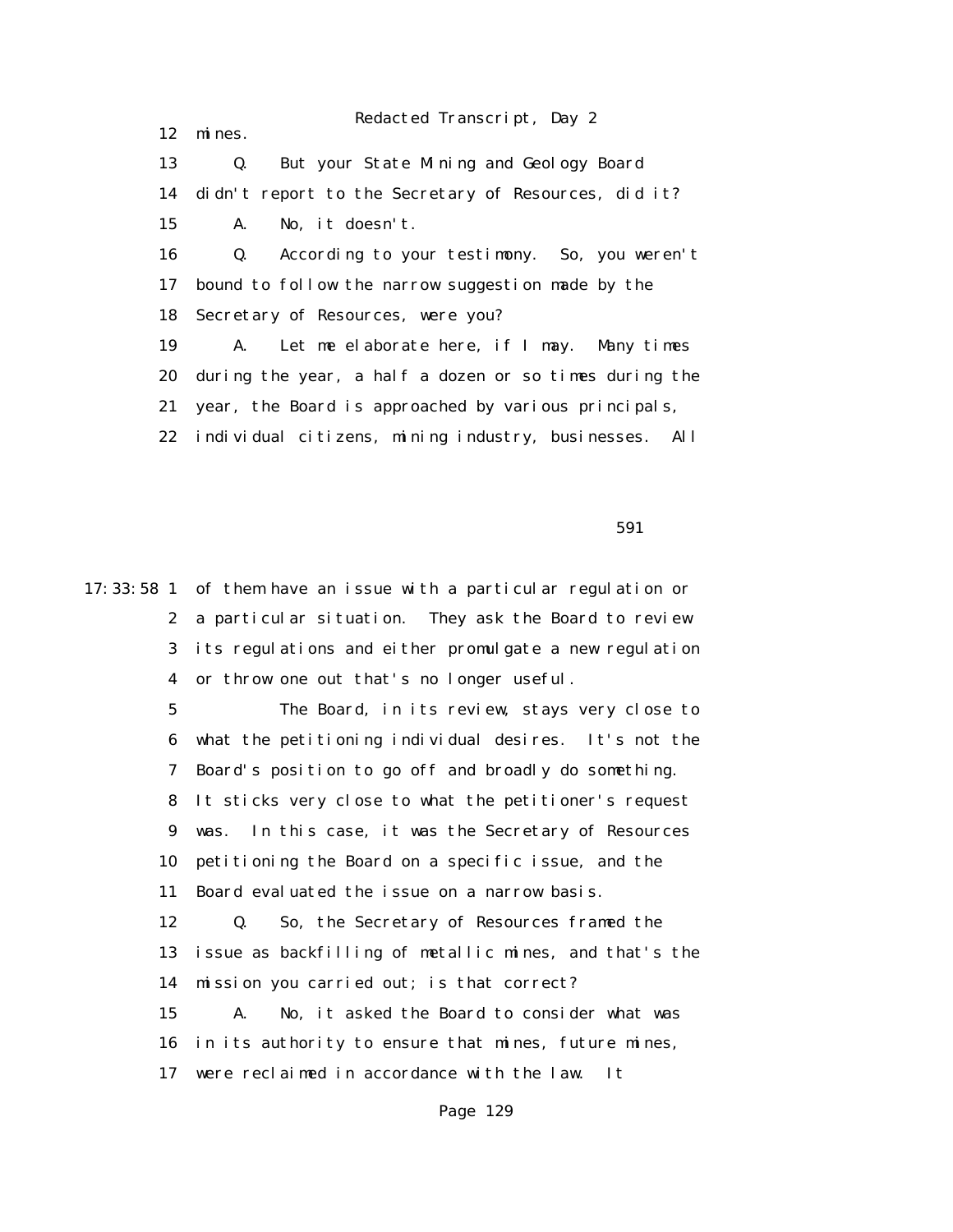12 mines.

13 Q. But your State Mining and Geology Board

14 didn't report to the Secretary of Resources, did it?

15 A. No, it doesn't.

16 Q. According to your testimony. So, you weren't

17 bound to follow the narrow suggestion made by the

18 Secretary of Resources, were you?

19 A. Let me elaborate here, if I may. Many times

20 during the year, a half a dozen or so times during the

21 year, the Board is approached by various principals,

22 individual citizens, mining industry, businesses. All

591

17:33:58 1 of them have an issue with a particular regulation or

2 a particular situation. They ask the Board to review

3 its regulations and either promulgate a new regulation

4 or throw one out that's no longer useful.

5 The Board, in its review, stays very close to

6 what the petitioning individual desires. It's not the

7 Board's position to go off and broadly do something.

8 It sticks very close to what the petitioner's request

9 was. In this case, it was the Secretary of Resources

10 petitioning the Board on a specific issue, and the

11 Board evaluated the issue on a narrow basis.

12 Q. So, the Secretary of Resources framed the

13 issue as backfilling of metallic mines, and that's the

14 mission you carried out; is that correct?

15 A. No, it asked the Board to consider what was

16 in its authority to ensure that mines, future mines,

17 were reclaimed in accordance with the law. It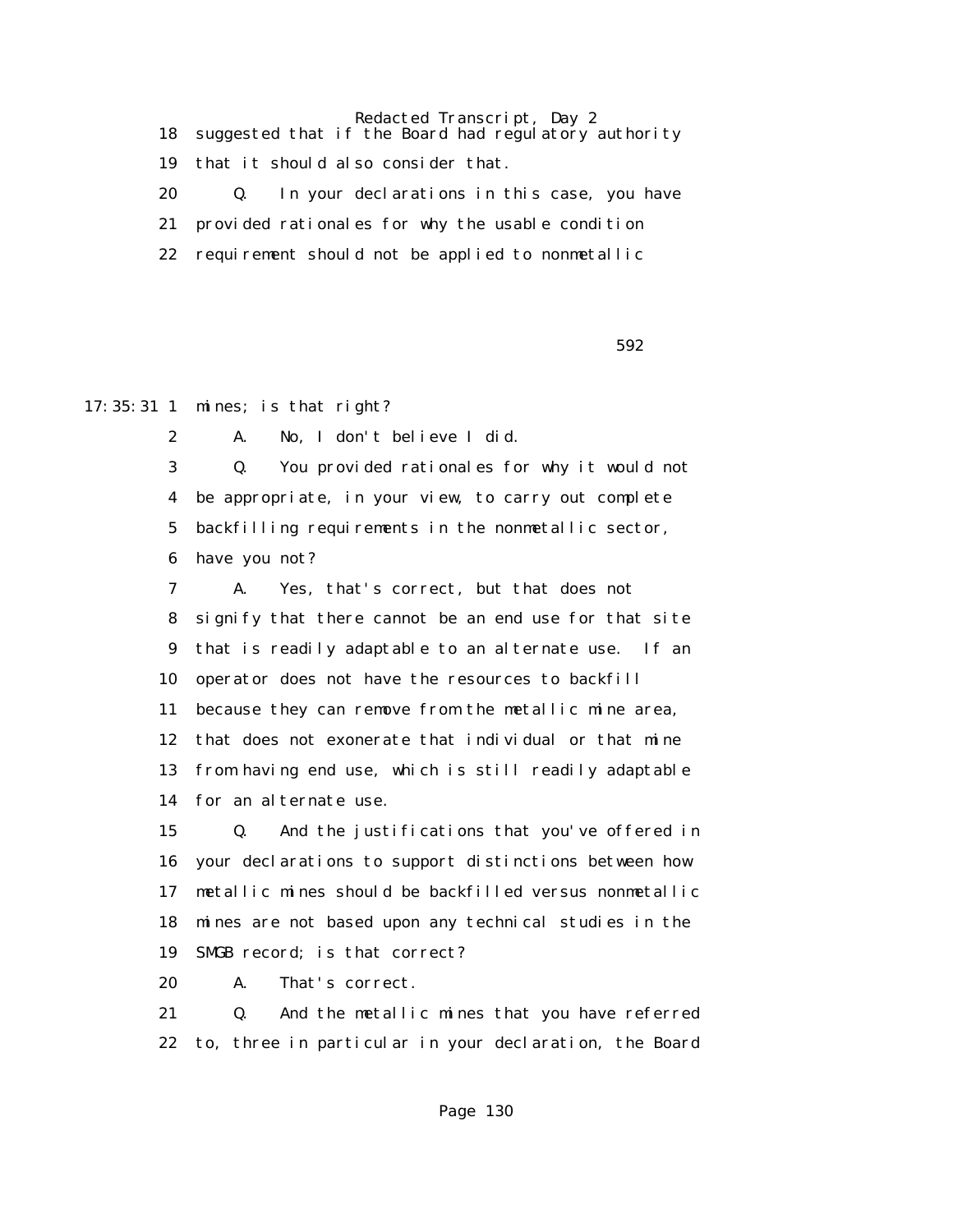18 suggested that if the Board had regulatory authority

19 that it should also consider that.

20 Q. In your declarations in this case, you have

21 provided rationales for why the usable condition

22 requirement should not be applied to nonmetallic

592

17:35:31 1 mines; is that right?

2 A. No, I don't believe I did.

3 Q. You provided rationales for why it would not

4 be appropriate, in your view, to carry out complete

5 backfilling requirements in the nonmetallic sector,

6 have you not?

7 A. Yes, that's correct, but that does not

8 signify that there cannot be an end use for that site

9 that is readily adaptable to an alternate use. If an

10 operator does not have the resources to backfill

11 because they can remove from the metallic mine area,

12 that does not exonerate that individual or that mine

13 from having end use, which is still readily adaptable

14 for an alternate use.

15 Q. And the justifications that you've offered in

16 your declarations to support distinctions between how

17 metallic mines should be backfilled versus nonmetallic

18 mines are not based upon any technical studies in the

19 SMGB record; is that correct?

20 A. That's correct.

21 Q. And the metallic mines that you have referred

22 to, three in particular in your declaration, the Board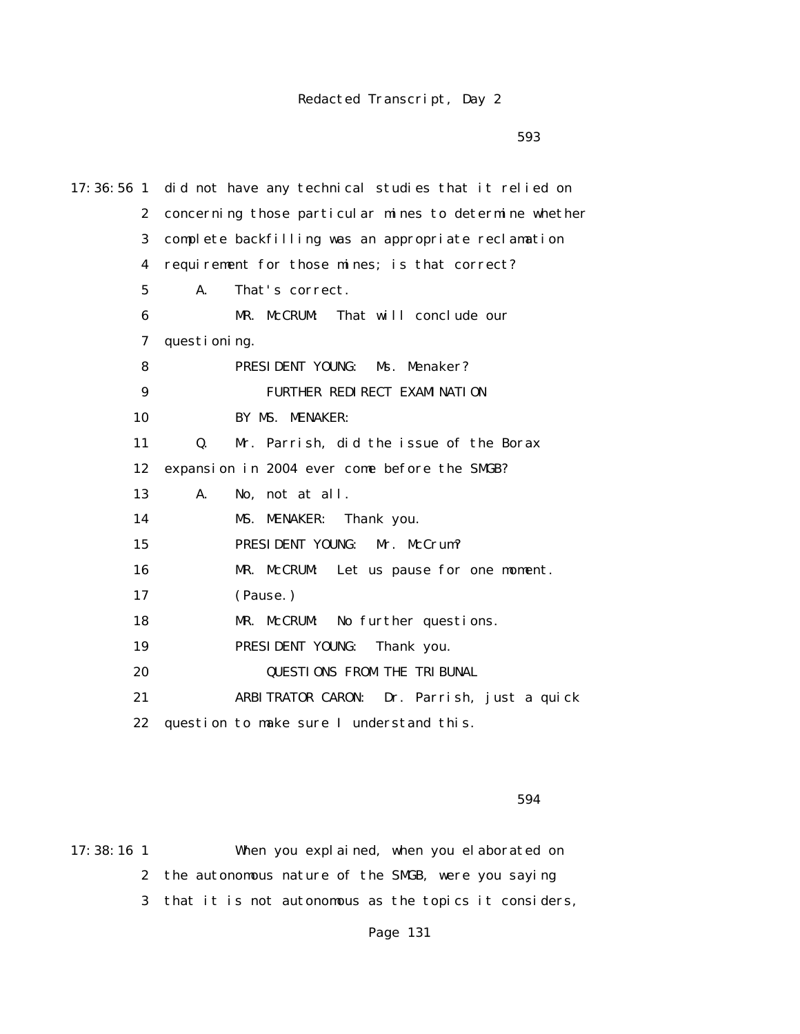17:36:56 1 did not have any technical studies that it relied on
2 concerning those particular mines to determine whether
3 complete backfilling was an appropriate reclamation
4 requirement for those mines; is that correct?
5 A. That's correct.
6 MR. McCRUM: That will conclude our
7 questioning.
8 PRESIDENT YOUNG: Ms. Menaker?
9 FURTHER REDIRECT EXAMINATION
10 BY MS. MENAKER:
11 Q. Mr. Parrish, did the issue of the Borax
12 expansion in 2004 ever come before the SMGB?
13 A. No, not at all.
14 MS. MENAKER: Thank you.
15 PRESIDENT YOUNG: Mr. McCrum?
16 MR. McCRUM: Let us pause for one moment.
17 (Pause.)
18 MR. McCRUM: No further questions.
19 PRESIDENT YOUNG: Thank you.
20 QUESTIONS FROM THE TRIBUNAL
21 ARBITRATOR CARON: Dr. Parrish, just a quick
22 question to make sure I understand this.

594

17:38:16 1 When you explained, when you elaborated on
2 the autonomous nature of the SMGB, were you saying
3 that it is not autonomous as the topics it considers,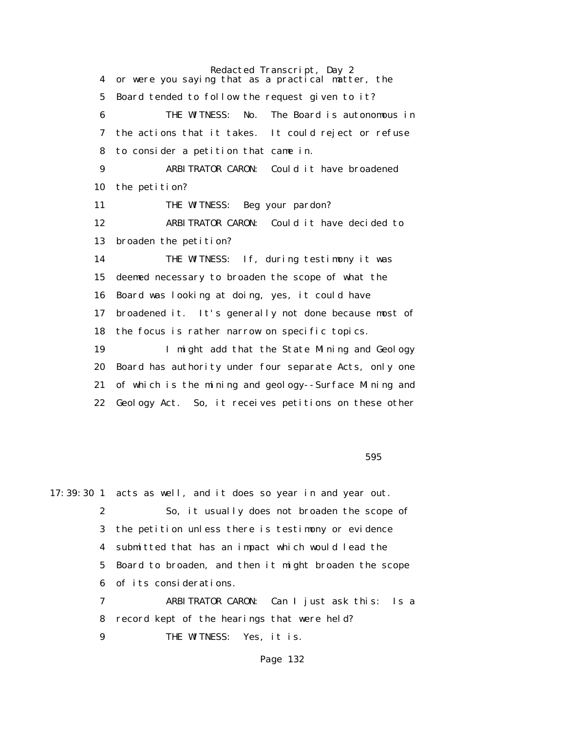4 or were you saying that as a practical matter, the

5 Board tended to follow the request given to it?

6 THE WITNESS: No. The Board is autonomous in

7 the actions that it takes. It could reject or refuse

8 to consider a petition that came in.

9 ARBITRATOR CARON: Could it have broadened

10 the petition?

11 THE WITNESS: Beg your pardon?

12 ARBITRATOR CARON: Could it have decided to

13 broaden the petition?

14 THE WITNESS: If, during testimony it was

15 deemed necessary to broaden the scope of what the

16 Board was looking at doing, yes, it could have

17 broadened it. It's generally not done because most of

18 the focus is rather narrow on specific topics.

19 I might add that the State Mining and Geology

20 Board has authority under four separate Acts, only one

21 of which is the mining and geology--Surface Mining and

22 Geology Act. So, it receives petitions on these other

595

17:39:30 1 acts as well, and it does so year in and year out.

2 So, it usually does not broaden the scope of

3 the petition unless there is testimony or evidence

4 submitted that has an impact which would lead the

5 Board to broaden, and then it might broaden the scope

6 of its considerations.

7 ARBITRATOR CARON: Can I just ask this: Is a

8 record kept of the hearings that were held?

9 THE WITNESS: Yes, it is.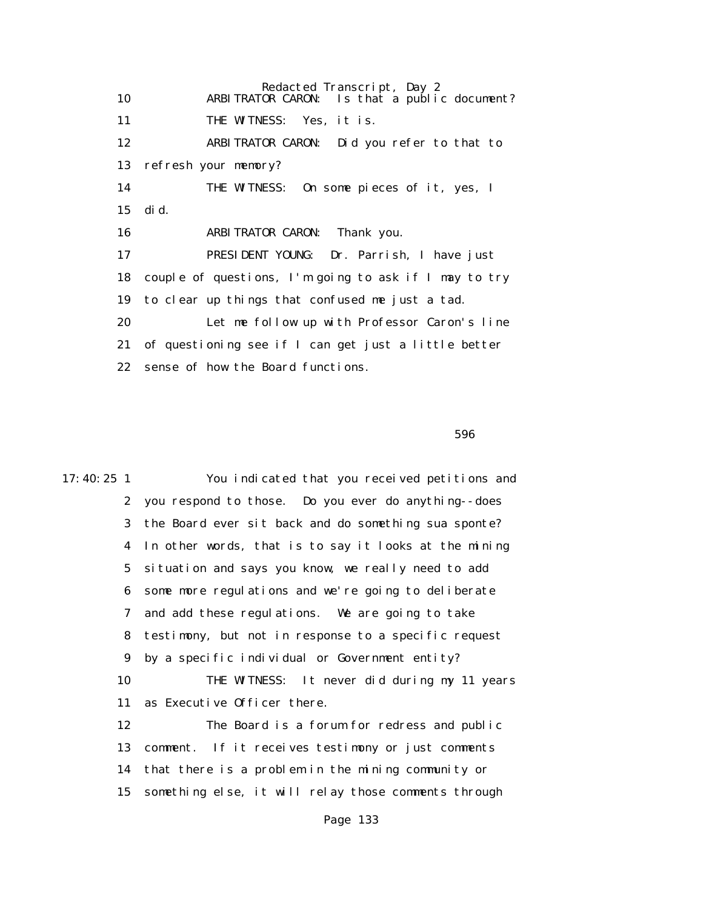10 ARBITRATOR CARON: Is that a public document?

11 THE WITNESS: Yes, it is.

12 ARBITRATOR CARON: Did you refer to that to

13 refresh your memory?

14 THE WITNESS: On some pieces of it, yes, I

15 did.

16 ARBITRATOR CARON: Thank you.

17 PRESIDENT YOUNG: Dr. Parrish, I have just

18 couple of questions, I'm going to ask if I may to try

19 to clear up things that confused me just a tad.

20 Let me follow up with Professor Caron's line

21 of questioning see if I can get just a little better

22 sense of how the Board functions.

596

17:40:25 1 You indicated that you received petitions and

2 you respond to those. Do you ever do anything--does

3 the Board ever sit back and do something sua sponte?

4 In other words, that is to say it looks at the mining

5 situation and says you know, we really need to add

6 some more regulations and we're going to deliberate

7 and add these regulations. We are going to take

8 testimony, but not in response to a specific request

9 by a specific individual or Government entity?

10 THE WITNESS: It never did during my 11 years

11 as Executive Officer there.

12 The Board is a forum for redress and public

13 comment. If it receives testimony or just comments

14 that there is a problem in the mining community or

15 something else, it will relay those comments through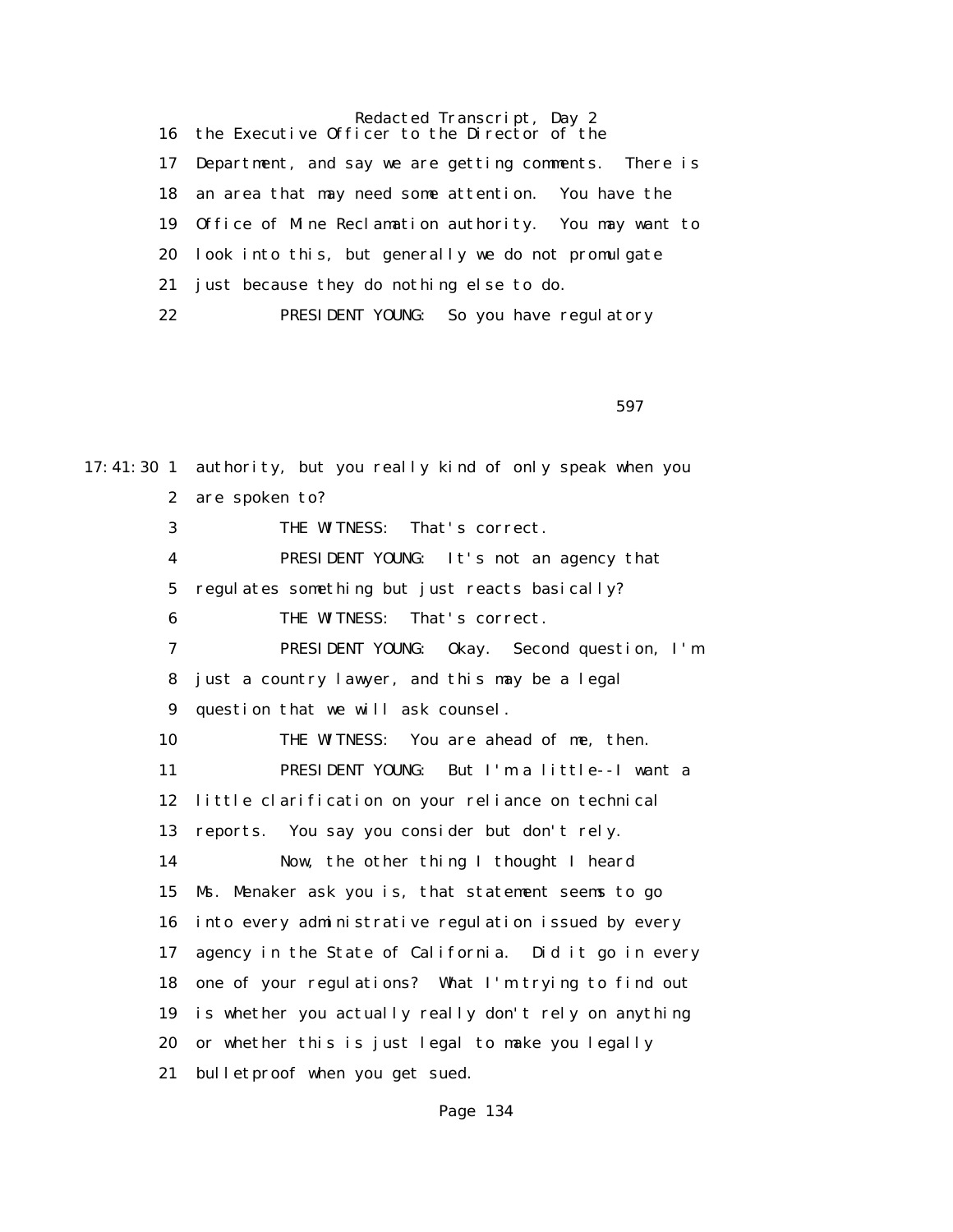16 the Executive Officer to the Director of the
17 Department, and say we are getting comments. There is
18 an area that may need some attention. You have the
19 Office of Mine Reclamation authority. You may want to
20 look into this, but generally we do not promulgate
21 just because they do nothing else to do.
22 PRESIDENT YOUNG: So you have regulatory

597

17:41:30 1 authority, but you really kind of only speak when you
2 are spoken to?
3 THE WITNESS: That's correct.
4 PRESIDENT YOUNG: It's not an agency that
5 regulates something but just reacts basically?
6 THE WITNESS: That's correct.
7 PRESIDENT YOUNG: Okay. Second question, I'm
8 just a country lawyer, and this may be a legal
9 question that we will ask counsel.
10 THE WITNESS: You are ahead of me, then.
11 PRESIDENT YOUNG: But I'm a little--I want a
12 little clarification on your reliance on technical
13 reports. You say you consider but don't rely.
14 Now, the other thing I thought I heard
15 Ms. Menaker ask you is, that statement seems to go
16 into every administrative regulation issued by every
17 agency in the State of California. Did it go in every
18 one of your regulations? What I'm trying to find out
19 is whether you actually really don't rely on anything
20 or whether this is just legal to make you legally
21 bulletproof when you get sued.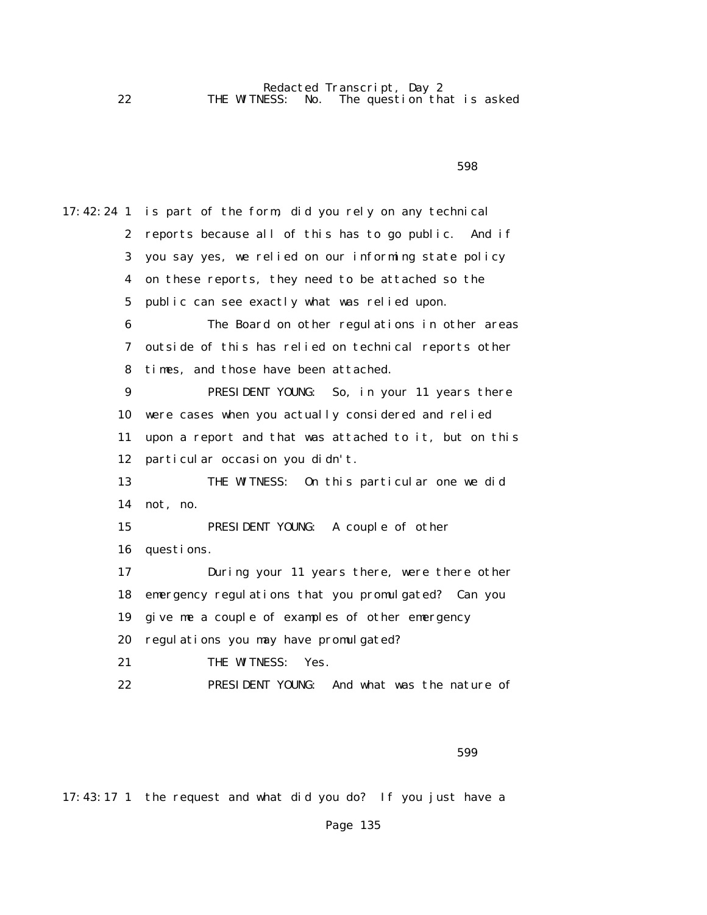22 THE WITNESS: No. The question that is asked

598

17:42:24 1 is part of the form, did you rely on any technical
2 reports because all of this has to go public. And if
3 you say yes, we relied on our informing state policy
4 on these reports, they need to be attached so the
5 public can see exactly what was relied upon.
6 The Board on other regulations in other areas
7 outside of this has relied on technical reports other
8 times, and those have been attached.
9 PRESIDENT YOUNG: So, in your 11 years there
10 were cases when you actually considered and relied
11 upon a report and that was attached to it, but on this
12 particular occasion you didn't.
13 THE WITNESS: On this particular one we did
14 not, no.
15 PRESIDENT YOUNG: A couple of other
16 questions.
17 During your 11 years there, were there other
18 emergency regulations that you promulgated? Can you
19 give me a couple of examples of other emergency
20 regulations you may have promulgated?
21 THE WITNESS: Yes.
22 PRESIDENT YOUNG: And what was the nature of

599

17:43:17 1 the request and what did you do? If you just have a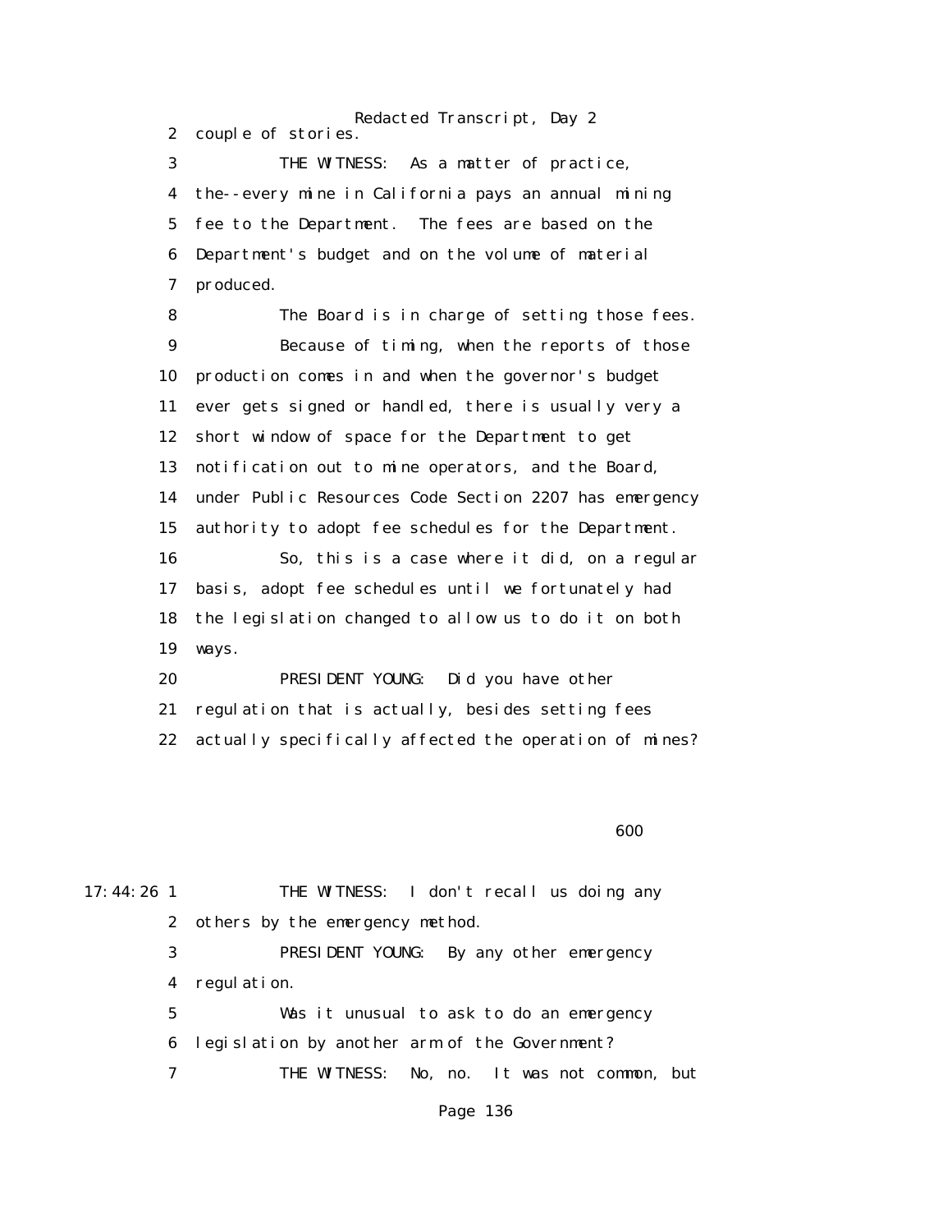2 couple of stories.

3 THE WITNESS: As a matter of practice,

4 the--every mine in California pays an annual mining

5 fee to the Department. The fees are based on the

6 Department's budget and on the volume of material

7 produced.

8 The Board is in charge of setting those fees.

9 Because of timing, when the reports of those

10 production comes in and when the governor's budget

11 ever gets signed or handled, there is usually very a

12 short window of space for the Department to get

13 notification out to mine operators, and the Board,

14 under Public Resources Code Section 2207 has emergency

15 authority to adopt fee schedules for the Department.

16 So, this is a case where it did, on a regular

17 basis, adopt fee schedules until we fortunately had

18 the legislation changed to allow us to do it on both

19 ways.

20 PRESIDENT YOUNG: Did you have other

21 regulation that is actually, besides setting fees

22 actually specifically affected the operation of mines?

600

17:44:26 1 THE WITNESS: I don't recall us doing any

2 others by the emergency method.

3 PRESIDENT YOUNG: By any other emergency

4 regulation.

5 Was it unusual to ask to do an emergency

6 legislation by another arm of the Government?

7 THE WITNESS: No, no. It was not common, but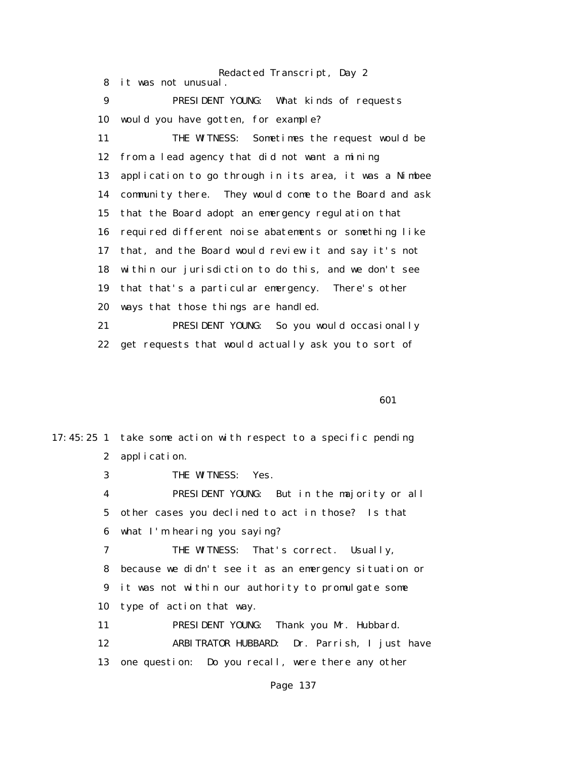8 it was not unusual.

9 PRESIDENT YOUNG: What kinds of requests

10 would you have gotten, for example?

11 THE WITNESS: Sometimes the request would be

12 from a lead agency that did not want a mining

13 application to go through in its area, it was a Nimbee

14 community there. They would come to the Board and ask

15 that the Board adopt an emergency regulation that

16 required different noise abatements or something like

17 that, and the Board would review it and say it's not

18 within our jurisdiction to do this, and we don't see

19 that that's a particular emergency. There's other

20 ways that those things are handled.

21 PRESIDENT YOUNG: So you would occasionally

22 get requests that would actually ask you to sort of

601

17:45:25 1 take some action with respect to a specific pending

2 application.

3 THE WITNESS: Yes.

4 PRESIDENT YOUNG: But in the majority or all

5 other cases you declined to act in those? Is that

6 what I'm hearing you saying?

7 THE WITNESS: That's correct. Usually,

8 because we didn't see it as an emergency situation or

9 it was not within our authority to promulgate some

10 type of action that way.

11 PRESIDENT YOUNG: Thank you Mr. Hubbard.

12 ARBITRATOR HUBBARD: Dr. Parrish, I just have

13 one question: Do you recall, were there any other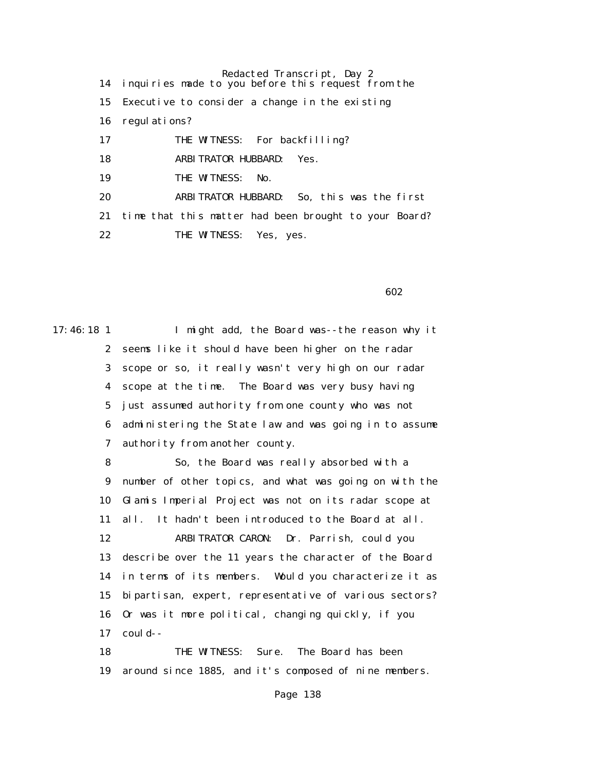14 inquiries made to you before this request from the

15 Executive to consider a change in the existing

16 regulations?

17 THE WITNESS: For backfilling?

18 ARBITRATOR HUBBARD: Yes.

19 THE WITNESS: No.

20 ARBITRATOR HUBBARD: So, this was the first

21 time that this matter had been brought to your Board?

22 THE WITNESS: Yes, yes.

602

17:46:18 1 I might add, the Board was--the reason why it

2 seems like it should have been higher on the radar

3 scope or so, it really wasn't very high on our radar

4 scope at the time. The Board was very busy having

5 just assumed authority from one county who was not

6 administering the State law and was going in to assume

7 authority from another county.

8 So, the Board was really absorbed with a

9 number of other topics, and what was going on with the

10 Glamis Imperial Project was not on its radar scope at

11 all. It hadn't been introduced to the Board at all.

12 ARBITRATOR CARON: Dr. Parrish, could you

13 describe over the 11 years the character of the Board

14 in terms of its members. Would you characterize it as

15 bipartisan, expert, representative of various sectors?

16 Or was it more political, changing quickly, if you

17 could--

18 THE WITNESS: Sure. The Board has been

19 around since 1885, and it's composed of nine members.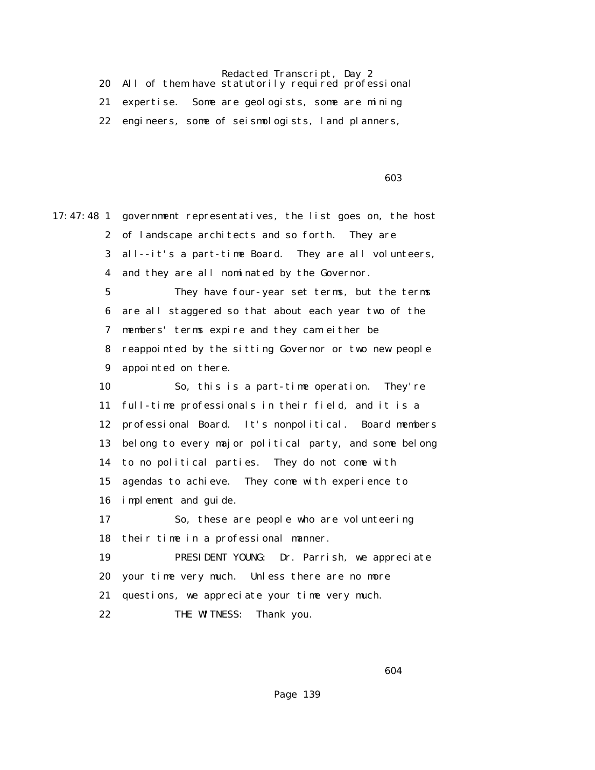20 All of them have statutorily required professional

21 expertise. Some are geologists, some are mining

22 engineers, some of seismologists, land planners,

17:47:48 1 government representatives, the list goes on, the host

2 of landscape architects and so forth. They are

3 all--it's a part-time Board. They are all volunteers,

4 and they are all nominated by the Governor.

5 They have four-year set terms, but the terms

6 are all staggered so that about each year two of the

7 members' terms expire and they cam either be

8 reappointed by the sitting Governor or two new people

9 appointed on there.

10 So, this is a part-time operation. They're

11 full-time professionals in their field, and it is a

12 professional Board. It's nonpolitical. Board members

13 belong to every major political party, and some belong

14 to no political parties. They do not come with

15 agendas to achieve. They come with experience to

16 implement and guide.

17 So, these are people who are volunteering

18 their time in a professional manner.

19 PRESIDENT YOUNG: Dr. Parrish, we appreciate

20 your time very much. Unless there are no more

21 questions, we appreciate your time very much.

22 THE WITNESS: Thank you.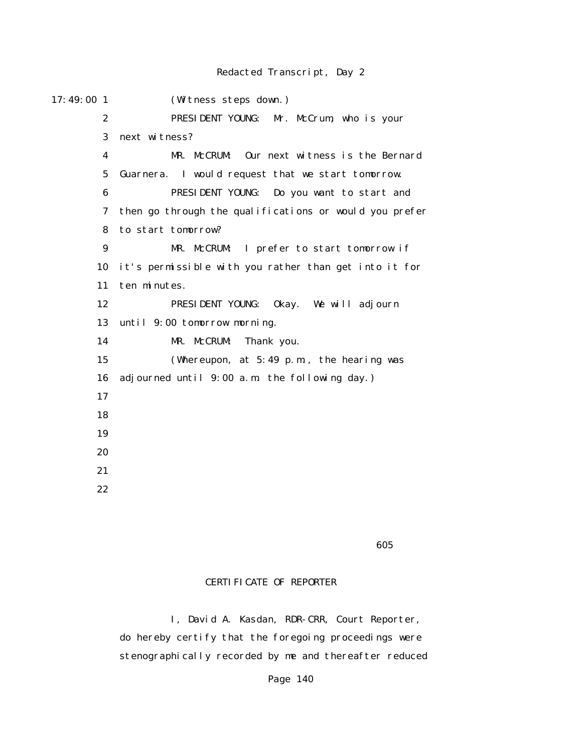17:49:00 1 (Witness steps down.)

2 PRESIDENT YOUNG: Mr. McCrum, who is your

3 next witness?

4 MR. McCRUM: Our next witness is the Bernard

5 Guarnera. I would request that we start tomorrow.

6 PRESIDENT YOUNG: Do you want to start and

7 then go through the qualifications or would you prefer

8 to start tomorrow?

9 MR. McCRUM: I prefer to start tomorrow if

10 it's permissible with you rather than get into it for

11 ten minutes.

12 PRESIDENT YOUNG: Okay. We will adjourn

13 until 9:00 tomorrow morning.

14 MR. McCRUM: Thank you.

15 (Whereupon, at 5:49 p.m., the hearing was

16 adjourned until 9:00 a.m. the following day.)

17

18

19

20

21

22

605

CERTIFICATE OF REPORTER

I, David A. Kasdan, RDR-CRR, Court Reporter, do hereby certify that the foregoing proceedings were stenographically recorded by me and thereafter reduced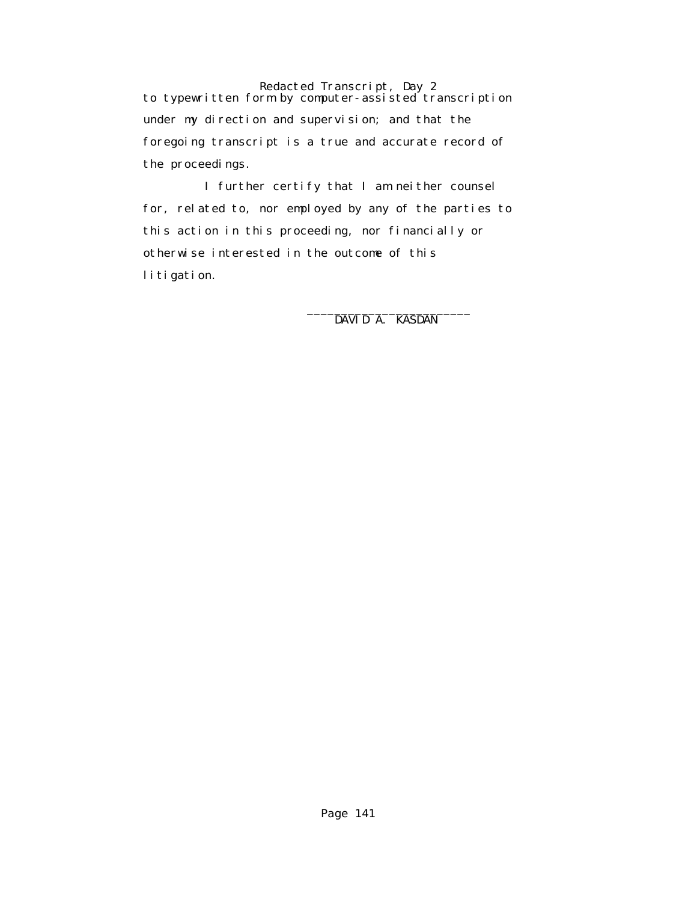to typewritten form by computer-assisted transcription under my direction and supervision; and that the foregoing transcript is a true and accurate record of the proceedings.

I further certify that I am neither counsel for, related to, nor employed by any of the parties to this action in this proceeding, nor financially or otherwise interested in the outcome of this litigation.

_______________________

DAVID A. KASDAN